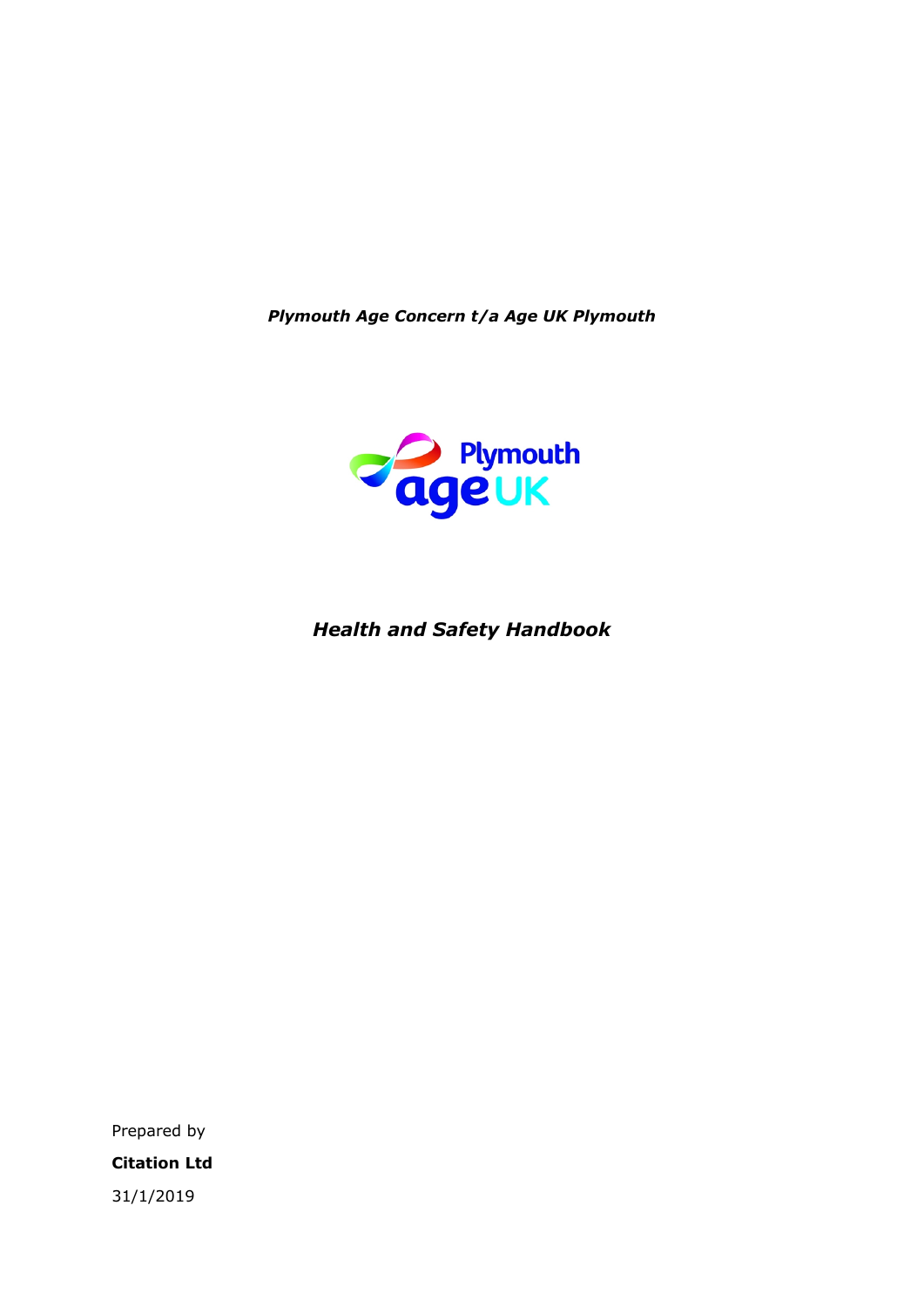***Plymouth Age Concern t/a Age UK Plymouth***

Plymouth age UK

# ***Health and Safety Handbook***

Prepared by

**Citation Ltd**

31/1/2019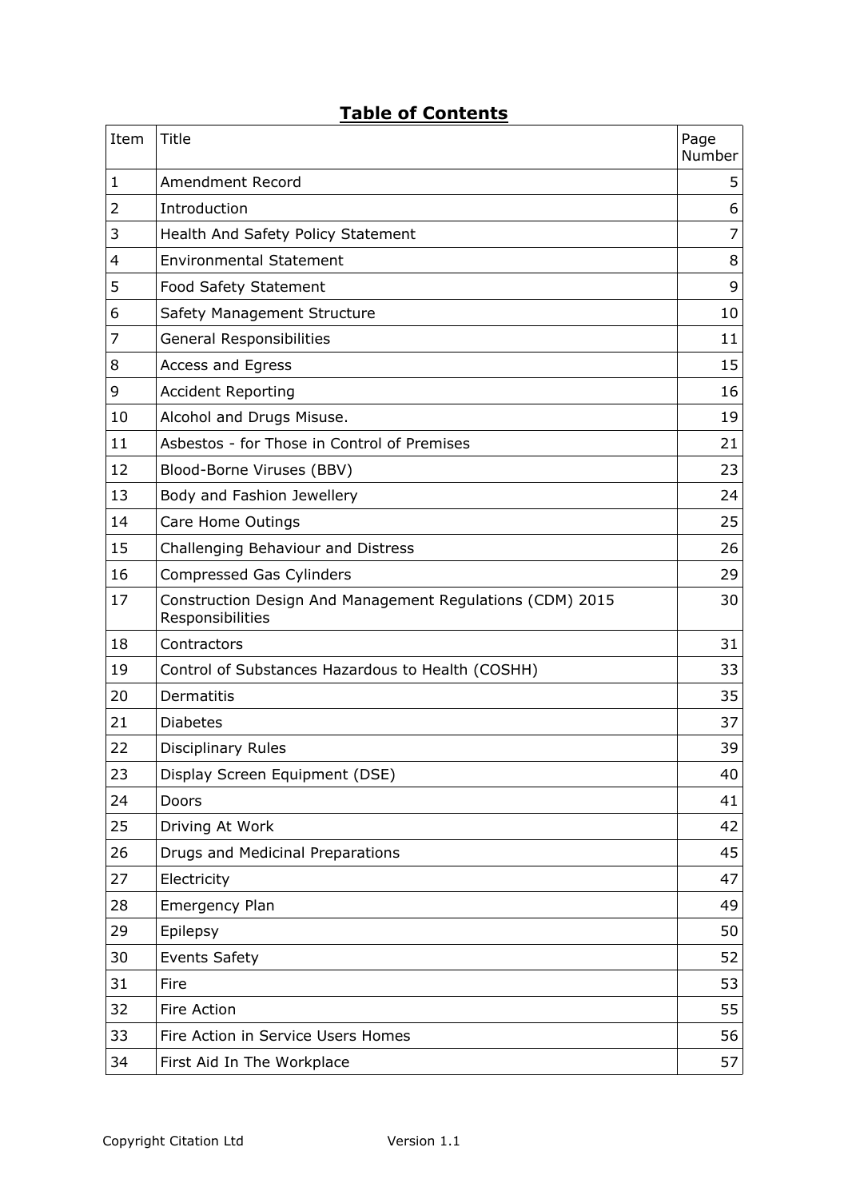# Table of Contents

| Item | Title | Page Number |
|---|---|---|
| 1 | Amendment Record | 5 |
| 2 | Introduction | 6 |
| 3 | Health And Safety Policy Statement | 7 |
| 4 | Environmental Statement | 8 |
| 5 | Food Safety Statement | 9 |
| 6 | Safety Management Structure | 10 |
| 7 | General Responsibilities | 11 |
| 8 | Access and Egress | 15 |
| 9 | Accident Reporting | 16 |
| 10 | Alcohol and Drugs Misuse. | 19 |
| 11 | Asbestos - for Those in Control of Premises | 21 |
| 12 | Blood-Borne Viruses (BBV) | 23 |
| 13 | Body and Fashion Jewellery | 24 |
| 14 | Care Home Outings | 25 |
| 15 | Challenging Behaviour and Distress | 26 |
| 16 | Compressed Gas Cylinders | 29 |
| 17 | Construction Design And Management Regulations (CDM) 2015 Responsibilities | 30 |
| 18 | Contractors | 31 |
| 19 | Control of Substances Hazardous to Health (COSHH) | 33 |
| 20 | Dermatitis | 35 |
| 21 | Diabetes | 37 |
| 22 | Disciplinary Rules | 39 |
| 23 | Display Screen Equipment (DSE) | 40 |
| 24 | Doors | 41 |
| 25 | Driving At Work | 42 |
| 26 | Drugs and Medicinal Preparations | 45 |
| 27 | Electricity | 47 |
| 28 | Emergency Plan | 49 |
| 29 | Epilepsy | 50 |
| 30 | Events Safety | 52 |
| 31 | Fire | 53 |
| 32 | Fire Action | 55 |
| 33 | Fire Action in Service Users Homes | 56 |
| 34 | First Aid In The Workplace | 57 |

Copyright Citation Ltd Version 1.1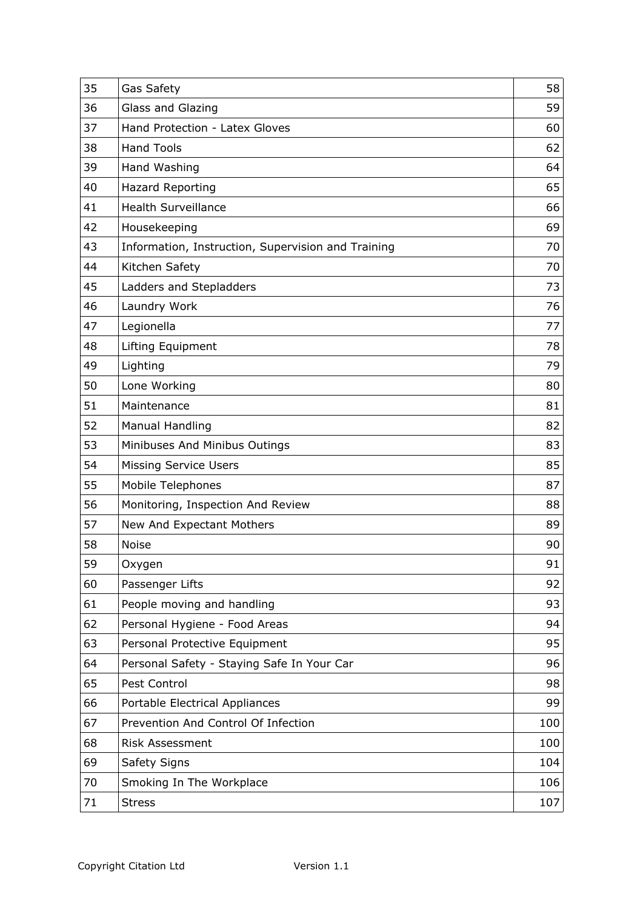| | | |
|---|---|---|
| 35 | Gas Safety | 58 |
| 36 | Glass and Glazing | 59 |
| 37 | Hand Protection - Latex Gloves | 60 |
| 38 | Hand Tools | 62 |
| 39 | Hand Washing | 64 |
| 40 | Hazard Reporting | 65 |
| 41 | Health Surveillance | 66 |
| 42 | Housekeeping | 69 |
| 43 | Information, Instruction, Supervision and Training | 70 |
| 44 | Kitchen Safety | 70 |
| 45 | Ladders and Stepladders | 73 |
| 46 | Laundry Work | 76 |
| 47 | Legionella | 77 |
| 48 | Lifting Equipment | 78 |
| 49 | Lighting | 79 |
| 50 | Lone Working | 80 |
| 51 | Maintenance | 81 |
| 52 | Manual Handling | 82 |
| 53 | Minibuses And Minibus Outings | 83 |
| 54 | Missing Service Users | 85 |
| 55 | Mobile Telephones | 87 |
| 56 | Monitoring, Inspection And Review | 88 |
| 57 | New And Expectant Mothers | 89 |
| 58 | Noise | 90 |
| 59 | Oxygen | 91 |
| 60 | Passenger Lifts | 92 |
| 61 | People moving and handling | 93 |
| 62 | Personal Hygiene - Food Areas | 94 |
| 63 | Personal Protective Equipment | 95 |
| 64 | Personal Safety - Staying Safe In Your Car | 96 |
| 65 | Pest Control | 98 |
| 66 | Portable Electrical Appliances | 99 |
| 67 | Prevention And Control Of Infection | 100 |
| 68 | Risk Assessment | 100 |
| 69 | Safety Signs | 104 |
| 70 | Smoking In The Workplace | 106 |
| 71 | Stress | 107 |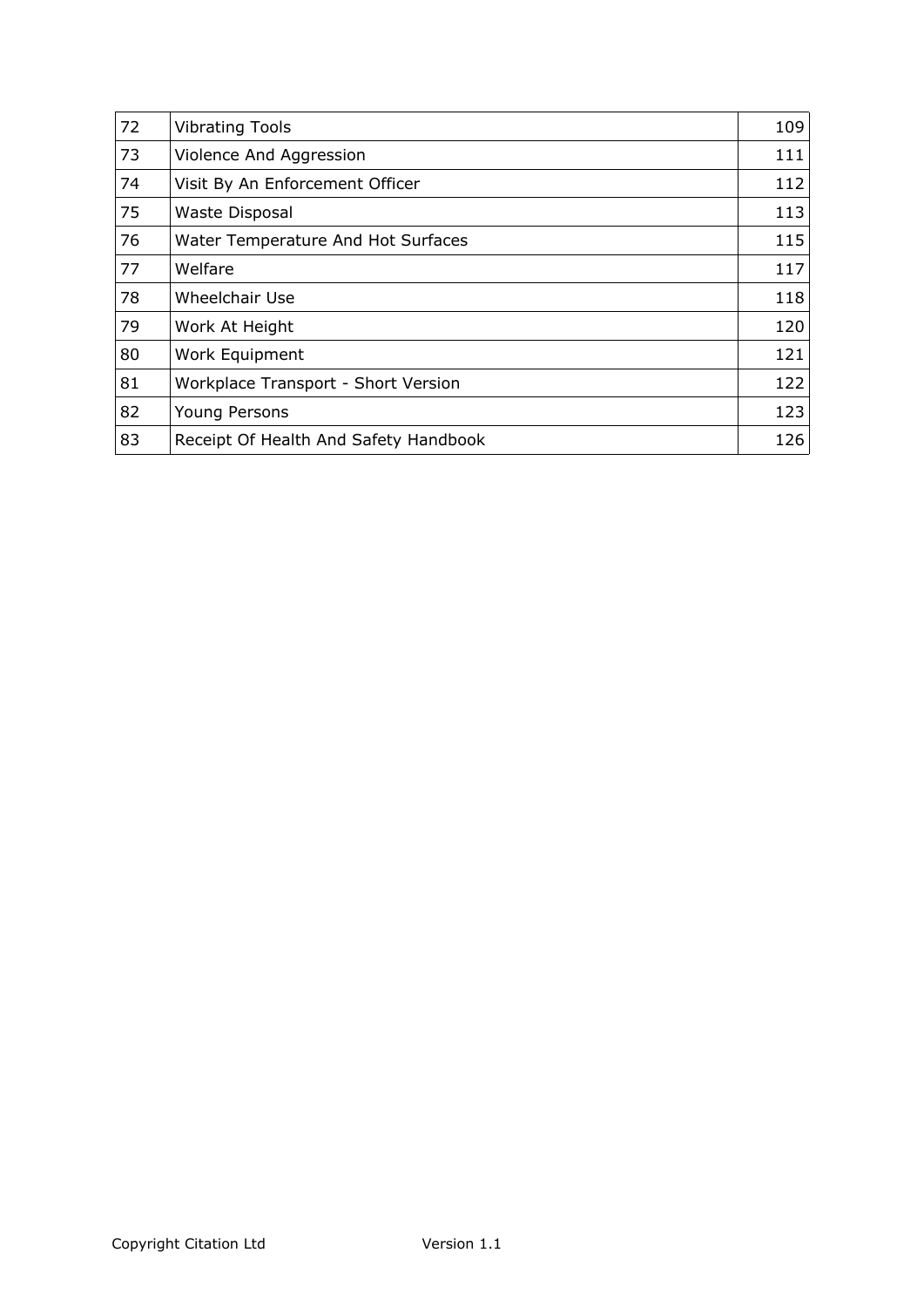| | | |
|---|---|---|
| 72 | Vibrating Tools | 109 |
| 73 | Violence And Aggression | 111 |
| 74 | Visit By An Enforcement Officer | 112 |
| 75 | Waste Disposal | 113 |
| 76 | Water Temperature And Hot Surfaces | 115 |
| 77 | Welfare | 117 |
| 78 | Wheelchair Use | 118 |
| 79 | Work At Height | 120 |
| 80 | Work Equipment | 121 |
| 81 | Workplace Transport - Short Version | 122 |
| 82 | Young Persons | 123 |
| 83 | Receipt Of Health And Safety Handbook | 126 |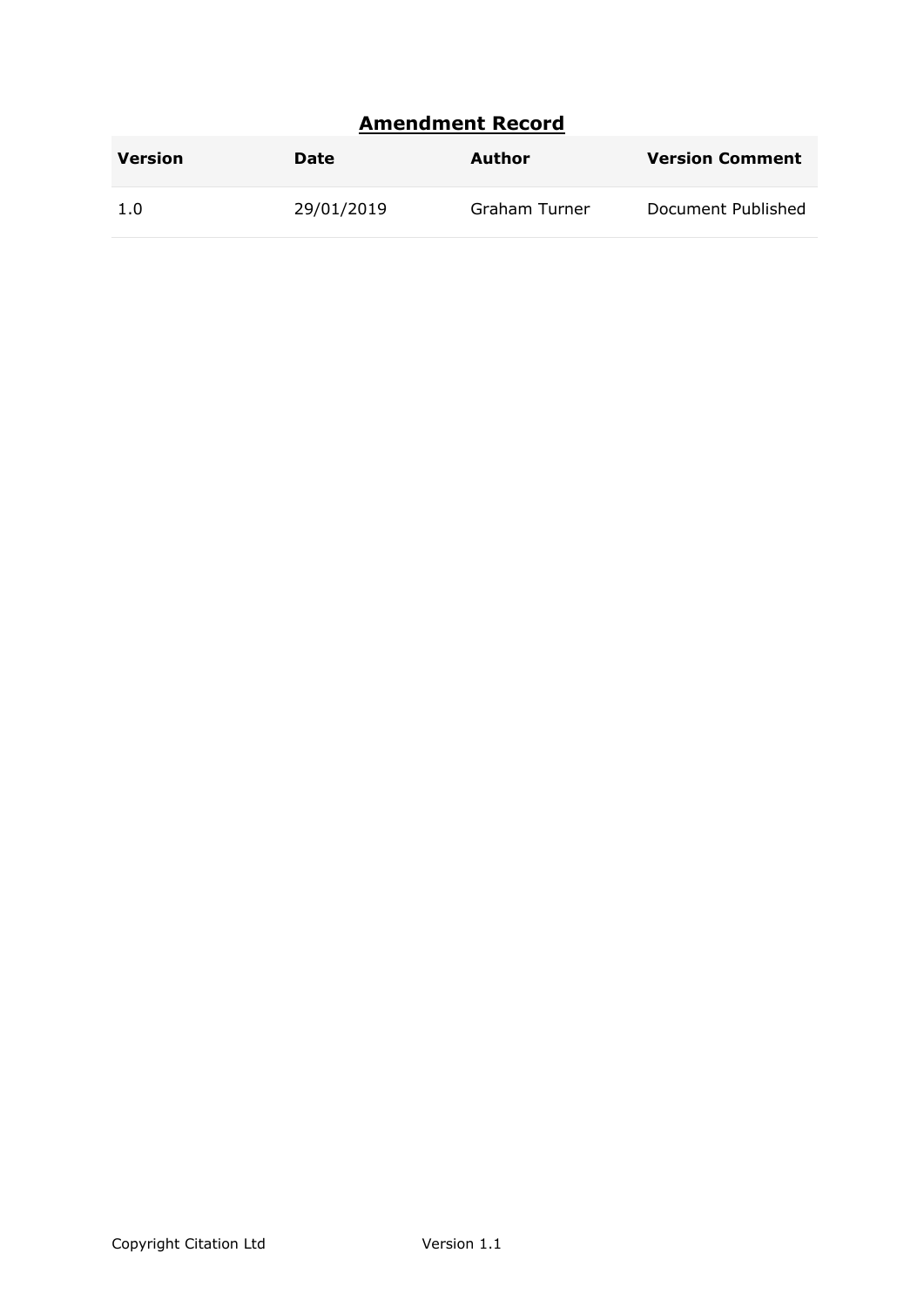## **Amendment Record**

| Version | Date | Author | Version Comment |
|---|---|---|---|
| 1.0 | 29/01/2019 | Graham Turner | Document Published |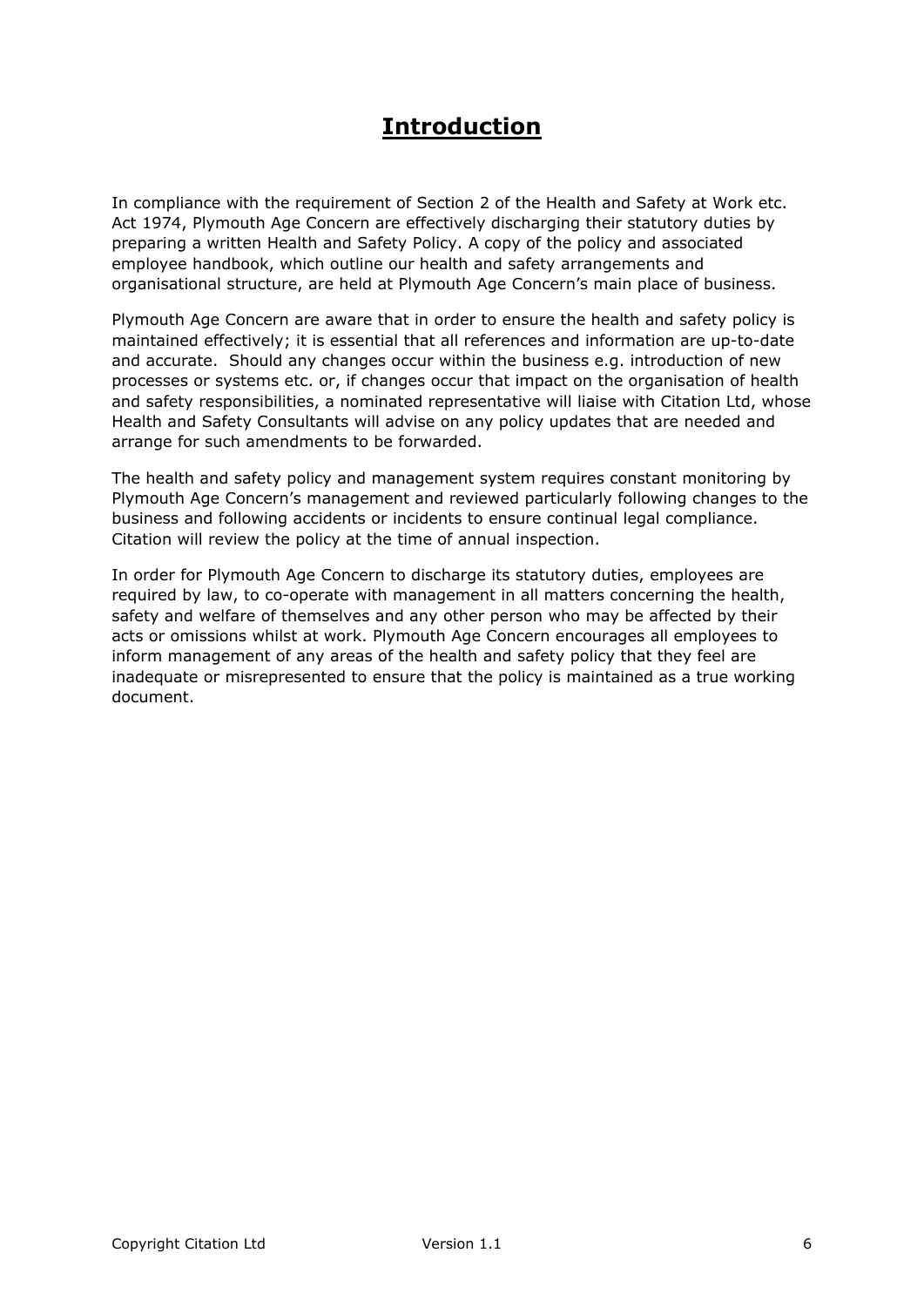# Introduction

In compliance with the requirement of Section 2 of the Health and Safety at Work etc. Act 1974, Plymouth Age Concern are effectively discharging their statutory duties by preparing a written Health and Safety Policy. A copy of the policy and associated employee handbook, which outline our health and safety arrangements and organisational structure, are held at Plymouth Age Concern's main place of business.

Plymouth Age Concern are aware that in order to ensure the health and safety policy is maintained effectively; it is essential that all references and information are up-to-date and accurate. Should any changes occur within the business e.g. introduction of new processes or systems etc. or, if changes occur that impact on the organisation of health and safety responsibilities, a nominated representative will liaise with Citation Ltd, whose Health and Safety Consultants will advise on any policy updates that are needed and arrange for such amendments to be forwarded.

The health and safety policy and management system requires constant monitoring by Plymouth Age Concern's management and reviewed particularly following changes to the business and following accidents or incidents to ensure continual legal compliance. Citation will review the policy at the time of annual inspection.

In order for Plymouth Age Concern to discharge its statutory duties, employees are required by law, to co-operate with management in all matters concerning the health, safety and welfare of themselves and any other person who may be affected by their acts or omissions whilst at work. Plymouth Age Concern encourages all employees to inform management of any areas of the health and safety policy that they feel are inadequate or misrepresented to ensure that the policy is maintained as a true working document.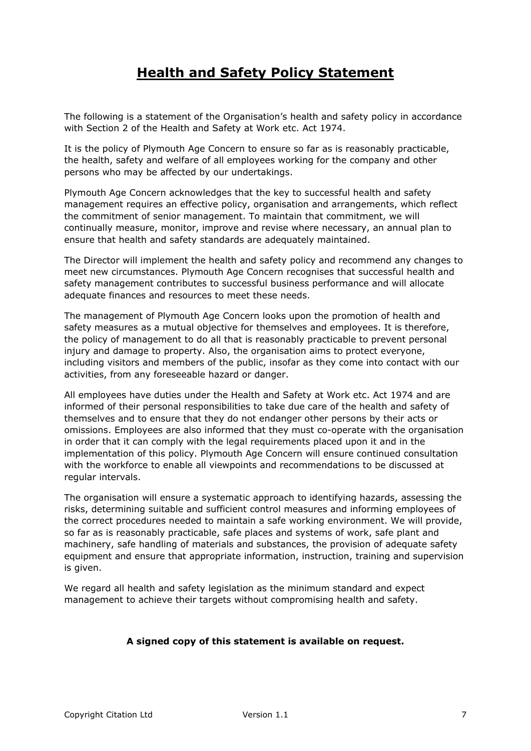# Health and Safety Policy Statement

The following is a statement of the Organisation's health and safety policy in accordance with Section 2 of the Health and Safety at Work etc. Act 1974.

It is the policy of Plymouth Age Concern to ensure so far as is reasonably practicable, the health, safety and welfare of all employees working for the company and other persons who may be affected by our undertakings.

Plymouth Age Concern acknowledges that the key to successful health and safety management requires an effective policy, organisation and arrangements, which reflect the commitment of senior management. To maintain that commitment, we will continually measure, monitor, improve and revise where necessary, an annual plan to ensure that health and safety standards are adequately maintained.

The Director will implement the health and safety policy and recommend any changes to meet new circumstances. Plymouth Age Concern recognises that successful health and safety management contributes to successful business performance and will allocate adequate finances and resources to meet these needs.

The management of Plymouth Age Concern looks upon the promotion of health and safety measures as a mutual objective for themselves and employees. It is therefore, the policy of management to do all that is reasonably practicable to prevent personal injury and damage to property. Also, the organisation aims to protect everyone, including visitors and members of the public, insofar as they come into contact with our activities, from any foreseeable hazard or danger.

All employees have duties under the Health and Safety at Work etc. Act 1974 and are informed of their personal responsibilities to take due care of the health and safety of themselves and to ensure that they do not endanger other persons by their acts or omissions. Employees are also informed that they must co-operate with the organisation in order that it can comply with the legal requirements placed upon it and in the implementation of this policy. Plymouth Age Concern will ensure continued consultation with the workforce to enable all viewpoints and recommendations to be discussed at regular intervals.

The organisation will ensure a systematic approach to identifying hazards, assessing the risks, determining suitable and sufficient control measures and informing employees of the correct procedures needed to maintain a safe working environment. We will provide, so far as is reasonably practicable, safe places and systems of work, safe plant and machinery, safe handling of materials and substances, the provision of adequate safety equipment and ensure that appropriate information, instruction, training and supervision is given.

We regard all health and safety legislation as the minimum standard and expect management to achieve their targets without compromising health and safety.

**A signed copy of this statement is available on request.**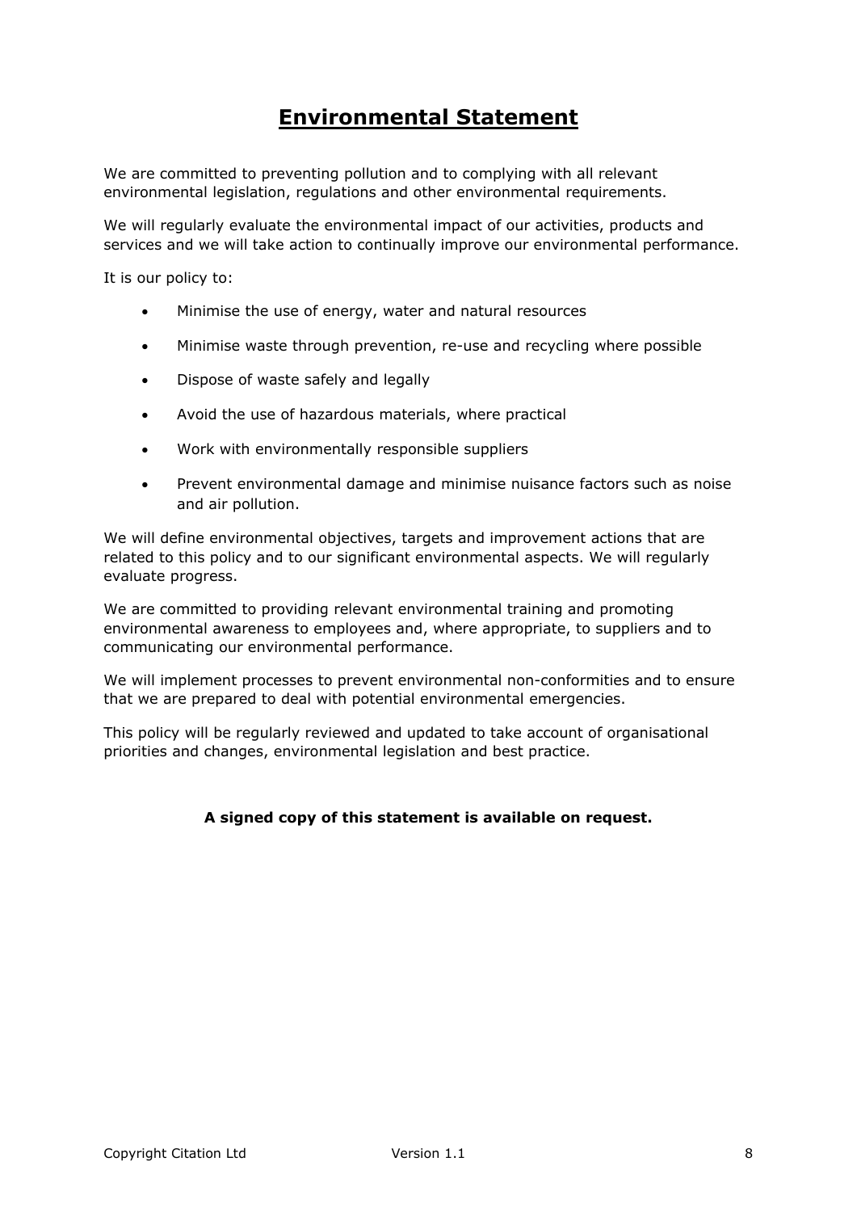# Environmental Statement

We are committed to preventing pollution and to complying with all relevant environmental legislation, regulations and other environmental requirements.

We will regularly evaluate the environmental impact of our activities, products and services and we will take action to continually improve our environmental performance.

It is our policy to:

- Minimise the use of energy, water and natural resources
- Minimise waste through prevention, re-use and recycling where possible
- Dispose of waste safely and legally
- Avoid the use of hazardous materials, where practical
- Work with environmentally responsible suppliers
- Prevent environmental damage and minimise nuisance factors such as noise and air pollution.

We will define environmental objectives, targets and improvement actions that are related to this policy and to our significant environmental aspects. We will regularly evaluate progress.

We are committed to providing relevant environmental training and promoting environmental awareness to employees and, where appropriate, to suppliers and to communicating our environmental performance.

We will implement processes to prevent environmental non-conformities and to ensure that we are prepared to deal with potential environmental emergencies.

This policy will be regularly reviewed and updated to take account of organisational priorities and changes, environmental legislation and best practice.

**A signed copy of this statement is available on request.**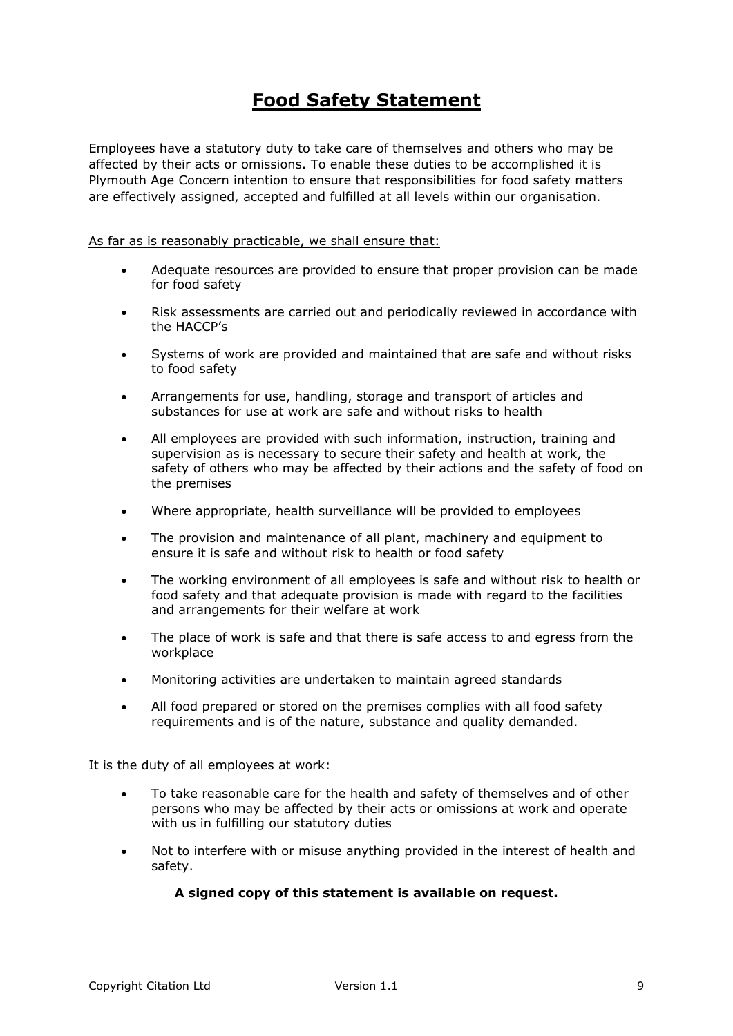# **Food Safety Statement**

Employees have a statutory duty to take care of themselves and others who may be affected by their acts or omissions. To enable these duties to be accomplished it is Plymouth Age Concern intention to ensure that responsibilities for food safety matters are effectively assigned, accepted and fulfilled at all levels within our organisation.

<u>As far as is reasonably practicable, we shall ensure that:</u>

- Adequate resources are provided to ensure that proper provision can be made for food safety
- Risk assessments are carried out and periodically reviewed in accordance with the HACCP's
- Systems of work are provided and maintained that are safe and without risks to food safety
- Arrangements for use, handling, storage and transport of articles and substances for use at work are safe and without risks to health
- All employees are provided with such information, instruction, training and supervision as is necessary to secure their safety and health at work, the safety of others who may be affected by their actions and the safety of food on the premises
- Where appropriate, health surveillance will be provided to employees
- The provision and maintenance of all plant, machinery and equipment to ensure it is safe and without risk to health or food safety
- The working environment of all employees is safe and without risk to health or food safety and that adequate provision is made with regard to the facilities and arrangements for their welfare at work
- The place of work is safe and that there is safe access to and egress from the workplace
- Monitoring activities are undertaken to maintain agreed standards
- All food prepared or stored on the premises complies with all food safety requirements and is of the nature, substance and quality demanded.

<u>It is the duty of all employees at work:</u>

- To take reasonable care for the health and safety of themselves and of other persons who may be affected by their acts or omissions at work and operate with us in fulfilling our statutory duties
- Not to interfere with or misuse anything provided in the interest of health and safety.

**A signed copy of this statement is available on request.**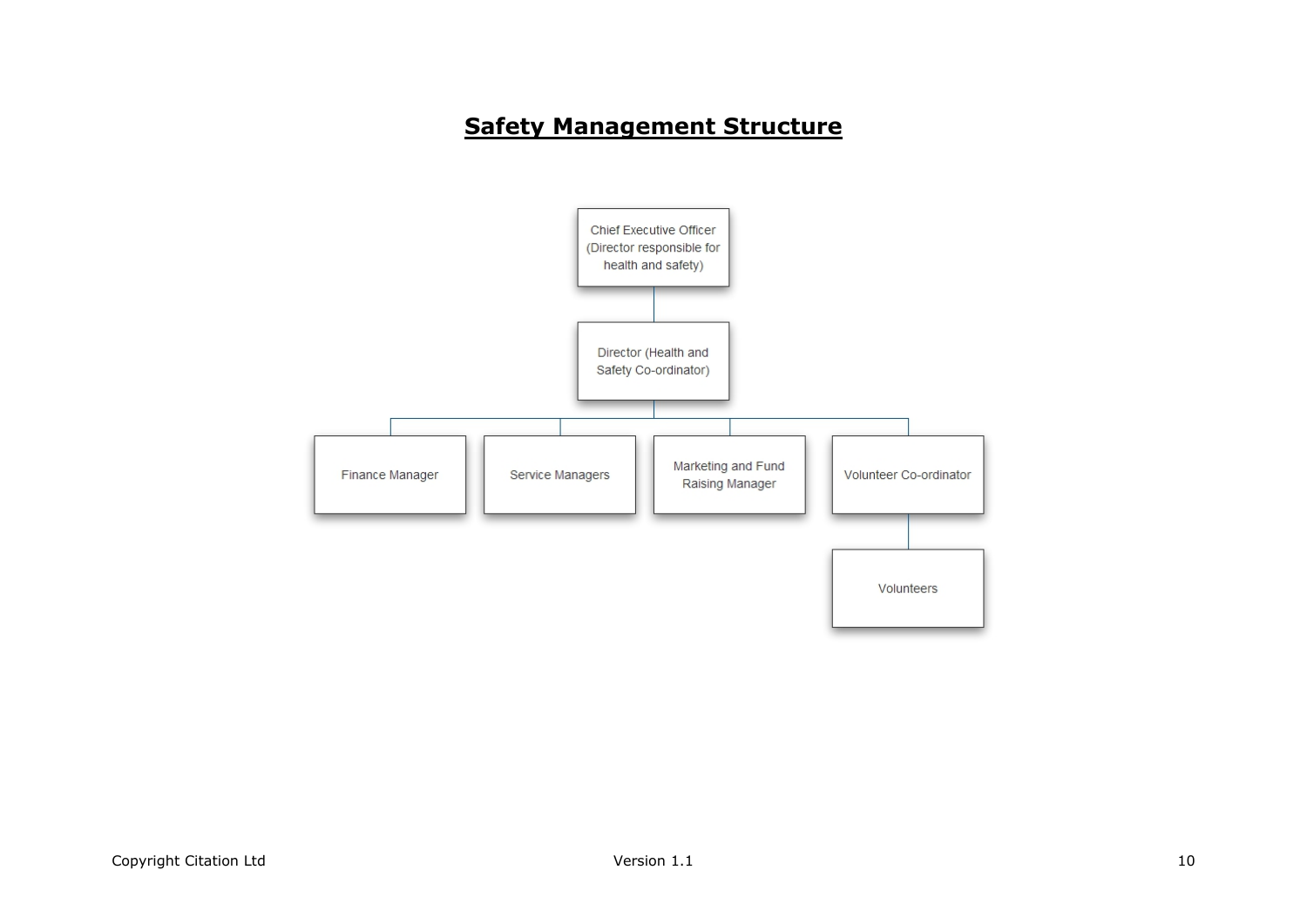# Safety Management Structure

- Chief Executive Officer (Director responsible for health and safety)
  - Director (Health and Safety Co-ordinator)
    - Finance Manager
    - Service Managers
    - Marketing and Fund Raising Manager
    - Volunteer Co-ordinator
      - Volunteers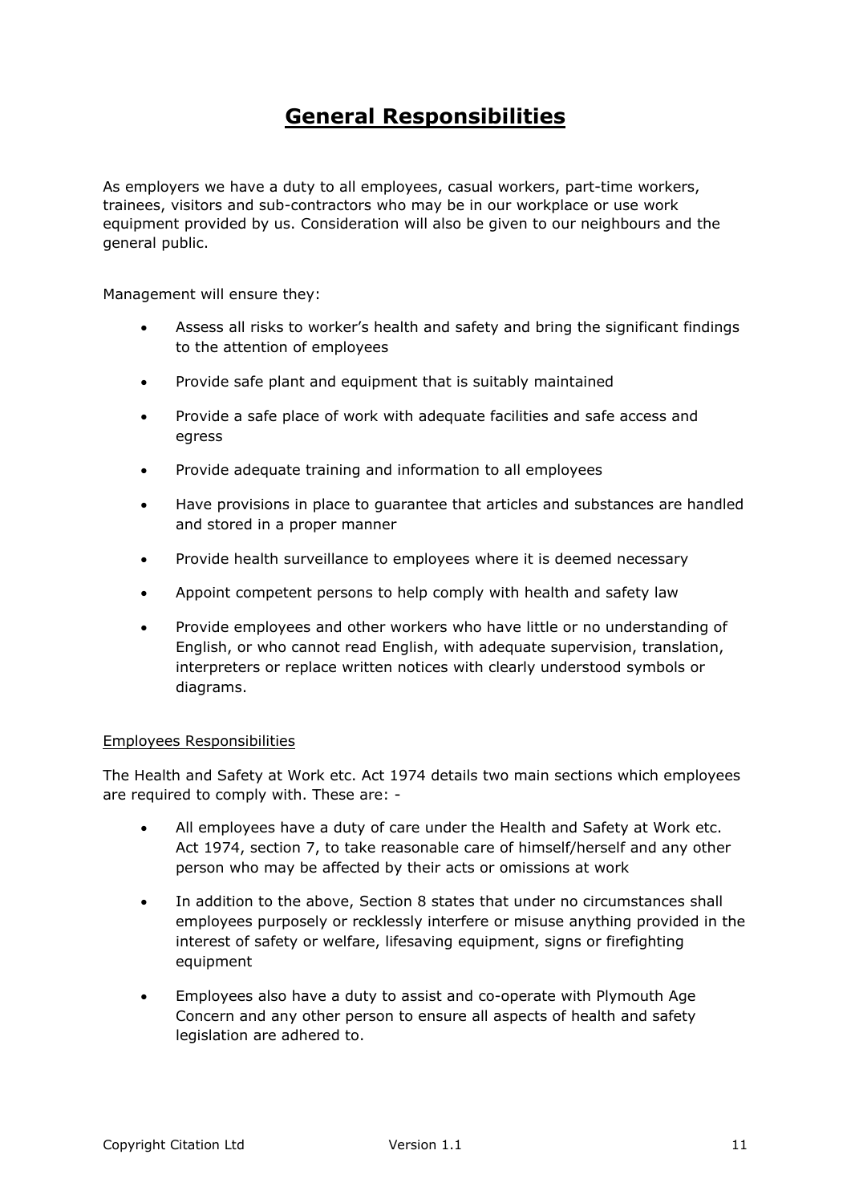# General Responsibilities

As employers we have a duty to all employees, casual workers, part-time workers, trainees, visitors and sub-contractors who may be in our workplace or use work equipment provided by us. Consideration will also be given to our neighbours and the general public.

Management will ensure they:

- Assess all risks to worker's health and safety and bring the significant findings to the attention of employees
- Provide safe plant and equipment that is suitably maintained
- Provide a safe place of work with adequate facilities and safe access and egress
- Provide adequate training and information to all employees
- Have provisions in place to guarantee that articles and substances are handled and stored in a proper manner
- Provide health surveillance to employees where it is deemed necessary
- Appoint competent persons to help comply with health and safety law
- Provide employees and other workers who have little or no understanding of English, or who cannot read English, with adequate supervision, translation, interpreters or replace written notices with clearly understood symbols or diagrams.

## Employees Responsibilities

The Health and Safety at Work etc. Act 1974 details two main sections which employees are required to comply with. These are: -

- All employees have a duty of care under the Health and Safety at Work etc. Act 1974, section 7, to take reasonable care of himself/herself and any other person who may be affected by their acts or omissions at work
- In addition to the above, Section 8 states that under no circumstances shall employees purposely or recklessly interfere or misuse anything provided in the interest of safety or welfare, lifesaving equipment, signs or firefighting equipment
- Employees also have a duty to assist and co-operate with Plymouth Age Concern and any other person to ensure all aspects of health and safety legislation are adhered to.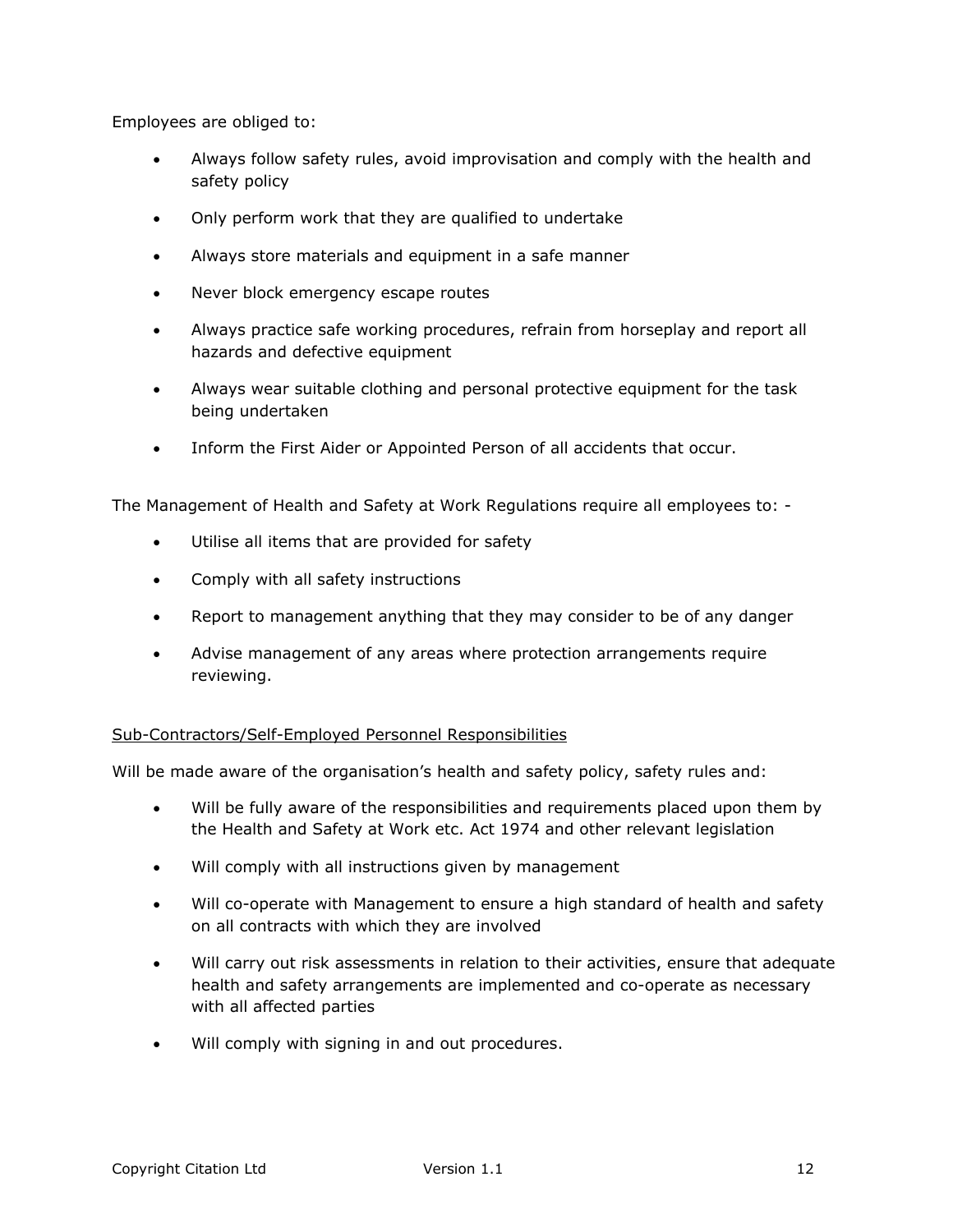Employees are obliged to:

- Always follow safety rules, avoid improvisation and comply with the health and safety policy
- Only perform work that they are qualified to undertake
- Always store materials and equipment in a safe manner
- Never block emergency escape routes
- Always practice safe working procedures, refrain from horseplay and report all hazards and defective equipment
- Always wear suitable clothing and personal protective equipment for the task being undertaken
- Inform the First Aider or Appointed Person of all accidents that occur.

The Management of Health and Safety at Work Regulations require all employees to: -

- Utilise all items that are provided for safety
- Comply with all safety instructions
- Report to management anything that they may consider to be of any danger
- Advise management of any areas where protection arrangements require reviewing.

<u>Sub-Contractors/Self-Employed Personnel Responsibilities</u>

Will be made aware of the organisation's health and safety policy, safety rules and:

- Will be fully aware of the responsibilities and requirements placed upon them by the Health and Safety at Work etc. Act 1974 and other relevant legislation
- Will comply with all instructions given by management
- Will co-operate with Management to ensure a high standard of health and safety on all contracts with which they are involved
- Will carry out risk assessments in relation to their activities, ensure that adequate health and safety arrangements are implemented and co-operate as necessary with all affected parties
- Will comply with signing in and out procedures.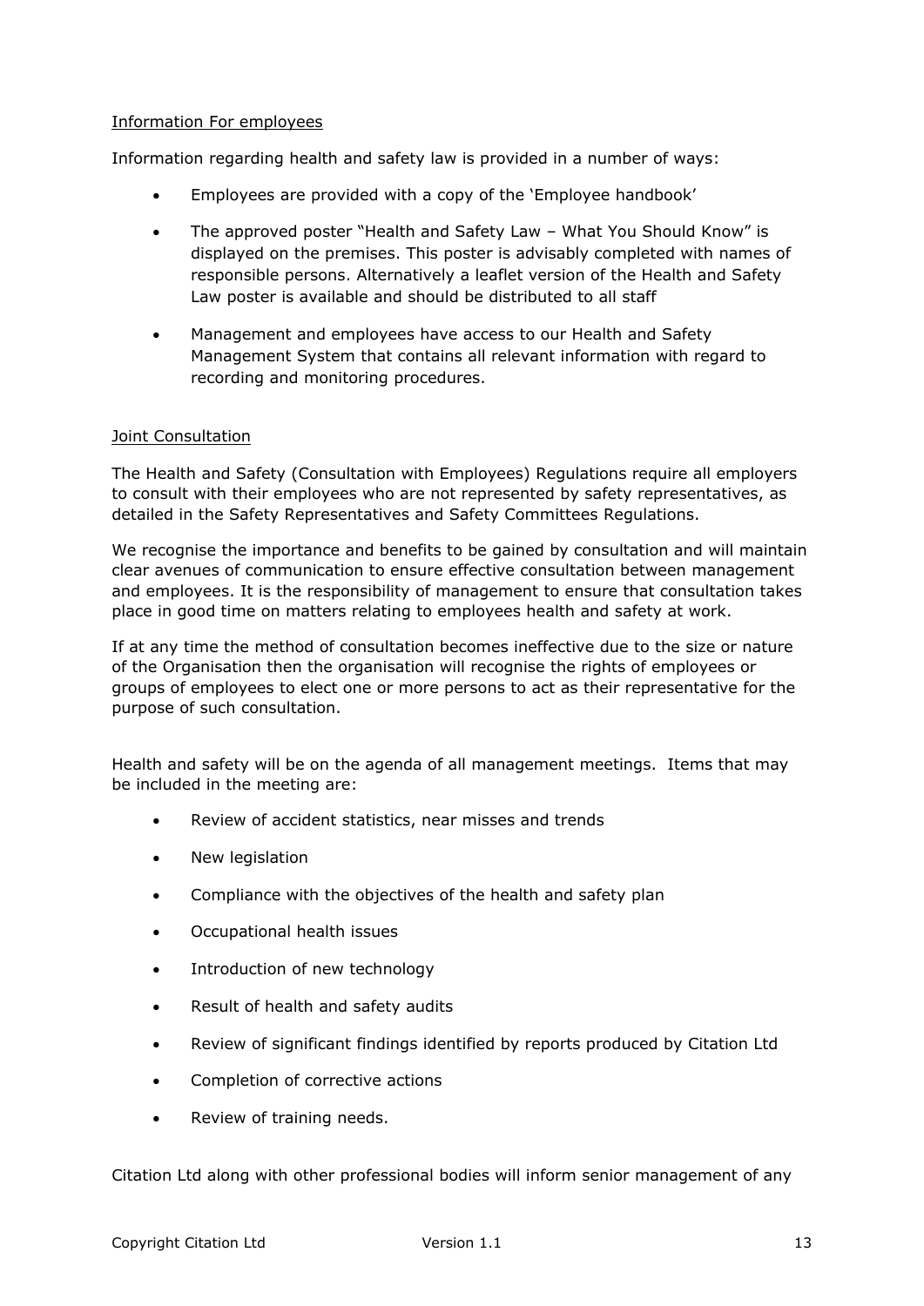Information For employees

Information regarding health and safety law is provided in a number of ways:

- Employees are provided with a copy of the 'Employee handbook'
- The approved poster "Health and Safety Law – What You Should Know" is displayed on the premises. This poster is advisably completed with names of responsible persons. Alternatively a leaflet version of the Health and Safety Law poster is available and should be distributed to all staff
- Management and employees have access to our Health and Safety Management System that contains all relevant information with regard to recording and monitoring procedures.

Joint Consultation

The Health and Safety (Consultation with Employees) Regulations require all employers to consult with their employees who are not represented by safety representatives, as detailed in the Safety Representatives and Safety Committees Regulations.

We recognise the importance and benefits to be gained by consultation and will maintain clear avenues of communication to ensure effective consultation between management and employees. It is the responsibility of management to ensure that consultation takes place in good time on matters relating to employees health and safety at work.

If at any time the method of consultation becomes ineffective due to the size or nature of the Organisation then the organisation will recognise the rights of employees or groups of employees to elect one or more persons to act as their representative for the purpose of such consultation.

Health and safety will be on the agenda of all management meetings. Items that may be included in the meeting are:

- Review of accident statistics, near misses and trends
- New legislation
- Compliance with the objectives of the health and safety plan
- Occupational health issues
- Introduction of new technology
- Result of health and safety audits
- Review of significant findings identified by reports produced by Citation Ltd
- Completion of corrective actions
- Review of training needs.

Citation Ltd along with other professional bodies will inform senior management of any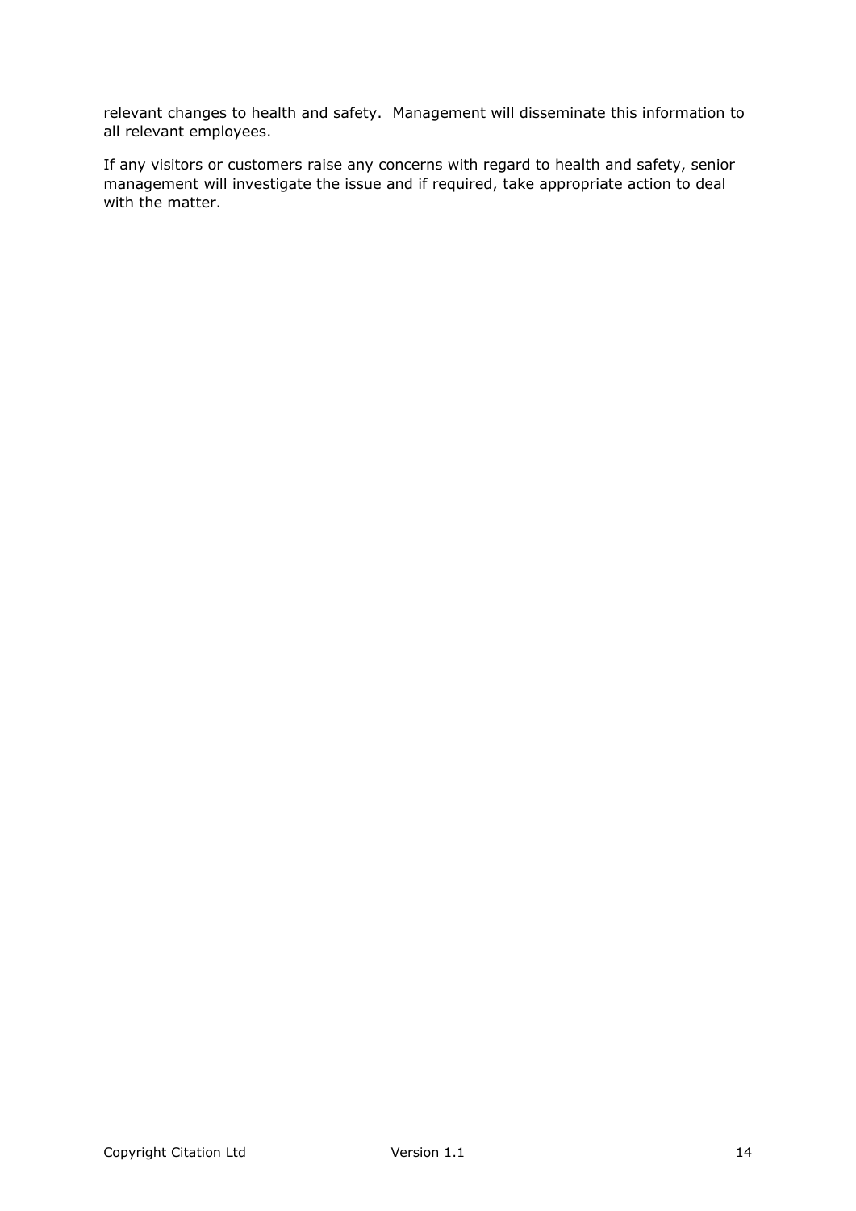relevant changes to health and safety.  Management will disseminate this information to all relevant employees.

If any visitors or customers raise any concerns with regard to health and safety, senior management will investigate the issue and if required, take appropriate action to deal with the matter.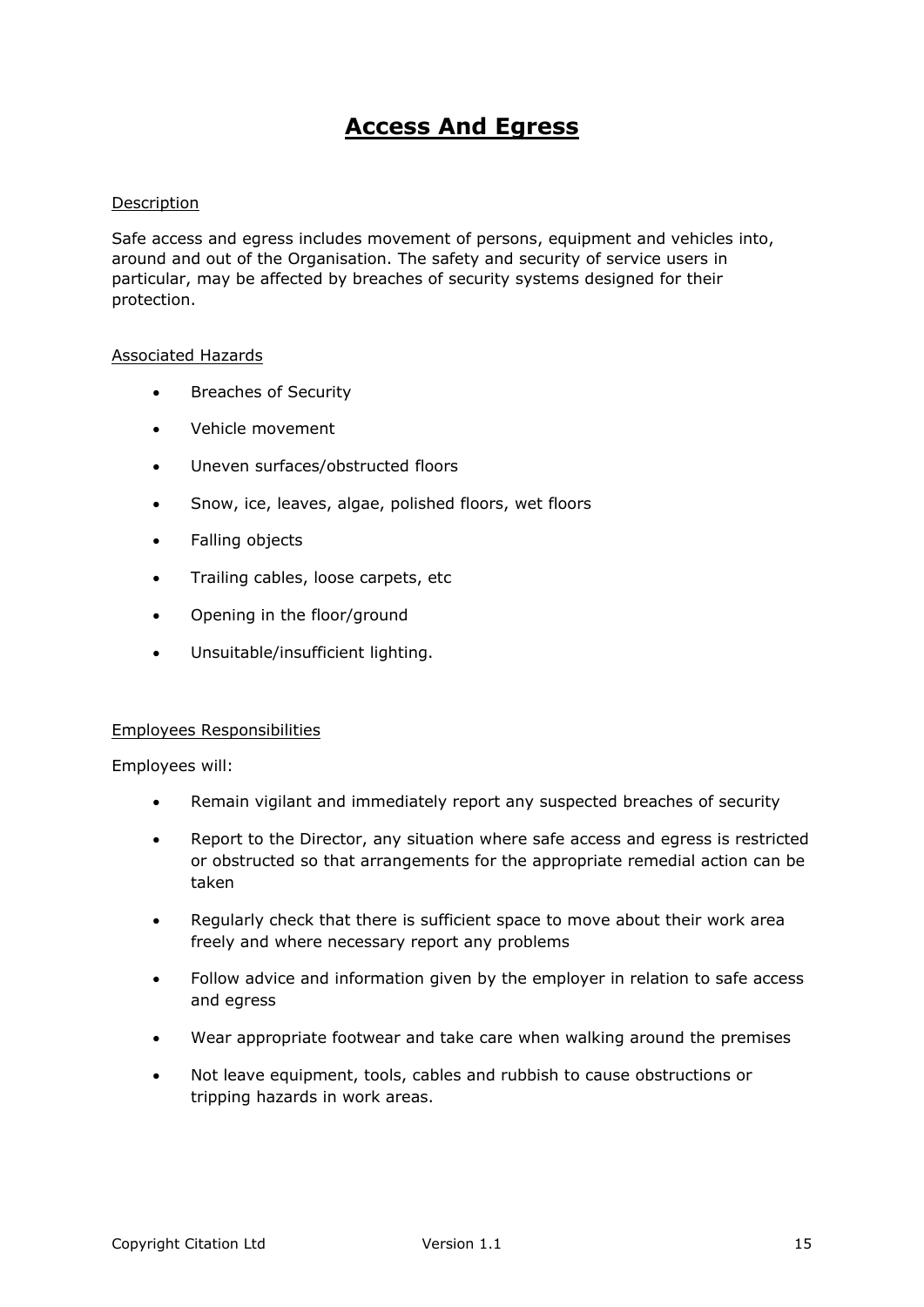# Access And Egress

Description

Safe access and egress includes movement of persons, equipment and vehicles into, around and out of the Organisation. The safety and security of service users in particular, may be affected by breaches of security systems designed for their protection.

Associated Hazards

- Breaches of Security
- Vehicle movement
- Uneven surfaces/obstructed floors
- Snow, ice, leaves, algae, polished floors, wet floors
- Falling objects
- Trailing cables, loose carpets, etc
- Opening in the floor/ground
- Unsuitable/insufficient lighting.

Employees Responsibilities

Employees will:

- Remain vigilant and immediately report any suspected breaches of security
- Report to the Director, any situation where safe access and egress is restricted or obstructed so that arrangements for the appropriate remedial action can be taken
- Regularly check that there is sufficient space to move about their work area freely and where necessary report any problems
- Follow advice and information given by the employer in relation to safe access and egress
- Wear appropriate footwear and take care when walking around the premises
- Not leave equipment, tools, cables and rubbish to cause obstructions or tripping hazards in work areas.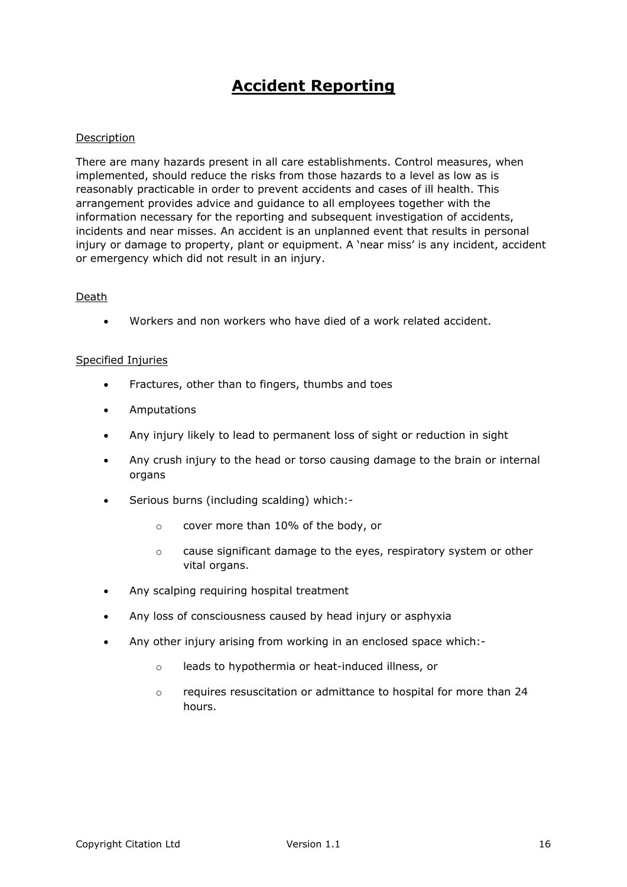# Accident Reporting

## Description

There are many hazards present in all care establishments. Control measures, when implemented, should reduce the risks from those hazards to a level as low as is reasonably practicable in order to prevent accidents and cases of ill health. This arrangement provides advice and guidance to all employees together with the information necessary for the reporting and subsequent investigation of accidents, incidents and near misses. An accident is an unplanned event that results in personal injury or damage to property, plant or equipment. A 'near miss' is any incident, accident or emergency which did not result in an injury.

## Death

- Workers and non workers who have died of a work related accident.

## Specified Injuries

- Fractures, other than to fingers, thumbs and toes
- Amputations
- Any injury likely to lead to permanent loss of sight or reduction in sight
- Any crush injury to the head or torso causing damage to the brain or internal organs
- Serious burns (including scalding) which:-
  - cover more than 10% of the body, or
  - cause significant damage to the eyes, respiratory system or other vital organs.
- Any scalping requiring hospital treatment
- Any loss of consciousness caused by head injury or asphyxia
- Any other injury arising from working in an enclosed space which:-
  - leads to hypothermia or heat-induced illness, or
  - requires resuscitation or admittance to hospital for more than 24 hours.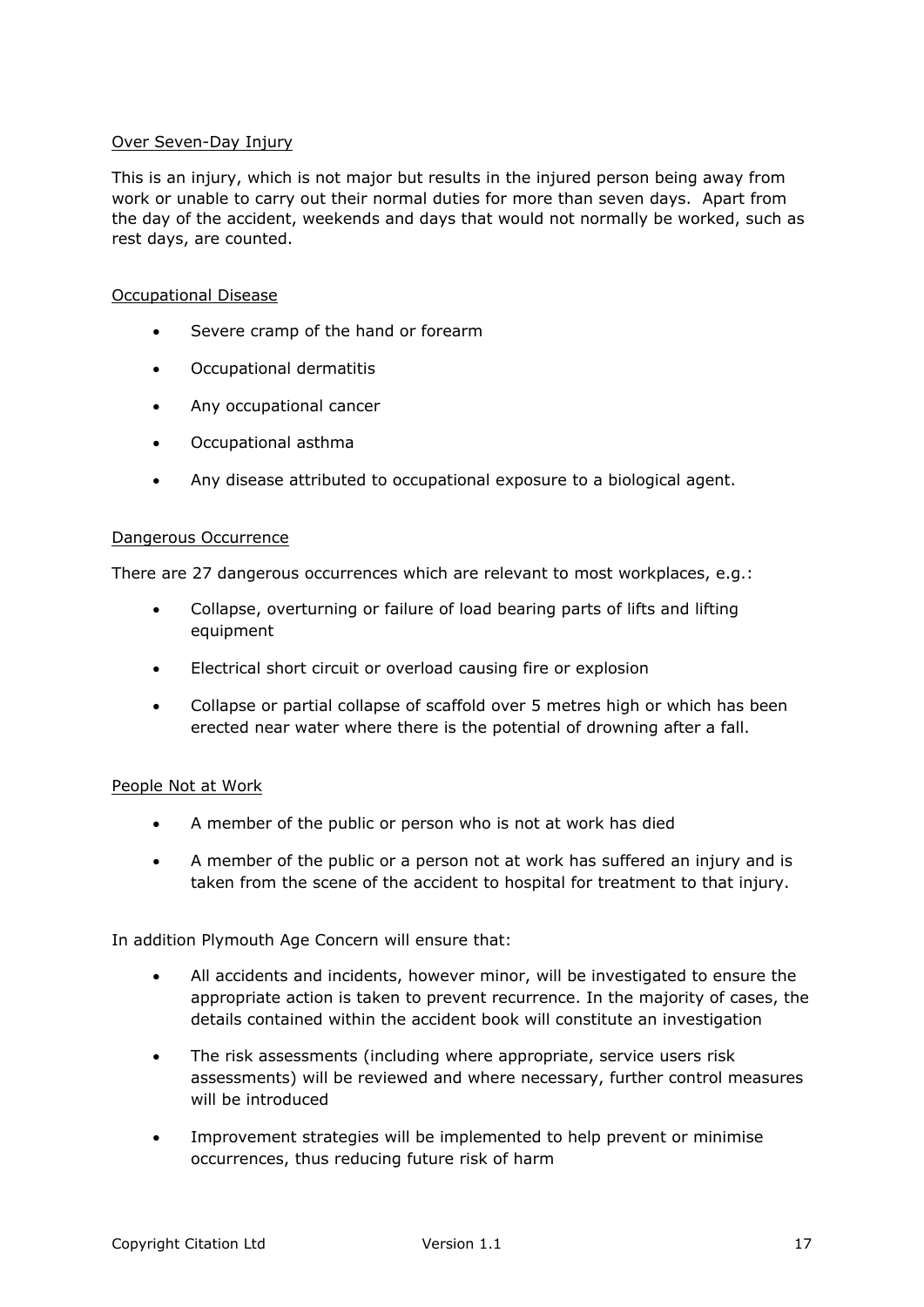Over Seven-Day Injury

This is an injury, which is not major but results in the injured person being away from work or unable to carry out their normal duties for more than seven days. Apart from the day of the accident, weekends and days that would not normally be worked, such as rest days, are counted.

Occupational Disease

- Severe cramp of the hand or forearm
- Occupational dermatitis
- Any occupational cancer
- Occupational asthma
- Any disease attributed to occupational exposure to a biological agent.

Dangerous Occurrence

There are 27 dangerous occurrences which are relevant to most workplaces, e.g.:

- Collapse, overturning or failure of load bearing parts of lifts and lifting equipment
- Electrical short circuit or overload causing fire or explosion
- Collapse or partial collapse of scaffold over 5 metres high or which has been erected near water where there is the potential of drowning after a fall.

People Not at Work

- A member of the public or person who is not at work has died
- A member of the public or a person not at work has suffered an injury and is taken from the scene of the accident to hospital for treatment to that injury.

In addition Plymouth Age Concern will ensure that:

- All accidents and incidents, however minor, will be investigated to ensure the appropriate action is taken to prevent recurrence. In the majority of cases, the details contained within the accident book will constitute an investigation
- The risk assessments (including where appropriate, service users risk assessments) will be reviewed and where necessary, further control measures will be introduced
- Improvement strategies will be implemented to help prevent or minimise occurrences, thus reducing future risk of harm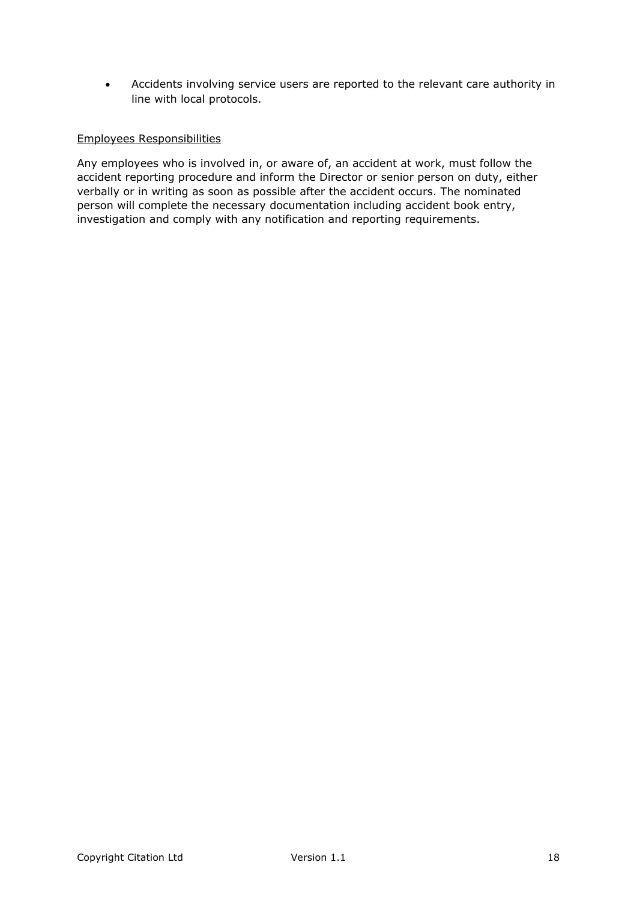- Accidents involving service users are reported to the relevant care authority in line with local protocols.

Employees Responsibilities

Any employees who is involved in, or aware of, an accident at work, must follow the accident reporting procedure and inform the Director or senior person on duty, either verbally or in writing as soon as possible after the accident occurs. The nominated person will complete the necessary documentation including accident book entry, investigation and comply with any notification and reporting requirements.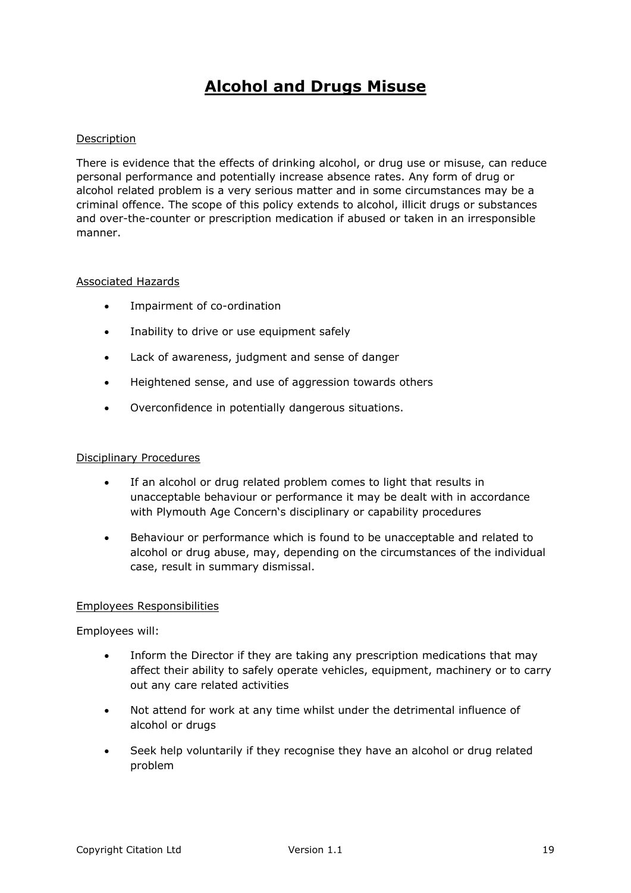# Alcohol and Drugs Misuse

Description

There is evidence that the effects of drinking alcohol, or drug use or misuse, can reduce personal performance and potentially increase absence rates. Any form of drug or alcohol related problem is a very serious matter and in some circumstances may be a criminal offence. The scope of this policy extends to alcohol, illicit drugs or substances and over-the-counter or prescription medication if abused or taken in an irresponsible manner.

Associated Hazards

- Impairment of co-ordination
- Inability to drive or use equipment safely
- Lack of awareness, judgment and sense of danger
- Heightened sense, and use of aggression towards others
- Overconfidence in potentially dangerous situations.

Disciplinary Procedures

- If an alcohol or drug related problem comes to light that results in unacceptable behaviour or performance it may be dealt with in accordance with Plymouth Age Concern's disciplinary or capability procedures
- Behaviour or performance which is found to be unacceptable and related to alcohol or drug abuse, may, depending on the circumstances of the individual case, result in summary dismissal.

Employees Responsibilities

Employees will:

- Inform the Director if they are taking any prescription medications that may affect their ability to safely operate vehicles, equipment, machinery or to carry out any care related activities
- Not attend for work at any time whilst under the detrimental influence of alcohol or drugs
- Seek help voluntarily if they recognise they have an alcohol or drug related problem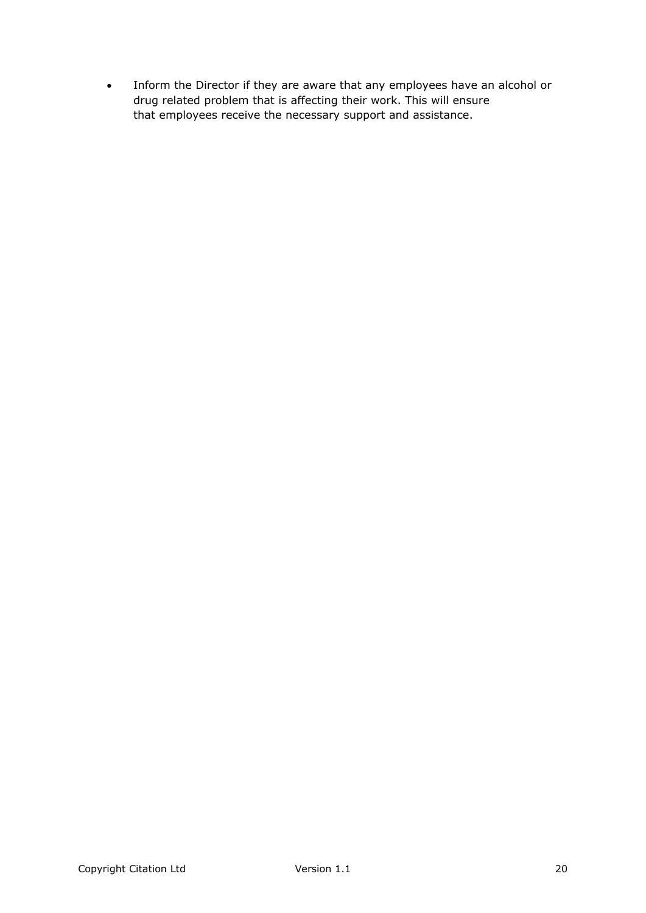- Inform the Director if they are aware that any employees have an alcohol or drug related problem that is affecting their work. This will ensure that employees receive the necessary support and assistance.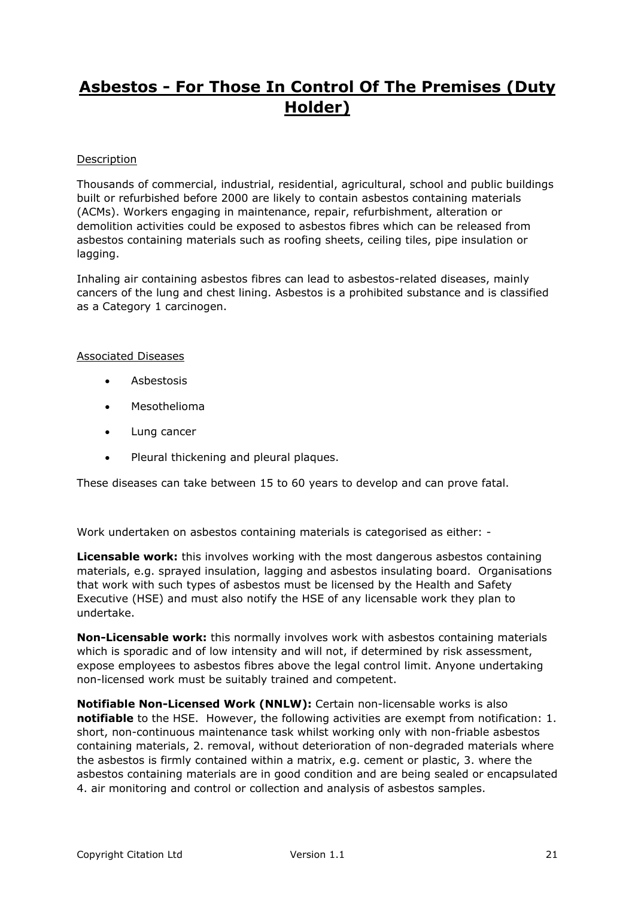# Asbestos - For Those In Control Of The Premises (Duty Holder)

Description

Thousands of commercial, industrial, residential, agricultural, school and public buildings built or refurbished before 2000 are likely to contain asbestos containing materials (ACMs). Workers engaging in maintenance, repair, refurbishment, alteration or demolition activities could be exposed to asbestos fibres which can be released from asbestos containing materials such as roofing sheets, ceiling tiles, pipe insulation or lagging.

Inhaling air containing asbestos fibres can lead to asbestos-related diseases, mainly cancers of the lung and chest lining. Asbestos is a prohibited substance and is classified as a Category 1 carcinogen.

Associated Diseases

- Asbestosis
- Mesothelioma
- Lung cancer
- Pleural thickening and pleural plaques.

These diseases can take between 15 to 60 years to develop and can prove fatal.

Work undertaken on asbestos containing materials is categorised as either: -

**Licensable work:** this involves working with the most dangerous asbestos containing materials, e.g. sprayed insulation, lagging and asbestos insulating board. Organisations that work with such types of asbestos must be licensed by the Health and Safety Executive (HSE) and must also notify the HSE of any licensable work they plan to undertake.

**Non-Licensable work:** this normally involves work with asbestos containing materials which is sporadic and of low intensity and will not, if determined by risk assessment, expose employees to asbestos fibres above the legal control limit. Anyone undertaking non-licensed work must be suitably trained and competent.

**Notifiable Non-Licensed Work (NNLW):** Certain non-licensable works is also **notifiable** to the HSE. However, the following activities are exempt from notification: 1. short, non-continuous maintenance task whilst working only with non-friable asbestos containing materials, 2. removal, without deterioration of non-degraded materials where the asbestos is firmly contained within a matrix, e.g. cement or plastic, 3. where the asbestos containing materials are in good condition and are being sealed or encapsulated 4. air monitoring and control or collection and analysis of asbestos samples.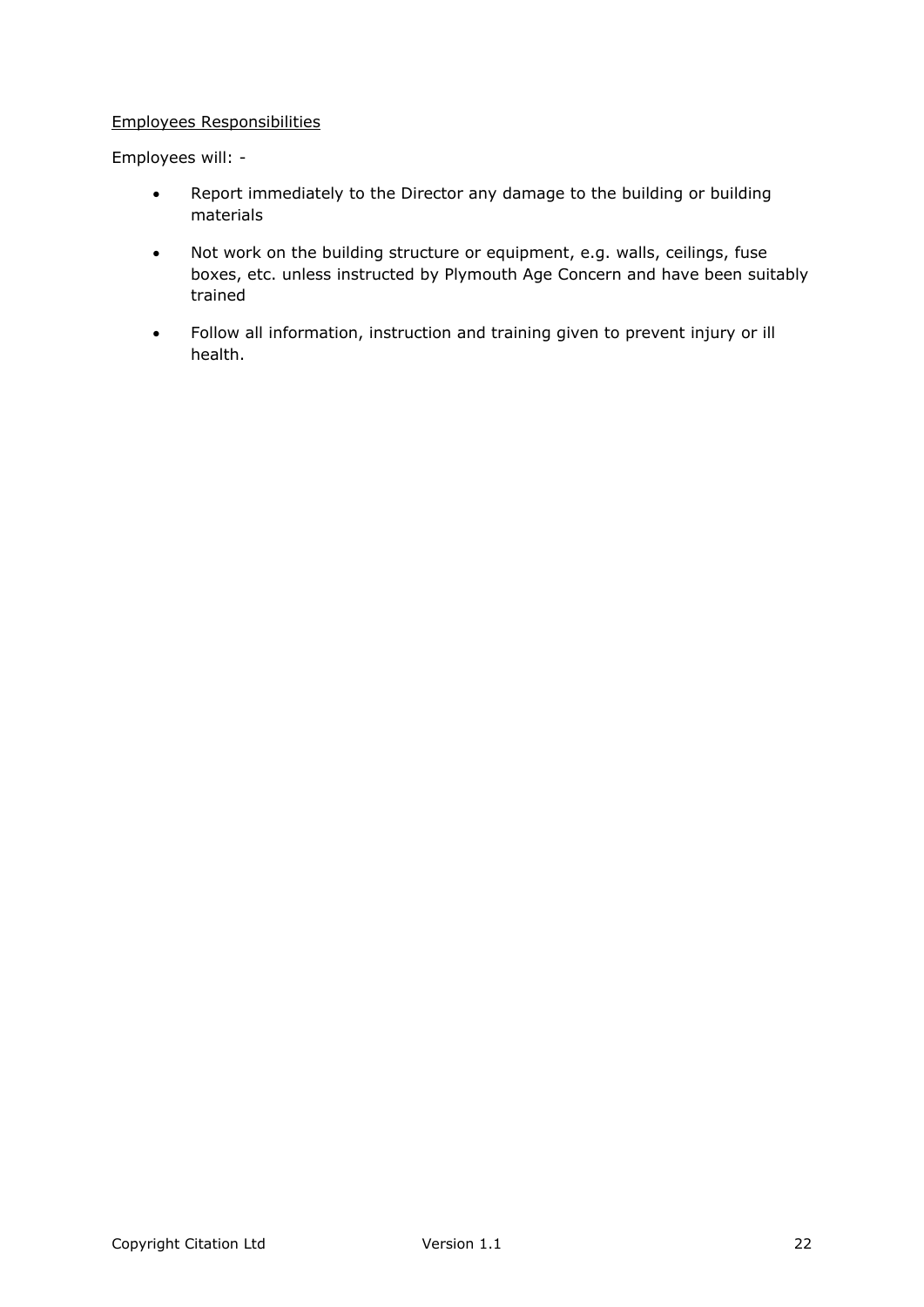Employees Responsibilities

Employees will: -

- Report immediately to the Director any damage to the building or building materials
- Not work on the building structure or equipment, e.g. walls, ceilings, fuse boxes, etc. unless instructed by Plymouth Age Concern and have been suitably trained
- Follow all information, instruction and training given to prevent injury or ill health.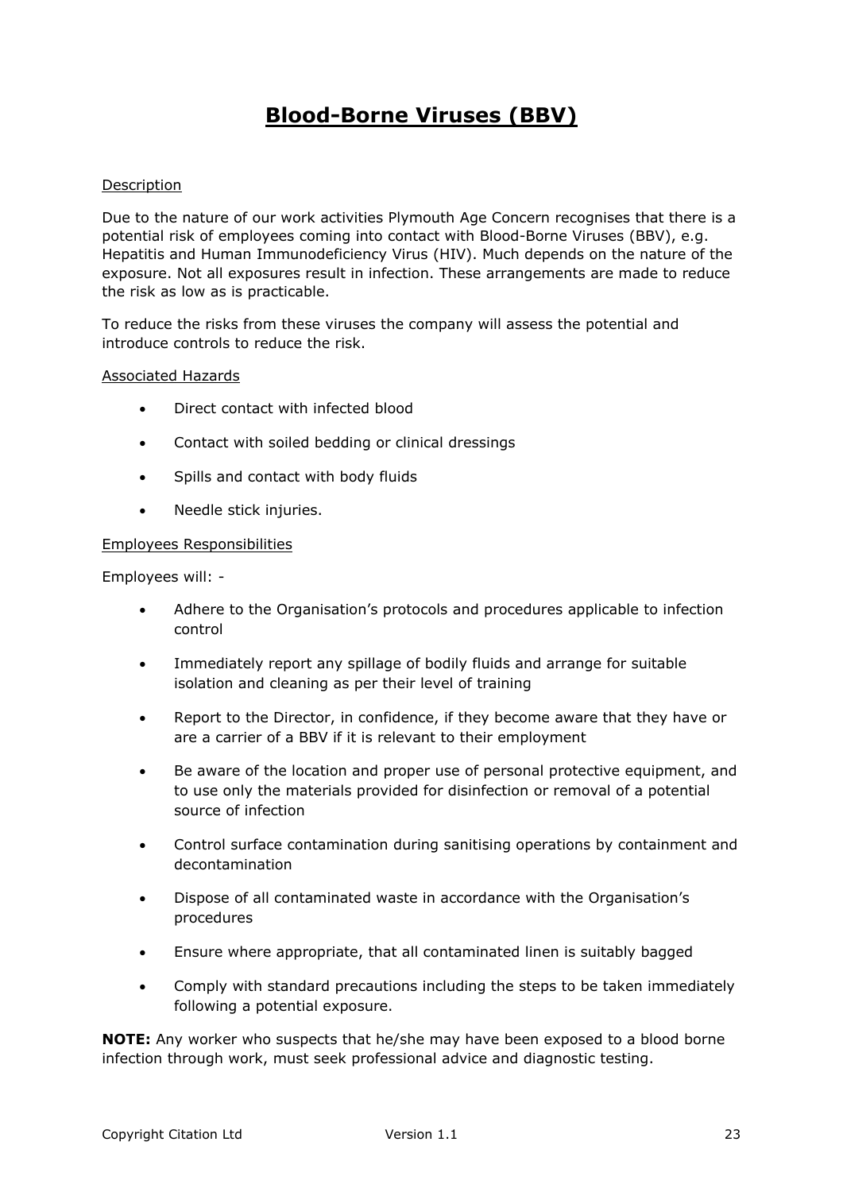# Blood-Borne Viruses (BBV)

Description

Due to the nature of our work activities Plymouth Age Concern recognises that there is a potential risk of employees coming into contact with Blood-Borne Viruses (BBV), e.g. Hepatitis and Human Immunodeficiency Virus (HIV). Much depends on the nature of the exposure. Not all exposures result in infection. These arrangements are made to reduce the risk as low as is practicable.

To reduce the risks from these viruses the company will assess the potential and introduce controls to reduce the risk.

Associated Hazards

- Direct contact with infected blood
- Contact with soiled bedding or clinical dressings
- Spills and contact with body fluids
- Needle stick injuries.

Employees Responsibilities

Employees will: -

- Adhere to the Organisation's protocols and procedures applicable to infection control
- Immediately report any spillage of bodily fluids and arrange for suitable isolation and cleaning as per their level of training
- Report to the Director, in confidence, if they become aware that they have or are a carrier of a BBV if it is relevant to their employment
- Be aware of the location and proper use of personal protective equipment, and to use only the materials provided for disinfection or removal of a potential source of infection
- Control surface contamination during sanitising operations by containment and decontamination
- Dispose of all contaminated waste in accordance with the Organisation's procedures
- Ensure where appropriate, that all contaminated linen is suitably bagged
- Comply with standard precautions including the steps to be taken immediately following a potential exposure.

**NOTE:** Any worker who suspects that he/she may have been exposed to a blood borne infection through work, must seek professional advice and diagnostic testing.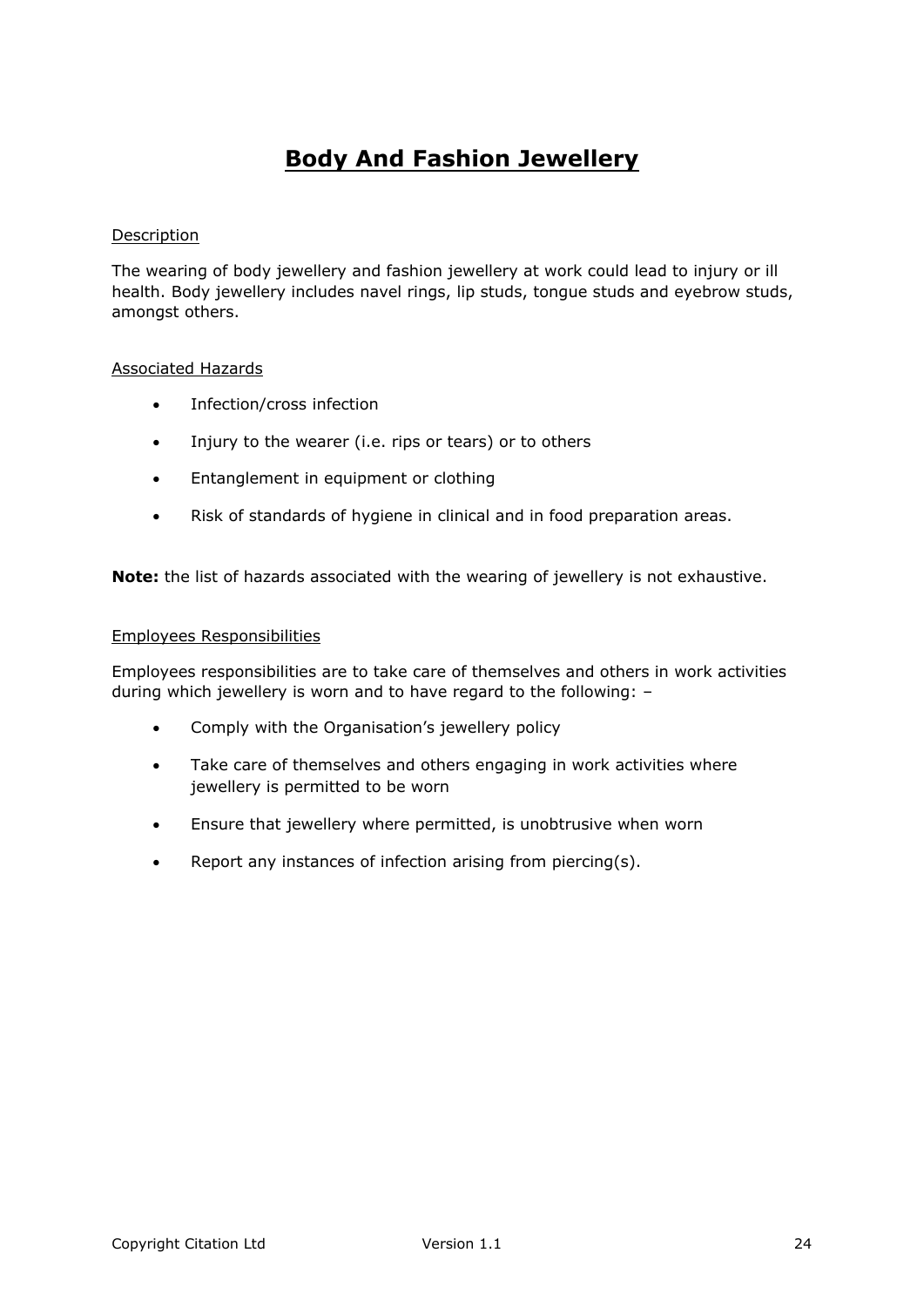# Body And Fashion Jewellery

Description

The wearing of body jewellery and fashion jewellery at work could lead to injury or ill health. Body jewellery includes navel rings, lip studs, tongue studs and eyebrow studs, amongst others.

Associated Hazards

- Infection/cross infection
- Injury to the wearer (i.e. rips or tears) or to others
- Entanglement in equipment or clothing
- Risk of standards of hygiene in clinical and in food preparation areas.

**Note:** the list of hazards associated with the wearing of jewellery is not exhaustive.

Employees Responsibilities

Employees responsibilities are to take care of themselves and others in work activities during which jewellery is worn and to have regard to the following: –

- Comply with the Organisation's jewellery policy
- Take care of themselves and others engaging in work activities where jewellery is permitted to be worn
- Ensure that jewellery where permitted, is unobtrusive when worn
- Report any instances of infection arising from piercing(s).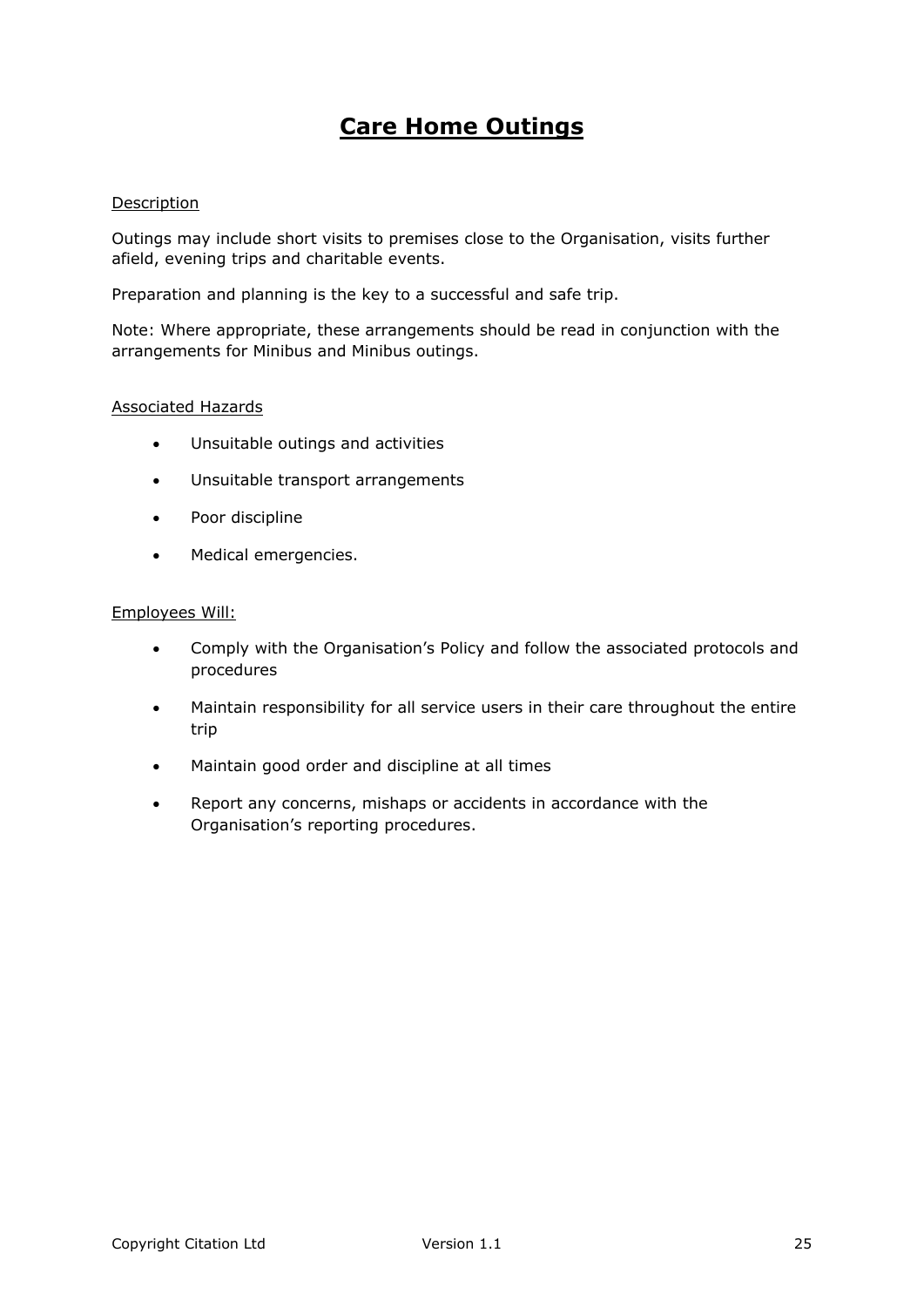# Care Home Outings

Description

Outings may include short visits to premises close to the Organisation, visits further afield, evening trips and charitable events.

Preparation and planning is the key to a successful and safe trip.

Note: Where appropriate, these arrangements should be read in conjunction with the arrangements for Minibus and Minibus outings.

Associated Hazards

- Unsuitable outings and activities
- Unsuitable transport arrangements
- Poor discipline
- Medical emergencies.

Employees Will:

- Comply with the Organisation's Policy and follow the associated protocols and procedures
- Maintain responsibility for all service users in their care throughout the entire trip
- Maintain good order and discipline at all times
- Report any concerns, mishaps or accidents in accordance with the Organisation's reporting procedures.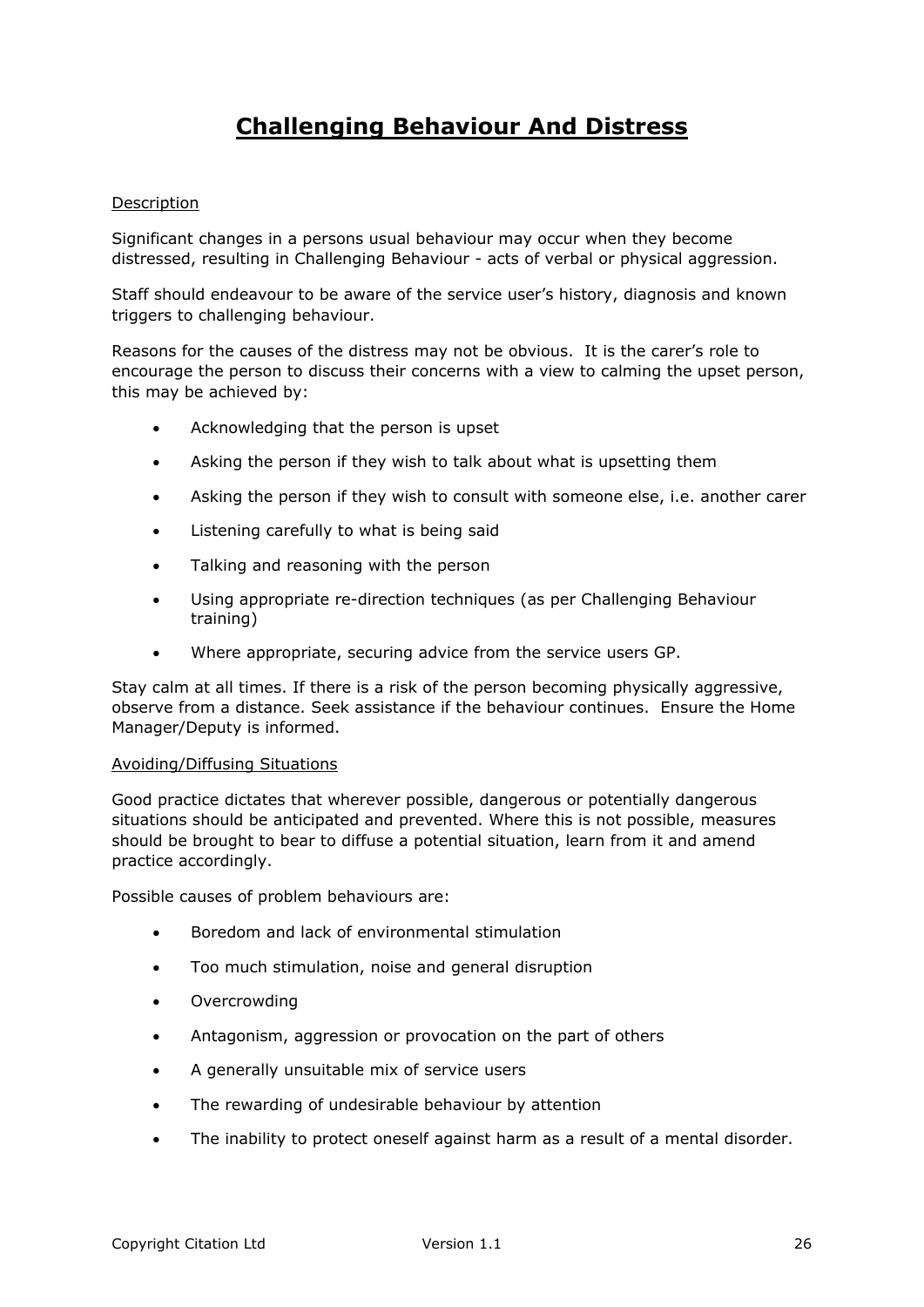# Challenging Behaviour And Distress

Description

Significant changes in a persons usual behaviour may occur when they become distressed, resulting in Challenging Behaviour - acts of verbal or physical aggression.

Staff should endeavour to be aware of the service user's history, diagnosis and known triggers to challenging behaviour.

Reasons for the causes of the distress may not be obvious. It is the carer's role to encourage the person to discuss their concerns with a view to calming the upset person, this may be achieved by:

- Acknowledging that the person is upset
- Asking the person if they wish to talk about what is upsetting them
- Asking the person if they wish to consult with someone else, i.e. another carer
- Listening carefully to what is being said
- Talking and reasoning with the person
- Using appropriate re-direction techniques (as per Challenging Behaviour training)
- Where appropriate, securing advice from the service users GP.

Stay calm at all times. If there is a risk of the person becoming physically aggressive, observe from a distance. Seek assistance if the behaviour continues. Ensure the Home Manager/Deputy is informed.

Avoiding/Diffusing Situations

Good practice dictates that wherever possible, dangerous or potentially dangerous situations should be anticipated and prevented. Where this is not possible, measures should be brought to bear to diffuse a potential situation, learn from it and amend practice accordingly.

Possible causes of problem behaviours are:

- Boredom and lack of environmental stimulation
- Too much stimulation, noise and general disruption
- Overcrowding
- Antagonism, aggression or provocation on the part of others
- A generally unsuitable mix of service users
- The rewarding of undesirable behaviour by attention
- The inability to protect oneself against harm as a result of a mental disorder.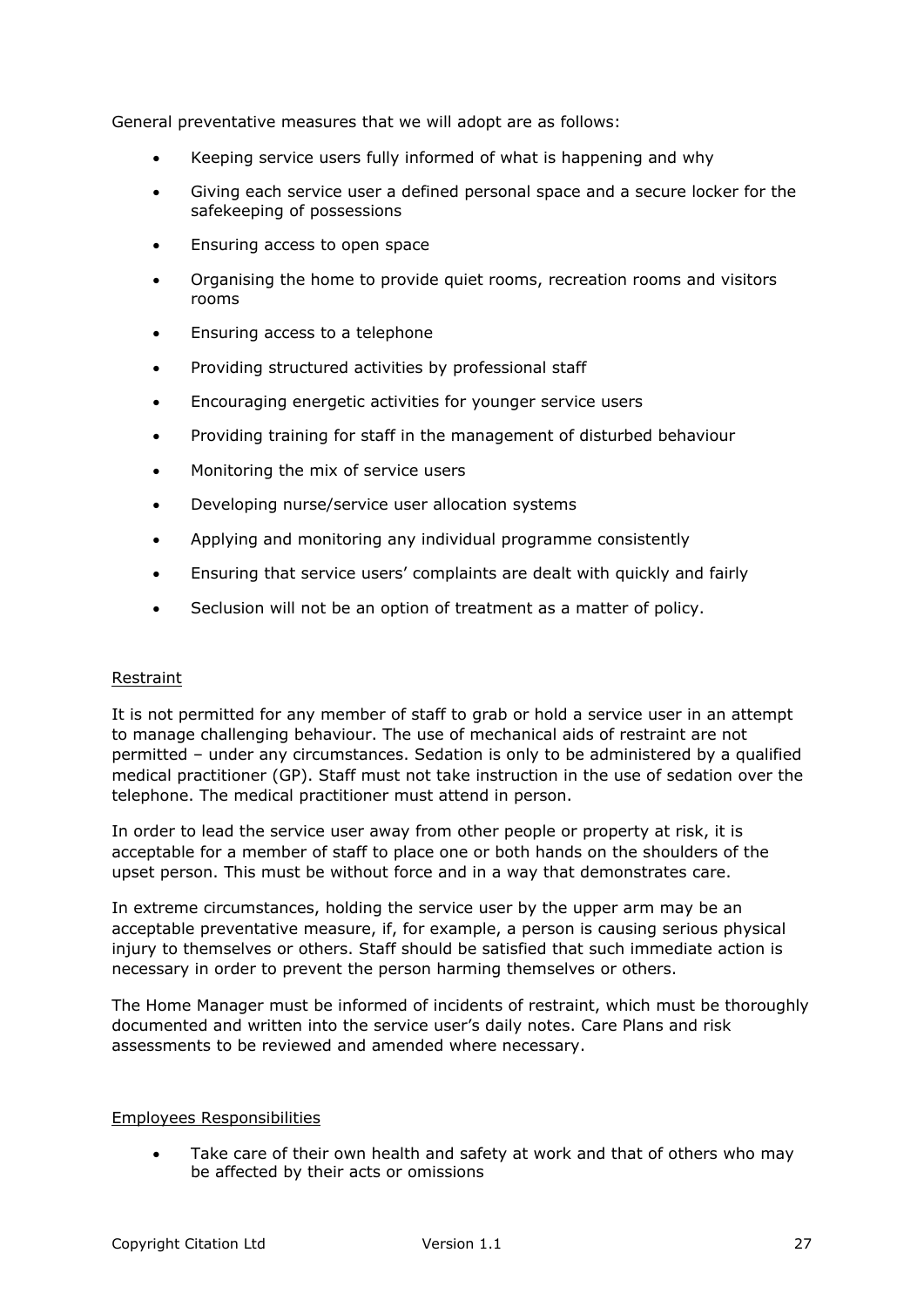General preventative measures that we will adopt are as follows:

- Keeping service users fully informed of what is happening and why
- Giving each service user a defined personal space and a secure locker for the safekeeping of possessions
- Ensuring access to open space
- Organising the home to provide quiet rooms, recreation rooms and visitors rooms
- Ensuring access to a telephone
- Providing structured activities by professional staff
- Encouraging energetic activities for younger service users
- Providing training for staff in the management of disturbed behaviour
- Monitoring the mix of service users
- Developing nurse/service user allocation systems
- Applying and monitoring any individual programme consistently
- Ensuring that service users' complaints are dealt with quickly and fairly
- Seclusion will not be an option of treatment as a matter of policy.

<u>Restraint</u>

It is not permitted for any member of staff to grab or hold a service user in an attempt to manage challenging behaviour. The use of mechanical aids of restraint are not permitted – under any circumstances. Sedation is only to be administered by a qualified medical practitioner (GP). Staff must not take instruction in the use of sedation over the telephone. The medical practitioner must attend in person.

In order to lead the service user away from other people or property at risk, it is acceptable for a member of staff to place one or both hands on the shoulders of the upset person. This must be without force and in a way that demonstrates care.

In extreme circumstances, holding the service user by the upper arm may be an acceptable preventative measure, if, for example, a person is causing serious physical injury to themselves or others. Staff should be satisfied that such immediate action is necessary in order to prevent the person harming themselves or others.

The Home Manager must be informed of incidents of restraint, which must be thoroughly documented and written into the service user's daily notes. Care Plans and risk assessments to be reviewed and amended where necessary.

<u>Employees Responsibilities</u>

- Take care of their own health and safety at work and that of others who may be affected by their acts or omissions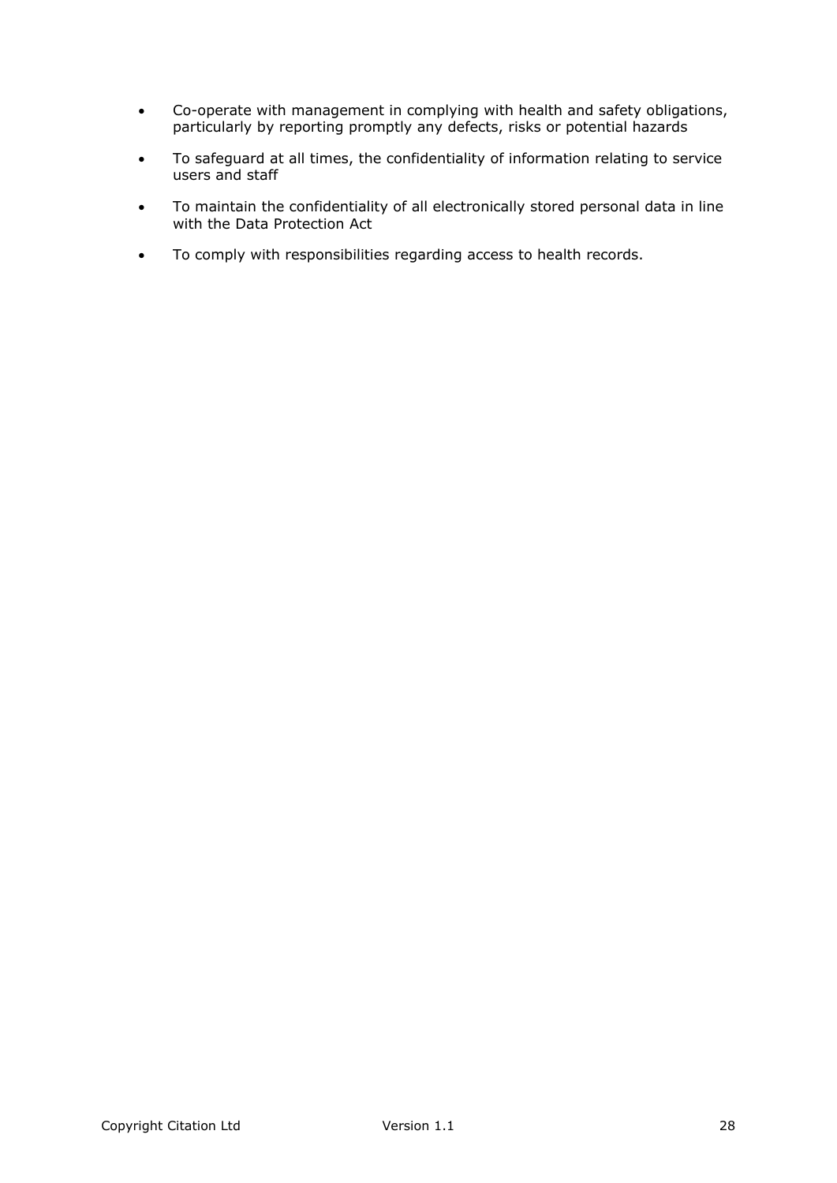- Co-operate with management in complying with health and safety obligations, particularly by reporting promptly any defects, risks or potential hazards
- To safeguard at all times, the confidentiality of information relating to service users and staff
- To maintain the confidentiality of all electronically stored personal data in line with the Data Protection Act
- To comply with responsibilities regarding access to health records.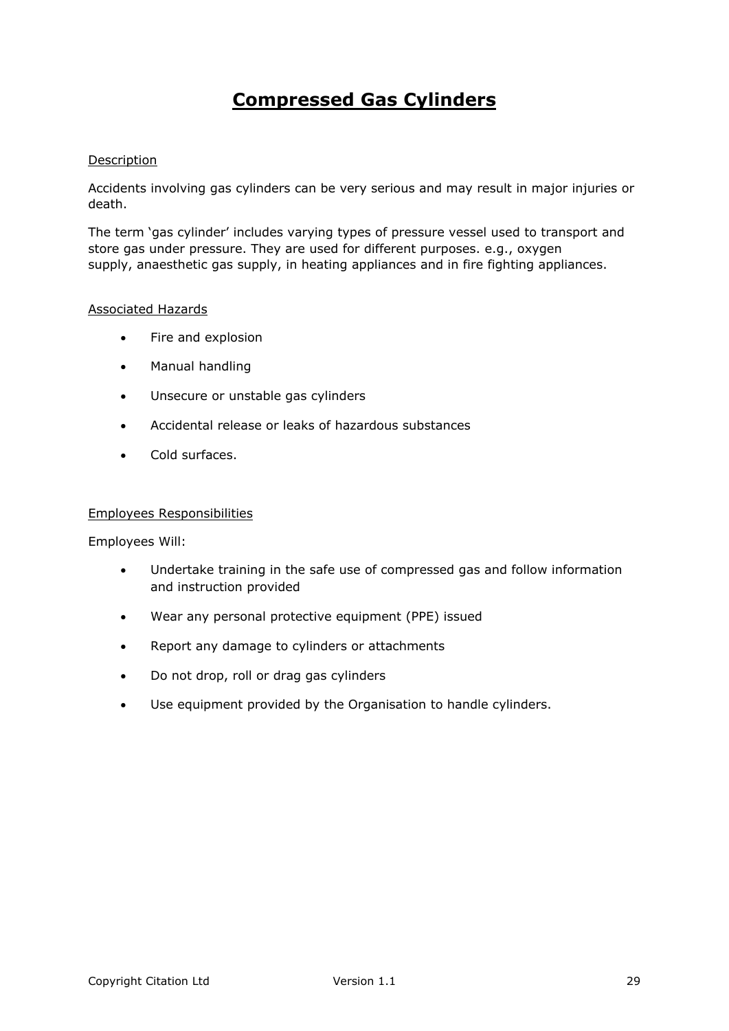# Compressed Gas Cylinders

Description

Accidents involving gas cylinders can be very serious and may result in major injuries or death.

The term 'gas cylinder' includes varying types of pressure vessel used to transport and store gas under pressure. They are used for different purposes. e.g., oxygen supply, anaesthetic gas supply, in heating appliances and in fire fighting appliances.

Associated Hazards

- Fire and explosion
- Manual handling
- Unsecure or unstable gas cylinders
- Accidental release or leaks of hazardous substances
- Cold surfaces.

Employees Responsibilities

Employees Will:

- Undertake training in the safe use of compressed gas and follow information and instruction provided
- Wear any personal protective equipment (PPE) issued
- Report any damage to cylinders or attachments
- Do not drop, roll or drag gas cylinders
- Use equipment provided by the Organisation to handle cylinders.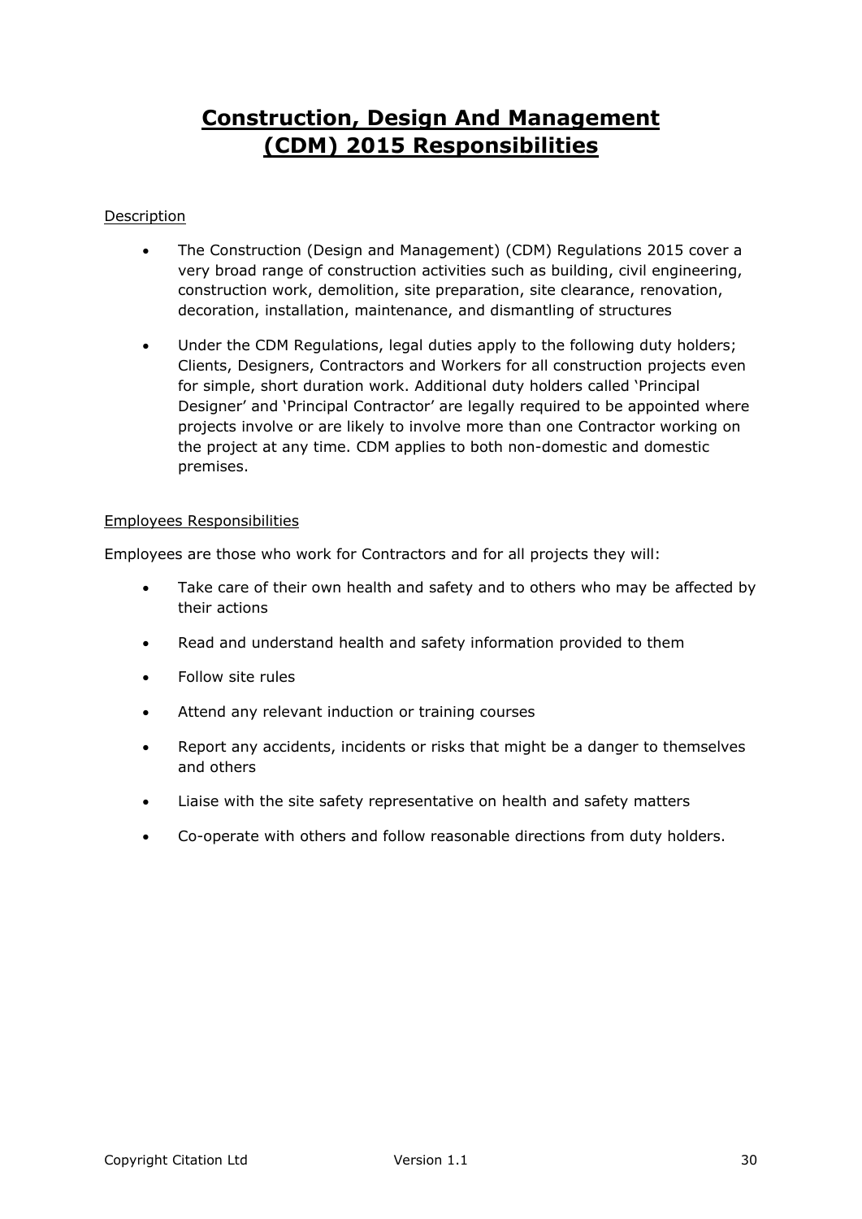# Construction, Design And Management (CDM) 2015 Responsibilities

Description

- The Construction (Design and Management) (CDM) Regulations 2015 cover a very broad range of construction activities such as building, civil engineering, construction work, demolition, site preparation, site clearance, renovation, decoration, installation, maintenance, and dismantling of structures
- Under the CDM Regulations, legal duties apply to the following duty holders; Clients, Designers, Contractors and Workers for all construction projects even for simple, short duration work. Additional duty holders called 'Principal Designer' and 'Principal Contractor' are legally required to be appointed where projects involve or are likely to involve more than one Contractor working on the project at any time. CDM applies to both non-domestic and domestic premises.

Employees Responsibilities

Employees are those who work for Contractors and for all projects they will:

- Take care of their own health and safety and to others who may be affected by their actions
- Read and understand health and safety information provided to them
- Follow site rules
- Attend any relevant induction or training courses
- Report any accidents, incidents or risks that might be a danger to themselves and others
- Liaise with the site safety representative on health and safety matters
- Co-operate with others and follow reasonable directions from duty holders.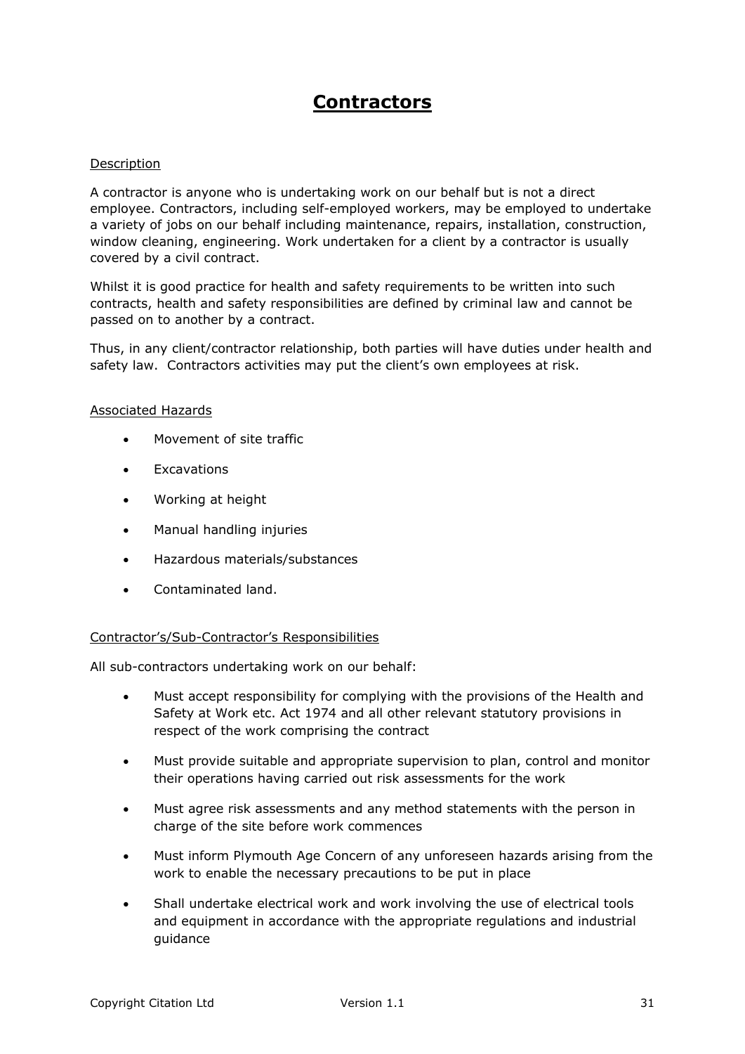# Contractors

Description

A contractor is anyone who is undertaking work on our behalf but is not a direct employee. Contractors, including self-employed workers, may be employed to undertake a variety of jobs on our behalf including maintenance, repairs, installation, construction, window cleaning, engineering. Work undertaken for a client by a contractor is usually covered by a civil contract.

Whilst it is good practice for health and safety requirements to be written into such contracts, health and safety responsibilities are defined by criminal law and cannot be passed on to another by a contract.

Thus, in any client/contractor relationship, both parties will have duties under health and safety law. Contractors activities may put the client's own employees at risk.

Associated Hazards

- Movement of site traffic
- Excavations
- Working at height
- Manual handling injuries
- Hazardous materials/substances
- Contaminated land.

Contractor's/Sub-Contractor's Responsibilities

All sub-contractors undertaking work on our behalf:

- Must accept responsibility for complying with the provisions of the Health and Safety at Work etc. Act 1974 and all other relevant statutory provisions in respect of the work comprising the contract
- Must provide suitable and appropriate supervision to plan, control and monitor their operations having carried out risk assessments for the work
- Must agree risk assessments and any method statements with the person in charge of the site before work commences
- Must inform Plymouth Age Concern of any unforeseen hazards arising from the work to enable the necessary precautions to be put in place
- Shall undertake electrical work and work involving the use of electrical tools and equipment in accordance with the appropriate regulations and industrial guidance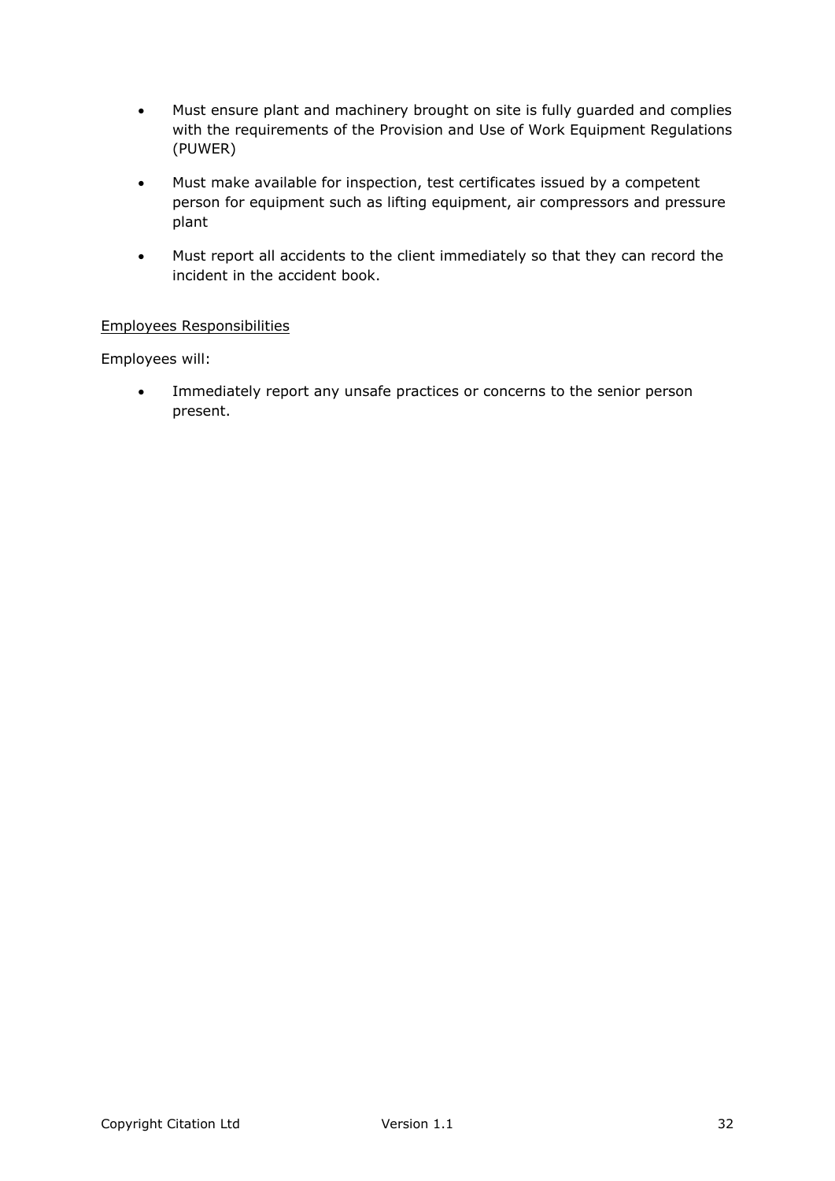- Must ensure plant and machinery brought on site is fully guarded and complies with the requirements of the Provision and Use of Work Equipment Regulations (PUWER)
- Must make available for inspection, test certificates issued by a competent person for equipment such as lifting equipment, air compressors and pressure plant
- Must report all accidents to the client immediately so that they can record the incident in the accident book.

<u>Employees Responsibilities</u>

Employees will:

- Immediately report any unsafe practices or concerns to the senior person present.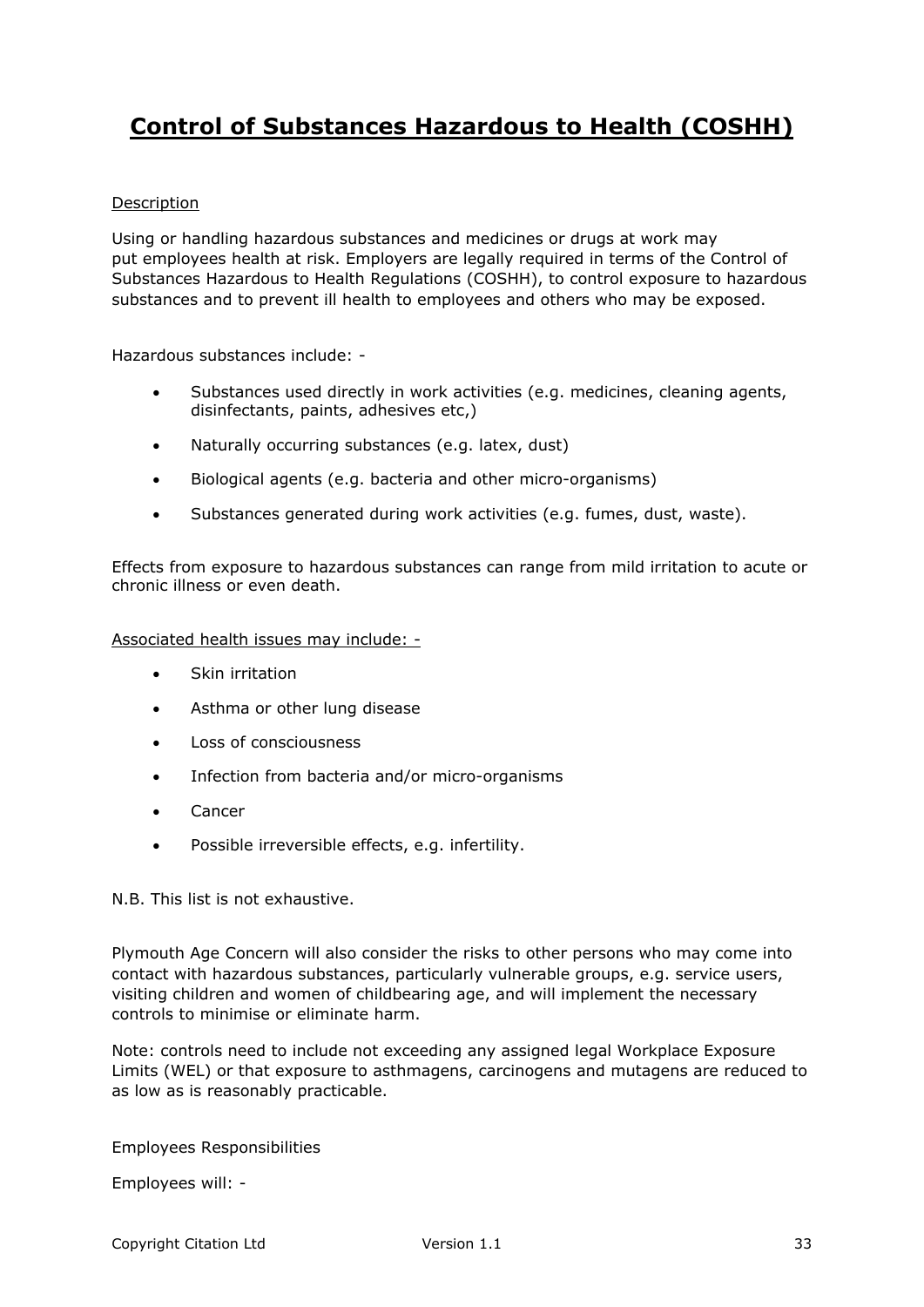# Control of Substances Hazardous to Health (COSHH)

Description

Using or handling hazardous substances and medicines or drugs at work may put employees health at risk. Employers are legally required in terms of the Control of Substances Hazardous to Health Regulations (COSHH), to control exposure to hazardous substances and to prevent ill health to employees and others who may be exposed.

Hazardous substances include: -

- Substances used directly in work activities (e.g. medicines, cleaning agents, disinfectants, paints, adhesives etc,)
- Naturally occurring substances (e.g. latex, dust)
- Biological agents (e.g. bacteria and other micro-organisms)
- Substances generated during work activities (e.g. fumes, dust, waste).

Effects from exposure to hazardous substances can range from mild irritation to acute or chronic illness or even death.

Associated health issues may include: -

- Skin irritation
- Asthma or other lung disease
- Loss of consciousness
- Infection from bacteria and/or micro-organisms
- Cancer
- Possible irreversible effects, e.g. infertility.

N.B. This list is not exhaustive.

Plymouth Age Concern will also consider the risks to other persons who may come into contact with hazardous substances, particularly vulnerable groups, e.g. service users, visiting children and women of childbearing age, and will implement the necessary controls to minimise or eliminate harm.

Note: controls need to include not exceeding any assigned legal Workplace Exposure Limits (WEL) or that exposure to asthmagens, carcinogens and mutagens are reduced to as low as is reasonably practicable.

Employees Responsibilities

Employees will: -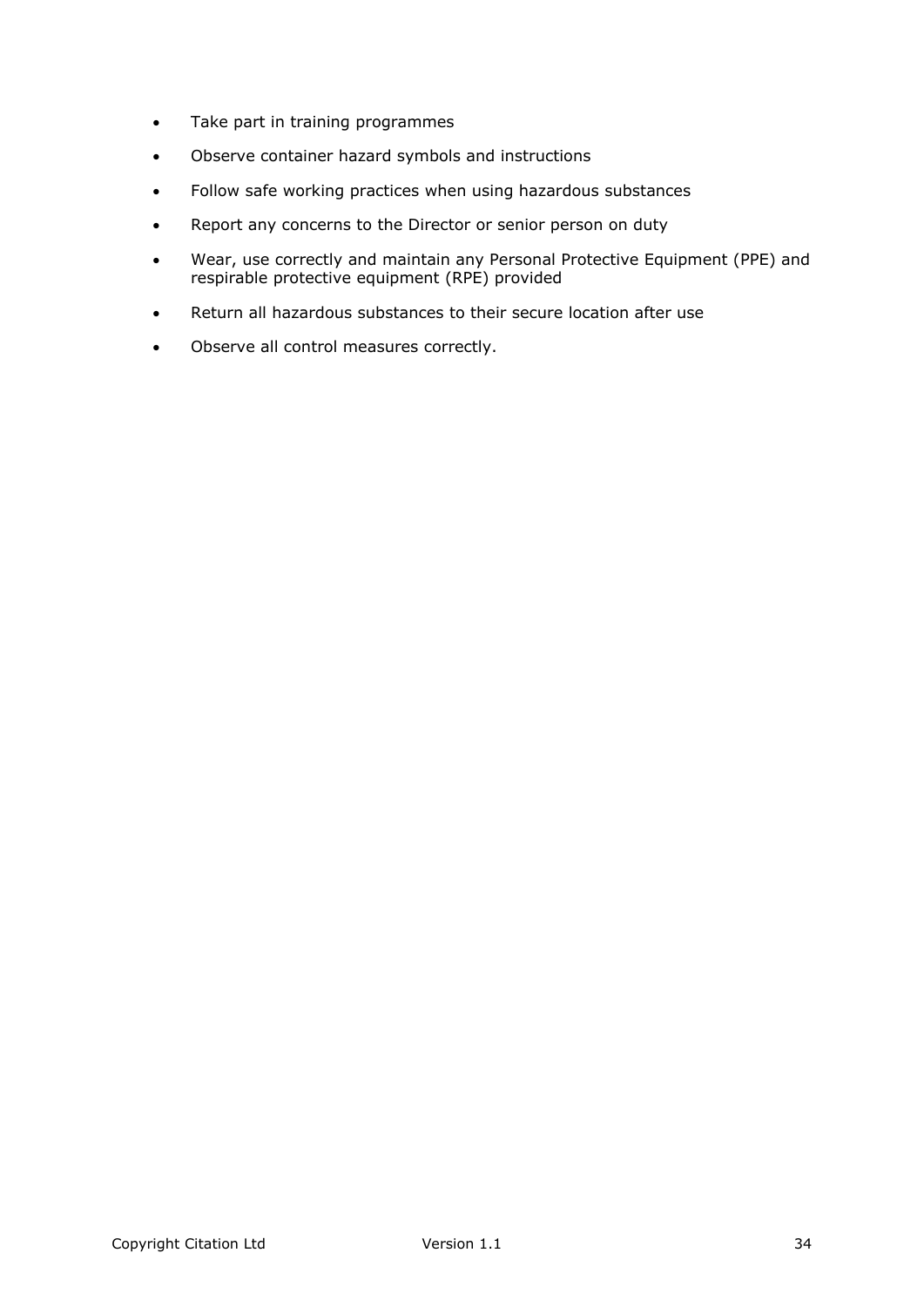- Take part in training programmes
- Observe container hazard symbols and instructions
- Follow safe working practices when using hazardous substances
- Report any concerns to the Director or senior person on duty
- Wear, use correctly and maintain any Personal Protective Equipment (PPE) and respirable protective equipment (RPE) provided
- Return all hazardous substances to their secure location after use
- Observe all control measures correctly.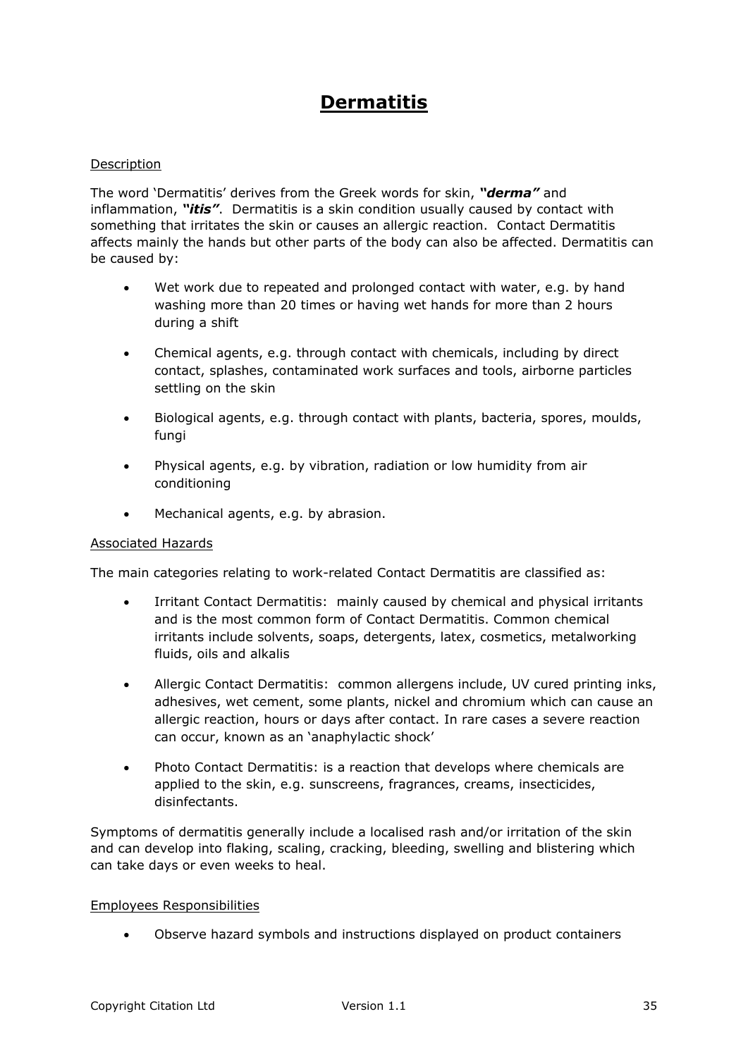# Dermatitis

Description

The word 'Dermatitis' derives from the Greek words for skin, ***"derma"*** and inflammation, ***"itis"***. Dermatitis is a skin condition usually caused by contact with something that irritates the skin or causes an allergic reaction. Contact Dermatitis affects mainly the hands but other parts of the body can also be affected. Dermatitis can be caused by:

- Wet work due to repeated and prolonged contact with water, e.g. by hand washing more than 20 times or having wet hands for more than 2 hours during a shift
- Chemical agents, e.g. through contact with chemicals, including by direct contact, splashes, contaminated work surfaces and tools, airborne particles settling on the skin
- Biological agents, e.g. through contact with plants, bacteria, spores, moulds, fungi
- Physical agents, e.g. by vibration, radiation or low humidity from air conditioning
- Mechanical agents, e.g. by abrasion.

Associated Hazards

The main categories relating to work-related Contact Dermatitis are classified as:

- Irritant Contact Dermatitis: mainly caused by chemical and physical irritants and is the most common form of Contact Dermatitis. Common chemical irritants include solvents, soaps, detergents, latex, cosmetics, metalworking fluids, oils and alkalis
- Allergic Contact Dermatitis: common allergens include, UV cured printing inks, adhesives, wet cement, some plants, nickel and chromium which can cause an allergic reaction, hours or days after contact. In rare cases a severe reaction can occur, known as an 'anaphylactic shock'
- Photo Contact Dermatitis: is a reaction that develops where chemicals are applied to the skin, e.g. sunscreens, fragrances, creams, insecticides, disinfectants.

Symptoms of dermatitis generally include a localised rash and/or irritation of the skin and can develop into flaking, scaling, cracking, bleeding, swelling and blistering which can take days or even weeks to heal.

Employees Responsibilities

- Observe hazard symbols and instructions displayed on product containers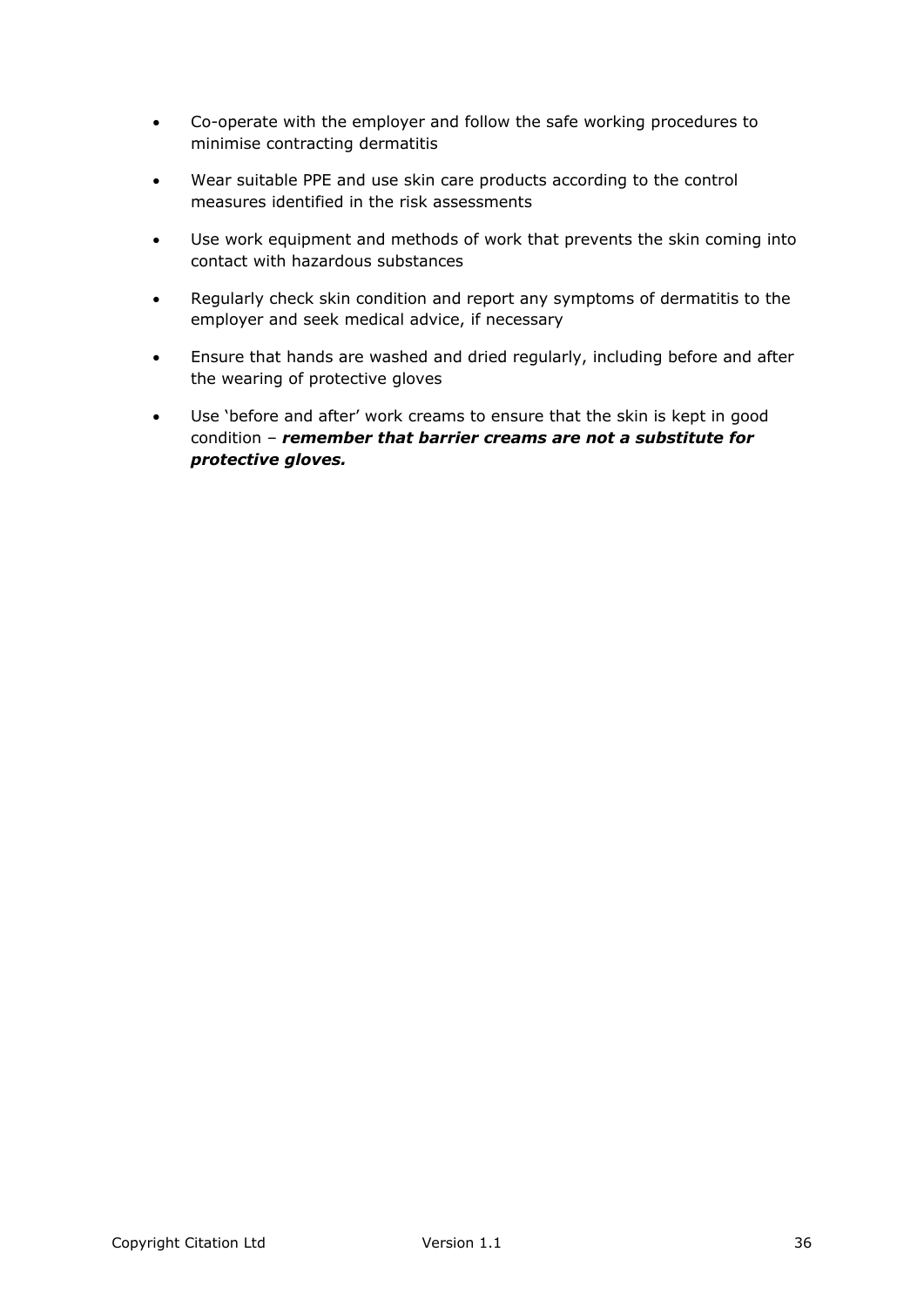- Co-operate with the employer and follow the safe working procedures to minimise contracting dermatitis
- Wear suitable PPE and use skin care products according to the control measures identified in the risk assessments
- Use work equipment and methods of work that prevents the skin coming into contact with hazardous substances
- Regularly check skin condition and report any symptoms of dermatitis to the employer and seek medical advice, if necessary
- Ensure that hands are washed and dried regularly, including before and after the wearing of protective gloves
- Use 'before and after' work creams to ensure that the skin is kept in good condition – ***remember that barrier creams are not a substitute for protective gloves.***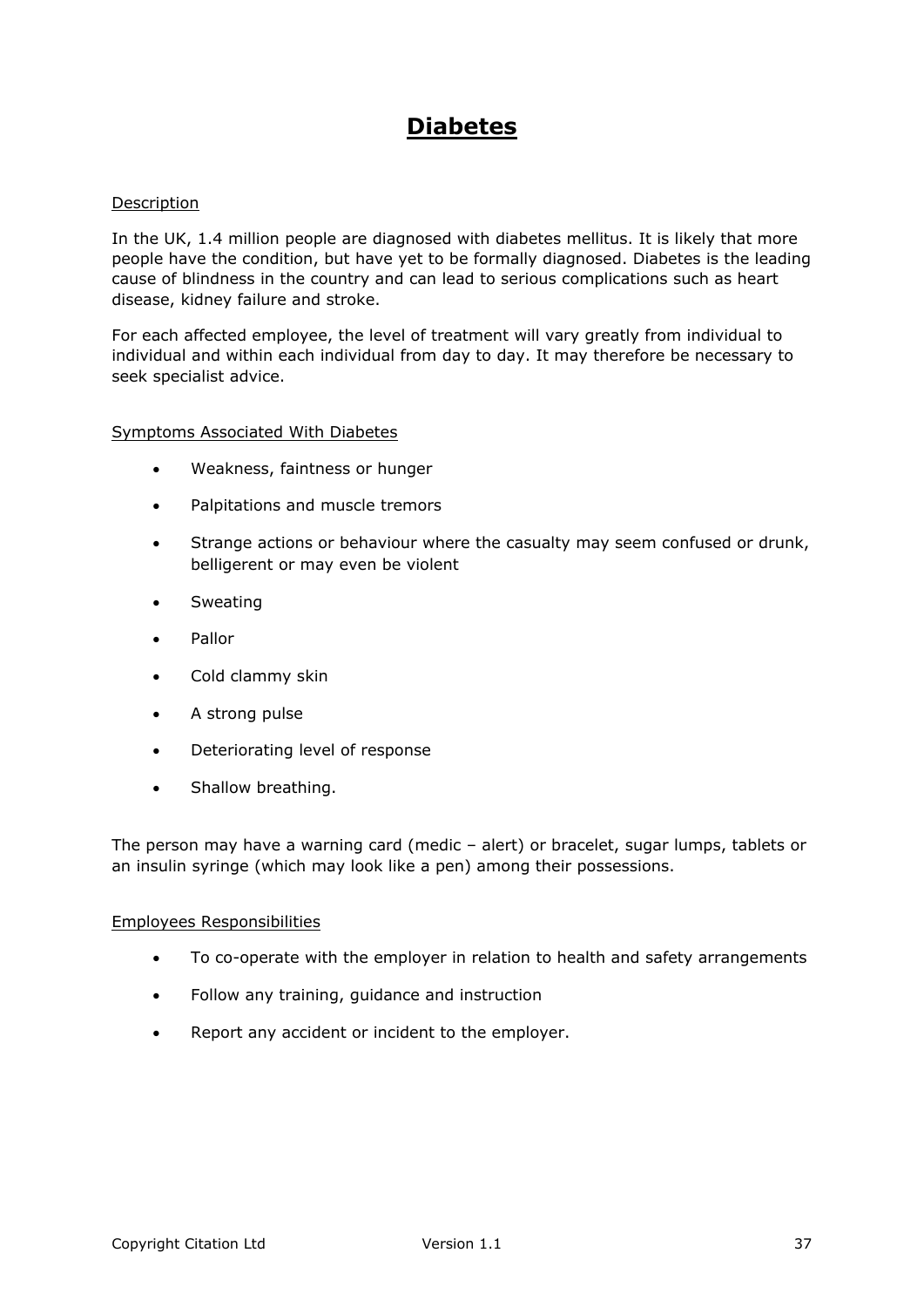# Diabetes

Description

In the UK, 1.4 million people are diagnosed with diabetes mellitus. It is likely that more people have the condition, but have yet to be formally diagnosed. Diabetes is the leading cause of blindness in the country and can lead to serious complications such as heart disease, kidney failure and stroke.

For each affected employee, the level of treatment will vary greatly from individual to individual and within each individual from day to day. It may therefore be necessary to seek specialist advice.

Symptoms Associated With Diabetes

- Weakness, faintness or hunger
- Palpitations and muscle tremors
- Strange actions or behaviour where the casualty may seem confused or drunk, belligerent or may even be violent
- Sweating
- Pallor
- Cold clammy skin
- A strong pulse
- Deteriorating level of response
- Shallow breathing.

The person may have a warning card (medic – alert) or bracelet, sugar lumps, tablets or an insulin syringe (which may look like a pen) among their possessions.

Employees Responsibilities

- To co-operate with the employer in relation to health and safety arrangements
- Follow any training, guidance and instruction
- Report any accident or incident to the employer.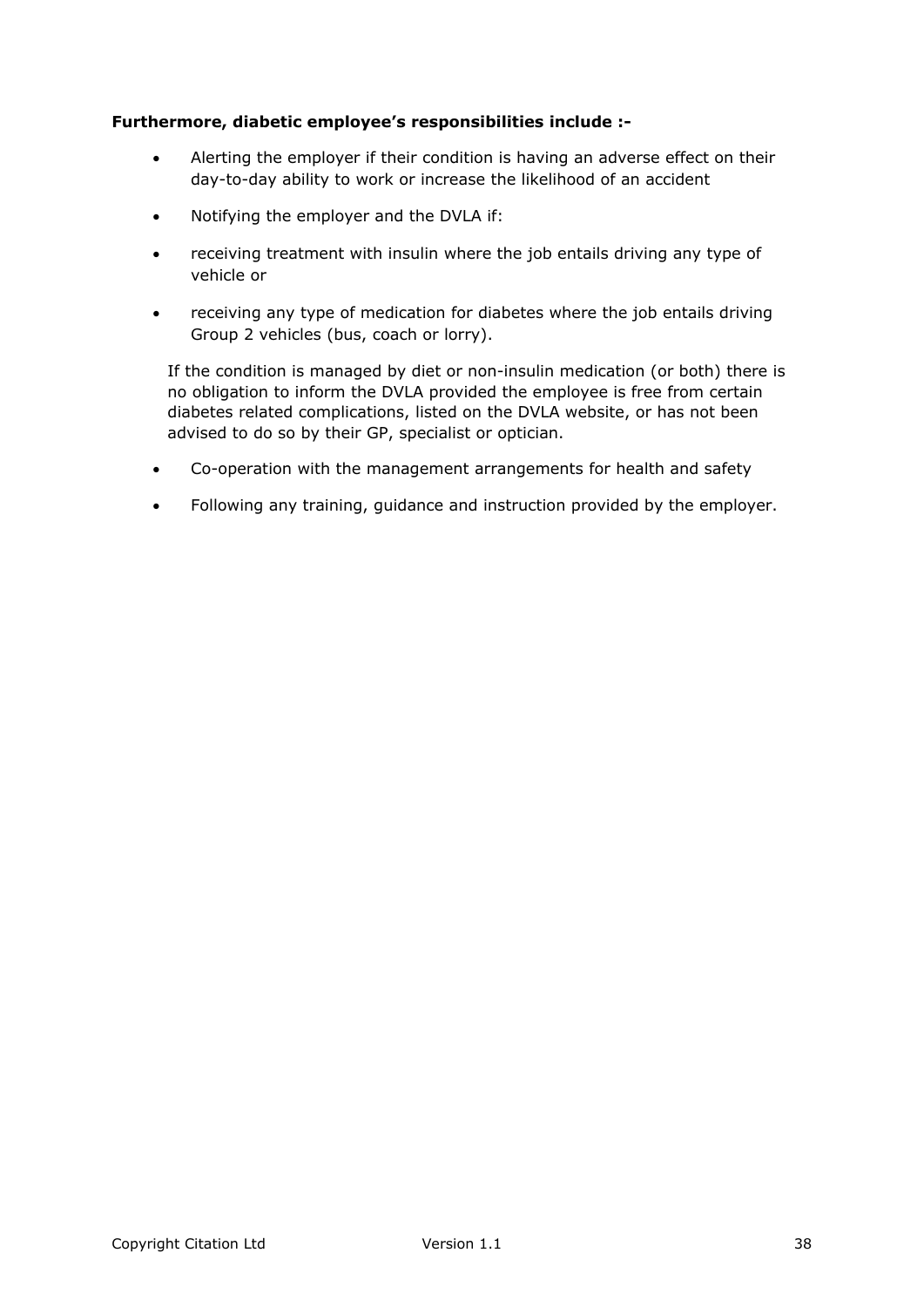**Furthermore, diabetic employee's responsibilities include :-**

- Alerting the employer if their condition is having an adverse effect on their day-to-day ability to work or increase the likelihood of an accident
- Notifying the employer and the DVLA if:
- receiving treatment with insulin where the job entails driving any type of vehicle or
- receiving any type of medication for diabetes where the job entails driving Group 2 vehicles (bus, coach or lorry).

  If the condition is managed by diet or non-insulin medication (or both) there is no obligation to inform the DVLA provided the employee is free from certain diabetes related complications, listed on the DVLA website, or has not been advised to do so by their GP, specialist or optician.

- Co-operation with the management arrangements for health and safety
- Following any training, guidance and instruction provided by the employer.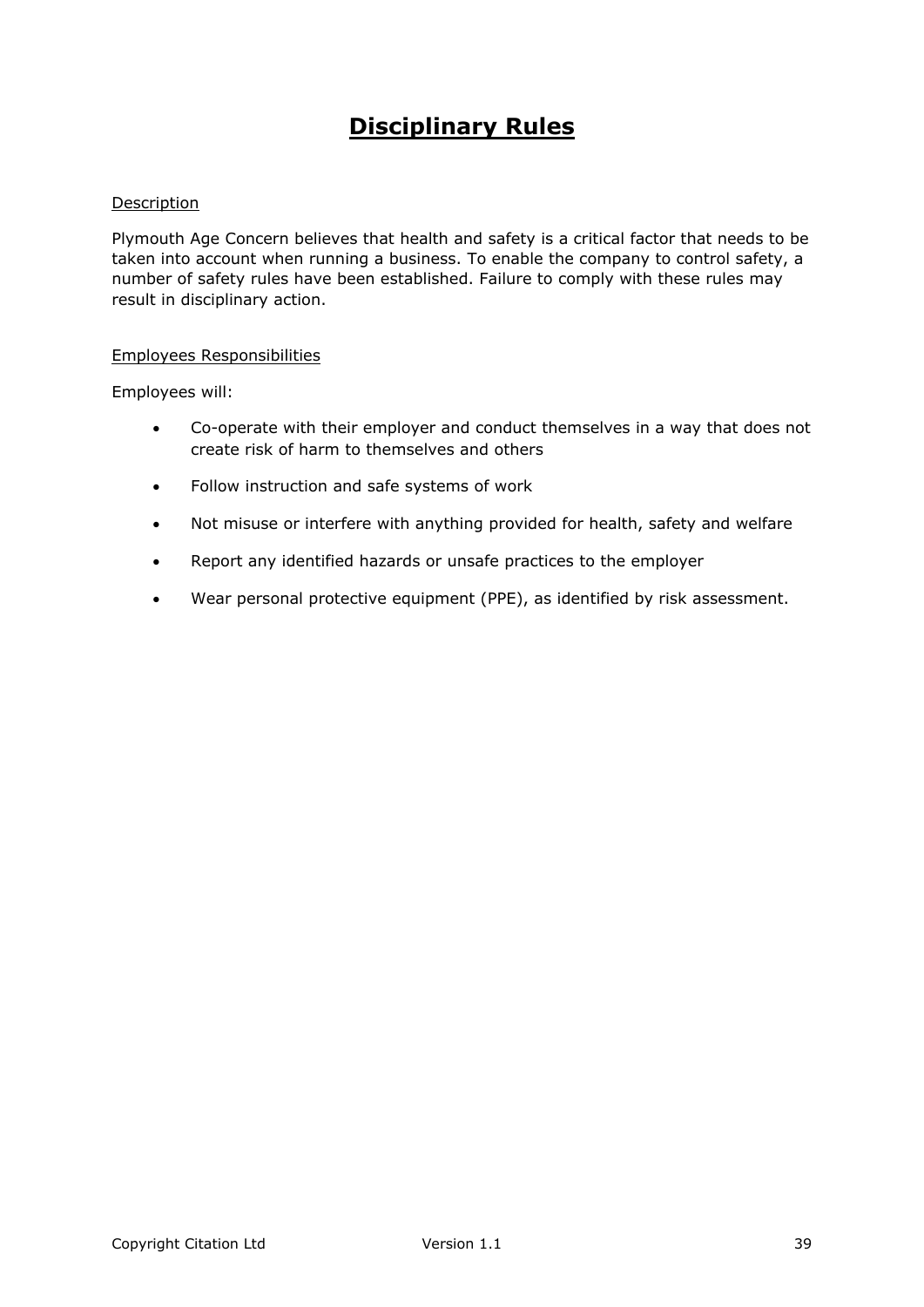# Disciplinary Rules

Description

Plymouth Age Concern believes that health and safety is a critical factor that needs to be taken into account when running a business. To enable the company to control safety, a number of safety rules have been established. Failure to comply with these rules may result in disciplinary action.

Employees Responsibilities

Employees will:

- Co-operate with their employer and conduct themselves in a way that does not create risk of harm to themselves and others
- Follow instruction and safe systems of work
- Not misuse or interfere with anything provided for health, safety and welfare
- Report any identified hazards or unsafe practices to the employer
- Wear personal protective equipment (PPE), as identified by risk assessment.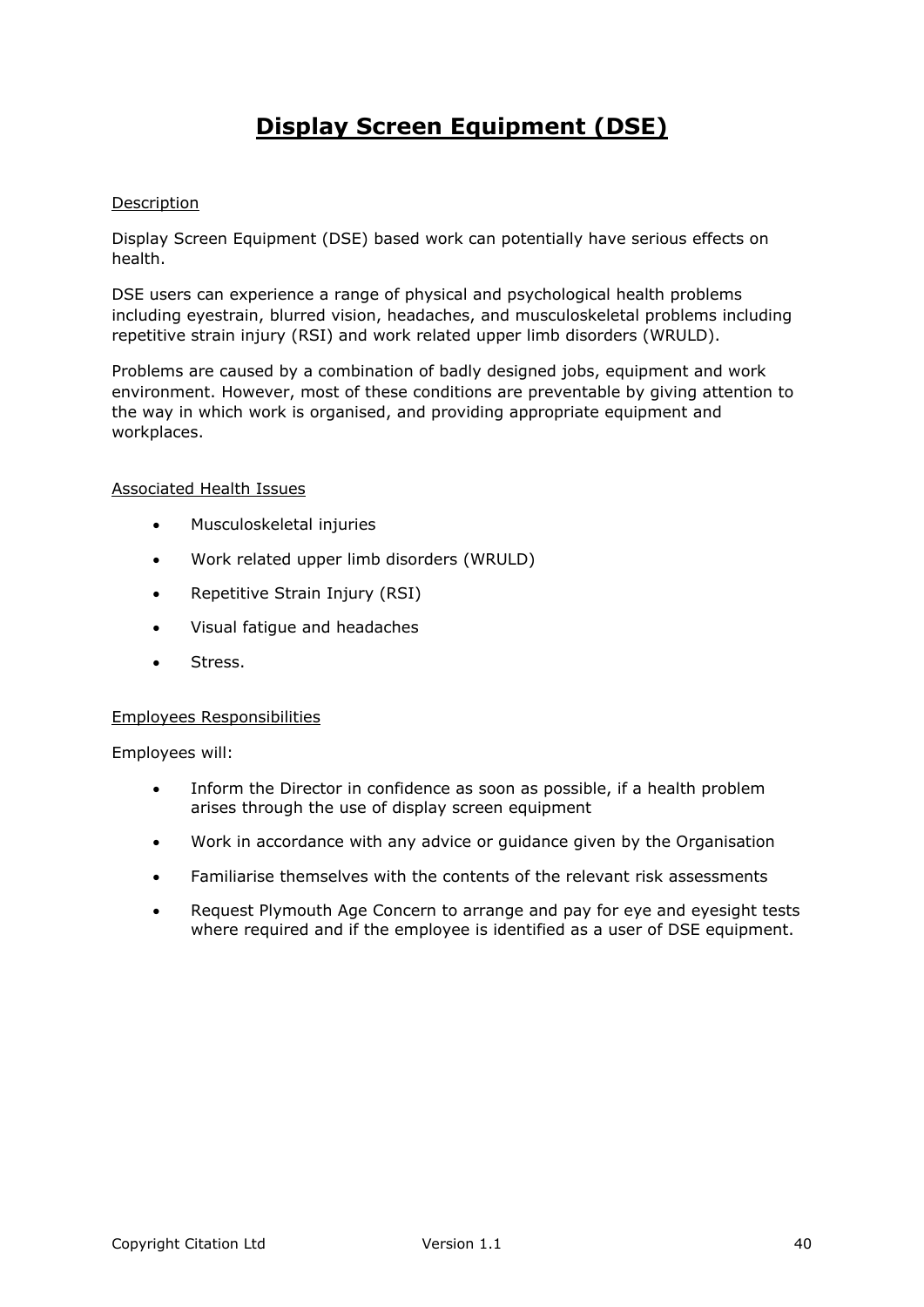# Display Screen Equipment (DSE)

Description

Display Screen Equipment (DSE) based work can potentially have serious effects on health.

DSE users can experience a range of physical and psychological health problems including eyestrain, blurred vision, headaches, and musculoskeletal problems including repetitive strain injury (RSI) and work related upper limb disorders (WRULD).

Problems are caused by a combination of badly designed jobs, equipment and work environment. However, most of these conditions are preventable by giving attention to the way in which work is organised, and providing appropriate equipment and workplaces.

Associated Health Issues

- Musculoskeletal injuries
- Work related upper limb disorders (WRULD)
- Repetitive Strain Injury (RSI)
- Visual fatigue and headaches
- Stress.

Employees Responsibilities

Employees will:

- Inform the Director in confidence as soon as possible, if a health problem arises through the use of display screen equipment
- Work in accordance with any advice or guidance given by the Organisation
- Familiarise themselves with the contents of the relevant risk assessments
- Request Plymouth Age Concern to arrange and pay for eye and eyesight tests where required and if the employee is identified as a user of DSE equipment.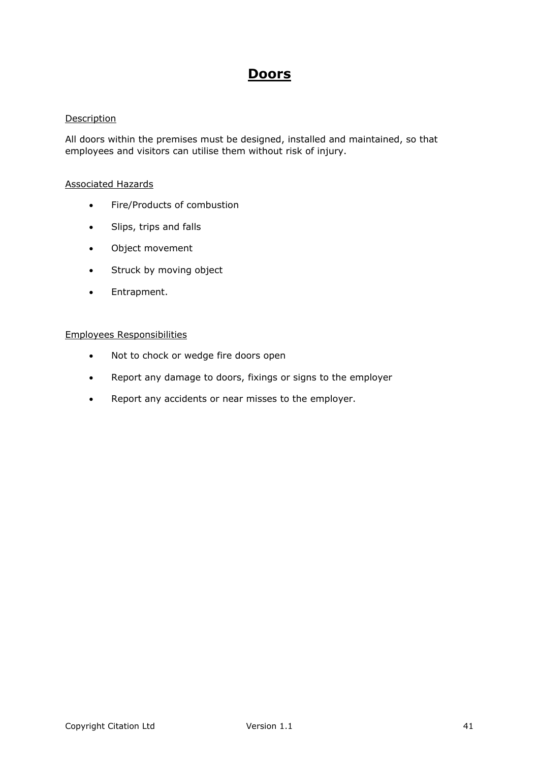# Doors

Description

All doors within the premises must be designed, installed and maintained, so that employees and visitors can utilise them without risk of injury.

Associated Hazards

- Fire/Products of combustion
- Slips, trips and falls
- Object movement
- Struck by moving object
- Entrapment.

Employees Responsibilities

- Not to chock or wedge fire doors open
- Report any damage to doors, fixings or signs to the employer
- Report any accidents or near misses to the employer.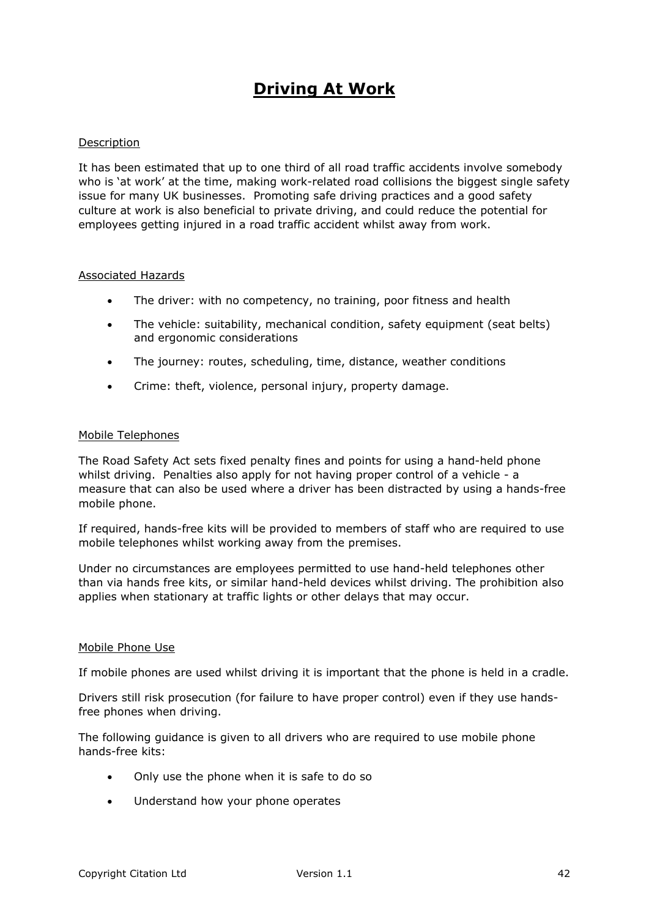# Driving At Work

Description

It has been estimated that up to one third of all road traffic accidents involve somebody who is 'at work' at the time, making work-related road collisions the biggest single safety issue for many UK businesses. Promoting safe driving practices and a good safety culture at work is also beneficial to private driving, and could reduce the potential for employees getting injured in a road traffic accident whilst away from work.

Associated Hazards

- The driver: with no competency, no training, poor fitness and health
- The vehicle: suitability, mechanical condition, safety equipment (seat belts) and ergonomic considerations
- The journey: routes, scheduling, time, distance, weather conditions
- Crime: theft, violence, personal injury, property damage.

Mobile Telephones

The Road Safety Act sets fixed penalty fines and points for using a hand-held phone whilst driving. Penalties also apply for not having proper control of a vehicle - a measure that can also be used where a driver has been distracted by using a hands-free mobile phone.

If required, hands-free kits will be provided to members of staff who are required to use mobile telephones whilst working away from the premises.

Under no circumstances are employees permitted to use hand-held telephones other than via hands free kits, or similar hand-held devices whilst driving. The prohibition also applies when stationary at traffic lights or other delays that may occur.

Mobile Phone Use

If mobile phones are used whilst driving it is important that the phone is held in a cradle.

Drivers still risk prosecution (for failure to have proper control) even if they use hands-free phones when driving.

The following guidance is given to all drivers who are required to use mobile phone hands-free kits:

- Only use the phone when it is safe to do so
- Understand how your phone operates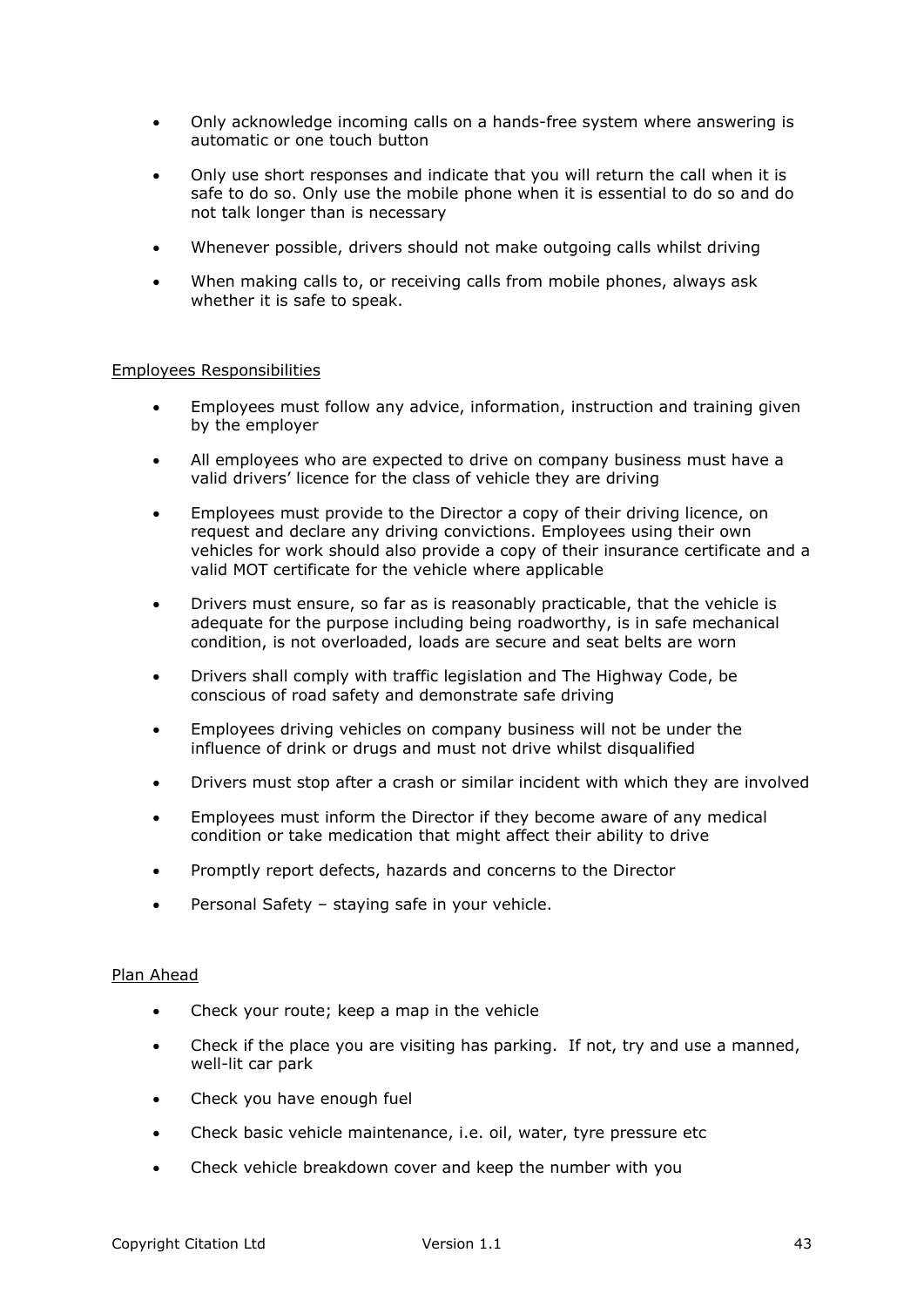- Only acknowledge incoming calls on a hands-free system where answering is automatic or one touch button
- Only use short responses and indicate that you will return the call when it is safe to do so. Only use the mobile phone when it is essential to do so and do not talk longer than is necessary
- Whenever possible, drivers should not make outgoing calls whilst driving
- When making calls to, or receiving calls from mobile phones, always ask whether it is safe to speak.

<u>Employees Responsibilities</u>

- Employees must follow any advice, information, instruction and training given by the employer
- All employees who are expected to drive on company business must have a valid drivers' licence for the class of vehicle they are driving
- Employees must provide to the Director a copy of their driving licence, on request and declare any driving convictions. Employees using their own vehicles for work should also provide a copy of their insurance certificate and a valid MOT certificate for the vehicle where applicable
- Drivers must ensure, so far as is reasonably practicable, that the vehicle is adequate for the purpose including being roadworthy, is in safe mechanical condition, is not overloaded, loads are secure and seat belts are worn
- Drivers shall comply with traffic legislation and The Highway Code, be conscious of road safety and demonstrate safe driving
- Employees driving vehicles on company business will not be under the influence of drink or drugs and must not drive whilst disqualified
- Drivers must stop after a crash or similar incident with which they are involved
- Employees must inform the Director if they become aware of any medical condition or take medication that might affect their ability to drive
- Promptly report defects, hazards and concerns to the Director
- Personal Safety – staying safe in your vehicle.

<u>Plan Ahead</u>

- Check your route; keep a map in the vehicle
- Check if the place you are visiting has parking. If not, try and use a manned, well-lit car park
- Check you have enough fuel
- Check basic vehicle maintenance, i.e. oil, water, tyre pressure etc
- Check vehicle breakdown cover and keep the number with you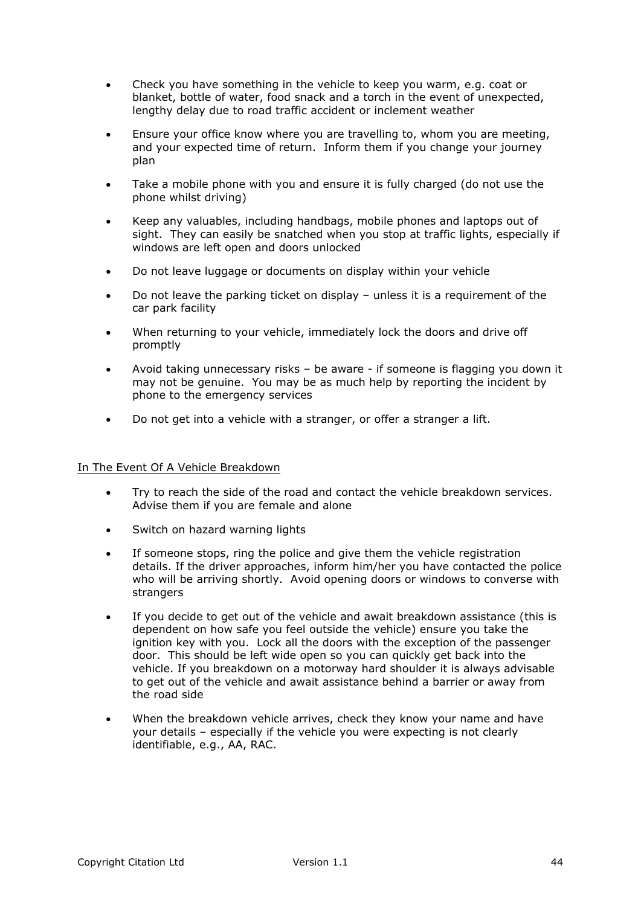- Check you have something in the vehicle to keep you warm, e.g. coat or blanket, bottle of water, food snack and a torch in the event of unexpected, lengthy delay due to road traffic accident or inclement weather
- Ensure your office know where you are travelling to, whom you are meeting, and your expected time of return. Inform them if you change your journey plan
- Take a mobile phone with you and ensure it is fully charged (do not use the phone whilst driving)
- Keep any valuables, including handbags, mobile phones and laptops out of sight. They can easily be snatched when you stop at traffic lights, especially if windows are left open and doors unlocked
- Do not leave luggage or documents on display within your vehicle
- Do not leave the parking ticket on display – unless it is a requirement of the car park facility
- When returning to your vehicle, immediately lock the doors and drive off promptly
- Avoid taking unnecessary risks – be aware - if someone is flagging you down it may not be genuine. You may be as much help by reporting the incident by phone to the emergency services
- Do not get into a vehicle with a stranger, or offer a stranger a lift.

<u>In The Event Of A Vehicle Breakdown</u>

- Try to reach the side of the road and contact the vehicle breakdown services. Advise them if you are female and alone
- Switch on hazard warning lights
- If someone stops, ring the police and give them the vehicle registration details. If the driver approaches, inform him/her you have contacted the police who will be arriving shortly. Avoid opening doors or windows to converse with strangers
- If you decide to get out of the vehicle and await breakdown assistance (this is dependent on how safe you feel outside the vehicle) ensure you take the ignition key with you. Lock all the doors with the exception of the passenger door. This should be left wide open so you can quickly get back into the vehicle. If you breakdown on a motorway hard shoulder it is always advisable to get out of the vehicle and await assistance behind a barrier or away from the road side
- When the breakdown vehicle arrives, check they know your name and have your details – especially if the vehicle you were expecting is not clearly identifiable, e.g., AA, RAC.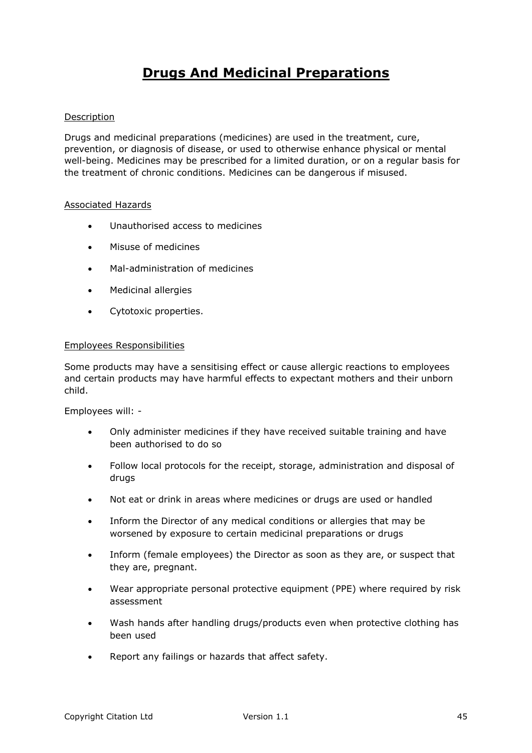# Drugs And Medicinal Preparations

## Description

Drugs and medicinal preparations (medicines) are used in the treatment, cure, prevention, or diagnosis of disease, or used to otherwise enhance physical or mental well-being. Medicines may be prescribed for a limited duration, or on a regular basis for the treatment of chronic conditions. Medicines can be dangerous if misused.

## Associated Hazards

- Unauthorised access to medicines
- Misuse of medicines
- Mal-administration of medicines
- Medicinal allergies
- Cytotoxic properties.

## Employees Responsibilities

Some products may have a sensitising effect or cause allergic reactions to employees and certain products may have harmful effects to expectant mothers and their unborn child.

Employees will: -

- Only administer medicines if they have received suitable training and have been authorised to do so
- Follow local protocols for the receipt, storage, administration and disposal of drugs
- Not eat or drink in areas where medicines or drugs are used or handled
- Inform the Director of any medical conditions or allergies that may be worsened by exposure to certain medicinal preparations or drugs
- Inform (female employees) the Director as soon as they are, or suspect that they are, pregnant.
- Wear appropriate personal protective equipment (PPE) where required by risk assessment
- Wash hands after handling drugs/products even when protective clothing has been used
- Report any failings or hazards that affect safety.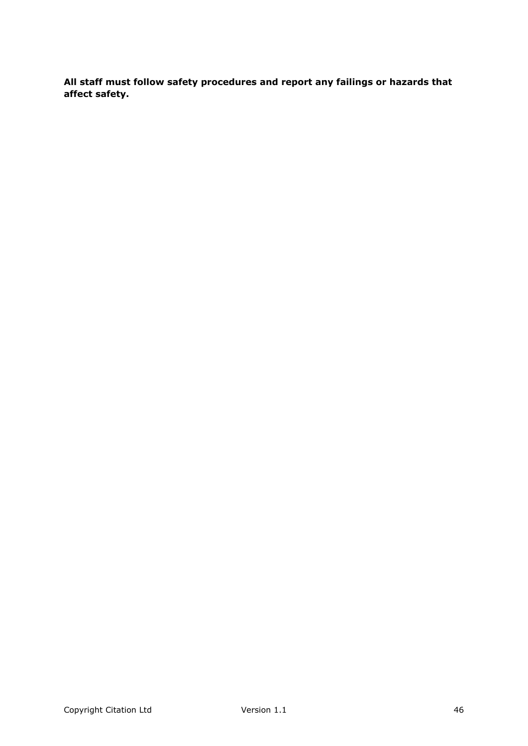**All staff must follow safety procedures and report any failings or hazards that affect safety.**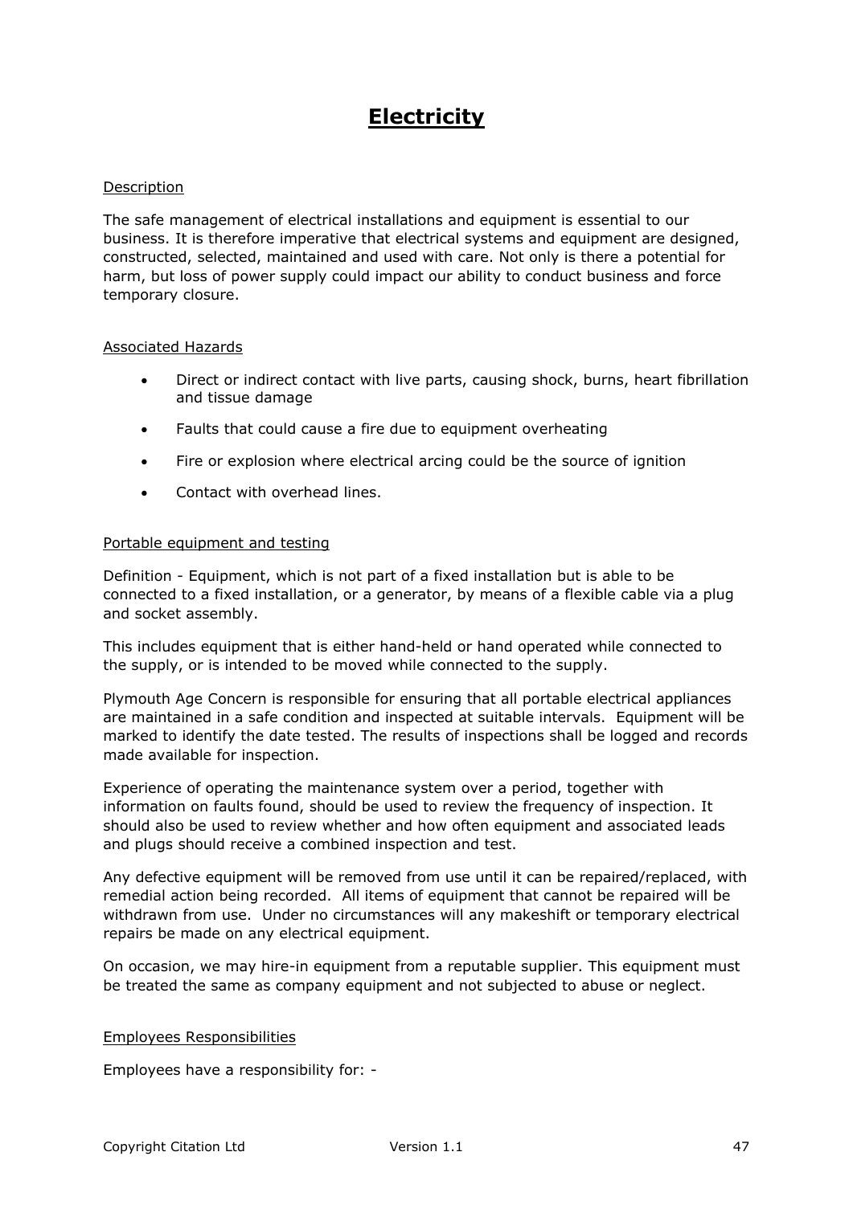# Electricity

## Description

The safe management of electrical installations and equipment is essential to our business. It is therefore imperative that electrical systems and equipment are designed, constructed, selected, maintained and used with care. Not only is there a potential for harm, but loss of power supply could impact our ability to conduct business and force temporary closure.

## Associated Hazards

- Direct or indirect contact with live parts, causing shock, burns, heart fibrillation and tissue damage
- Faults that could cause a fire due to equipment overheating
- Fire or explosion where electrical arcing could be the source of ignition
- Contact with overhead lines.

## Portable equipment and testing

Definition - Equipment, which is not part of a fixed installation but is able to be connected to a fixed installation, or a generator, by means of a flexible cable via a plug and socket assembly.

This includes equipment that is either hand-held or hand operated while connected to the supply, or is intended to be moved while connected to the supply.

Plymouth Age Concern is responsible for ensuring that all portable electrical appliances are maintained in a safe condition and inspected at suitable intervals. Equipment will be marked to identify the date tested. The results of inspections shall be logged and records made available for inspection.

Experience of operating the maintenance system over a period, together with information on faults found, should be used to review the frequency of inspection. It should also be used to review whether and how often equipment and associated leads and plugs should receive a combined inspection and test.

Any defective equipment will be removed from use until it can be repaired/replaced, with remedial action being recorded. All items of equipment that cannot be repaired will be withdrawn from use. Under no circumstances will any makeshift or temporary electrical repairs be made on any electrical equipment.

On occasion, we may hire-in equipment from a reputable supplier. This equipment must be treated the same as company equipment and not subjected to abuse or neglect.

## Employees Responsibilities

Employees have a responsibility for: -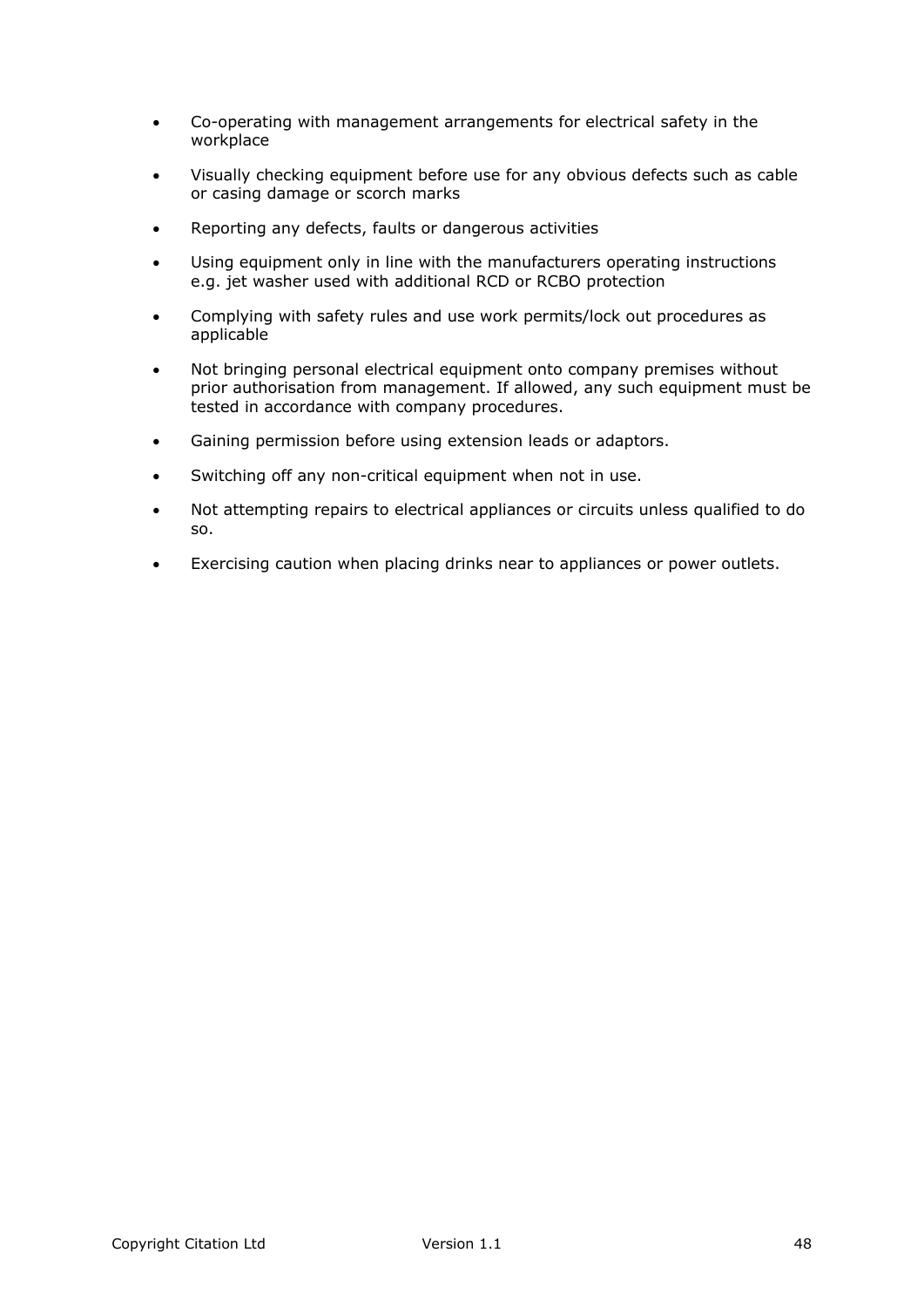- Co-operating with management arrangements for electrical safety in the workplace
- Visually checking equipment before use for any obvious defects such as cable or casing damage or scorch marks
- Reporting any defects, faults or dangerous activities
- Using equipment only in line with the manufacturers operating instructions e.g. jet washer used with additional RCD or RCBO protection
- Complying with safety rules and use work permits/lock out procedures as applicable
- Not bringing personal electrical equipment onto company premises without prior authorisation from management. If allowed, any such equipment must be tested in accordance with company procedures.
- Gaining permission before using extension leads or adaptors.
- Switching off any non-critical equipment when not in use.
- Not attempting repairs to electrical appliances or circuits unless qualified to do so.
- Exercising caution when placing drinks near to appliances or power outlets.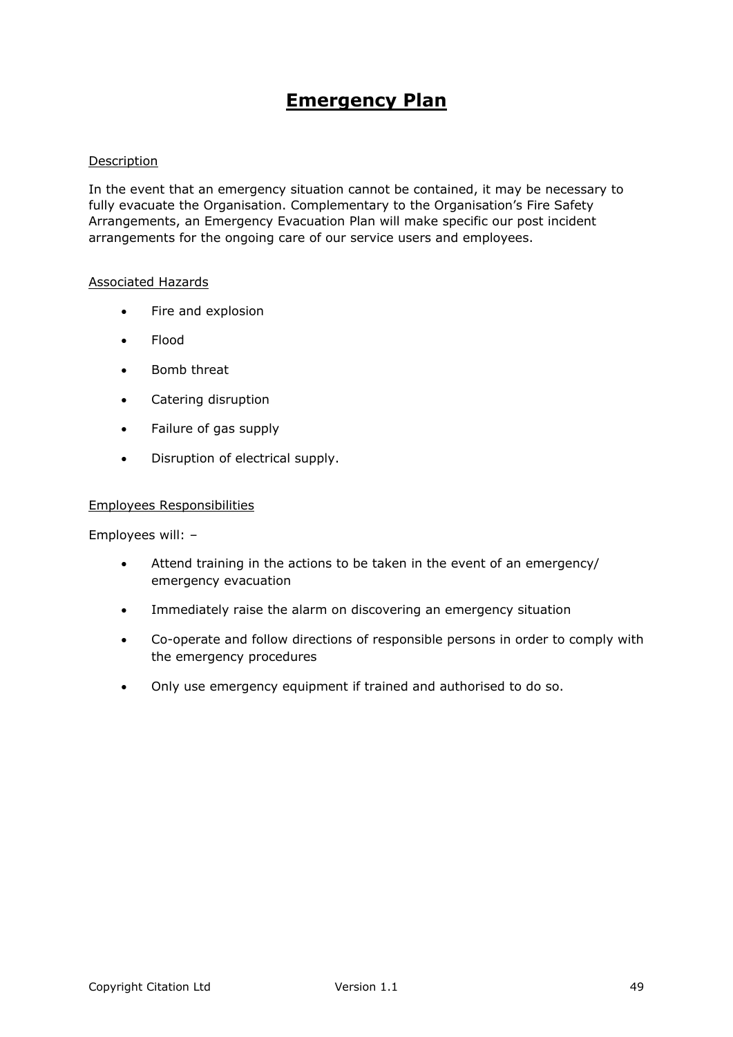# Emergency Plan

Description

In the event that an emergency situation cannot be contained, it may be necessary to fully evacuate the Organisation. Complementary to the Organisation's Fire Safety Arrangements, an Emergency Evacuation Plan will make specific our post incident arrangements for the ongoing care of our service users and employees.

Associated Hazards

- Fire and explosion
- Flood
- Bomb threat
- Catering disruption
- Failure of gas supply
- Disruption of electrical supply.

Employees Responsibilities

Employees will: –

- Attend training in the actions to be taken in the event of an emergency/ emergency evacuation
- Immediately raise the alarm on discovering an emergency situation
- Co-operate and follow directions of responsible persons in order to comply with the emergency procedures
- Only use emergency equipment if trained and authorised to do so.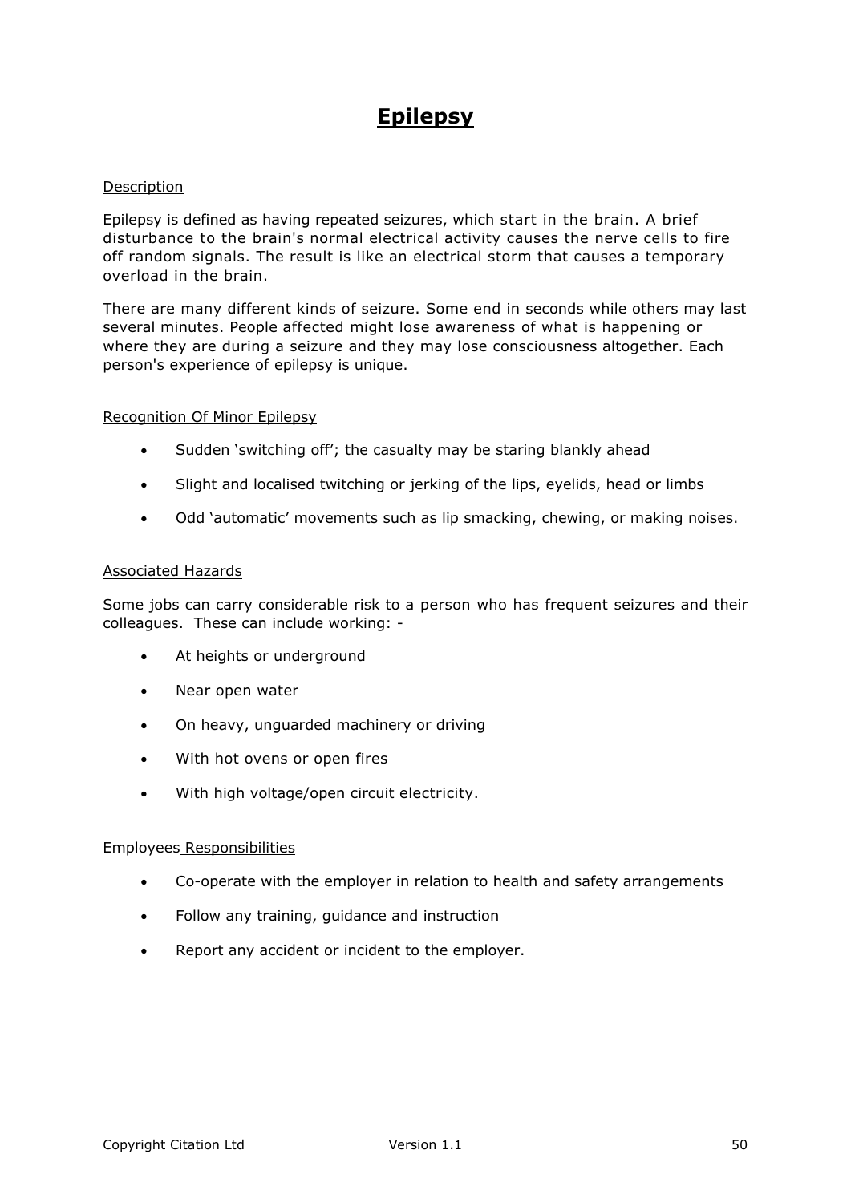# Epilepsy

## Description

Epilepsy is defined as having repeated seizures, which start in the brain. A brief disturbance to the brain's normal electrical activity causes the nerve cells to fire off random signals. The result is like an electrical storm that causes a temporary overload in the brain.

There are many different kinds of seizure. Some end in seconds while others may last several minutes. People affected might lose awareness of what is happening or where they are during a seizure and they may lose consciousness altogether. Each person's experience of epilepsy is unique.

## Recognition Of Minor Epilepsy

- Sudden 'switching off'; the casualty may be staring blankly ahead
- Slight and localised twitching or jerking of the lips, eyelids, head or limbs
- Odd 'automatic' movements such as lip smacking, chewing, or making noises.

## Associated Hazards

Some jobs can carry considerable risk to a person who has frequent seizures and their colleagues. These can include working: -

- At heights or underground
- Near open water
- On heavy, unguarded machinery or driving
- With hot ovens or open fires
- With high voltage/open circuit electricity.

## Employees Responsibilities

- Co-operate with the employer in relation to health and safety arrangements
- Follow any training, guidance and instruction
- Report any accident or incident to the employer.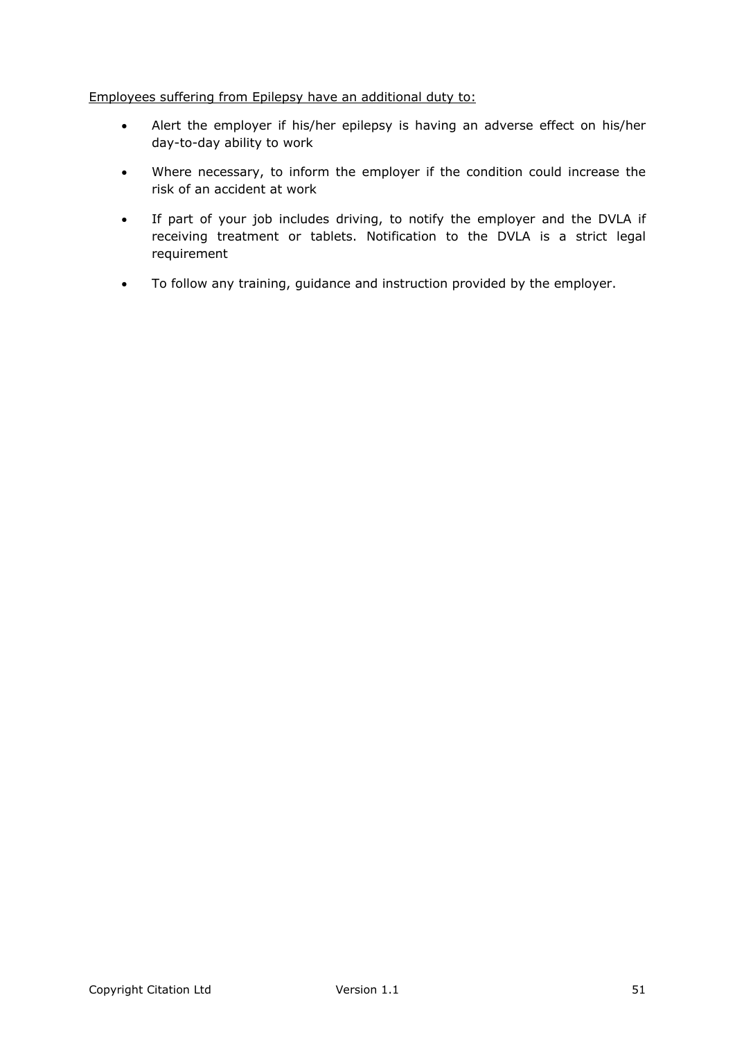<u>Employees suffering from Epilepsy have an additional duty to:</u>

- Alert the employer if his/her epilepsy is having an adverse effect on his/her day-to-day ability to work
- Where necessary, to inform the employer if the condition could increase the risk of an accident at work
- If part of your job includes driving, to notify the employer and the DVLA if receiving treatment or tablets. Notification to the DVLA is a strict legal requirement
- To follow any training, guidance and instruction provided by the employer.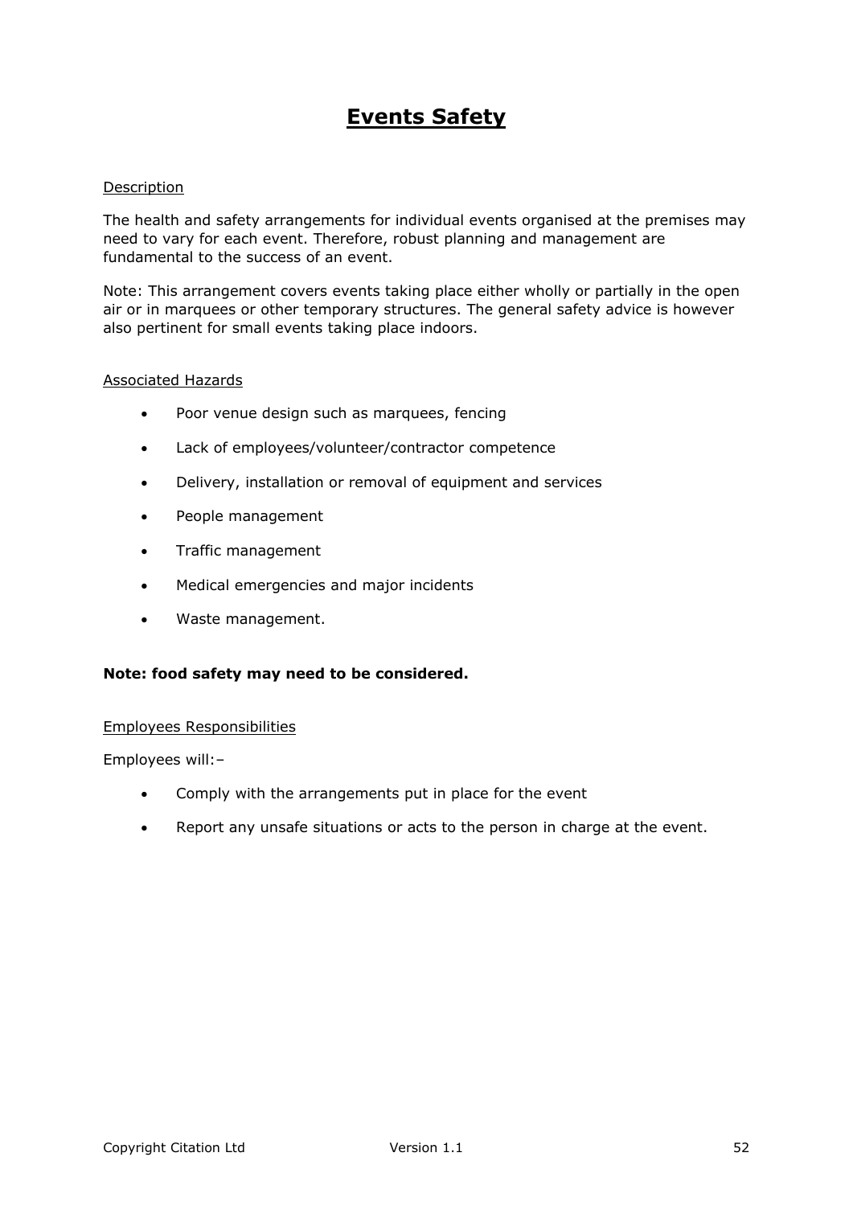# Events Safety

Description

The health and safety arrangements for individual events organised at the premises may need to vary for each event. Therefore, robust planning and management are fundamental to the success of an event.

Note: This arrangement covers events taking place either wholly or partially in the open air or in marquees or other temporary structures. The general safety advice is however also pertinent for small events taking place indoors.

Associated Hazards

- Poor venue design such as marquees, fencing
- Lack of employees/volunteer/contractor competence
- Delivery, installation or removal of equipment and services
- People management
- Traffic management
- Medical emergencies and major incidents
- Waste management.

**Note: food safety may need to be considered.**

Employees Responsibilities

Employees will:–

- Comply with the arrangements put in place for the event
- Report any unsafe situations or acts to the person in charge at the event.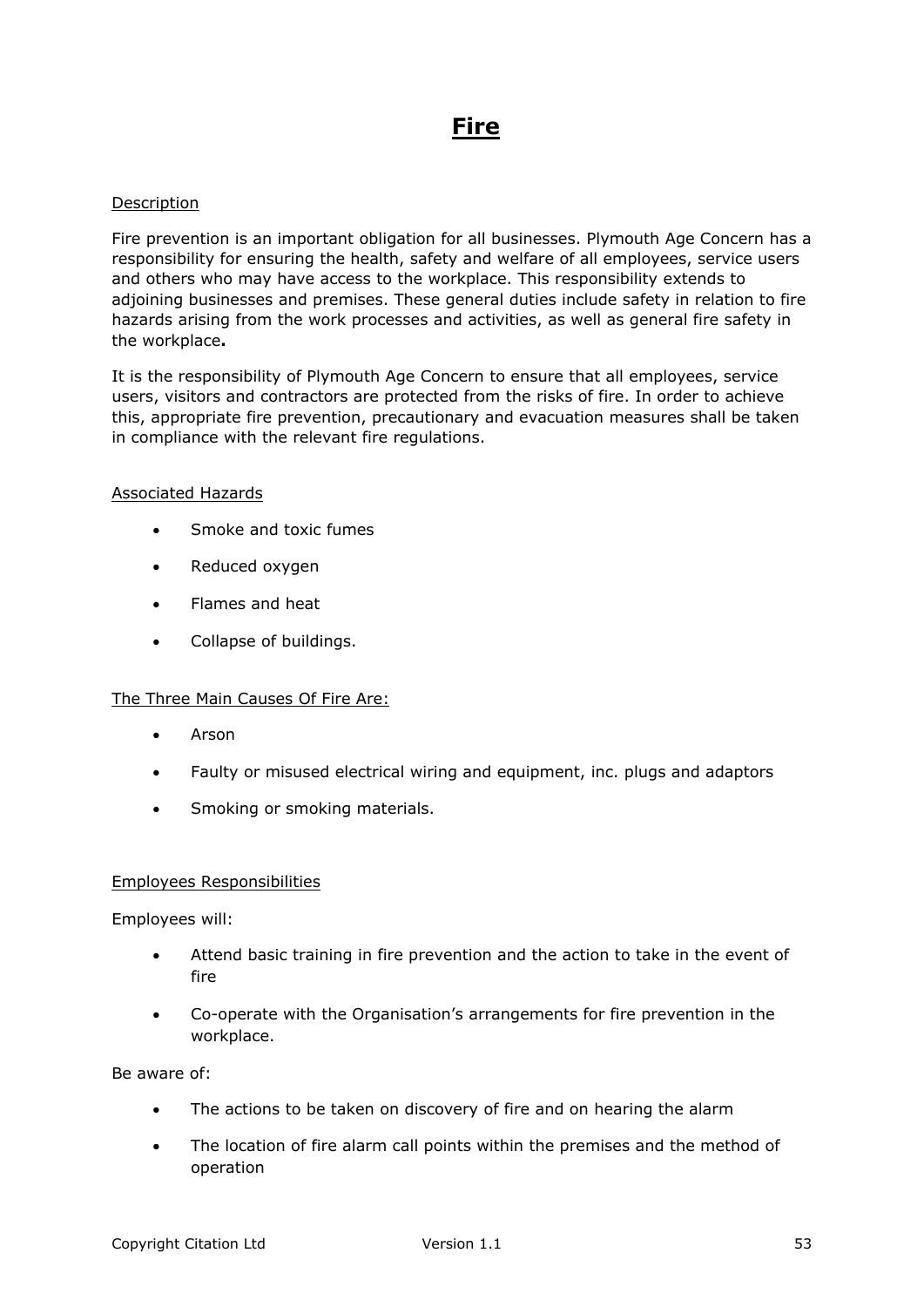# Fire

Description

Fire prevention is an important obligation for all businesses. Plymouth Age Concern has a responsibility for ensuring the health, safety and welfare of all employees, service users and others who may have access to the workplace. This responsibility extends to adjoining businesses and premises. These general duties include safety in relation to fire hazards arising from the work processes and activities, as well as general fire safety in the workplace**.**

It is the responsibility of Plymouth Age Concern to ensure that all employees, service users, visitors and contractors are protected from the risks of fire. In order to achieve this, appropriate fire prevention, precautionary and evacuation measures shall be taken in compliance with the relevant fire regulations.

Associated Hazards

- Smoke and toxic fumes
- Reduced oxygen
- Flames and heat
- Collapse of buildings.

The Three Main Causes Of Fire Are:

- Arson
- Faulty or misused electrical wiring and equipment, inc. plugs and adaptors
- Smoking or smoking materials.

Employees Responsibilities

Employees will:

- Attend basic training in fire prevention and the action to take in the event of fire
- Co-operate with the Organisation's arrangements for fire prevention in the workplace.

Be aware of:

- The actions to be taken on discovery of fire and on hearing the alarm
- The location of fire alarm call points within the premises and the method of operation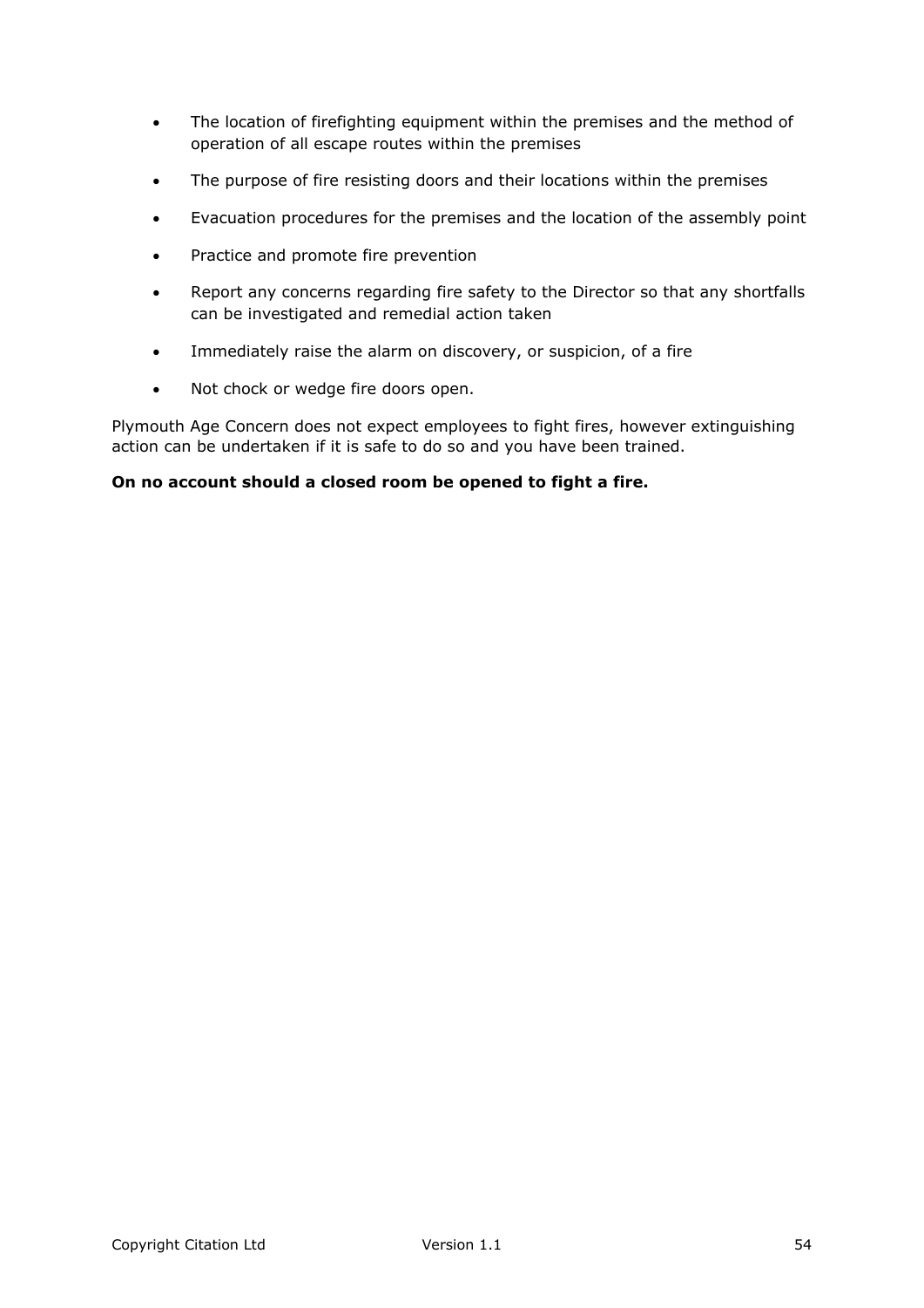- The location of firefighting equipment within the premises and the method of operation of all escape routes within the premises
- The purpose of fire resisting doors and their locations within the premises
- Evacuation procedures for the premises and the location of the assembly point
- Practice and promote fire prevention
- Report any concerns regarding fire safety to the Director so that any shortfalls can be investigated and remedial action taken
- Immediately raise the alarm on discovery, or suspicion, of a fire
- Not chock or wedge fire doors open.

Plymouth Age Concern does not expect employees to fight fires, however extinguishing action can be undertaken if it is safe to do so and you have been trained.

**On no account should a closed room be opened to fight a fire.**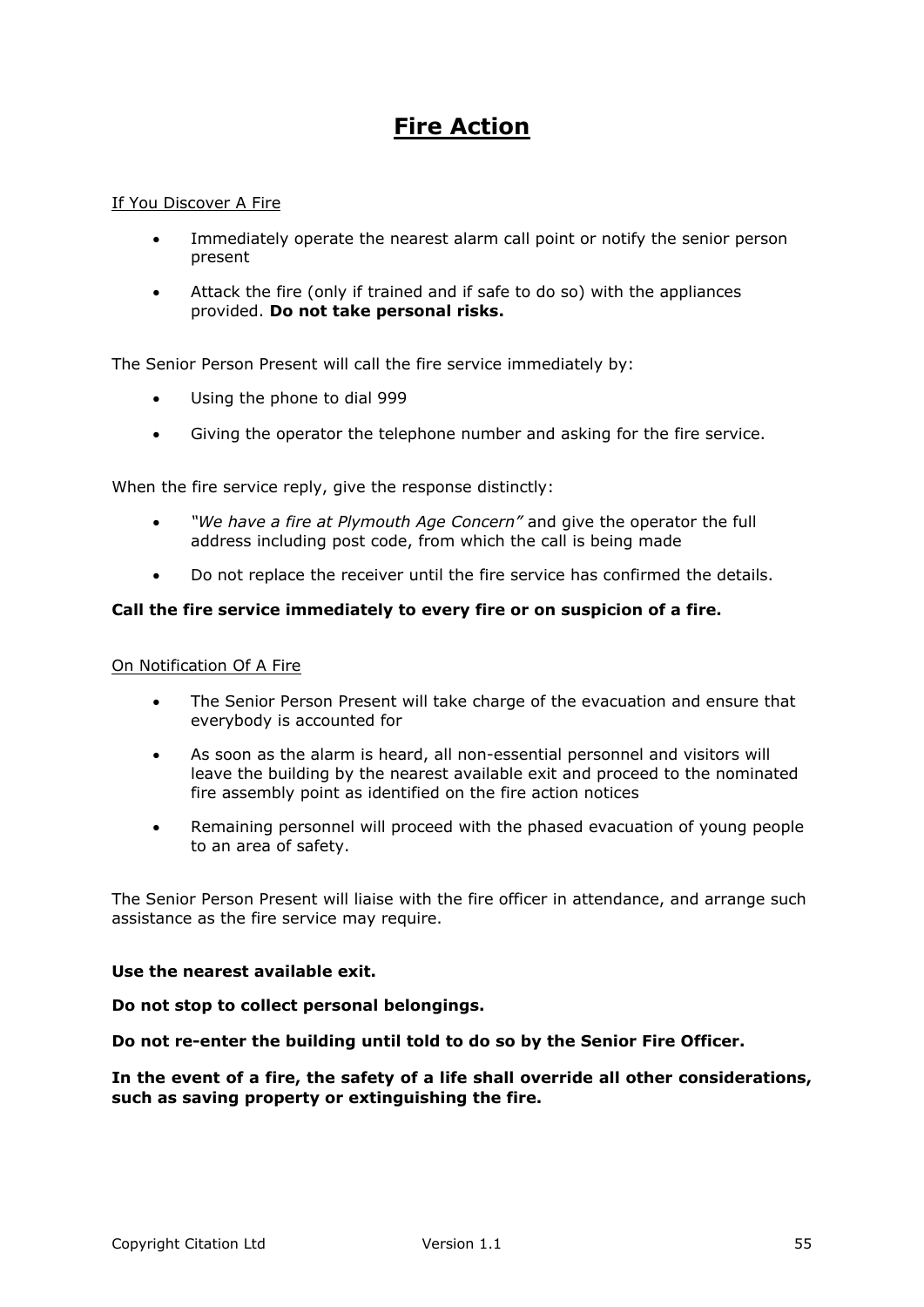# Fire Action

If You Discover A Fire

- Immediately operate the nearest alarm call point or notify the senior person present
- Attack the fire (only if trained and if safe to do so) with the appliances provided. **Do not take personal risks.**

The Senior Person Present will call the fire service immediately by:

- Using the phone to dial 999
- Giving the operator the telephone number and asking for the fire service.

When the fire service reply, give the response distinctly:

- *"We have a fire at Plymouth Age Concern"* and give the operator the full address including post code, from which the call is being made
- Do not replace the receiver until the fire service has confirmed the details.

**Call the fire service immediately to every fire or on suspicion of a fire.**

On Notification Of A Fire

- The Senior Person Present will take charge of the evacuation and ensure that everybody is accounted for
- As soon as the alarm is heard, all non-essential personnel and visitors will leave the building by the nearest available exit and proceed to the nominated fire assembly point as identified on the fire action notices
- Remaining personnel will proceed with the phased evacuation of young people to an area of safety.

The Senior Person Present will liaise with the fire officer in attendance, and arrange such assistance as the fire service may require.

**Use the nearest available exit.**

**Do not stop to collect personal belongings.**

**Do not re-enter the building until told to do so by the Senior Fire Officer.**

**In the event of a fire, the safety of a life shall override all other considerations, such as saving property or extinguishing the fire.**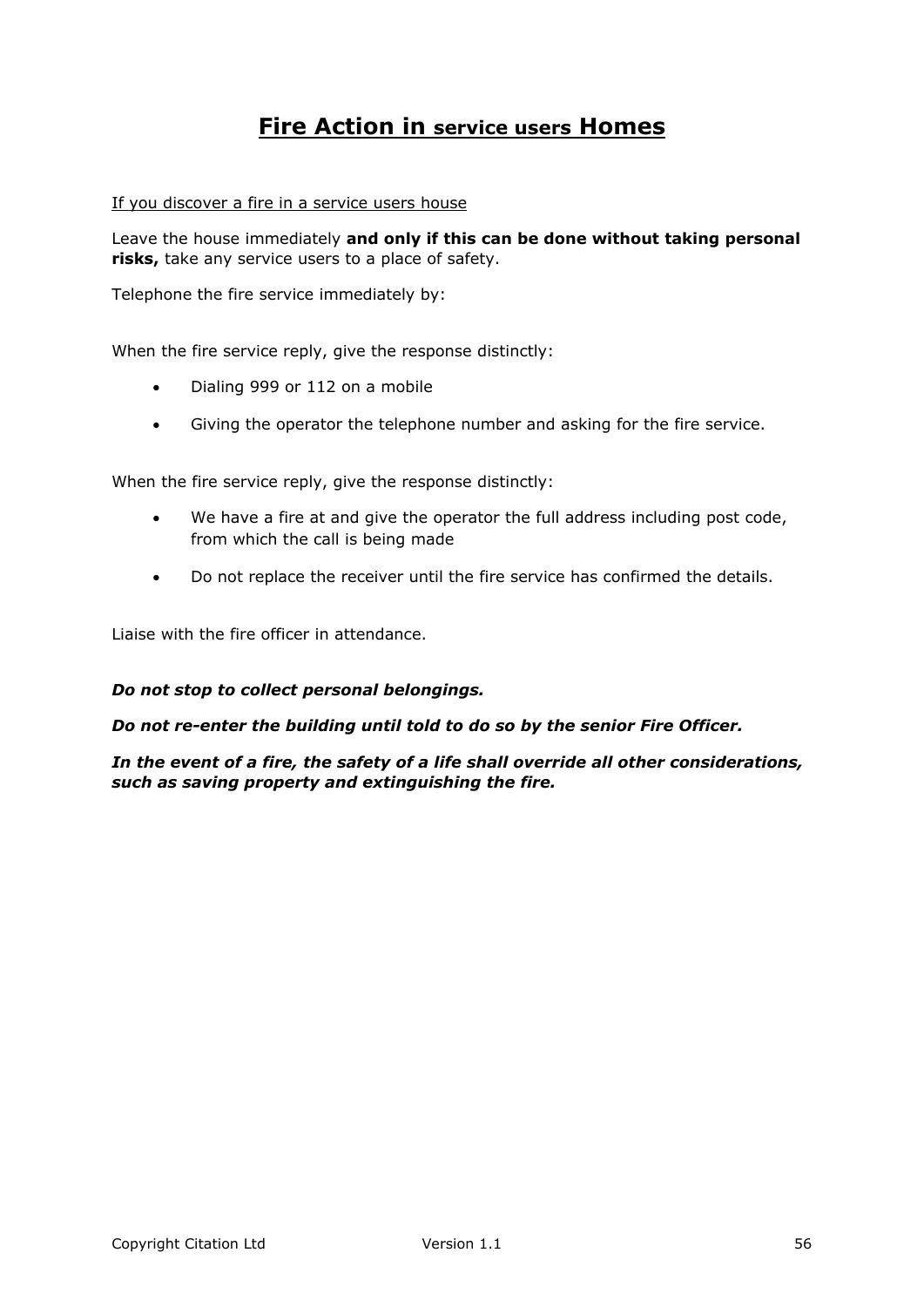# **Fire Action in service users Homes**

<u>If you discover a fire in a service users house</u>

Leave the house immediately **and only if this can be done without taking personal risks,** take any service users to a place of safety.

Telephone the fire service immediately by:

When the fire service reply, give the response distinctly:

- Dialing 999 or 112 on a mobile
- Giving the operator the telephone number and asking for the fire service.

When the fire service reply, give the response distinctly:

- We have a fire at and give the operator the full address including post code, from which the call is being made
- Do not replace the receiver until the fire service has confirmed the details.

Liaise with the fire officer in attendance.

***Do not stop to collect personal belongings.***

***Do not re-enter the building until told to do so by the senior Fire Officer.***

***In the event of a fire, the safety of a life shall override all other considerations, such as saving property and extinguishing the fire.***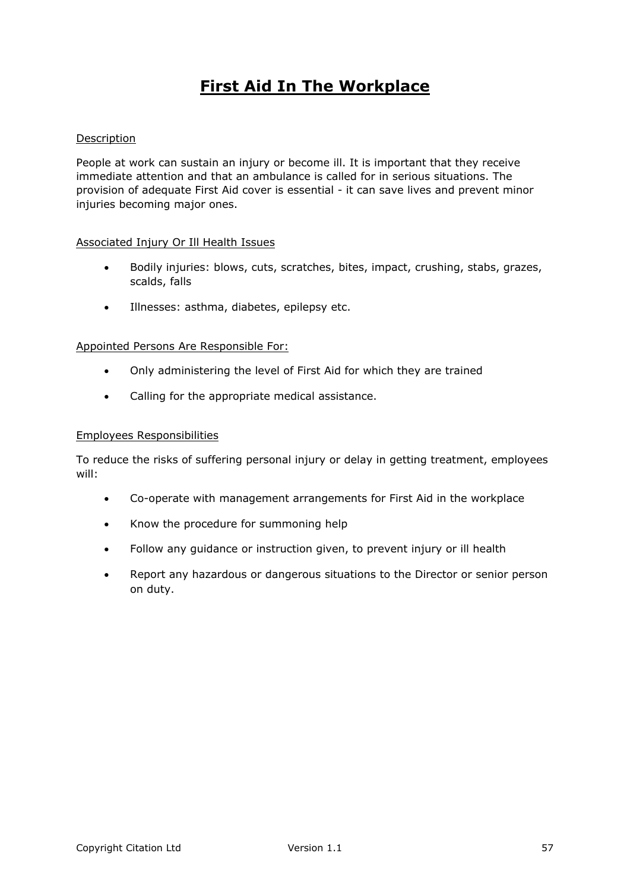# First Aid In The Workplace

## Description

People at work can sustain an injury or become ill. It is important that they receive immediate attention and that an ambulance is called for in serious situations. The provision of adequate First Aid cover is essential - it can save lives and prevent minor injuries becoming major ones.

## Associated Injury Or Ill Health Issues

- Bodily injuries: blows, cuts, scratches, bites, impact, crushing, stabs, grazes, scalds, falls
- Illnesses: asthma, diabetes, epilepsy etc.

## Appointed Persons Are Responsible For:

- Only administering the level of First Aid for which they are trained
- Calling for the appropriate medical assistance.

## Employees Responsibilities

To reduce the risks of suffering personal injury or delay in getting treatment, employees will:

- Co-operate with management arrangements for First Aid in the workplace
- Know the procedure for summoning help
- Follow any guidance or instruction given, to prevent injury or ill health
- Report any hazardous or dangerous situations to the Director or senior person on duty.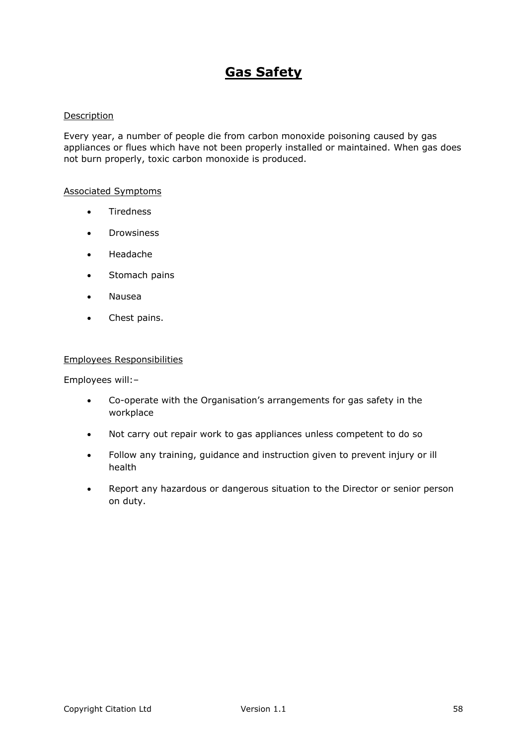# Gas Safety

Description

Every year, a number of people die from carbon monoxide poisoning caused by gas appliances or flues which have not been properly installed or maintained. When gas does not burn properly, toxic carbon monoxide is produced.

Associated Symptoms

- Tiredness
- Drowsiness
- Headache
- Stomach pains
- Nausea
- Chest pains.

Employees Responsibilities

Employees will:–

- Co-operate with the Organisation's arrangements for gas safety in the workplace
- Not carry out repair work to gas appliances unless competent to do so
- Follow any training, guidance and instruction given to prevent injury or ill health
- Report any hazardous or dangerous situation to the Director or senior person on duty.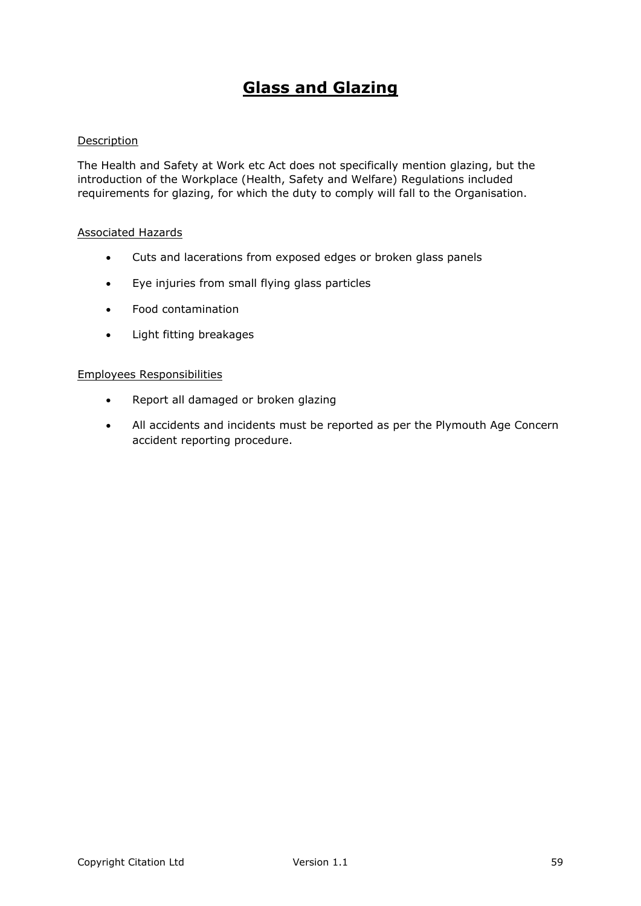# Glass and Glazing

Description

The Health and Safety at Work etc Act does not specifically mention glazing, but the introduction of the Workplace (Health, Safety and Welfare) Regulations included requirements for glazing, for which the duty to comply will fall to the Organisation.

Associated Hazards

- Cuts and lacerations from exposed edges or broken glass panels
- Eye injuries from small flying glass particles
- Food contamination
- Light fitting breakages

Employees Responsibilities

- Report all damaged or broken glazing
- All accidents and incidents must be reported as per the Plymouth Age Concern accident reporting procedure.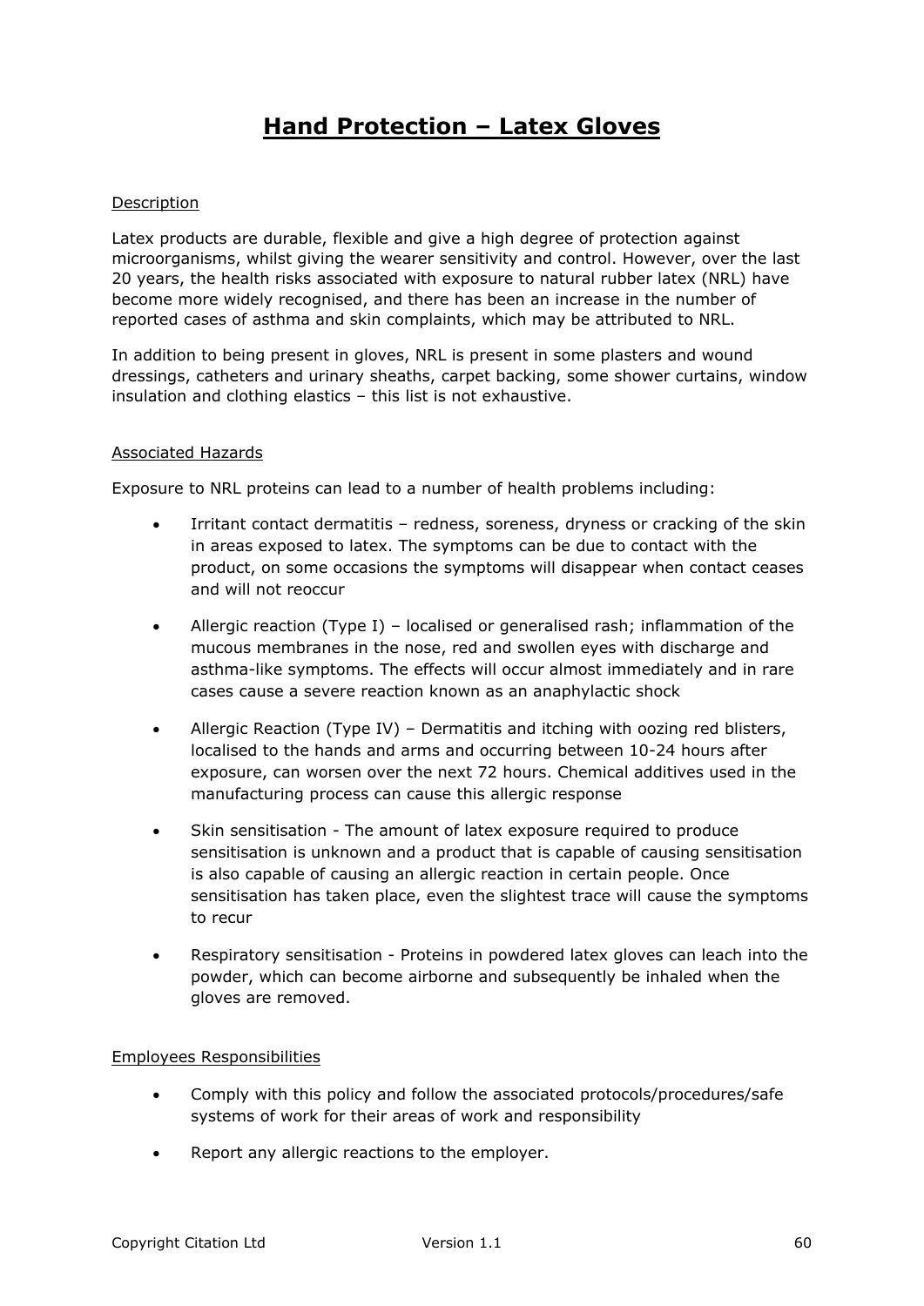# Hand Protection – Latex Gloves

## Description

Latex products are durable, flexible and give a high degree of protection against microorganisms, whilst giving the wearer sensitivity and control. However, over the last 20 years, the health risks associated with exposure to natural rubber latex (NRL) have become more widely recognised, and there has been an increase in the number of reported cases of asthma and skin complaints, which may be attributed to NRL.

In addition to being present in gloves, NRL is present in some plasters and wound dressings, catheters and urinary sheaths, carpet backing, some shower curtains, window insulation and clothing elastics – this list is not exhaustive.

## Associated Hazards

Exposure to NRL proteins can lead to a number of health problems including:

- Irritant contact dermatitis – redness, soreness, dryness or cracking of the skin in areas exposed to latex. The symptoms can be due to contact with the product, on some occasions the symptoms will disappear when contact ceases and will not reoccur
- Allergic reaction (Type I) – localised or generalised rash; inflammation of the mucous membranes in the nose, red and swollen eyes with discharge and asthma-like symptoms. The effects will occur almost immediately and in rare cases cause a severe reaction known as an anaphylactic shock
- Allergic Reaction (Type IV) – Dermatitis and itching with oozing red blisters, localised to the hands and arms and occurring between 10-24 hours after exposure, can worsen over the next 72 hours. Chemical additives used in the manufacturing process can cause this allergic response
- Skin sensitisation - The amount of latex exposure required to produce sensitisation is unknown and a product that is capable of causing sensitisation is also capable of causing an allergic reaction in certain people. Once sensitisation has taken place, even the slightest trace will cause the symptoms to recur
- Respiratory sensitisation - Proteins in powdered latex gloves can leach into the powder, which can become airborne and subsequently be inhaled when the gloves are removed.

## Employees Responsibilities

- Comply with this policy and follow the associated protocols/procedures/safe systems of work for their areas of work and responsibility
- Report any allergic reactions to the employer.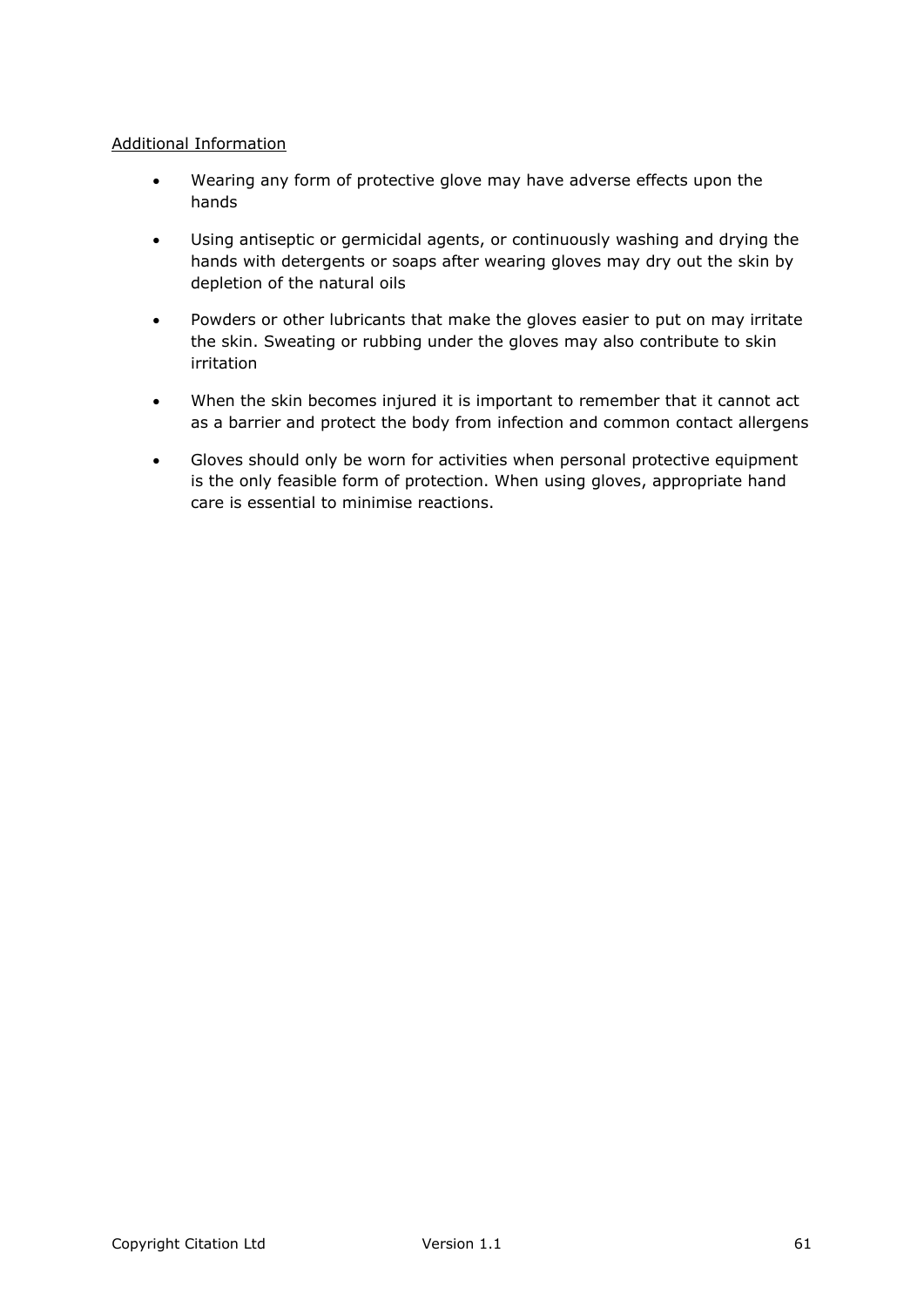<u>Additional Information</u>

- Wearing any form of protective glove may have adverse effects upon the hands
- Using antiseptic or germicidal agents, or continuously washing and drying the hands with detergents or soaps after wearing gloves may dry out the skin by depletion of the natural oils
- Powders or other lubricants that make the gloves easier to put on may irritate the skin. Sweating or rubbing under the gloves may also contribute to skin irritation
- When the skin becomes injured it is important to remember that it cannot act as a barrier and protect the body from infection and common contact allergens
- Gloves should only be worn for activities when personal protective equipment is the only feasible form of protection. When using gloves, appropriate hand care is essential to minimise reactions.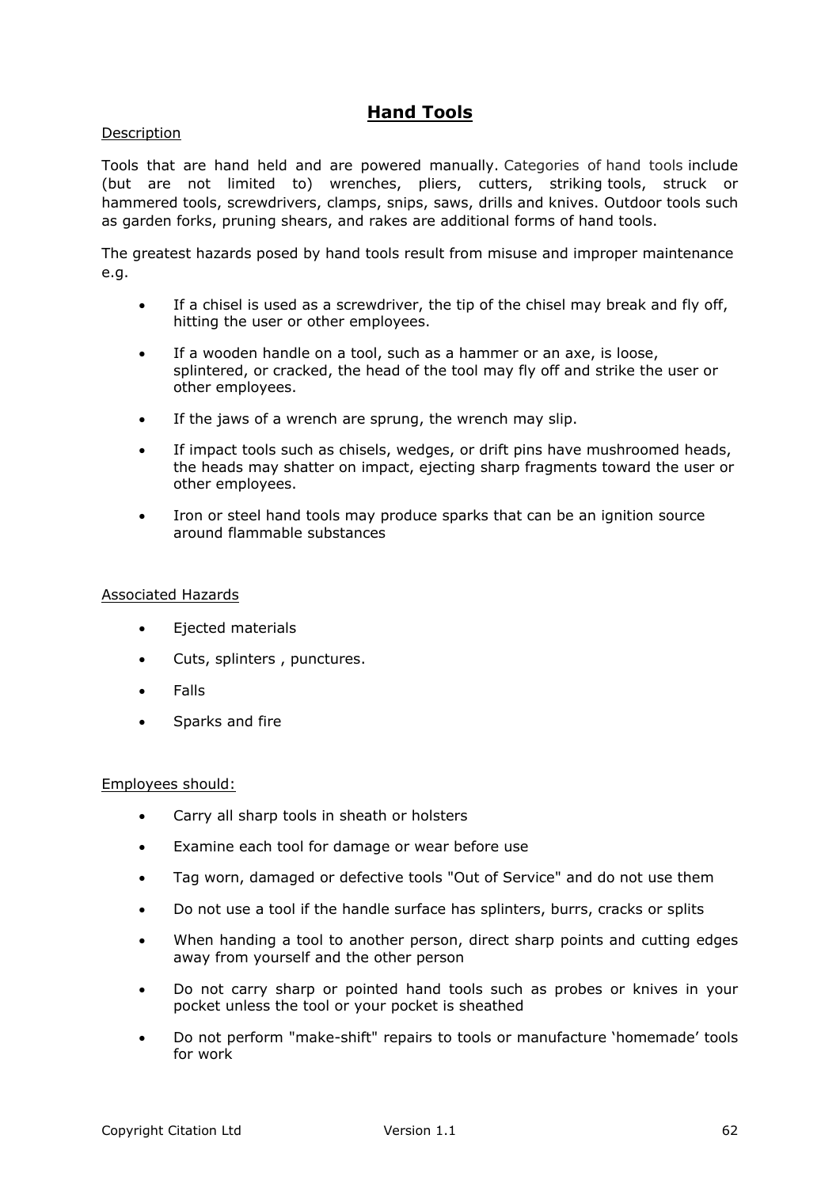## Hand Tools

Description

Tools that are hand held and are powered manually. Categories of hand tools include (but are not limited to) wrenches, pliers, cutters, striking tools, struck or hammered tools, screwdrivers, clamps, snips, saws, drills and knives. Outdoor tools such as garden forks, pruning shears, and rakes are additional forms of hand tools.

The greatest hazards posed by hand tools result from misuse and improper maintenance e.g.

- If a chisel is used as a screwdriver, the tip of the chisel may break and fly off, hitting the user or other employees.
- If a wooden handle on a tool, such as a hammer or an axe, is loose, splintered, or cracked, the head of the tool may fly off and strike the user or other employees.
- If the jaws of a wrench are sprung, the wrench may slip.
- If impact tools such as chisels, wedges, or drift pins have mushroomed heads, the heads may shatter on impact, ejecting sharp fragments toward the user or other employees.
- Iron or steel hand tools may produce sparks that can be an ignition source around flammable substances

Associated Hazards

- Ejected materials
- Cuts, splinters , punctures.
- Falls
- Sparks and fire

Employees should:

- Carry all sharp tools in sheath or holsters
- Examine each tool for damage or wear before use
- Tag worn, damaged or defective tools "Out of Service" and do not use them
- Do not use a tool if the handle surface has splinters, burrs, cracks or splits
- When handing a tool to another person, direct sharp points and cutting edges away from yourself and the other person
- Do not carry sharp or pointed hand tools such as probes or knives in your pocket unless the tool or your pocket is sheathed
- Do not perform "make-shift" repairs to tools or manufacture 'homemade' tools for work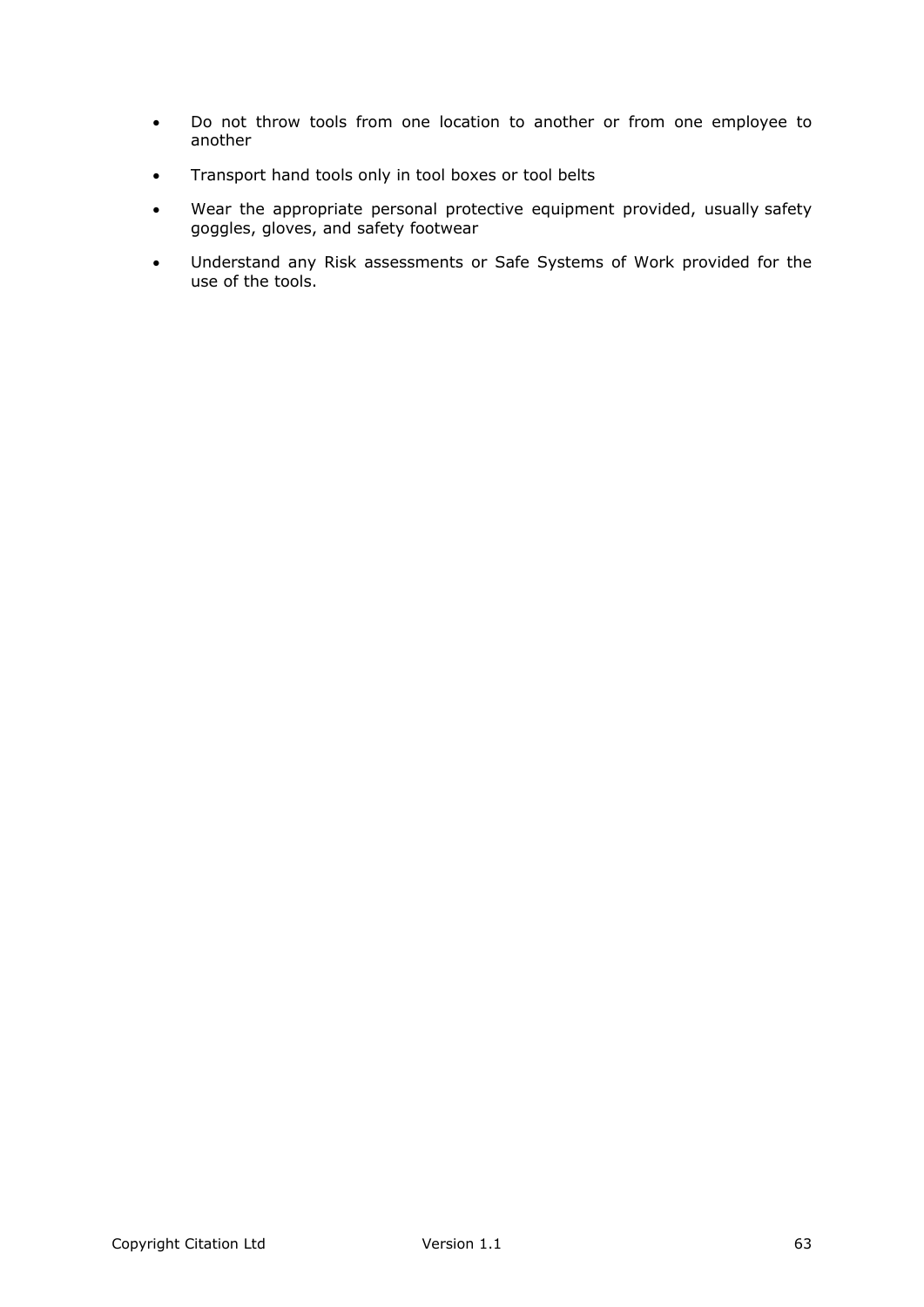- Do not throw tools from one location to another or from one employee to another
- Transport hand tools only in tool boxes or tool belts
- Wear the appropriate personal protective equipment provided, usually safety goggles, gloves, and safety footwear
- Understand any Risk assessments or Safe Systems of Work provided for the use of the tools.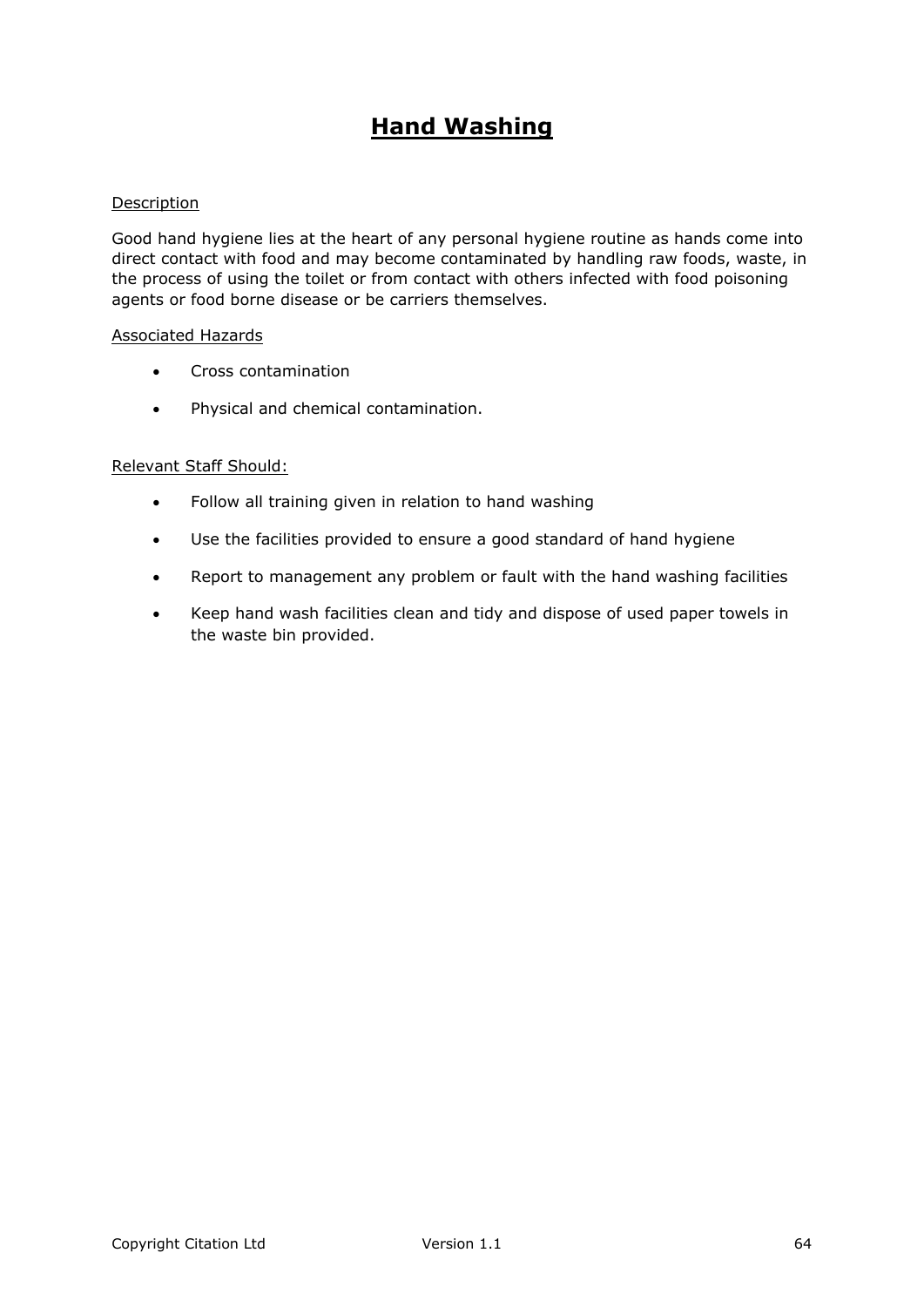# Hand Washing

Description

Good hand hygiene lies at the heart of any personal hygiene routine as hands come into direct contact with food and may become contaminated by handling raw foods, waste, in the process of using the toilet or from contact with others infected with food poisoning agents or food borne disease or be carriers themselves.

Associated Hazards

- Cross contamination
- Physical and chemical contamination.

Relevant Staff Should:

- Follow all training given in relation to hand washing
- Use the facilities provided to ensure a good standard of hand hygiene
- Report to management any problem or fault with the hand washing facilities
- Keep hand wash facilities clean and tidy and dispose of used paper towels in the waste bin provided.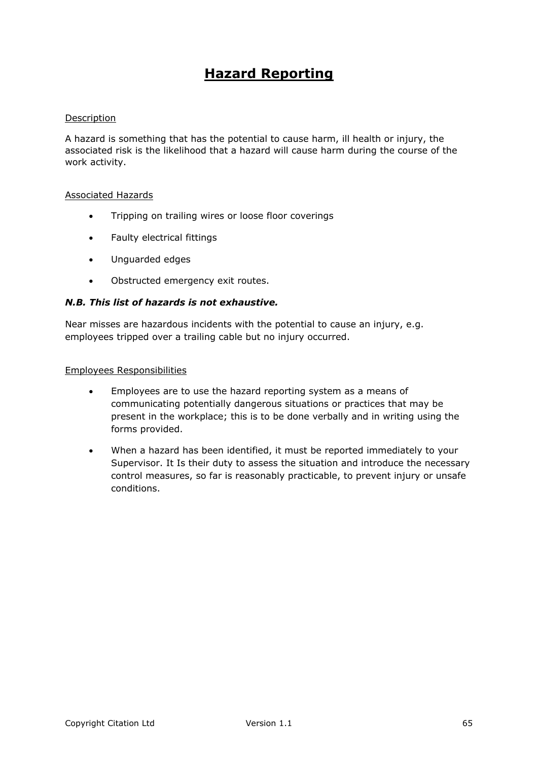# Hazard Reporting

Description

A hazard is something that has the potential to cause harm, ill health or injury, the associated risk is the likelihood that a hazard will cause harm during the course of the work activity.

Associated Hazards

- Tripping on trailing wires or loose floor coverings
- Faulty electrical fittings
- Unguarded edges
- Obstructed emergency exit routes.

***N.B. This list of hazards is not exhaustive.***

Near misses are hazardous incidents with the potential to cause an injury, e.g. employees tripped over a trailing cable but no injury occurred.

Employees Responsibilities

- Employees are to use the hazard reporting system as a means of communicating potentially dangerous situations or practices that may be present in the workplace; this is to be done verbally and in writing using the forms provided.
- When a hazard has been identified, it must be reported immediately to your Supervisor. It Is their duty to assess the situation and introduce the necessary control measures, so far is reasonably practicable, to prevent injury or unsafe conditions.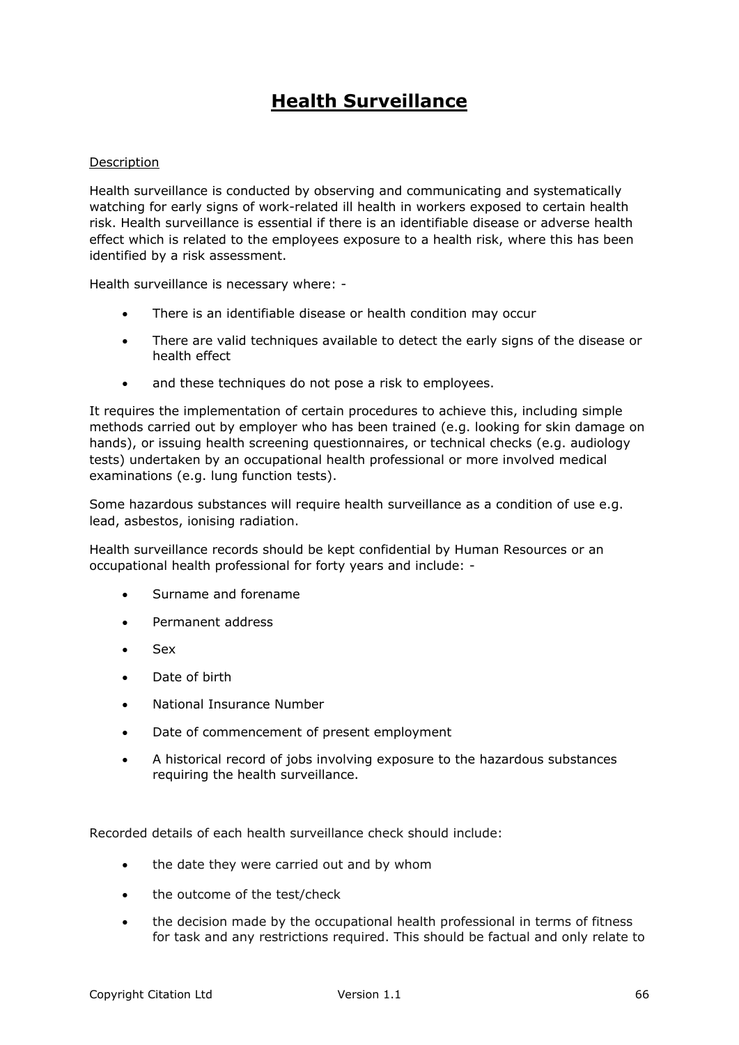# Health Surveillance

Description

Health surveillance is conducted by observing and communicating and systematically watching for early signs of work-related ill health in workers exposed to certain health risk. Health surveillance is essential if there is an identifiable disease or adverse health effect which is related to the employees exposure to a health risk, where this has been identified by a risk assessment.

Health surveillance is necessary where: -

- There is an identifiable disease or health condition may occur
- There are valid techniques available to detect the early signs of the disease or health effect
- and these techniques do not pose a risk to employees.

It requires the implementation of certain procedures to achieve this, including simple methods carried out by employer who has been trained (e.g. looking for skin damage on hands), or issuing health screening questionnaires, or technical checks (e.g. audiology tests) undertaken by an occupational health professional or more involved medical examinations (e.g. lung function tests).

Some hazardous substances will require health surveillance as a condition of use e.g. lead, asbestos, ionising radiation.

Health surveillance records should be kept confidential by Human Resources or an occupational health professional for forty years and include: -

- Surname and forename
- Permanent address
- Sex
- Date of birth
- National Insurance Number
- Date of commencement of present employment
- A historical record of jobs involving exposure to the hazardous substances requiring the health surveillance.

Recorded details of each health surveillance check should include:

- the date they were carried out and by whom
- the outcome of the test/check
- the decision made by the occupational health professional in terms of fitness for task and any restrictions required. This should be factual and only relate to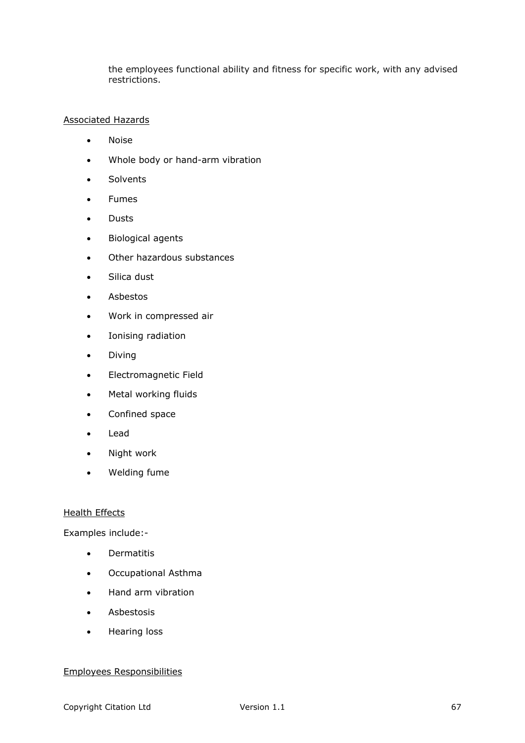the employees functional ability and fitness for specific work, with any advised restrictions.

<u>Associated Hazards</u>

- Noise
- Whole body or hand-arm vibration
- Solvents
- Fumes
- Dusts
- Biological agents
- Other hazardous substances
- Silica dust
- Asbestos
- Work in compressed air
- Ionising radiation
- Diving
- Electromagnetic Field
- Metal working fluids
- Confined space
- Lead
- Night work
- Welding fume

<u>Health Effects</u>

Examples include:-

- Dermatitis
- Occupational Asthma
- Hand arm vibration
- Asbestosis
- Hearing loss

<u>Employees Responsibilities</u>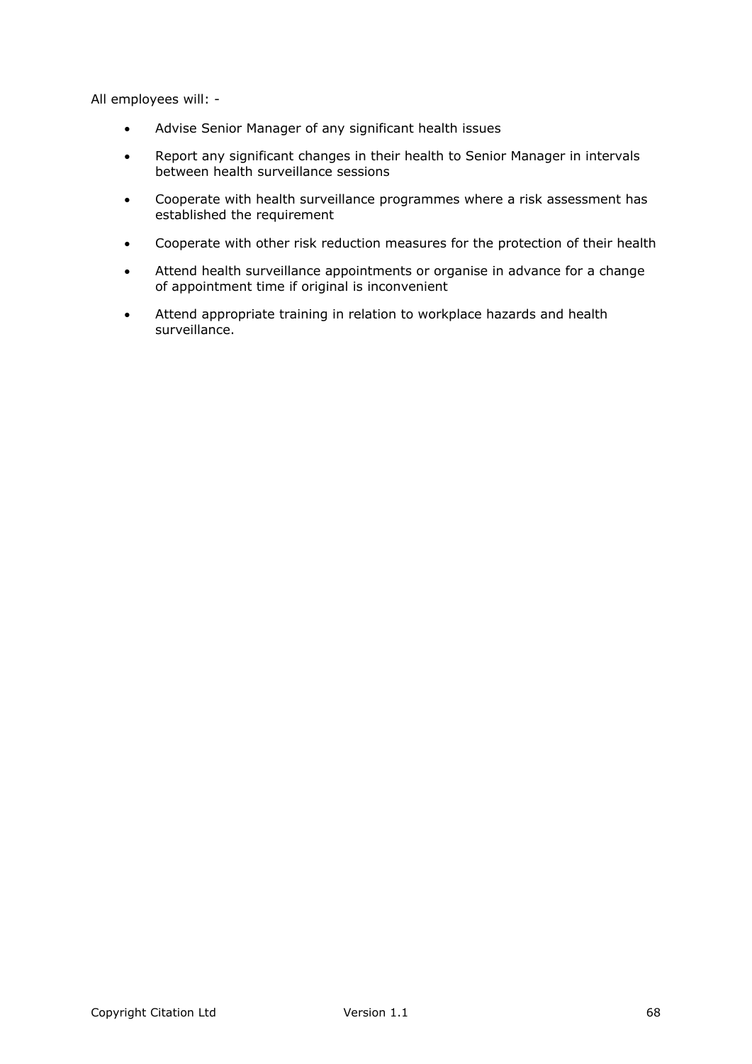All employees will: -

- Advise Senior Manager of any significant health issues
- Report any significant changes in their health to Senior Manager in intervals between health surveillance sessions
- Cooperate with health surveillance programmes where a risk assessment has established the requirement
- Cooperate with other risk reduction measures for the protection of their health
- Attend health surveillance appointments or organise in advance for a change of appointment time if original is inconvenient
- Attend appropriate training in relation to workplace hazards and health surveillance.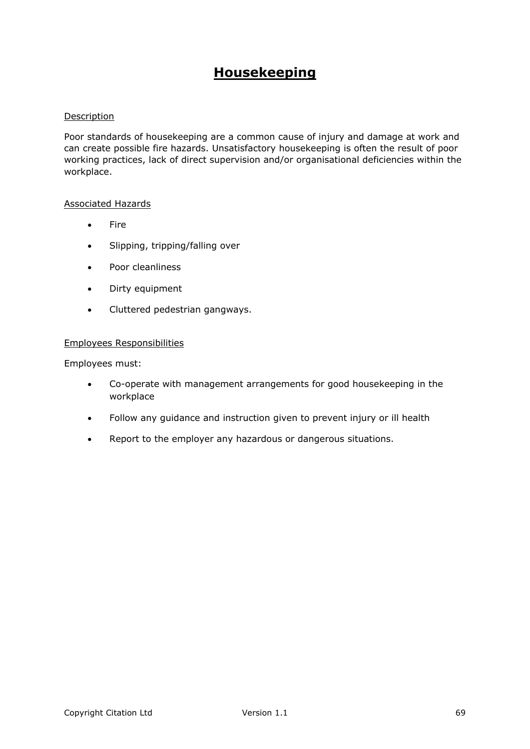# Housekeeping

Description

Poor standards of housekeeping are a common cause of injury and damage at work and can create possible fire hazards. Unsatisfactory housekeeping is often the result of poor working practices, lack of direct supervision and/or organisational deficiencies within the workplace.

Associated Hazards

- Fire
- Slipping, tripping/falling over
- Poor cleanliness
- Dirty equipment
- Cluttered pedestrian gangways.

Employees Responsibilities

Employees must:

- Co-operate with management arrangements for good housekeeping in the workplace
- Follow any guidance and instruction given to prevent injury or ill health
- Report to the employer any hazardous or dangerous situations.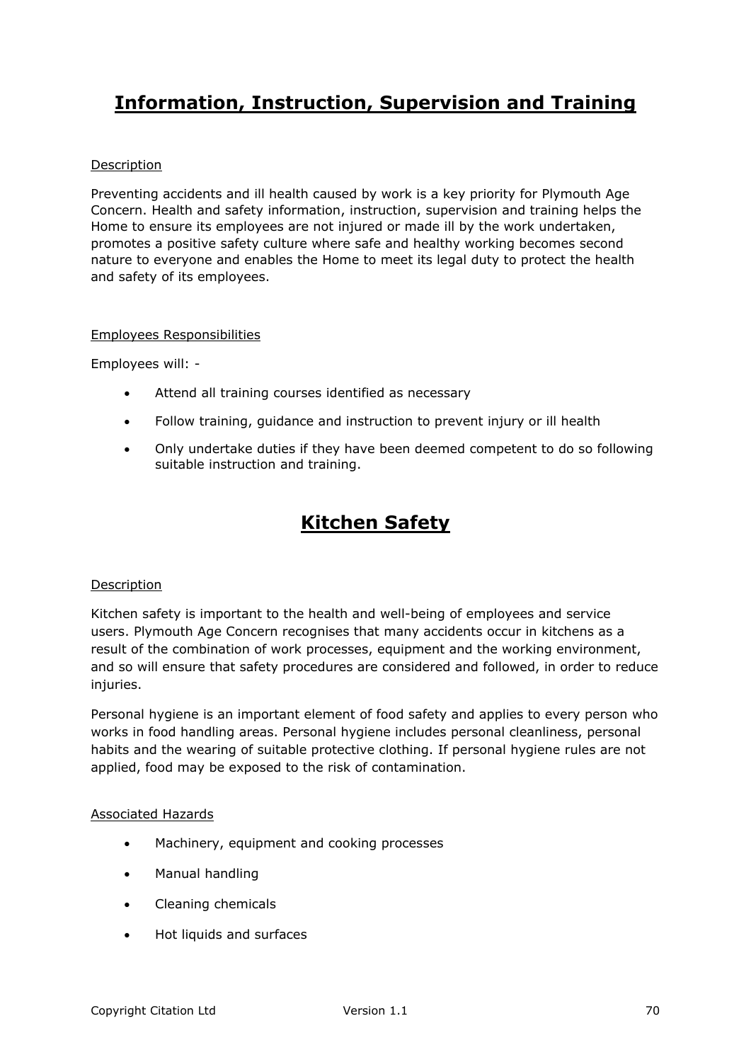# Information, Instruction, Supervision and Training

Description

Preventing accidents and ill health caused by work is a key priority for Plymouth Age Concern. Health and safety information, instruction, supervision and training helps the Home to ensure its employees are not injured or made ill by the work undertaken, promotes a positive safety culture where safe and healthy working becomes second nature to everyone and enables the Home to meet its legal duty to protect the health and safety of its employees.

Employees Responsibilities

Employees will: -

- Attend all training courses identified as necessary
- Follow training, guidance and instruction to prevent injury or ill health
- Only undertake duties if they have been deemed competent to do so following suitable instruction and training.

# Kitchen Safety

Description

Kitchen safety is important to the health and well-being of employees and service users. Plymouth Age Concern recognises that many accidents occur in kitchens as a result of the combination of work processes, equipment and the working environment, and so will ensure that safety procedures are considered and followed, in order to reduce injuries.

Personal hygiene is an important element of food safety and applies to every person who works in food handling areas. Personal hygiene includes personal cleanliness, personal habits and the wearing of suitable protective clothing. If personal hygiene rules are not applied, food may be exposed to the risk of contamination.

Associated Hazards

- Machinery, equipment and cooking processes
- Manual handling
- Cleaning chemicals
- Hot liquids and surfaces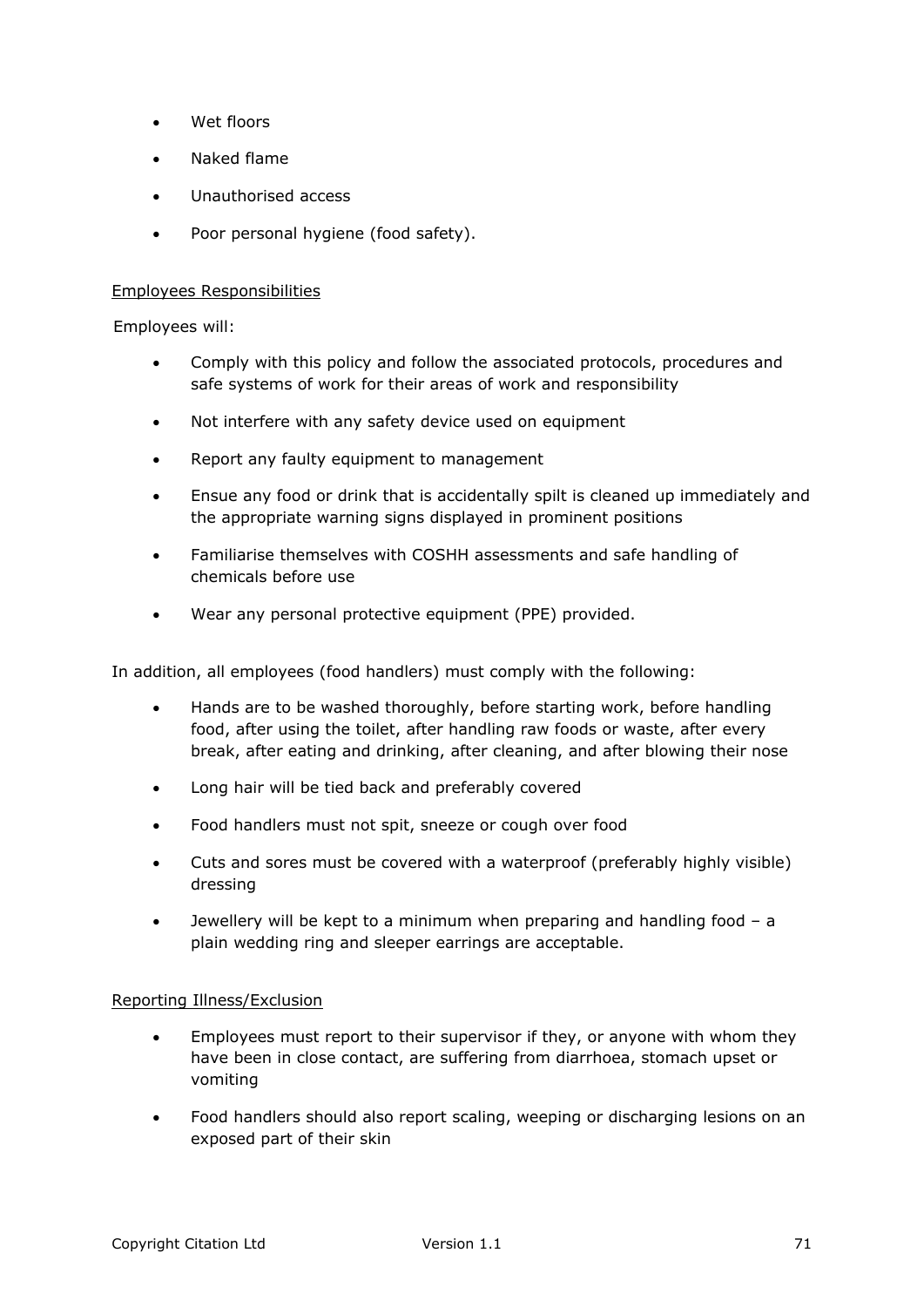- Wet floors
- Naked flame
- Unauthorised access
- Poor personal hygiene (food safety).

Employees Responsibilities

Employees will:

- Comply with this policy and follow the associated protocols, procedures and safe systems of work for their areas of work and responsibility
- Not interfere with any safety device used on equipment
- Report any faulty equipment to management
- Ensue any food or drink that is accidentally spilt is cleaned up immediately and the appropriate warning signs displayed in prominent positions
- Familiarise themselves with COSHH assessments and safe handling of chemicals before use
- Wear any personal protective equipment (PPE) provided.

In addition, all employees (food handlers) must comply with the following:

- Hands are to be washed thoroughly, before starting work, before handling food, after using the toilet, after handling raw foods or waste, after every break, after eating and drinking, after cleaning, and after blowing their nose
- Long hair will be tied back and preferably covered
- Food handlers must not spit, sneeze or cough over food
- Cuts and sores must be covered with a waterproof (preferably highly visible) dressing
- Jewellery will be kept to a minimum when preparing and handling food – a plain wedding ring and sleeper earrings are acceptable.

Reporting Illness/Exclusion

- Employees must report to their supervisor if they, or anyone with whom they have been in close contact, are suffering from diarrhoea, stomach upset or vomiting
- Food handlers should also report scaling, weeping or discharging lesions on an exposed part of their skin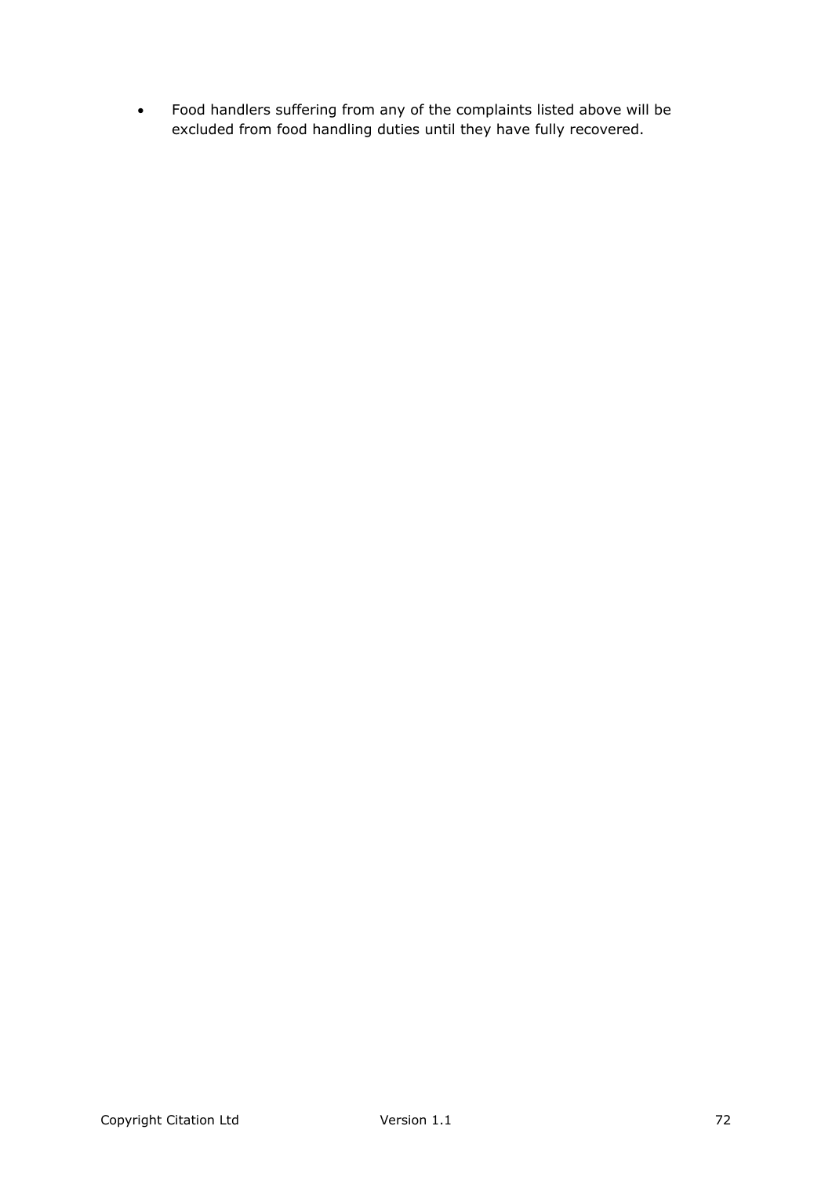- Food handlers suffering from any of the complaints listed above will be excluded from food handling duties until they have fully recovered.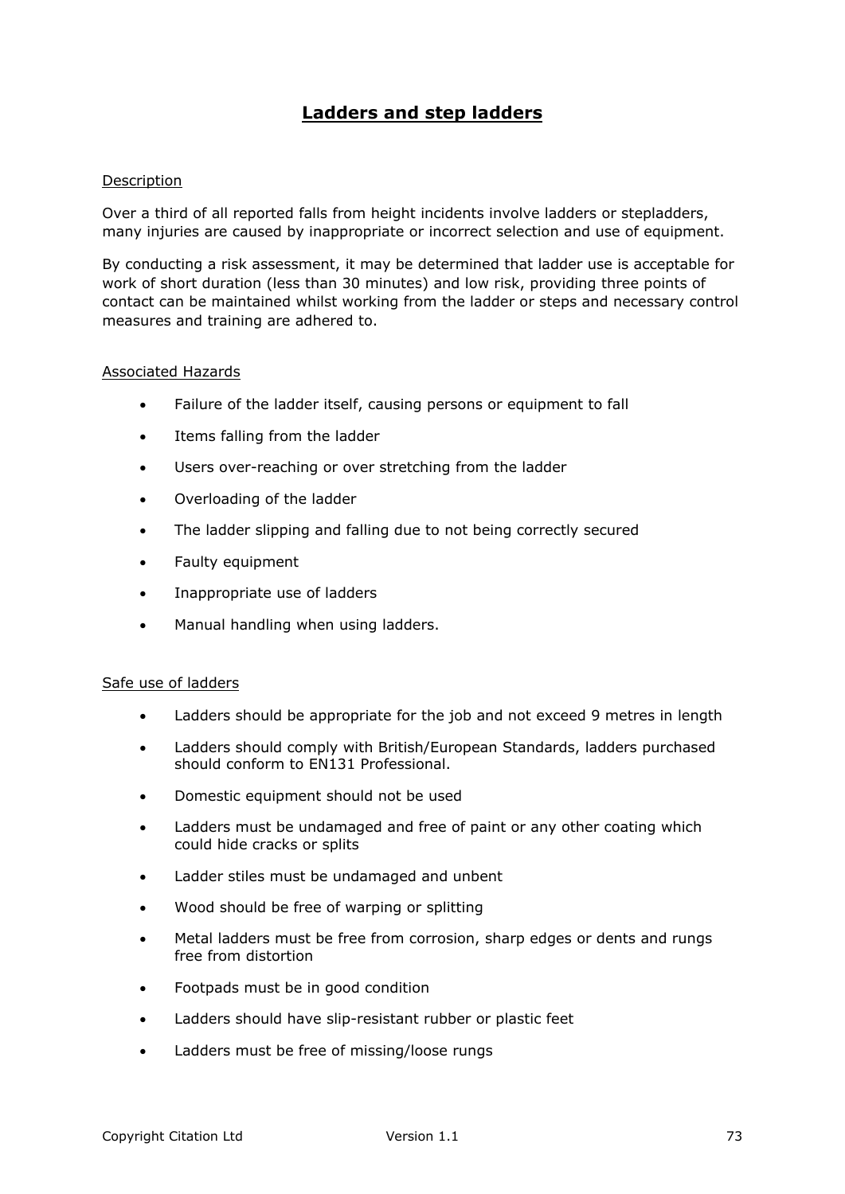# Ladders and step ladders

Description

Over a third of all reported falls from height incidents involve ladders or stepladders, many injuries are caused by inappropriate or incorrect selection and use of equipment.

By conducting a risk assessment, it may be determined that ladder use is acceptable for work of short duration (less than 30 minutes) and low risk, providing three points of contact can be maintained whilst working from the ladder or steps and necessary control measures and training are adhered to.

Associated Hazards

- Failure of the ladder itself, causing persons or equipment to fall
- Items falling from the ladder
- Users over-reaching or over stretching from the ladder
- Overloading of the ladder
- The ladder slipping and falling due to not being correctly secured
- Faulty equipment
- Inappropriate use of ladders
- Manual handling when using ladders.

Safe use of ladders

- Ladders should be appropriate for the job and not exceed 9 metres in length
- Ladders should comply with British/European Standards, ladders purchased should conform to EN131 Professional.
- Domestic equipment should not be used
- Ladders must be undamaged and free of paint or any other coating which could hide cracks or splits
- Ladder stiles must be undamaged and unbent
- Wood should be free of warping or splitting
- Metal ladders must be free from corrosion, sharp edges or dents and rungs free from distortion
- Footpads must be in good condition
- Ladders should have slip-resistant rubber or plastic feet
- Ladders must be free of missing/loose rungs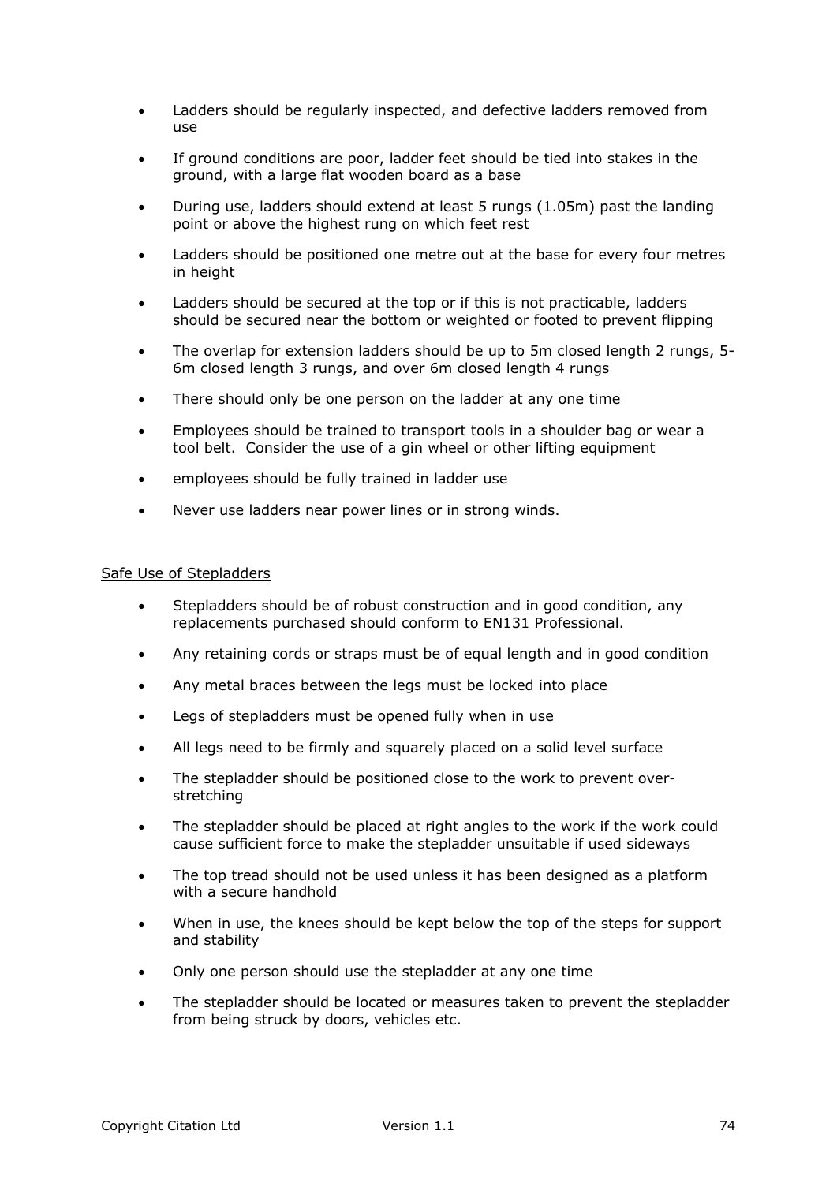- Ladders should be regularly inspected, and defective ladders removed from use
- If ground conditions are poor, ladder feet should be tied into stakes in the ground, with a large flat wooden board as a base
- During use, ladders should extend at least 5 rungs (1.05m) past the landing point or above the highest rung on which feet rest
- Ladders should be positioned one metre out at the base for every four metres in height
- Ladders should be secured at the top or if this is not practicable, ladders should be secured near the bottom or weighted or footed to prevent flipping
- The overlap for extension ladders should be up to 5m closed length 2 rungs, 5-6m closed length 3 rungs, and over 6m closed length 4 rungs
- There should only be one person on the ladder at any one time
- Employees should be trained to transport tools in a shoulder bag or wear a tool belt. Consider the use of a gin wheel or other lifting equipment
- employees should be fully trained in ladder use
- Never use ladders near power lines or in strong winds.

<u>Safe Use of Stepladders</u>

- Stepladders should be of robust construction and in good condition, any replacements purchased should conform to EN131 Professional.
- Any retaining cords or straps must be of equal length and in good condition
- Any metal braces between the legs must be locked into place
- Legs of stepladders must be opened fully when in use
- All legs need to be firmly and squarely placed on a solid level surface
- The stepladder should be positioned close to the work to prevent over-stretching
- The stepladder should be placed at right angles to the work if the work could cause sufficient force to make the stepladder unsuitable if used sideways
- The top tread should not be used unless it has been designed as a platform with a secure handhold
- When in use, the knees should be kept below the top of the steps for support and stability
- Only one person should use the stepladder at any one time
- The stepladder should be located or measures taken to prevent the stepladder from being struck by doors, vehicles etc.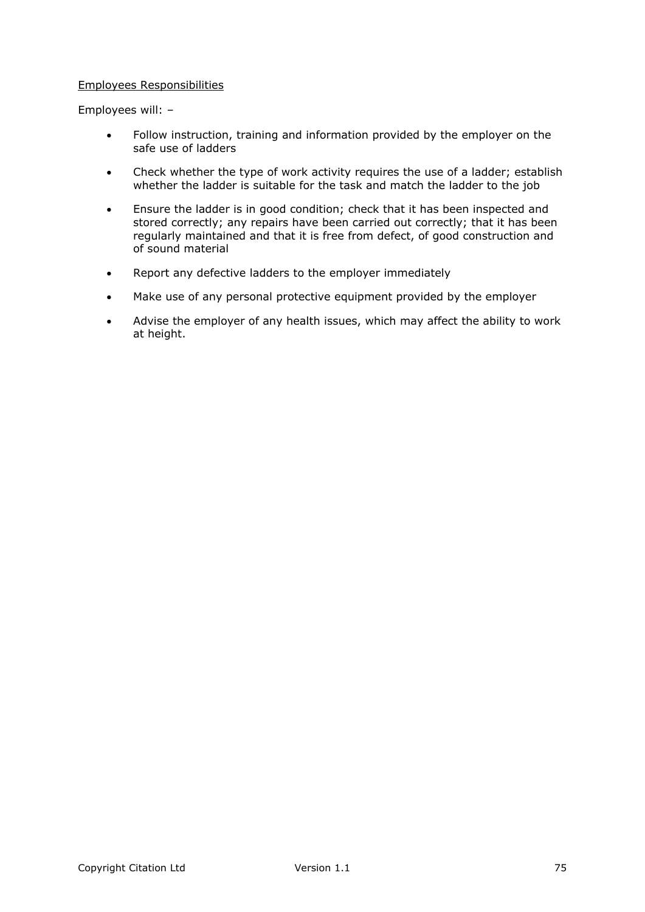Employees Responsibilities

Employees will: –

- Follow instruction, training and information provided by the employer on the safe use of ladders
- Check whether the type of work activity requires the use of a ladder; establish whether the ladder is suitable for the task and match the ladder to the job
- Ensure the ladder is in good condition; check that it has been inspected and stored correctly; any repairs have been carried out correctly; that it has been regularly maintained and that it is free from defect, of good construction and of sound material
- Report any defective ladders to the employer immediately
- Make use of any personal protective equipment provided by the employer
- Advise the employer of any health issues, which may affect the ability to work at height.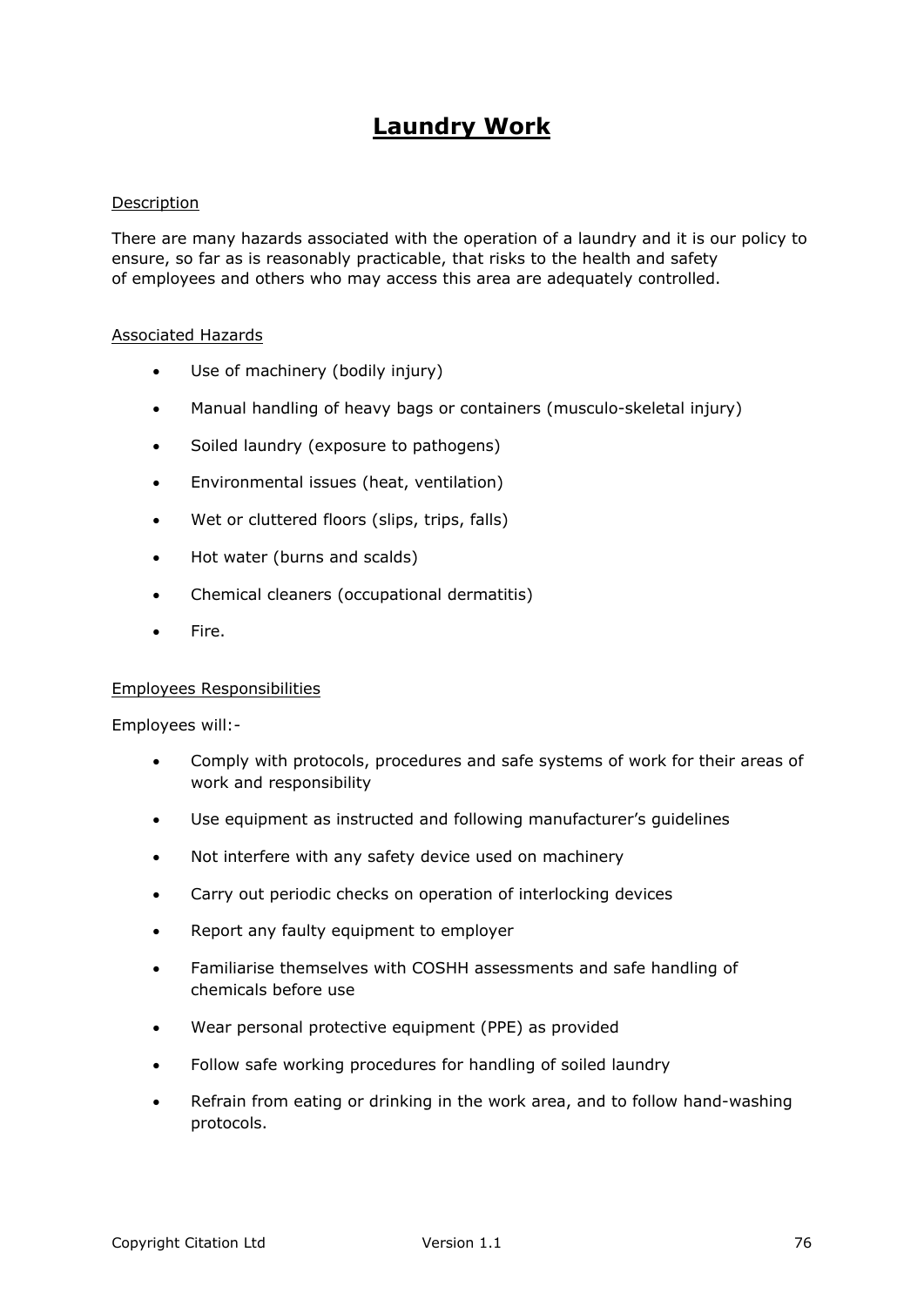# Laundry Work

Description

There are many hazards associated with the operation of a laundry and it is our policy to ensure, so far as is reasonably practicable, that risks to the health and safety of employees and others who may access this area are adequately controlled.

Associated Hazards

- Use of machinery (bodily injury)
- Manual handling of heavy bags or containers (musculo-skeletal injury)
- Soiled laundry (exposure to pathogens)
- Environmental issues (heat, ventilation)
- Wet or cluttered floors (slips, trips, falls)
- Hot water (burns and scalds)
- Chemical cleaners (occupational dermatitis)
- Fire.

Employees Responsibilities

Employees will:-

- Comply with protocols, procedures and safe systems of work for their areas of work and responsibility
- Use equipment as instructed and following manufacturer's guidelines
- Not interfere with any safety device used on machinery
- Carry out periodic checks on operation of interlocking devices
- Report any faulty equipment to employer
- Familiarise themselves with COSHH assessments and safe handling of chemicals before use
- Wear personal protective equipment (PPE) as provided
- Follow safe working procedures for handling of soiled laundry
- Refrain from eating or drinking in the work area, and to follow hand-washing protocols.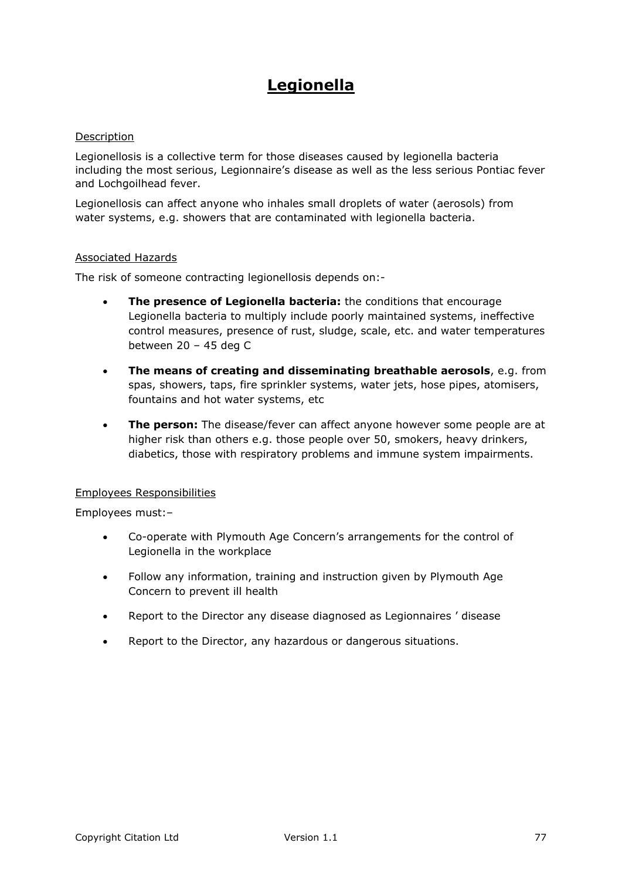# Legionella

Description

Legionellosis is a collective term for those diseases caused by legionella bacteria including the most serious, Legionnaire's disease as well as the less serious Pontiac fever and Lochgoilhead fever.

Legionellosis can affect anyone who inhales small droplets of water (aerosols) from water systems, e.g. showers that are contaminated with legionella bacteria.

Associated Hazards

The risk of someone contracting legionellosis depends on:-

- **The presence of Legionella bacteria:** the conditions that encourage Legionella bacteria to multiply include poorly maintained systems, ineffective control measures, presence of rust, sludge, scale, etc. and water temperatures between 20 – 45 deg C
- **The means of creating and disseminating breathable aerosols**, e.g. from spas, showers, taps, fire sprinkler systems, water jets, hose pipes, atomisers, fountains and hot water systems, etc
- **The person:** The disease/fever can affect anyone however some people are at higher risk than others e.g. those people over 50, smokers, heavy drinkers, diabetics, those with respiratory problems and immune system impairments.

Employees Responsibilities

Employees must:–

- Co-operate with Plymouth Age Concern's arrangements for the control of Legionella in the workplace
- Follow any information, training and instruction given by Plymouth Age Concern to prevent ill health
- Report to the Director any disease diagnosed as Legionnaires ' disease
- Report to the Director, any hazardous or dangerous situations.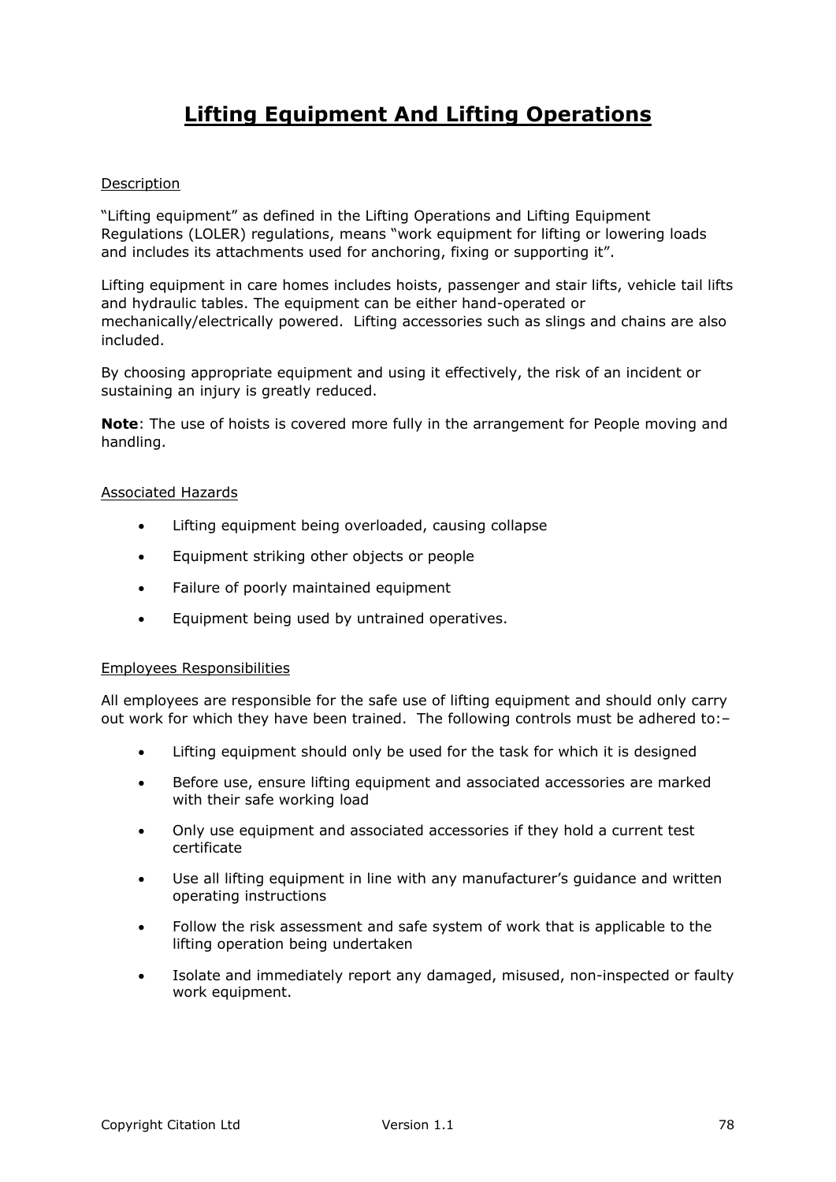# Lifting Equipment And Lifting Operations

## Description

"Lifting equipment" as defined in the Lifting Operations and Lifting Equipment Regulations (LOLER) regulations, means "work equipment for lifting or lowering loads and includes its attachments used for anchoring, fixing or supporting it".

Lifting equipment in care homes includes hoists, passenger and stair lifts, vehicle tail lifts and hydraulic tables. The equipment can be either hand-operated or mechanically/electrically powered. Lifting accessories such as slings and chains are also included.

By choosing appropriate equipment and using it effectively, the risk of an incident or sustaining an injury is greatly reduced.

**Note**: The use of hoists is covered more fully in the arrangement for People moving and handling.

## Associated Hazards

- Lifting equipment being overloaded, causing collapse
- Equipment striking other objects or people
- Failure of poorly maintained equipment
- Equipment being used by untrained operatives.

## Employees Responsibilities

All employees are responsible for the safe use of lifting equipment and should only carry out work for which they have been trained. The following controls must be adhered to:–

- Lifting equipment should only be used for the task for which it is designed
- Before use, ensure lifting equipment and associated accessories are marked with their safe working load
- Only use equipment and associated accessories if they hold a current test certificate
- Use all lifting equipment in line with any manufacturer's guidance and written operating instructions
- Follow the risk assessment and safe system of work that is applicable to the lifting operation being undertaken
- Isolate and immediately report any damaged, misused, non-inspected or faulty work equipment.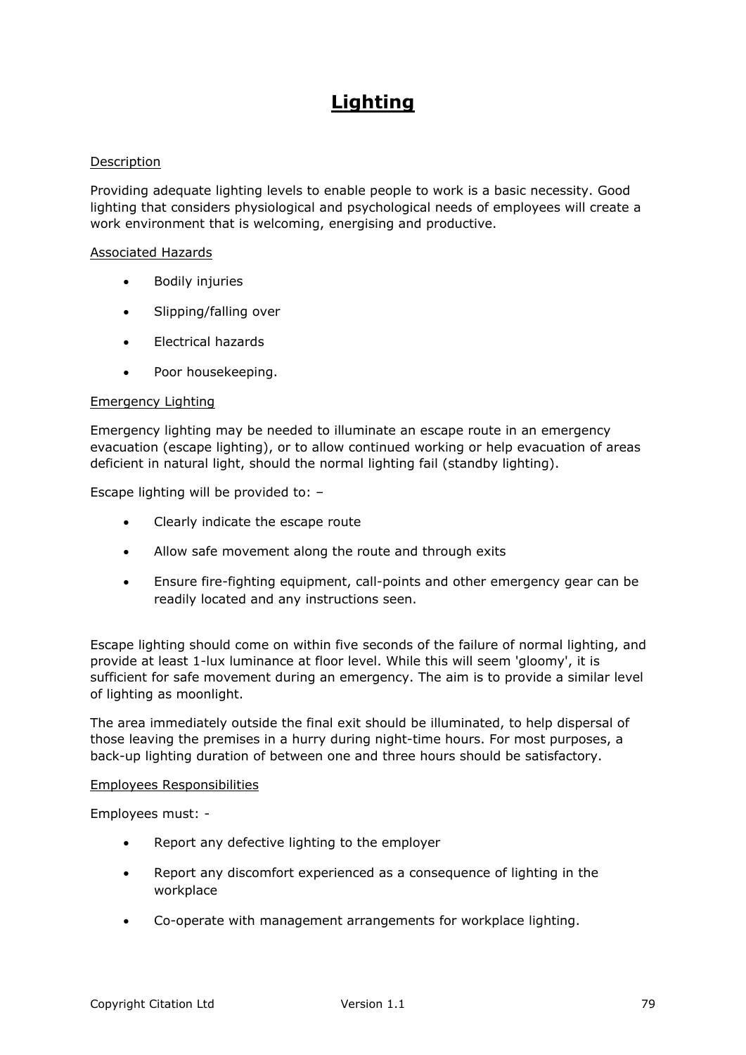# Lighting

## Description

Providing adequate lighting levels to enable people to work is a basic necessity. Good lighting that considers physiological and psychological needs of employees will create a work environment that is welcoming, energising and productive.

## Associated Hazards

- Bodily injuries
- Slipping/falling over
- Electrical hazards
- Poor housekeeping.

## Emergency Lighting

Emergency lighting may be needed to illuminate an escape route in an emergency evacuation (escape lighting), or to allow continued working or help evacuation of areas deficient in natural light, should the normal lighting fail (standby lighting).

Escape lighting will be provided to: –

- Clearly indicate the escape route
- Allow safe movement along the route and through exits
- Ensure fire-fighting equipment, call-points and other emergency gear can be readily located and any instructions seen.

Escape lighting should come on within five seconds of the failure of normal lighting, and provide at least 1-lux luminance at floor level. While this will seem 'gloomy', it is sufficient for safe movement during an emergency. The aim is to provide a similar level of lighting as moonlight.

The area immediately outside the final exit should be illuminated, to help dispersal of those leaving the premises in a hurry during night-time hours. For most purposes, a back-up lighting duration of between one and three hours should be satisfactory.

## Employees Responsibilities

Employees must: -

- Report any defective lighting to the employer
- Report any discomfort experienced as a consequence of lighting in the workplace
- Co-operate with management arrangements for workplace lighting.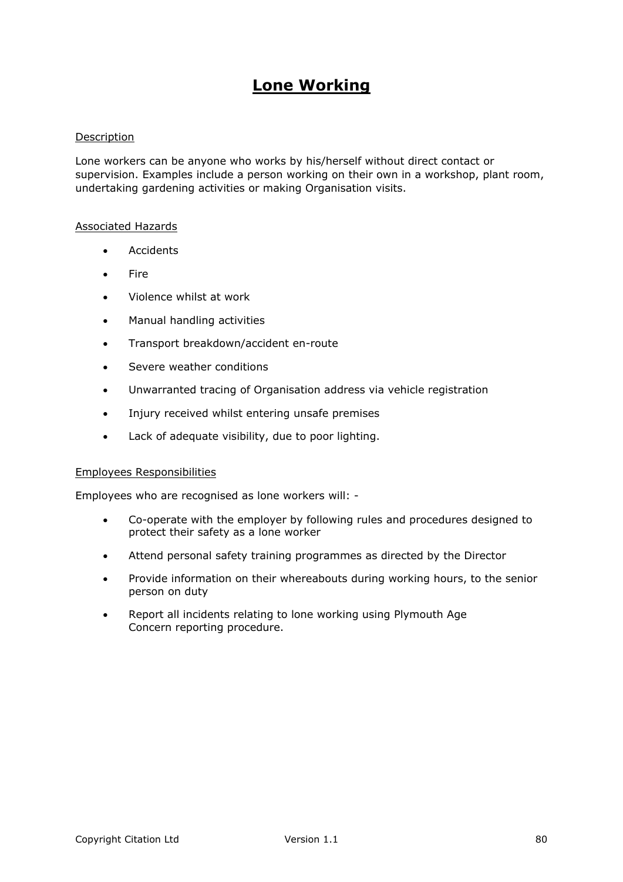# Lone Working

Description

Lone workers can be anyone who works by his/herself without direct contact or supervision. Examples include a person working on their own in a workshop, plant room, undertaking gardening activities or making Organisation visits.

Associated Hazards

- Accidents
- Fire
- Violence whilst at work
- Manual handling activities
- Transport breakdown/accident en-route
- Severe weather conditions
- Unwarranted tracing of Organisation address via vehicle registration
- Injury received whilst entering unsafe premises
- Lack of adequate visibility, due to poor lighting.

Employees Responsibilities

Employees who are recognised as lone workers will: -

- Co-operate with the employer by following rules and procedures designed to protect their safety as a lone worker
- Attend personal safety training programmes as directed by the Director
- Provide information on their whereabouts during working hours, to the senior person on duty
- Report all incidents relating to lone working using Plymouth Age Concern reporting procedure.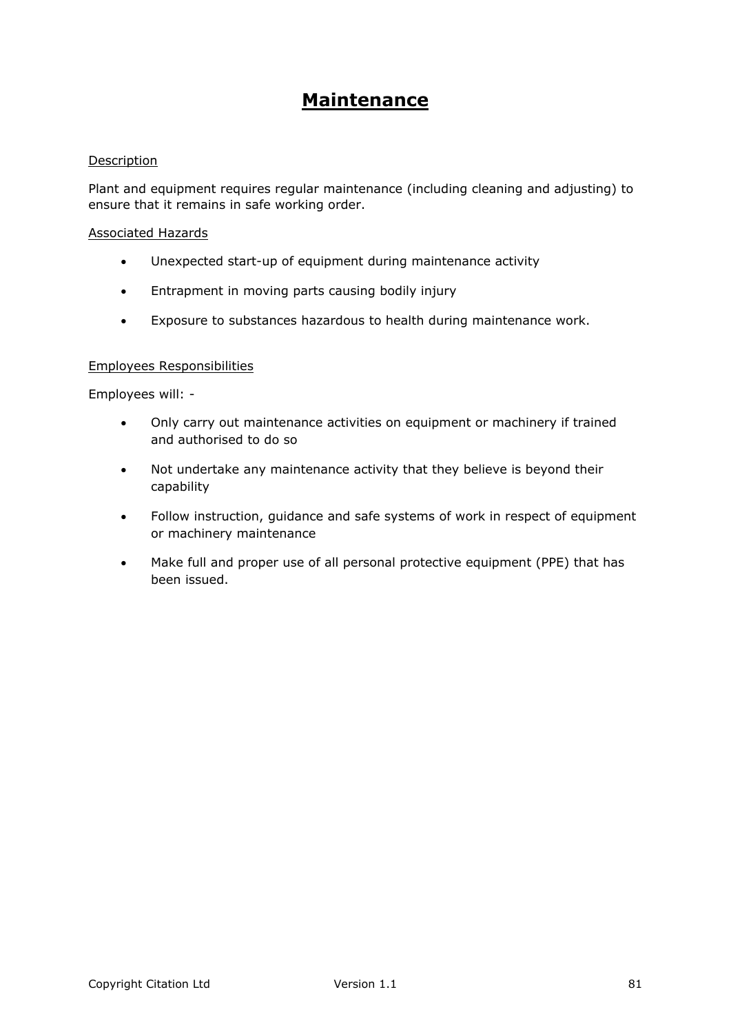# Maintenance

Description

Plant and equipment requires regular maintenance (including cleaning and adjusting) to ensure that it remains in safe working order.

Associated Hazards

- Unexpected start-up of equipment during maintenance activity
- Entrapment in moving parts causing bodily injury
- Exposure to substances hazardous to health during maintenance work.

Employees Responsibilities

Employees will: -

- Only carry out maintenance activities on equipment or machinery if trained and authorised to do so
- Not undertake any maintenance activity that they believe is beyond their capability
- Follow instruction, guidance and safe systems of work in respect of equipment or machinery maintenance
- Make full and proper use of all personal protective equipment (PPE) that has been issued.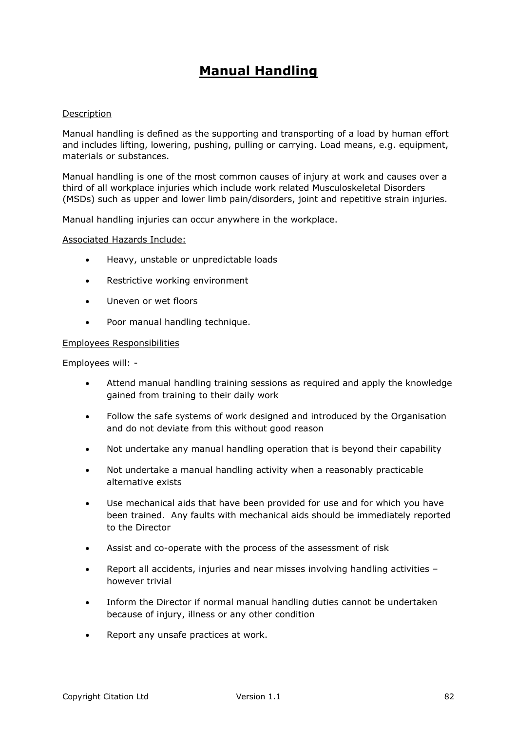# Manual Handling

Description

Manual handling is defined as the supporting and transporting of a load by human effort and includes lifting, lowering, pushing, pulling or carrying. Load means, e.g. equipment, materials or substances.

Manual handling is one of the most common causes of injury at work and causes over a third of all workplace injuries which include work related Musculoskeletal Disorders (MSDs) such as upper and lower limb pain/disorders, joint and repetitive strain injuries.

Manual handling injuries can occur anywhere in the workplace.

Associated Hazards Include:

- Heavy, unstable or unpredictable loads
- Restrictive working environment
- Uneven or wet floors
- Poor manual handling technique.

Employees Responsibilities

Employees will: -

- Attend manual handling training sessions as required and apply the knowledge gained from training to their daily work
- Follow the safe systems of work designed and introduced by the Organisation and do not deviate from this without good reason
- Not undertake any manual handling operation that is beyond their capability
- Not undertake a manual handling activity when a reasonably practicable alternative exists
- Use mechanical aids that have been provided for use and for which you have been trained. Any faults with mechanical aids should be immediately reported to the Director
- Assist and co-operate with the process of the assessment of risk
- Report all accidents, injuries and near misses involving handling activities – however trivial
- Inform the Director if normal manual handling duties cannot be undertaken because of injury, illness or any other condition
- Report any unsafe practices at work.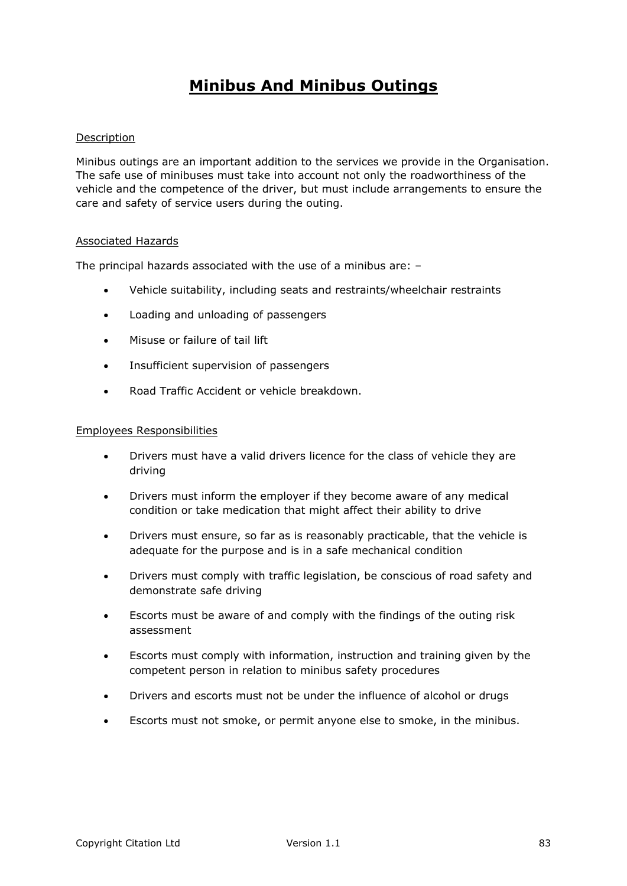# Minibus And Minibus Outings

## Description

Minibus outings are an important addition to the services we provide in the Organisation. The safe use of minibuses must take into account not only the roadworthiness of the vehicle and the competence of the driver, but must include arrangements to ensure the care and safety of service users during the outing.

## Associated Hazards

The principal hazards associated with the use of a minibus are: –

- Vehicle suitability, including seats and restraints/wheelchair restraints
- Loading and unloading of passengers
- Misuse or failure of tail lift
- Insufficient supervision of passengers
- Road Traffic Accident or vehicle breakdown.

## Employees Responsibilities

- Drivers must have a valid drivers licence for the class of vehicle they are driving
- Drivers must inform the employer if they become aware of any medical condition or take medication that might affect their ability to drive
- Drivers must ensure, so far as is reasonably practicable, that the vehicle is adequate for the purpose and is in a safe mechanical condition
- Drivers must comply with traffic legislation, be conscious of road safety and demonstrate safe driving
- Escorts must be aware of and comply with the findings of the outing risk assessment
- Escorts must comply with information, instruction and training given by the competent person in relation to minibus safety procedures
- Drivers and escorts must not be under the influence of alcohol or drugs
- Escorts must not smoke, or permit anyone else to smoke, in the minibus.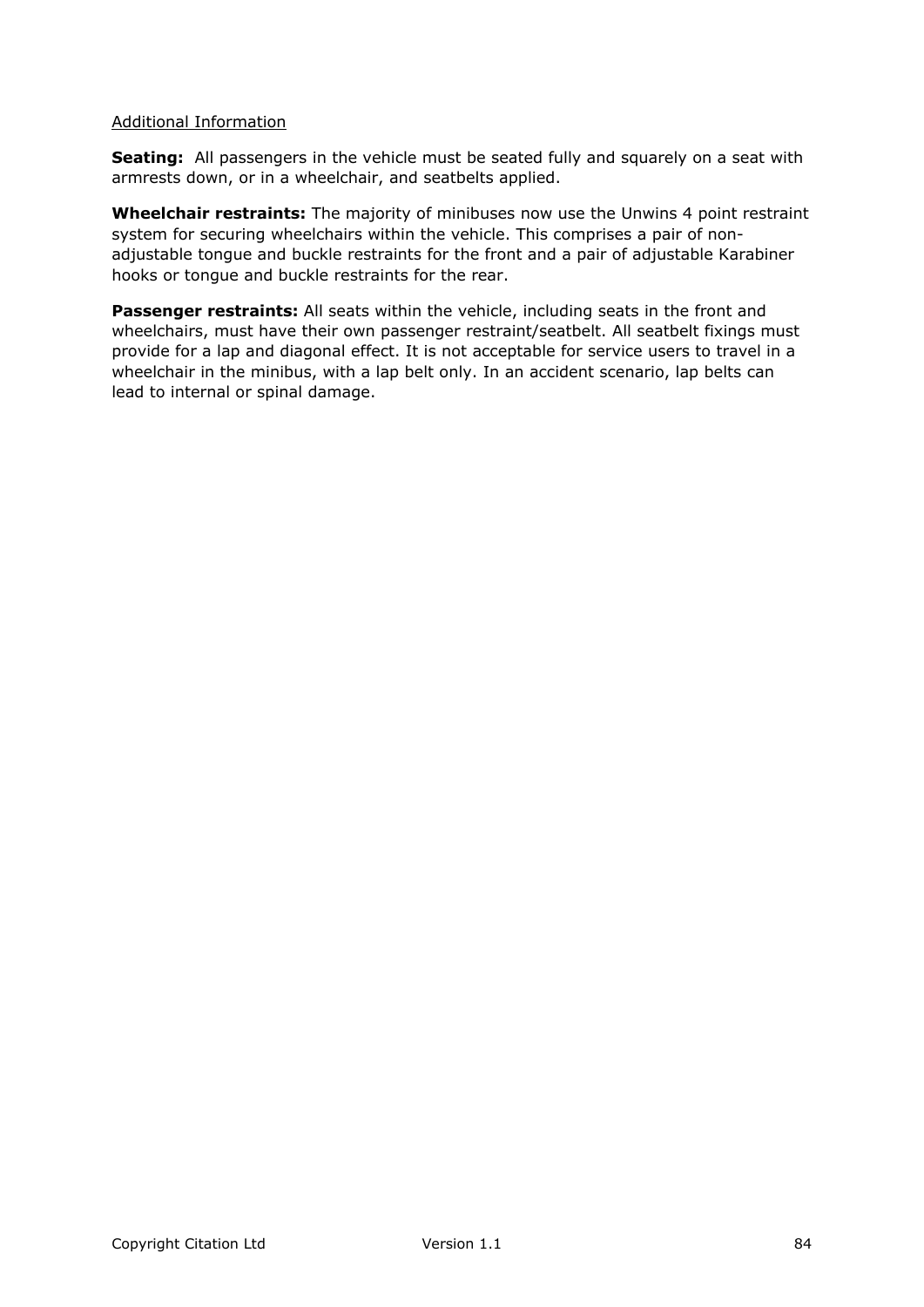Additional Information

**Seating:** All passengers in the vehicle must be seated fully and squarely on a seat with armrests down, or in a wheelchair, and seatbelts applied.

**Wheelchair restraints:** The majority of minibuses now use the Unwins 4 point restraint system for securing wheelchairs within the vehicle. This comprises a pair of non-adjustable tongue and buckle restraints for the front and a pair of adjustable Karabiner hooks or tongue and buckle restraints for the rear.

**Passenger restraints:** All seats within the vehicle, including seats in the front and wheelchairs, must have their own passenger restraint/seatbelt. All seatbelt fixings must provide for a lap and diagonal effect. It is not acceptable for service users to travel in a wheelchair in the minibus, with a lap belt only. In an accident scenario, lap belts can lead to internal or spinal damage.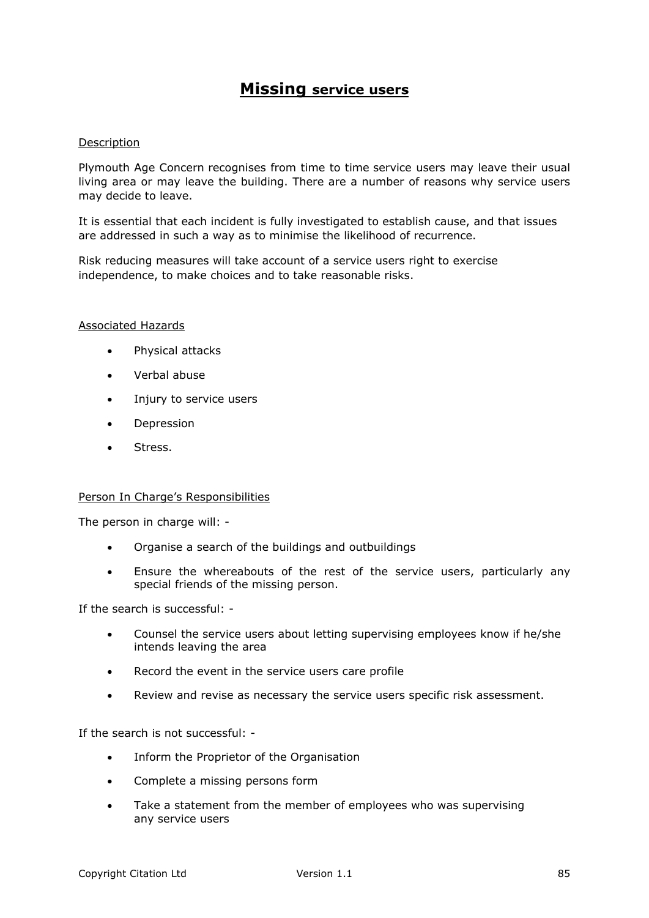# **Missing service users**

Description

Plymouth Age Concern recognises from time to time service users may leave their usual living area or may leave the building. There are a number of reasons why service users may decide to leave.

It is essential that each incident is fully investigated to establish cause, and that issues are addressed in such a way as to minimise the likelihood of recurrence.

Risk reducing measures will take account of a service users right to exercise independence, to make choices and to take reasonable risks.

Associated Hazards

- Physical attacks
- Verbal abuse
- Injury to service users
- Depression
- Stress.

Person In Charge's Responsibilities

The person in charge will: -

- Organise a search of the buildings and outbuildings
- Ensure the whereabouts of the rest of the service users, particularly any special friends of the missing person.

If the search is successful: -

- Counsel the service users about letting supervising employees know if he/she intends leaving the area
- Record the event in the service users care profile
- Review and revise as necessary the service users specific risk assessment.

If the search is not successful: -

- Inform the Proprietor of the Organisation
- Complete a missing persons form
- Take a statement from the member of employees who was supervising any service users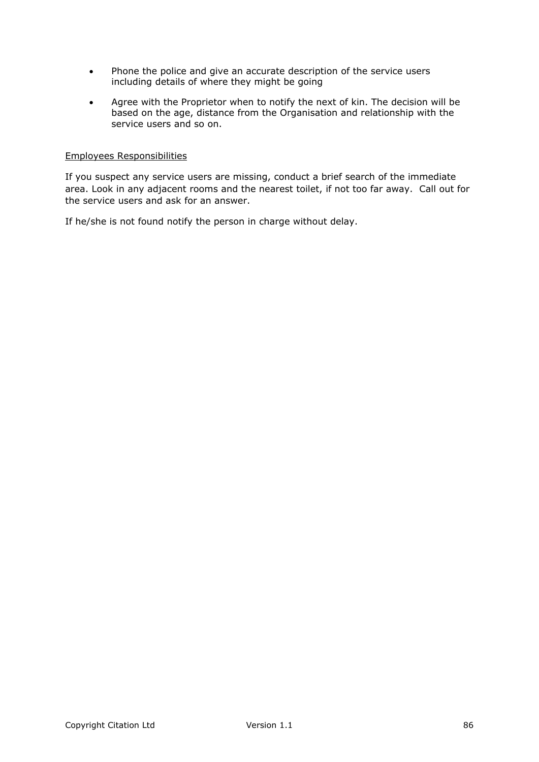- Phone the police and give an accurate description of the service users including details of where they might be going
- Agree with the Proprietor when to notify the next of kin. The decision will be based on the age, distance from the Organisation and relationship with the service users and so on.

Employees Responsibilities

If you suspect any service users are missing, conduct a brief search of the immediate area. Look in any adjacent rooms and the nearest toilet, if not too far away. Call out for the service users and ask for an answer.

If he/she is not found notify the person in charge without delay.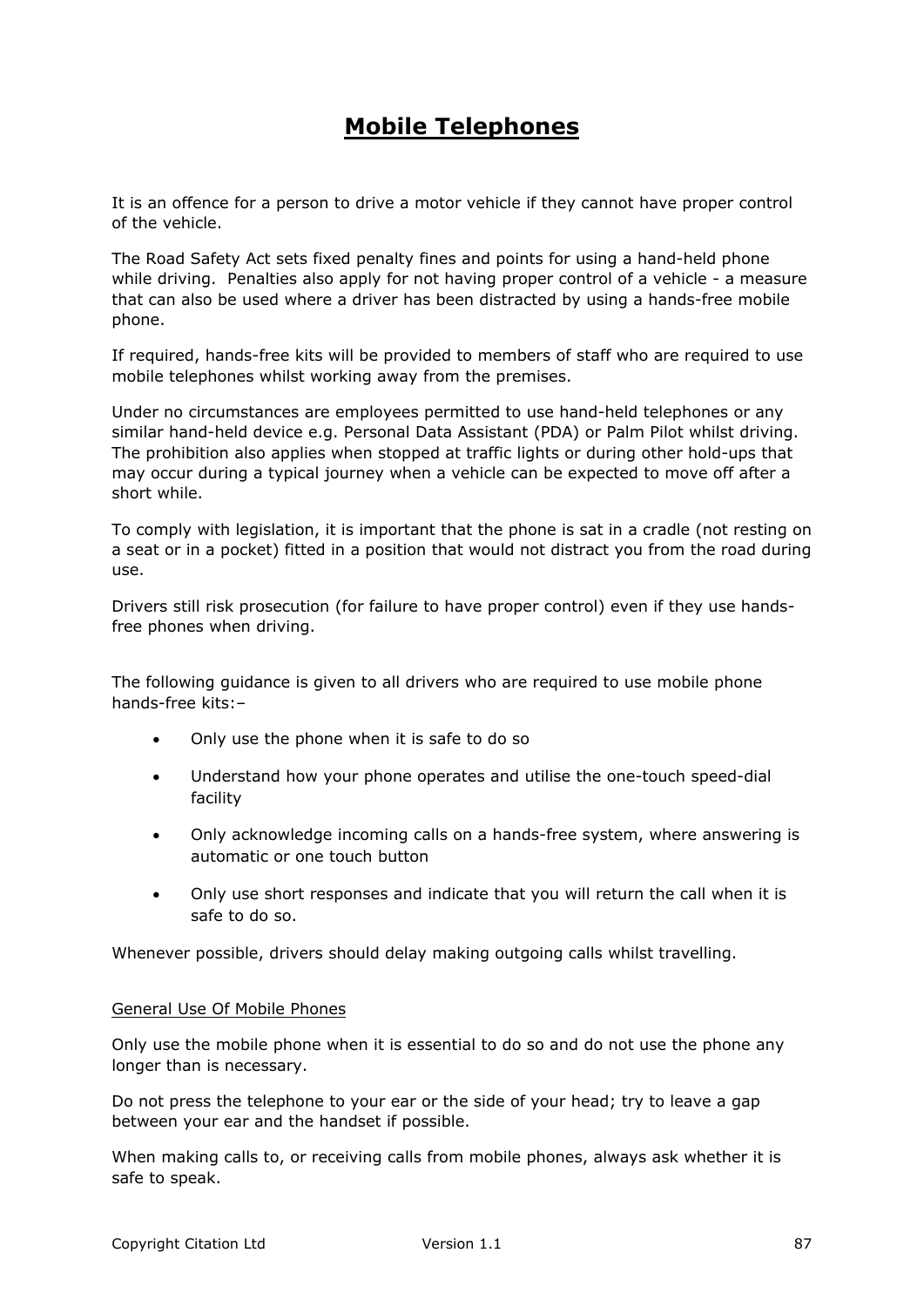# Mobile Telephones

It is an offence for a person to drive a motor vehicle if they cannot have proper control of the vehicle.

The Road Safety Act sets fixed penalty fines and points for using a hand-held phone while driving. Penalties also apply for not having proper control of a vehicle - a measure that can also be used where a driver has been distracted by using a hands-free mobile phone.

If required, hands-free kits will be provided to members of staff who are required to use mobile telephones whilst working away from the premises.

Under no circumstances are employees permitted to use hand-held telephones or any similar hand-held device e.g. Personal Data Assistant (PDA) or Palm Pilot whilst driving. The prohibition also applies when stopped at traffic lights or during other hold-ups that may occur during a typical journey when a vehicle can be expected to move off after a short while.

To comply with legislation, it is important that the phone is sat in a cradle (not resting on a seat or in a pocket) fitted in a position that would not distract you from the road during use.

Drivers still risk prosecution (for failure to have proper control) even if they use hands-free phones when driving.

The following guidance is given to all drivers who are required to use mobile phone hands-free kits:–

- Only use the phone when it is safe to do so
- Understand how your phone operates and utilise the one-touch speed-dial facility
- Only acknowledge incoming calls on a hands-free system, where answering is automatic or one touch button
- Only use short responses and indicate that you will return the call when it is safe to do so.

Whenever possible, drivers should delay making outgoing calls whilst travelling.

## General Use Of Mobile Phones

Only use the mobile phone when it is essential to do so and do not use the phone any longer than is necessary.

Do not press the telephone to your ear or the side of your head; try to leave a gap between your ear and the handset if possible.

When making calls to, or receiving calls from mobile phones, always ask whether it is safe to speak.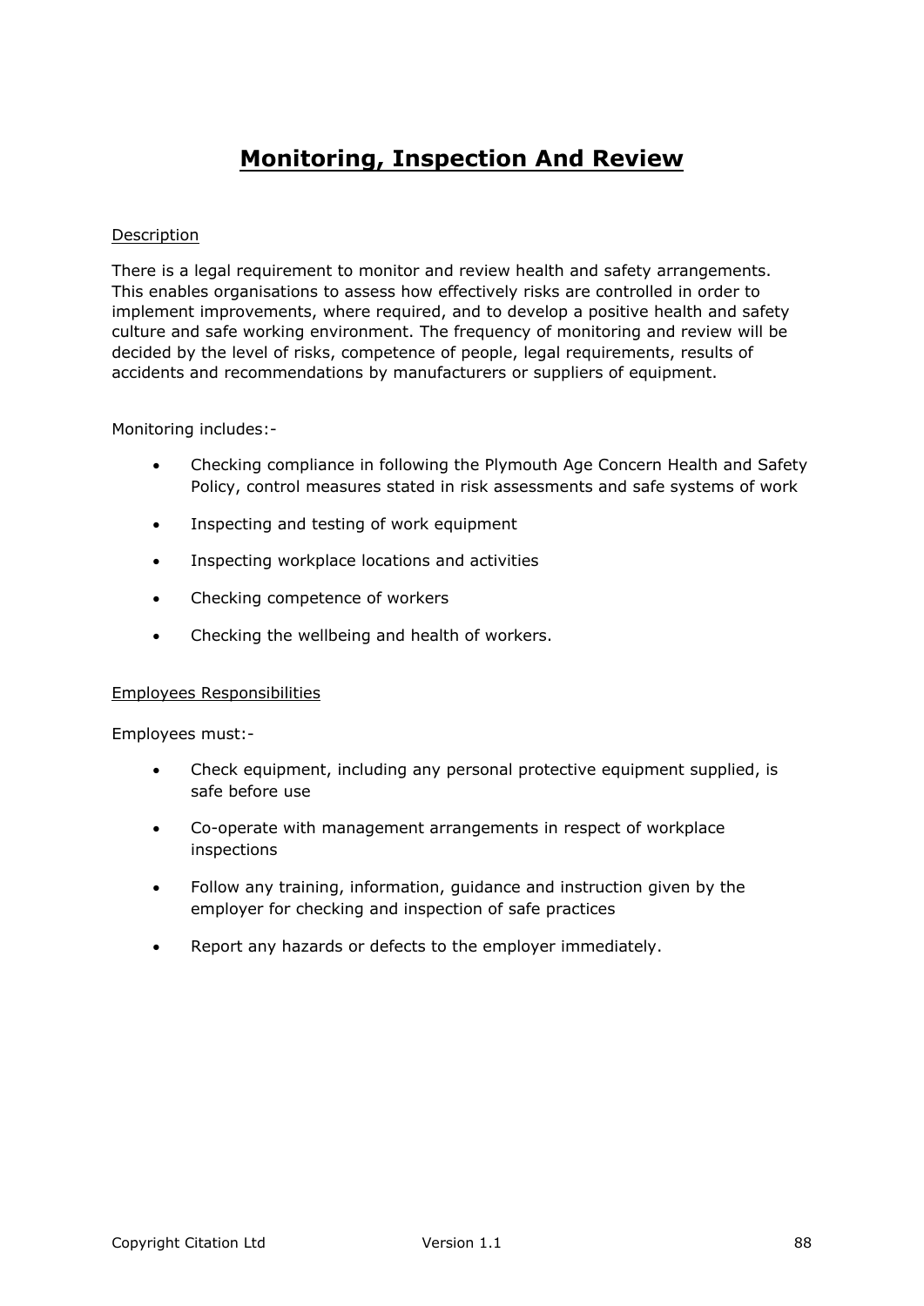# Monitoring, Inspection And Review

Description

There is a legal requirement to monitor and review health and safety arrangements. This enables organisations to assess how effectively risks are controlled in order to implement improvements, where required, and to develop a positive health and safety culture and safe working environment. The frequency of monitoring and review will be decided by the level of risks, competence of people, legal requirements, results of accidents and recommendations by manufacturers or suppliers of equipment.

Monitoring includes:-

- Checking compliance in following the Plymouth Age Concern Health and Safety Policy, control measures stated in risk assessments and safe systems of work
- Inspecting and testing of work equipment
- Inspecting workplace locations and activities
- Checking competence of workers
- Checking the wellbeing and health of workers.

Employees Responsibilities

Employees must:-

- Check equipment, including any personal protective equipment supplied, is safe before use
- Co-operate with management arrangements in respect of workplace inspections
- Follow any training, information, guidance and instruction given by the employer for checking and inspection of safe practices
- Report any hazards or defects to the employer immediately.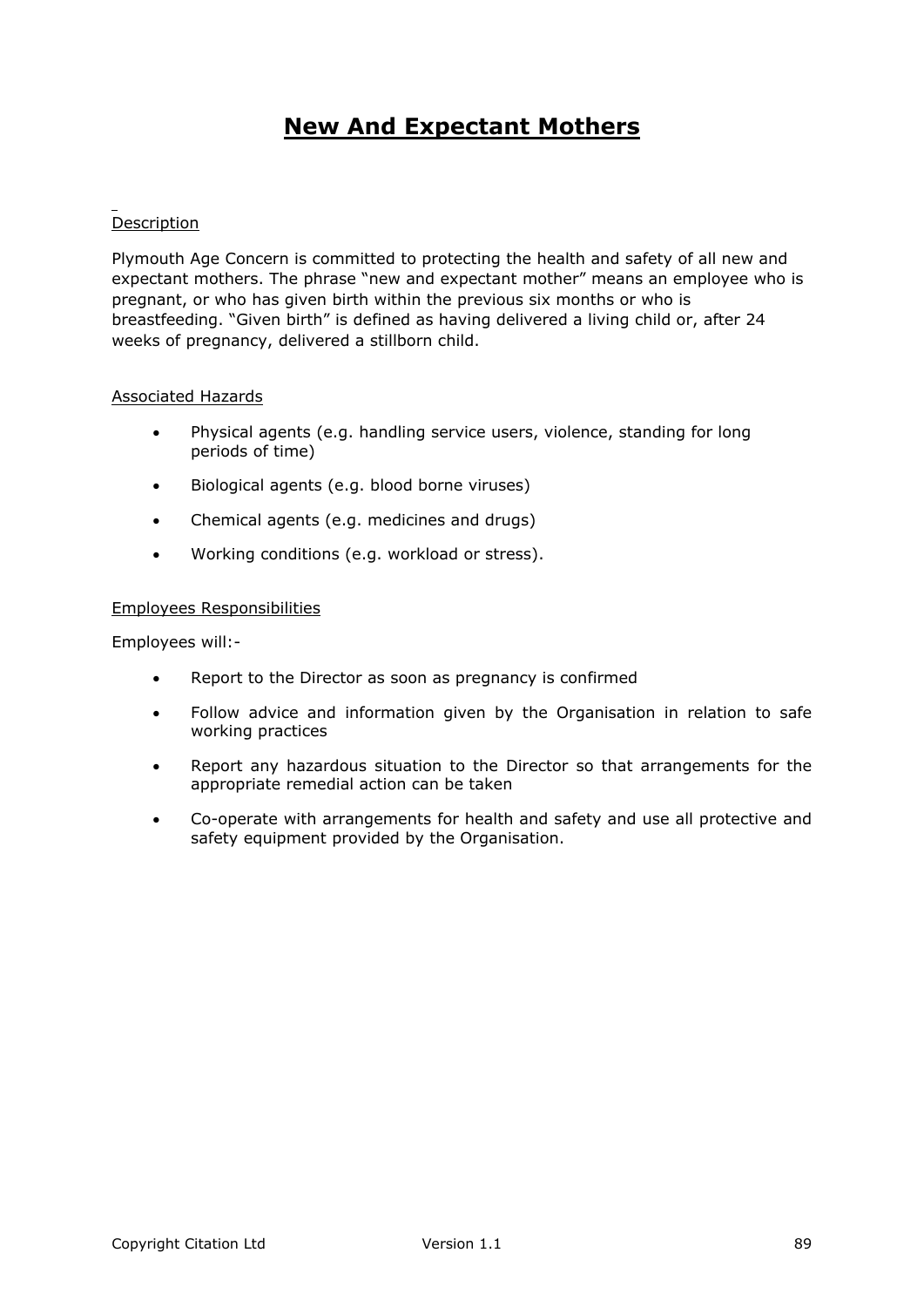# New And Expectant Mothers

## Description

Plymouth Age Concern is committed to protecting the health and safety of all new and expectant mothers. The phrase "new and expectant mother" means an employee who is pregnant, or who has given birth within the previous six months or who is breastfeeding. "Given birth" is defined as having delivered a living child or, after 24 weeks of pregnancy, delivered a stillborn child.

## Associated Hazards

- Physical agents (e.g. handling service users, violence, standing for long periods of time)
- Biological agents (e.g. blood borne viruses)
- Chemical agents (e.g. medicines and drugs)
- Working conditions (e.g. workload or stress).

## Employees Responsibilities

Employees will:-

- Report to the Director as soon as pregnancy is confirmed
- Follow advice and information given by the Organisation in relation to safe working practices
- Report any hazardous situation to the Director so that arrangements for the appropriate remedial action can be taken
- Co-operate with arrangements for health and safety and use all protective and safety equipment provided by the Organisation.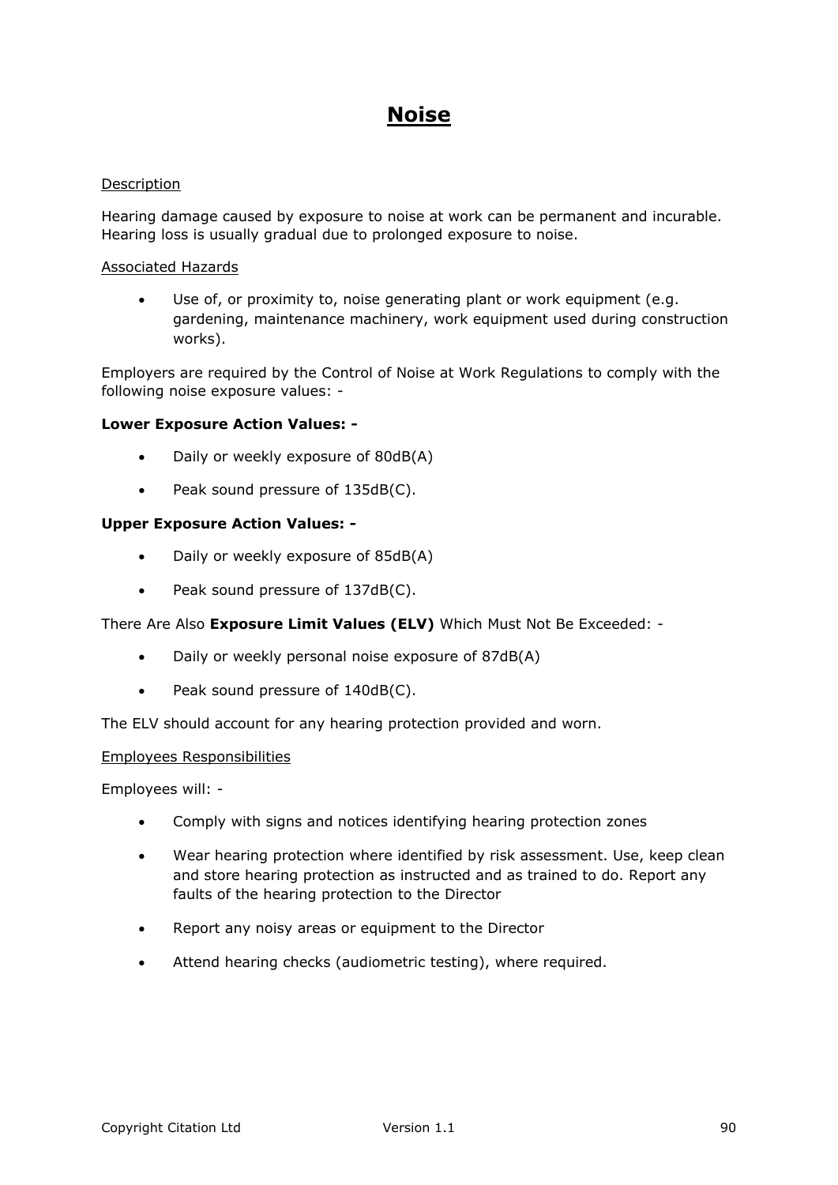# Noise

Description

Hearing damage caused by exposure to noise at work can be permanent and incurable. Hearing loss is usually gradual due to prolonged exposure to noise.

Associated Hazards

- Use of, or proximity to, noise generating plant or work equipment (e.g. gardening, maintenance machinery, work equipment used during construction works).

Employers are required by the Control of Noise at Work Regulations to comply with the following noise exposure values: -

**Lower Exposure Action Values: -**

- Daily or weekly exposure of 80dB(A)
- Peak sound pressure of 135dB(C).

**Upper Exposure Action Values: -**

- Daily or weekly exposure of 85dB(A)
- Peak sound pressure of 137dB(C).

There Are Also **Exposure Limit Values (ELV)** Which Must Not Be Exceeded: -

- Daily or weekly personal noise exposure of 87dB(A)
- Peak sound pressure of 140dB(C).

The ELV should account for any hearing protection provided and worn.

Employees Responsibilities

Employees will: -

- Comply with signs and notices identifying hearing protection zones
- Wear hearing protection where identified by risk assessment. Use, keep clean and store hearing protection as instructed and as trained to do. Report any faults of the hearing protection to the Director
- Report any noisy areas or equipment to the Director
- Attend hearing checks (audiometric testing), where required.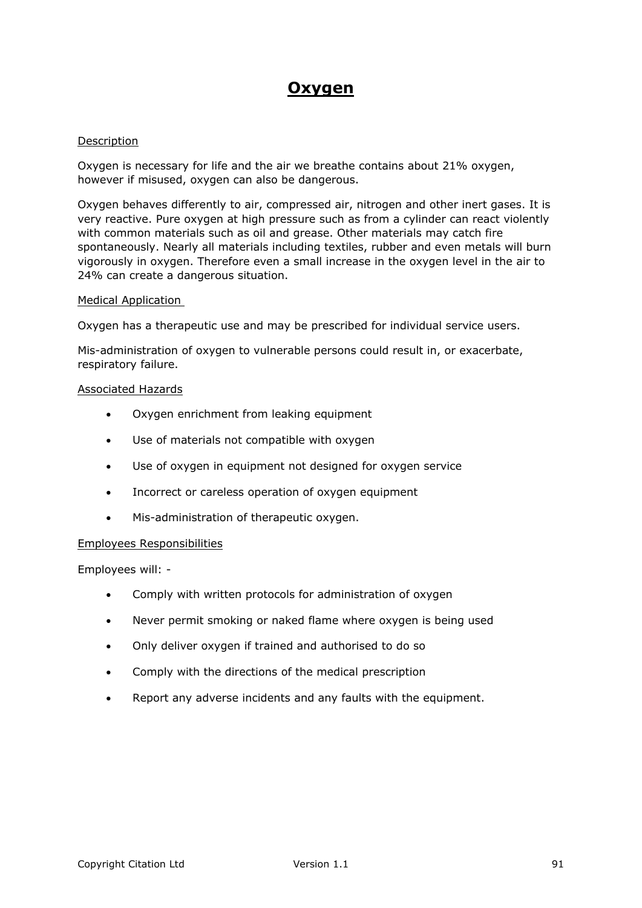# Oxygen

Description

Oxygen is necessary for life and the air we breathe contains about 21% oxygen, however if misused, oxygen can also be dangerous.

Oxygen behaves differently to air, compressed air, nitrogen and other inert gases. It is very reactive. Pure oxygen at high pressure such as from a cylinder can react violently with common materials such as oil and grease. Other materials may catch fire spontaneously. Nearly all materials including textiles, rubber and even metals will burn vigorously in oxygen. Therefore even a small increase in the oxygen level in the air to 24% can create a dangerous situation.

Medical Application

Oxygen has a therapeutic use and may be prescribed for individual service users.

Mis-administration of oxygen to vulnerable persons could result in, or exacerbate, respiratory failure.

Associated Hazards

- Oxygen enrichment from leaking equipment
- Use of materials not compatible with oxygen
- Use of oxygen in equipment not designed for oxygen service
- Incorrect or careless operation of oxygen equipment
- Mis-administration of therapeutic oxygen.

Employees Responsibilities

Employees will: -

- Comply with written protocols for administration of oxygen
- Never permit smoking or naked flame where oxygen is being used
- Only deliver oxygen if trained and authorised to do so
- Comply with the directions of the medical prescription
- Report any adverse incidents and any faults with the equipment.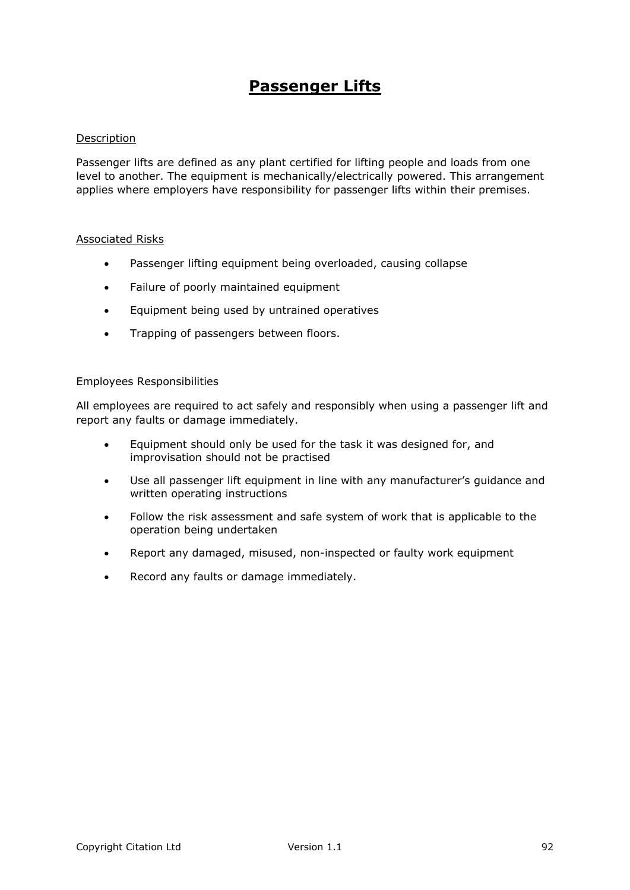# Passenger Lifts

Description

Passenger lifts are defined as any plant certified for lifting people and loads from one level to another. The equipment is mechanically/electrically powered. This arrangement applies where employers have responsibility for passenger lifts within their premises.

Associated Risks

- Passenger lifting equipment being overloaded, causing collapse
- Failure of poorly maintained equipment
- Equipment being used by untrained operatives
- Trapping of passengers between floors.

Employees Responsibilities

All employees are required to act safely and responsibly when using a passenger lift and report any faults or damage immediately.

- Equipment should only be used for the task it was designed for, and improvisation should not be practised
- Use all passenger lift equipment in line with any manufacturer's guidance and written operating instructions
- Follow the risk assessment and safe system of work that is applicable to the operation being undertaken
- Report any damaged, misused, non-inspected or faulty work equipment
- Record any faults or damage immediately.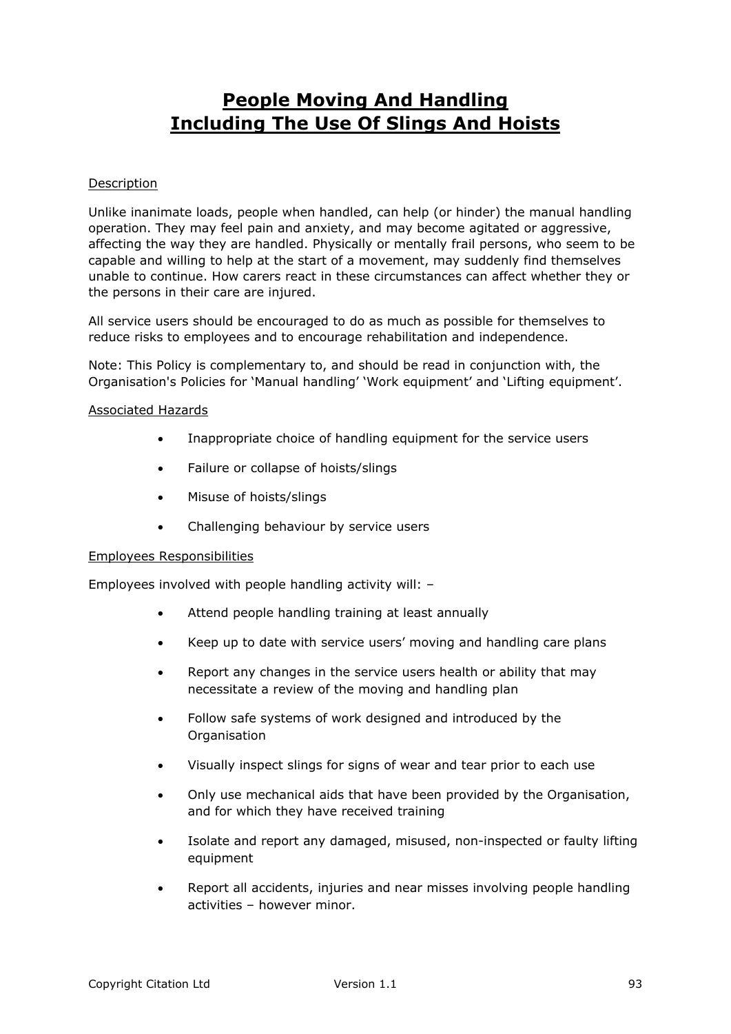# People Moving And Handling Including The Use Of Slings And Hoists

Description

Unlike inanimate loads, people when handled, can help (or hinder) the manual handling operation. They may feel pain and anxiety, and may become agitated or aggressive, affecting the way they are handled. Physically or mentally frail persons, who seem to be capable and willing to help at the start of a movement, may suddenly find themselves unable to continue. How carers react in these circumstances can affect whether they or the persons in their care are injured.

All service users should be encouraged to do as much as possible for themselves to reduce risks to employees and to encourage rehabilitation and independence.

Note: This Policy is complementary to, and should be read in conjunction with, the Organisation's Policies for 'Manual handling' 'Work equipment' and 'Lifting equipment'.

Associated Hazards

- Inappropriate choice of handling equipment for the service users
- Failure or collapse of hoists/slings
- Misuse of hoists/slings
- Challenging behaviour by service users

Employees Responsibilities

Employees involved with people handling activity will: –

- Attend people handling training at least annually
- Keep up to date with service users' moving and handling care plans
- Report any changes in the service users health or ability that may necessitate a review of the moving and handling plan
- Follow safe systems of work designed and introduced by the Organisation
- Visually inspect slings for signs of wear and tear prior to each use
- Only use mechanical aids that have been provided by the Organisation, and for which they have received training
- Isolate and report any damaged, misused, non-inspected or faulty lifting equipment
- Report all accidents, injuries and near misses involving people handling activities – however minor.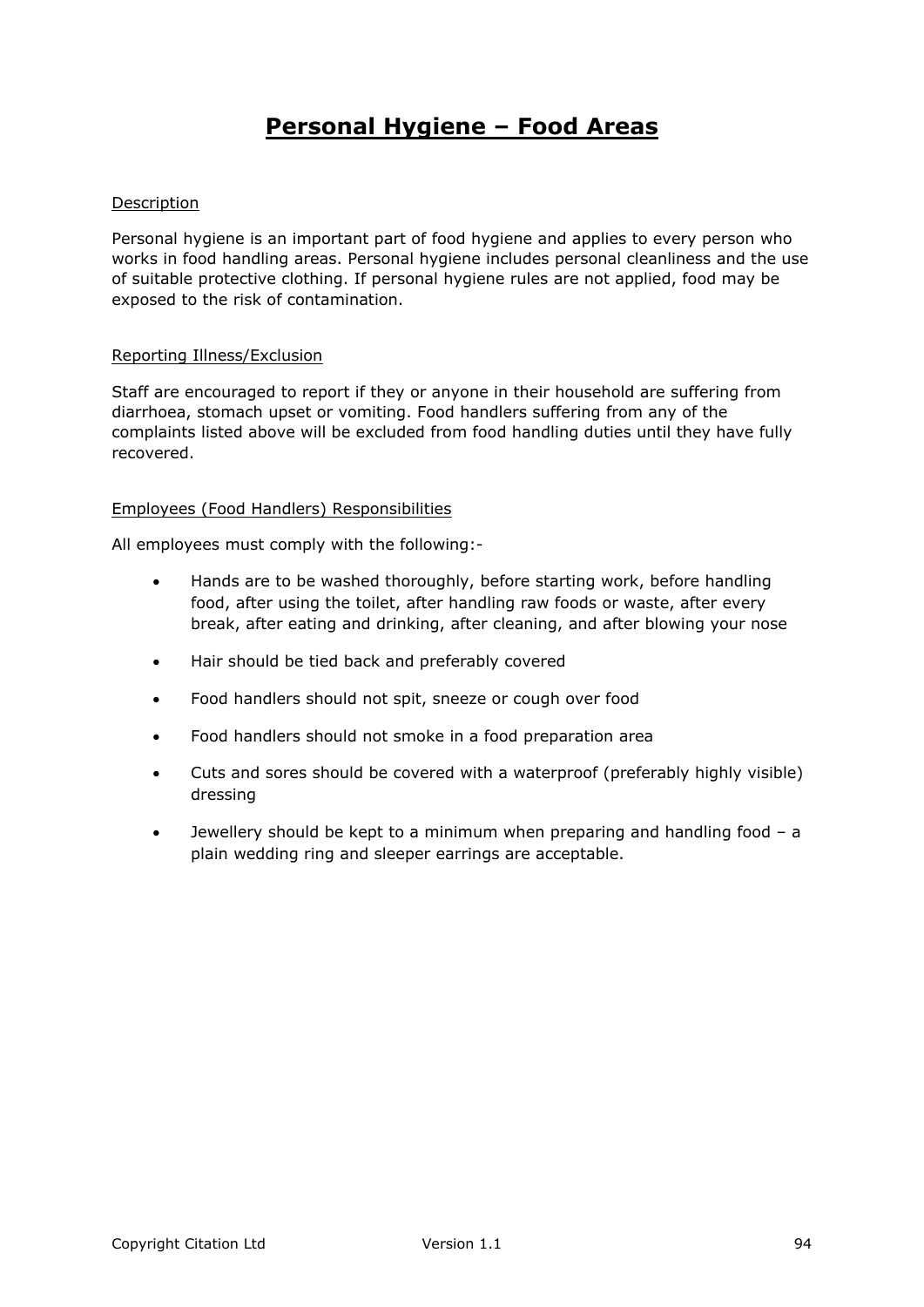# Personal Hygiene – Food Areas

## Description

Personal hygiene is an important part of food hygiene and applies to every person who works in food handling areas. Personal hygiene includes personal cleanliness and the use of suitable protective clothing. If personal hygiene rules are not applied, food may be exposed to the risk of contamination.

## Reporting Illness/Exclusion

Staff are encouraged to report if they or anyone in their household are suffering from diarrhoea, stomach upset or vomiting. Food handlers suffering from any of the complaints listed above will be excluded from food handling duties until they have fully recovered.

## Employees (Food Handlers) Responsibilities

All employees must comply with the following:-

- Hands are to be washed thoroughly, before starting work, before handling food, after using the toilet, after handling raw foods or waste, after every break, after eating and drinking, after cleaning, and after blowing your nose
- Hair should be tied back and preferably covered
- Food handlers should not spit, sneeze or cough over food
- Food handlers should not smoke in a food preparation area
- Cuts and sores should be covered with a waterproof (preferably highly visible) dressing
- Jewellery should be kept to a minimum when preparing and handling food – a plain wedding ring and sleeper earrings are acceptable.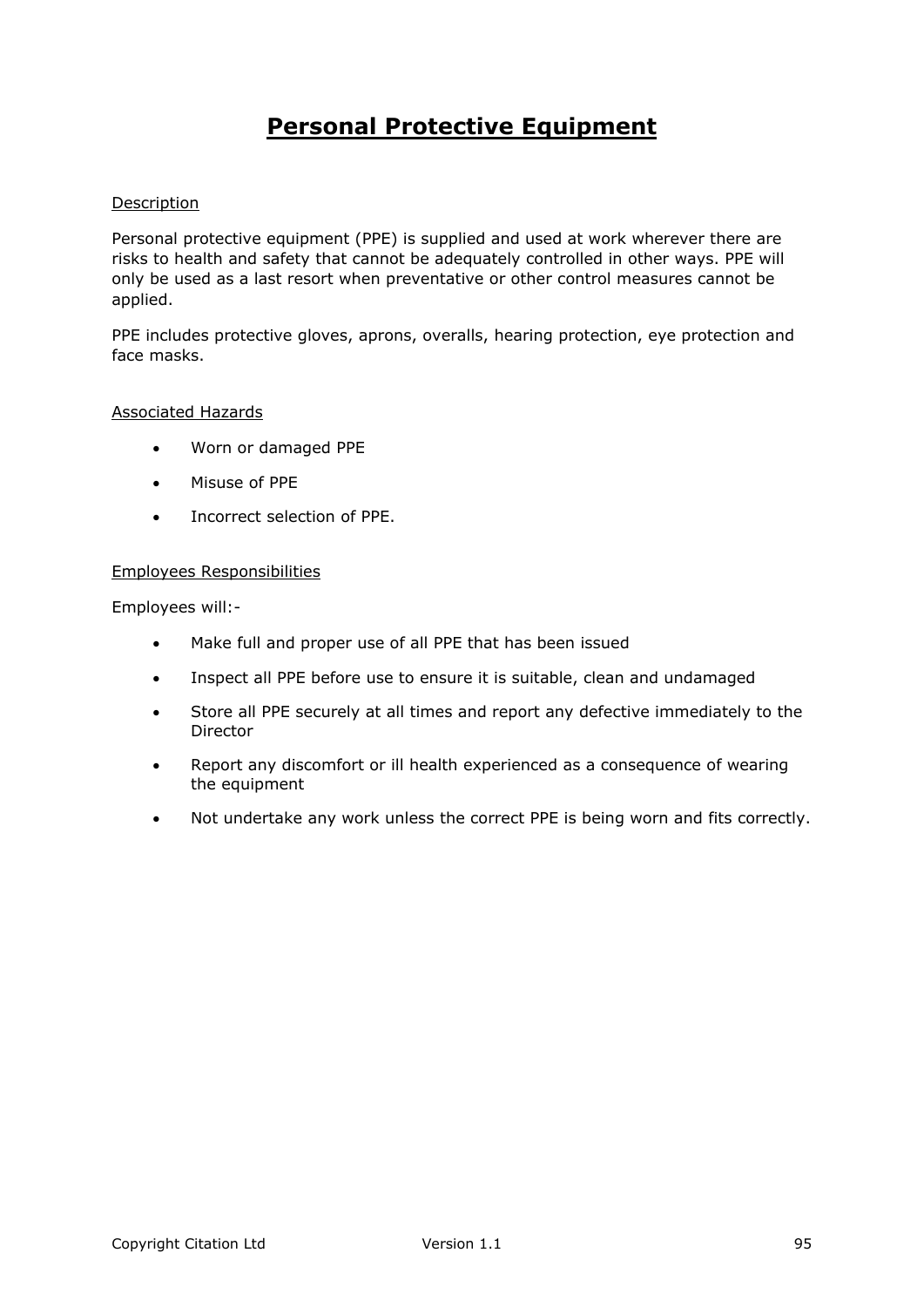# Personal Protective Equipment

Description

Personal protective equipment (PPE) is supplied and used at work wherever there are risks to health and safety that cannot be adequately controlled in other ways. PPE will only be used as a last resort when preventative or other control measures cannot be applied.

PPE includes protective gloves, aprons, overalls, hearing protection, eye protection and face masks.

Associated Hazards

- Worn or damaged PPE
- Misuse of PPE
- Incorrect selection of PPE.

Employees Responsibilities

Employees will:-

- Make full and proper use of all PPE that has been issued
- Inspect all PPE before use to ensure it is suitable, clean and undamaged
- Store all PPE securely at all times and report any defective immediately to the Director
- Report any discomfort or ill health experienced as a consequence of wearing the equipment
- Not undertake any work unless the correct PPE is being worn and fits correctly.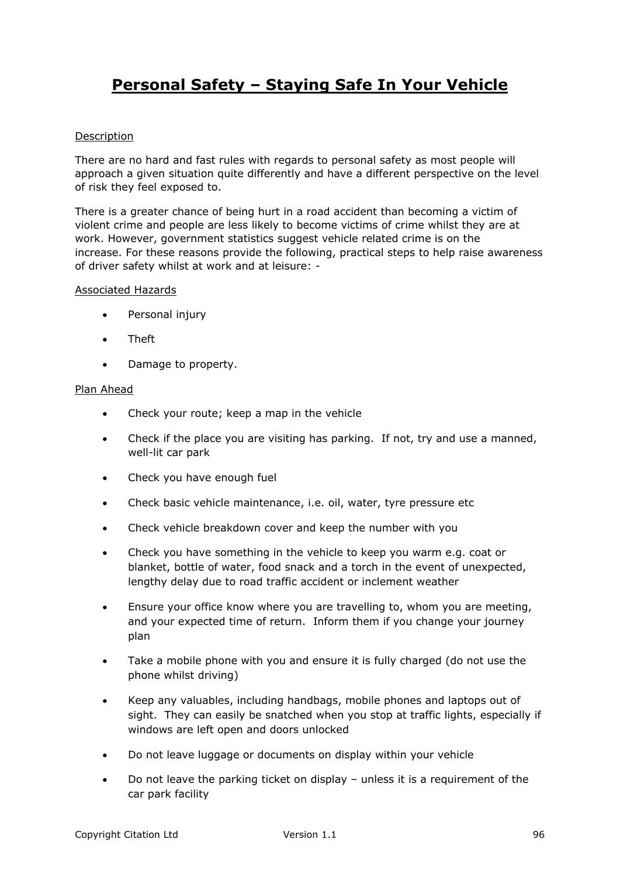# Personal Safety – Staying Safe In Your Vehicle

Description

There are no hard and fast rules with regards to personal safety as most people will approach a given situation quite differently and have a different perspective on the level of risk they feel exposed to.

There is a greater chance of being hurt in a road accident than becoming a victim of violent crime and people are less likely to become victims of crime whilst they are at work. However, government statistics suggest vehicle related crime is on the increase. For these reasons provide the following, practical steps to help raise awareness of driver safety whilst at work and at leisure: -

Associated Hazards

- Personal injury
- Theft
- Damage to property.

Plan Ahead

- Check your route; keep a map in the vehicle
- Check if the place you are visiting has parking. If not, try and use a manned, well-lit car park
- Check you have enough fuel
- Check basic vehicle maintenance, i.e. oil, water, tyre pressure etc
- Check vehicle breakdown cover and keep the number with you
- Check you have something in the vehicle to keep you warm e.g. coat or blanket, bottle of water, food snack and a torch in the event of unexpected, lengthy delay due to road traffic accident or inclement weather
- Ensure your office know where you are travelling to, whom you are meeting, and your expected time of return. Inform them if you change your journey plan
- Take a mobile phone with you and ensure it is fully charged (do not use the phone whilst driving)
- Keep any valuables, including handbags, mobile phones and laptops out of sight. They can easily be snatched when you stop at traffic lights, especially if windows are left open and doors unlocked
- Do not leave luggage or documents on display within your vehicle
- Do not leave the parking ticket on display – unless it is a requirement of the car park facility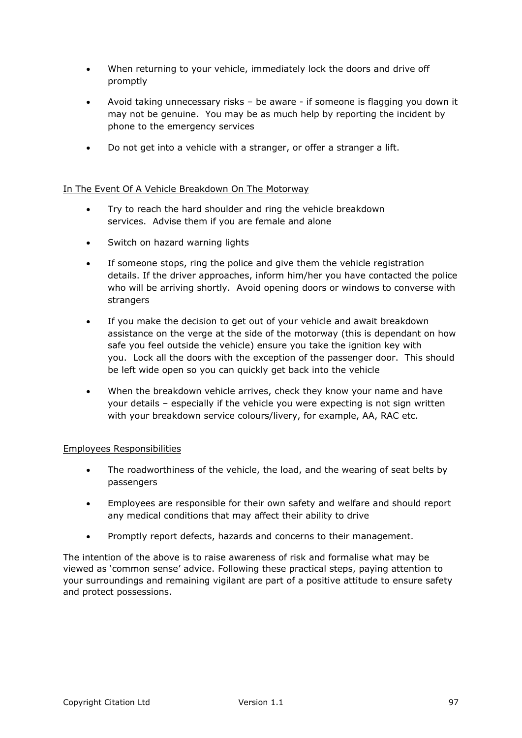- When returning to your vehicle, immediately lock the doors and drive off promptly
- Avoid taking unnecessary risks – be aware - if someone is flagging you down it may not be genuine. You may be as much help by reporting the incident by phone to the emergency services
- Do not get into a vehicle with a stranger, or offer a stranger a lift.

<u>In The Event Of A Vehicle Breakdown On The Motorway</u>

- Try to reach the hard shoulder and ring the vehicle breakdown services. Advise them if you are female and alone
- Switch on hazard warning lights
- If someone stops, ring the police and give them the vehicle registration details. If the driver approaches, inform him/her you have contacted the police who will be arriving shortly. Avoid opening doors or windows to converse with strangers
- If you make the decision to get out of your vehicle and await breakdown assistance on the verge at the side of the motorway (this is dependant on how safe you feel outside the vehicle) ensure you take the ignition key with you. Lock all the doors with the exception of the passenger door. This should be left wide open so you can quickly get back into the vehicle
- When the breakdown vehicle arrives, check they know your name and have your details – especially if the vehicle you were expecting is not sign written with your breakdown service colours/livery, for example, AA, RAC etc.

<u>Employees Responsibilities</u>

- The roadworthiness of the vehicle, the load, and the wearing of seat belts by passengers
- Employees are responsible for their own safety and welfare and should report any medical conditions that may affect their ability to drive
- Promptly report defects, hazards and concerns to their management.

The intention of the above is to raise awareness of risk and formalise what may be viewed as 'common sense' advice. Following these practical steps, paying attention to your surroundings and remaining vigilant are part of a positive attitude to ensure safety and protect possessions.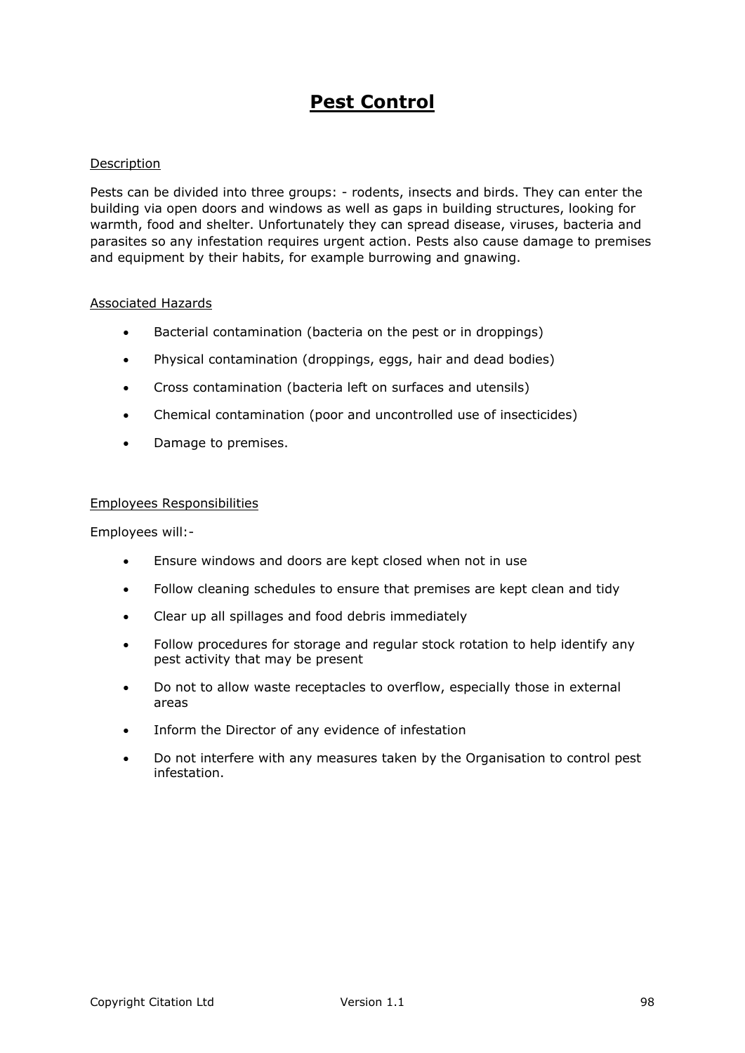# Pest Control

Description

Pests can be divided into three groups: - rodents, insects and birds. They can enter the building via open doors and windows as well as gaps in building structures, looking for warmth, food and shelter. Unfortunately they can spread disease, viruses, bacteria and parasites so any infestation requires urgent action. Pests also cause damage to premises and equipment by their habits, for example burrowing and gnawing.

Associated Hazards

- Bacterial contamination (bacteria on the pest or in droppings)
- Physical contamination (droppings, eggs, hair and dead bodies)
- Cross contamination (bacteria left on surfaces and utensils)
- Chemical contamination (poor and uncontrolled use of insecticides)
- Damage to premises.

Employees Responsibilities

Employees will:-

- Ensure windows and doors are kept closed when not in use
- Follow cleaning schedules to ensure that premises are kept clean and tidy
- Clear up all spillages and food debris immediately
- Follow procedures for storage and regular stock rotation to help identify any pest activity that may be present
- Do not to allow waste receptacles to overflow, especially those in external areas
- Inform the Director of any evidence of infestation
- Do not interfere with any measures taken by the Organisation to control pest infestation.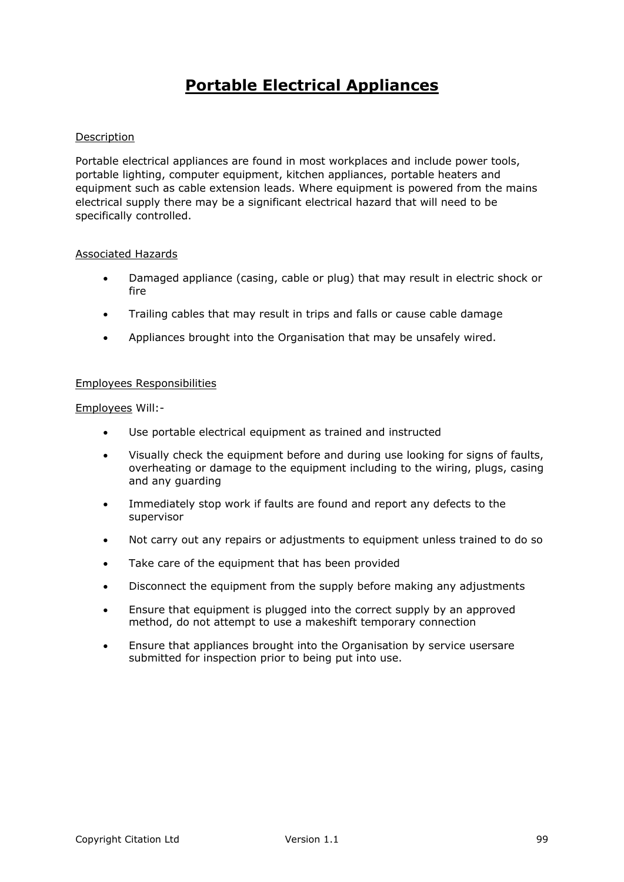# Portable Electrical Appliances

Description

Portable electrical appliances are found in most workplaces and include power tools, portable lighting, computer equipment, kitchen appliances, portable heaters and equipment such as cable extension leads. Where equipment is powered from the mains electrical supply there may be a significant electrical hazard that will need to be specifically controlled.

Associated Hazards

- Damaged appliance (casing, cable or plug) that may result in electric shock or fire
- Trailing cables that may result in trips and falls or cause cable damage
- Appliances brought into the Organisation that may be unsafely wired.

Employees Responsibilities

Employees Will:-

- Use portable electrical equipment as trained and instructed
- Visually check the equipment before and during use looking for signs of faults, overheating or damage to the equipment including to the wiring, plugs, casing and any guarding
- Immediately stop work if faults are found and report any defects to the supervisor
- Not carry out any repairs or adjustments to equipment unless trained to do so
- Take care of the equipment that has been provided
- Disconnect the equipment from the supply before making any adjustments
- Ensure that equipment is plugged into the correct supply by an approved method, do not attempt to use a makeshift temporary connection
- Ensure that appliances brought into the Organisation by service usersare submitted for inspection prior to being put into use.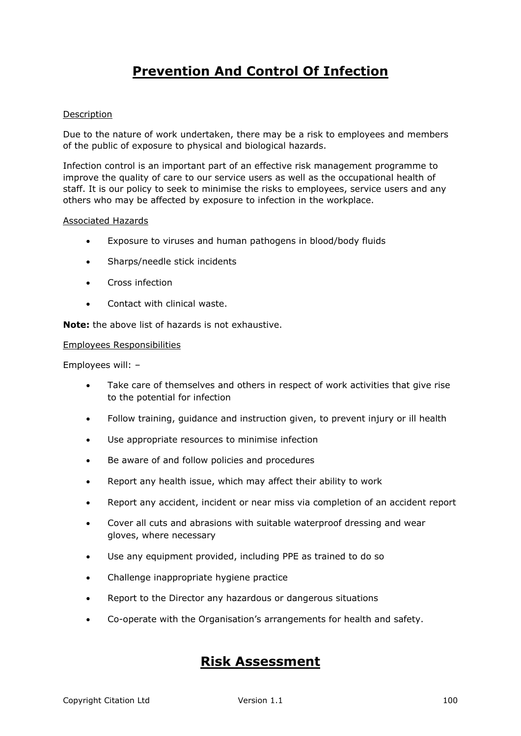# Prevention And Control Of Infection

Description

Due to the nature of work undertaken, there may be a risk to employees and members of the public of exposure to physical and biological hazards.

Infection control is an important part of an effective risk management programme to improve the quality of care to our service users as well as the occupational health of staff. It is our policy to seek to minimise the risks to employees, service users and any others who may be affected by exposure to infection in the workplace.

Associated Hazards

- Exposure to viruses and human pathogens in blood/body fluids
- Sharps/needle stick incidents
- Cross infection
- Contact with clinical waste.

**Note:** the above list of hazards is not exhaustive.

Employees Responsibilities

Employees will: –

- Take care of themselves and others in respect of work activities that give rise to the potential for infection
- Follow training, guidance and instruction given, to prevent injury or ill health
- Use appropriate resources to minimise infection
- Be aware of and follow policies and procedures
- Report any health issue, which may affect their ability to work
- Report any accident, incident or near miss via completion of an accident report
- Cover all cuts and abrasions with suitable waterproof dressing and wear gloves, where necessary
- Use any equipment provided, including PPE as trained to do so
- Challenge inappropriate hygiene practice
- Report to the Director any hazardous or dangerous situations
- Co-operate with the Organisation's arrangements for health and safety.

## Risk Assessment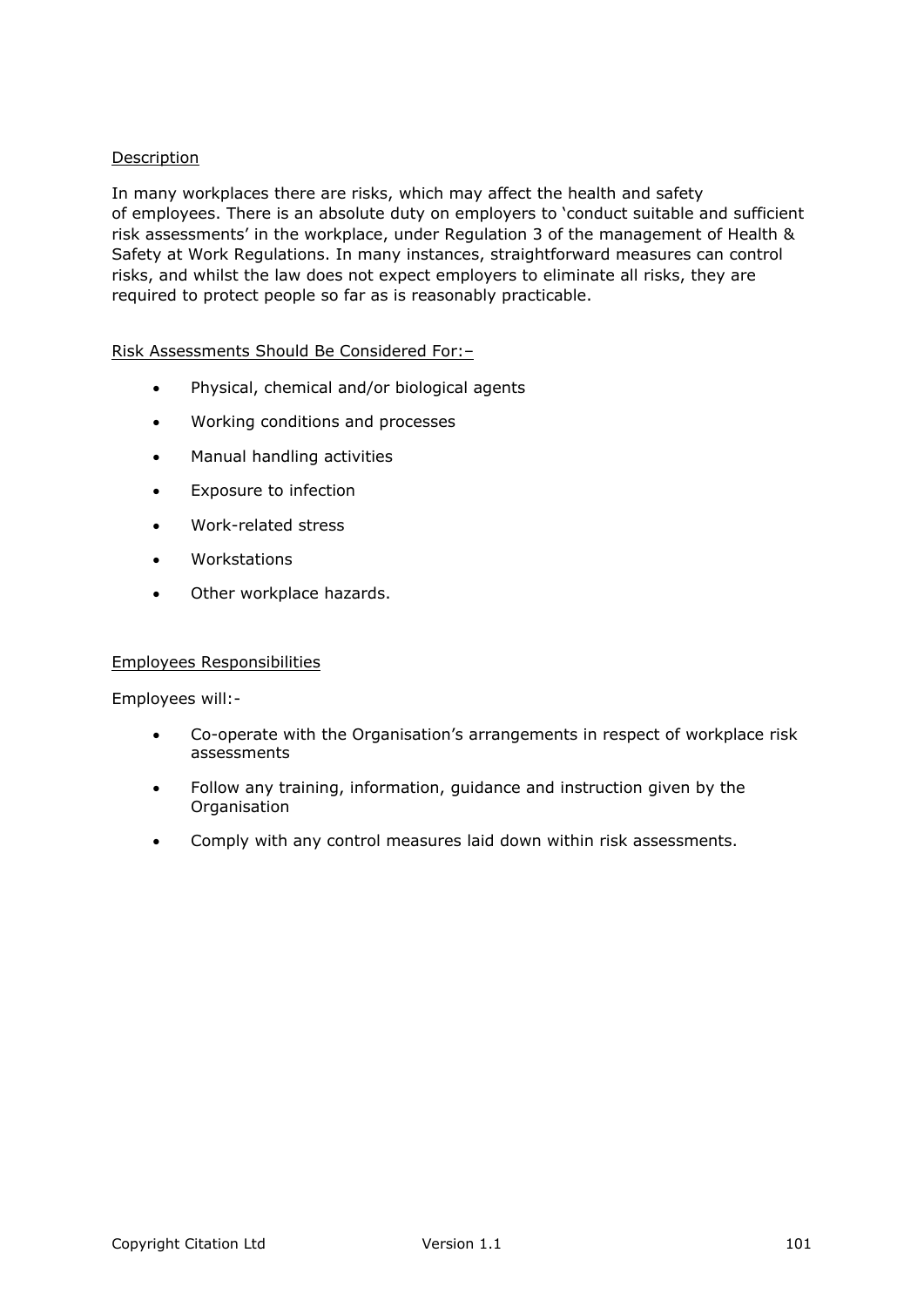<u>Description</u>

In many workplaces there are risks, which may affect the health and safety of employees. There is an absolute duty on employers to 'conduct suitable and sufficient risk assessments' in the workplace, under Regulation 3 of the management of Health & Safety at Work Regulations. In many instances, straightforward measures can control risks, and whilst the law does not expect employers to eliminate all risks, they are required to protect people so far as is reasonably practicable.

<u>Risk Assessments Should Be Considered For:–</u>

- Physical, chemical and/or biological agents
- Working conditions and processes
- Manual handling activities
- Exposure to infection
- Work-related stress
- Workstations
- Other workplace hazards.

<u>Employees Responsibilities</u>

Employees will:-

- Co-operate with the Organisation's arrangements in respect of workplace risk assessments
- Follow any training, information, guidance and instruction given by the Organisation
- Comply with any control measures laid down within risk assessments.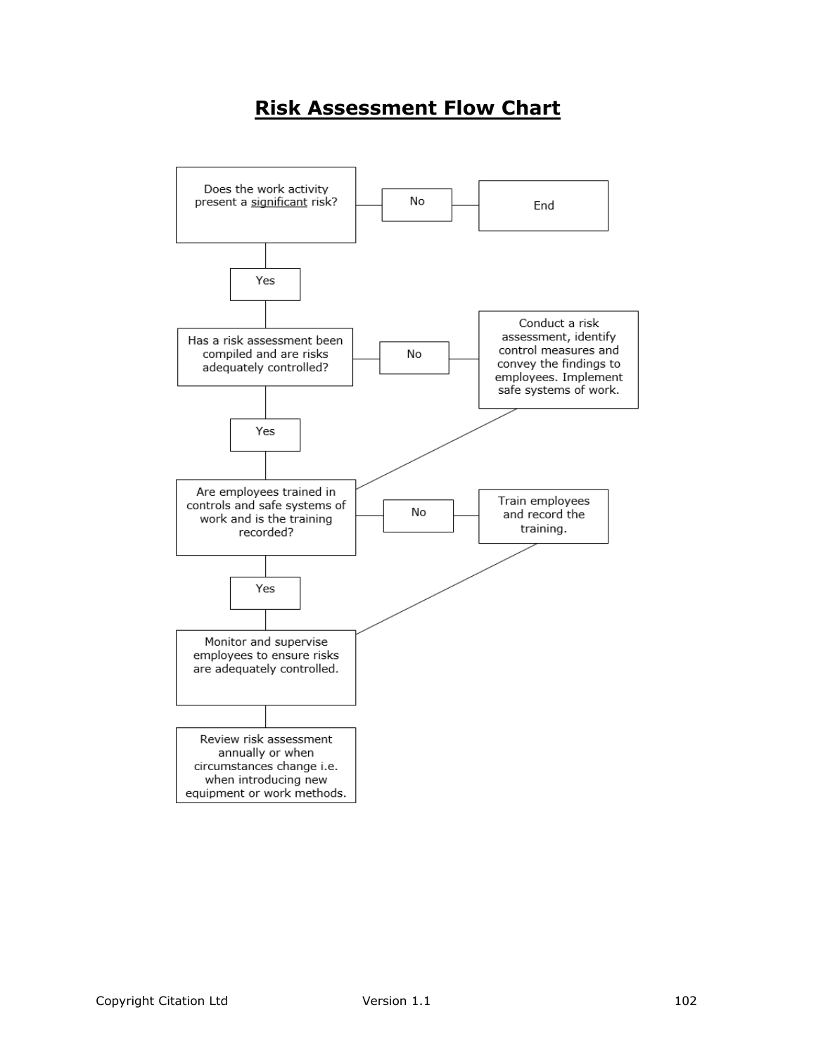# Risk Assessment Flow Chart

Does the work activity present a significant risk?

No → End

Yes

Has a risk assessment been compiled and are risks adequately controlled?

No → Conduct a risk assessment, identify control measures and convey the findings to employees. Implement safe systems of work.

Yes

Are employees trained in controls and safe systems of work and is the training recorded?

No → Train employees and record the training.

Yes

Monitor and supervise employees to ensure risks are adequately controlled.

Review risk assessment annually or when circumstances change i.e. when introducing new equipment or work methods.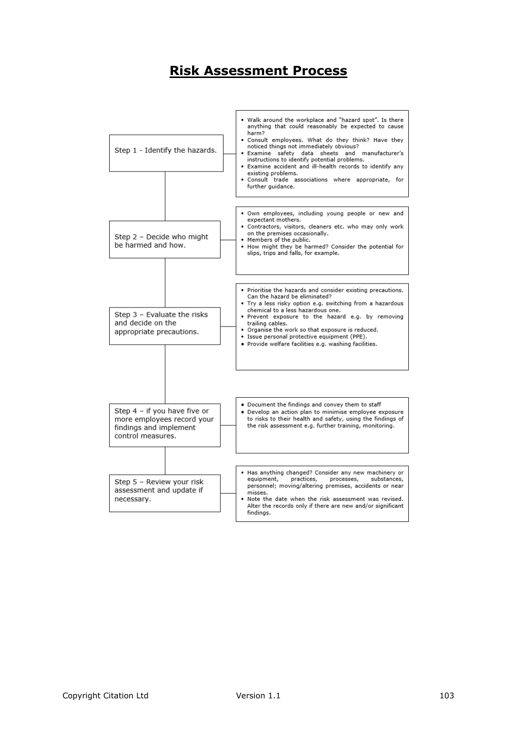# Risk Assessment Process

## Step 1 - Identify the hazards.

- Walk around the workplace and "hazard spot". Is there anything that could reasonably be expected to cause harm?
- Consult employees. What do they think? Have they noticed things not immediately obvious?
- Examine safety data sheets and manufacturer's instructions to identify potential problems.
- Examine accident and ill-health records to identify any existing problems.
- Consult trade associations where appropriate, for further guidance.

## Step 2 – Decide who might be harmed and how.

- Own employees, including young people or new and expectant mothers.
- Contractors, visitors, cleaners etc. who may only work on the premises occasionally.
- Members of the public.
- How might they be harmed? Consider the potential for slips, trips and falls, for example.

## Step 3 – Evaluate the risks and decide on the appropriate precautions.

- Prioritise the hazards and consider existing precautions. Can the hazard be eliminated?
- Try a less risky option e.g. switching from a hazardous chemical to a less hazardous one.
- Prevent exposure to the hazard e.g. by removing trailing cables.
- Organise the work so that exposure is reduced.
- Issue personal protective equipment (PPE).
- Provide welfare facilities e.g. washing facilities.

## Step 4 – if you have five or more employees record your findings and implement control measures.

- Document the findings and convey them to staff
- Develop an action plan to minimise employee exposure to risks to their health and safety, using the findings of the risk assessment e.g. further training, monitoring.

## Step 5 – Review your risk assessment and update if necessary.

- Has anything changed? Consider any new machinery or equipment, practices, processes, substances, personnel; moving/altering premises, accidents or near misses.
- Note the date when the risk assessment was revised. Alter the records only if there are new and/or significant findings.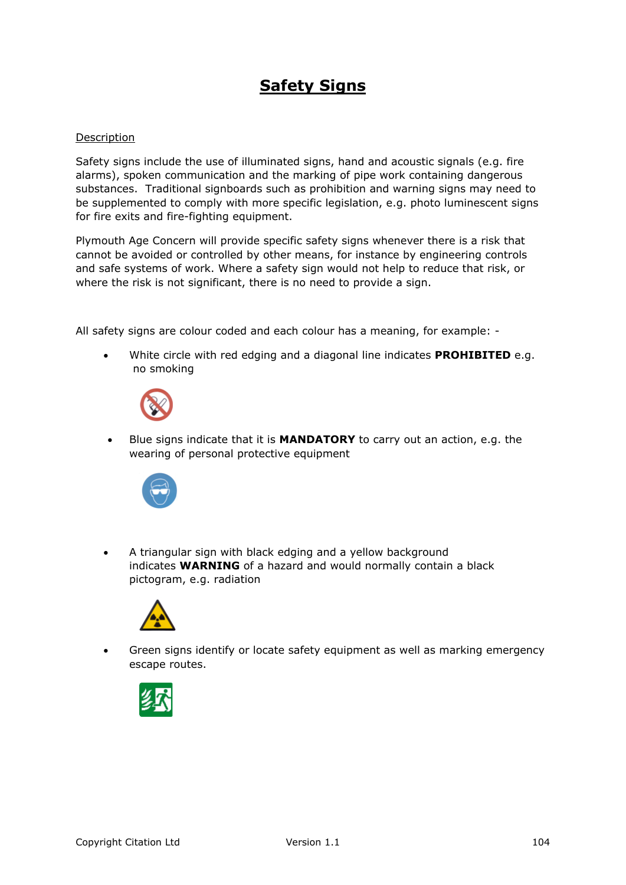# Safety Signs

Description

Safety signs include the use of illuminated signs, hand and acoustic signals (e.g. fire alarms), spoken communication and the marking of pipe work containing dangerous substances. Traditional signboards such as prohibition and warning signs may need to be supplemented to comply with more specific legislation, e.g. photo luminescent signs for fire exits and fire-fighting equipment.

Plymouth Age Concern will provide specific safety signs whenever there is a risk that cannot be avoided or controlled by other means, for instance by engineering controls and safe systems of work. Where a safety sign would not help to reduce that risk, or where the risk is not significant, there is no need to provide a sign.

All safety signs are colour coded and each colour has a meaning, for example: -

- White circle with red edging and a diagonal line indicates **PROHIBITED** e.g. no smoking
- Blue signs indicate that it is **MANDATORY** to carry out an action, e.g. the wearing of personal protective equipment
- A triangular sign with black edging and a yellow background indicates **WARNING** of a hazard and would normally contain a black pictogram, e.g. radiation
- Green signs identify or locate safety equipment as well as marking emergency escape routes.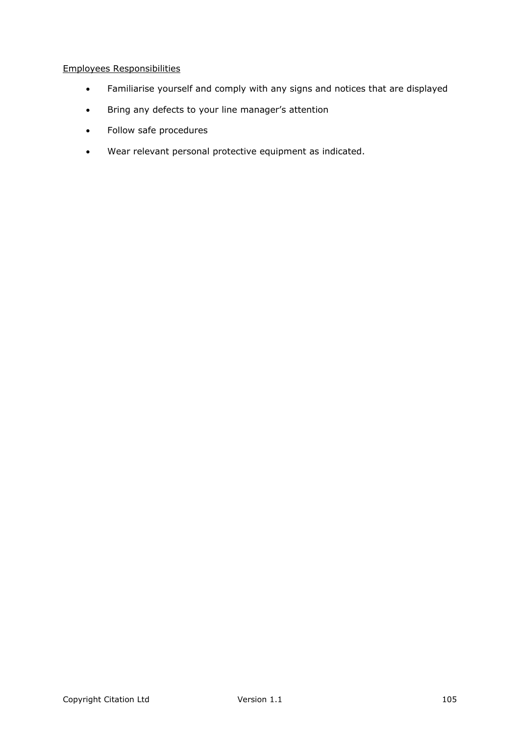<u>Employees Responsibilities</u>

- Familiarise yourself and comply with any signs and notices that are displayed
- Bring any defects to your line manager's attention
- Follow safe procedures
- Wear relevant personal protective equipment as indicated.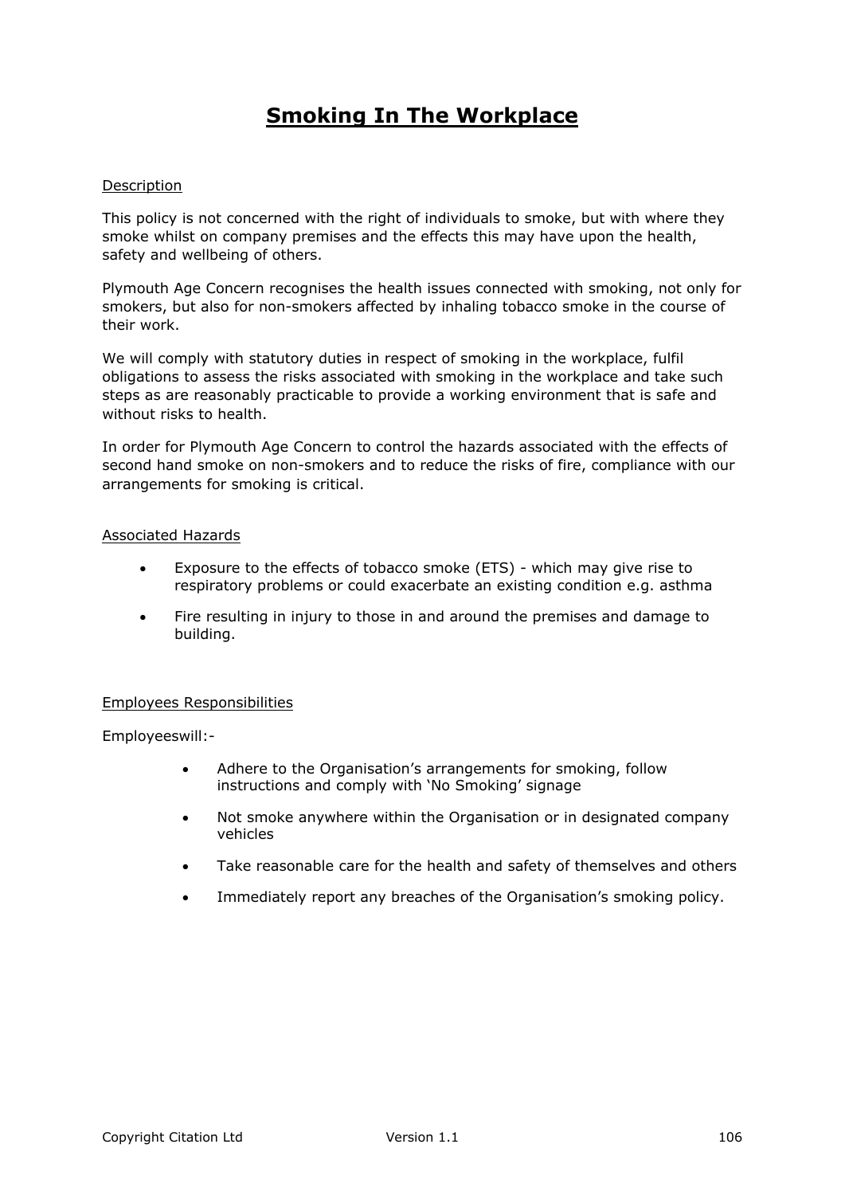# Smoking In The Workplace

Description

This policy is not concerned with the right of individuals to smoke, but with where they smoke whilst on company premises and the effects this may have upon the health, safety and wellbeing of others.

Plymouth Age Concern recognises the health issues connected with smoking, not only for smokers, but also for non-smokers affected by inhaling tobacco smoke in the course of their work.

We will comply with statutory duties in respect of smoking in the workplace, fulfil obligations to assess the risks associated with smoking in the workplace and take such steps as are reasonably practicable to provide a working environment that is safe and without risks to health.

In order for Plymouth Age Concern to control the hazards associated with the effects of second hand smoke on non-smokers and to reduce the risks of fire, compliance with our arrangements for smoking is critical.

Associated Hazards

- Exposure to the effects of tobacco smoke (ETS) - which may give rise to respiratory problems or could exacerbate an existing condition e.g. asthma
- Fire resulting in injury to those in and around the premises and damage to building.

Employees Responsibilities

Employeeswill:-

- Adhere to the Organisation's arrangements for smoking, follow instructions and comply with 'No Smoking' signage
- Not smoke anywhere within the Organisation or in designated company vehicles
- Take reasonable care for the health and safety of themselves and others
- Immediately report any breaches of the Organisation's smoking policy.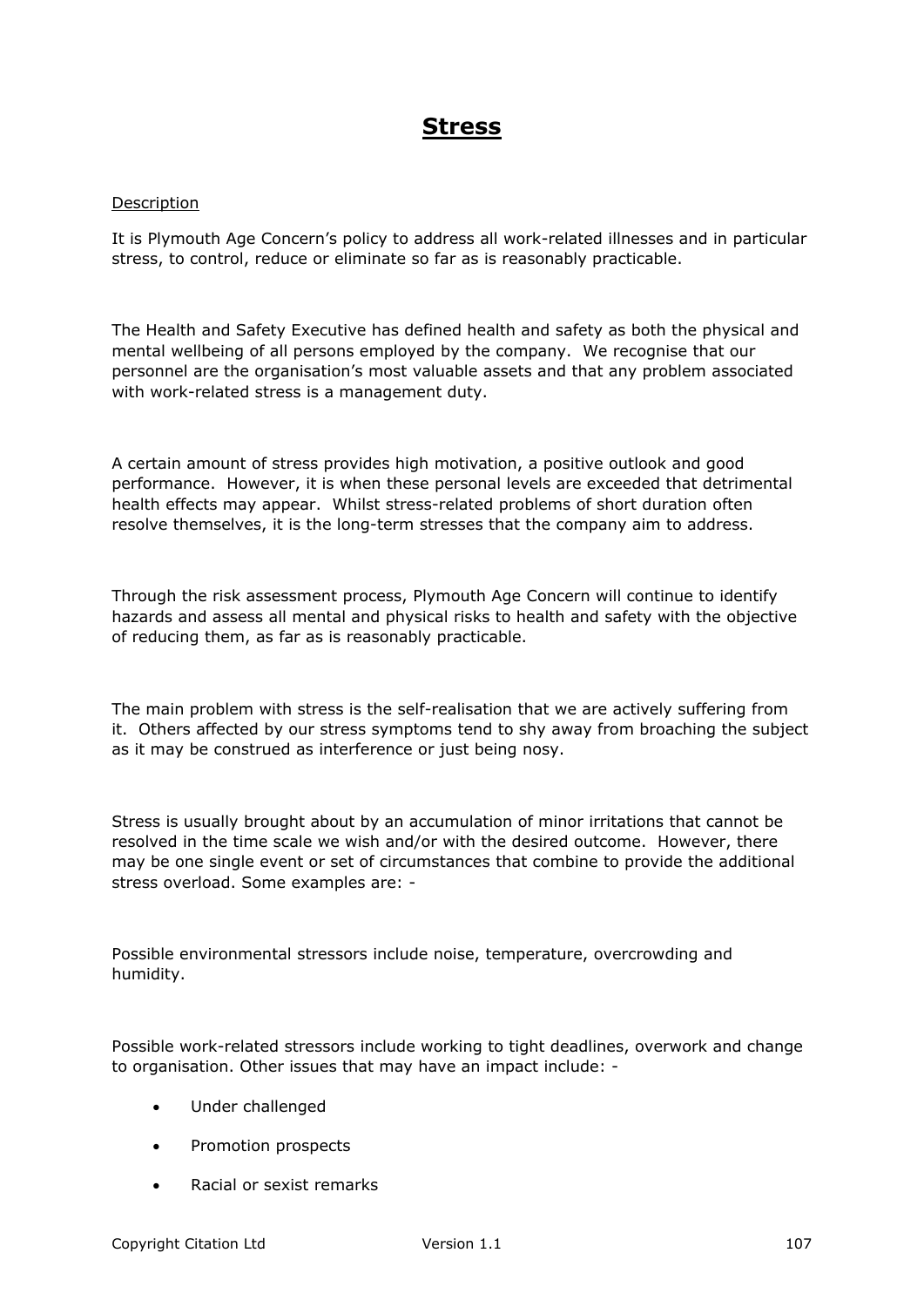# Stress

Description

It is Plymouth Age Concern's policy to address all work-related illnesses and in particular stress, to control, reduce or eliminate so far as is reasonably practicable.

The Health and Safety Executive has defined health and safety as both the physical and mental wellbeing of all persons employed by the company. We recognise that our personnel are the organisation's most valuable assets and that any problem associated with work-related stress is a management duty.

A certain amount of stress provides high motivation, a positive outlook and good performance. However, it is when these personal levels are exceeded that detrimental health effects may appear. Whilst stress-related problems of short duration often resolve themselves, it is the long-term stresses that the company aim to address.

Through the risk assessment process, Plymouth Age Concern will continue to identify hazards and assess all mental and physical risks to health and safety with the objective of reducing them, as far as is reasonably practicable.

The main problem with stress is the self-realisation that we are actively suffering from it. Others affected by our stress symptoms tend to shy away from broaching the subject as it may be construed as interference or just being nosy.

Stress is usually brought about by an accumulation of minor irritations that cannot be resolved in the time scale we wish and/or with the desired outcome. However, there may be one single event or set of circumstances that combine to provide the additional stress overload. Some examples are: -

Possible environmental stressors include noise, temperature, overcrowding and humidity.

Possible work-related stressors include working to tight deadlines, overwork and change to organisation. Other issues that may have an impact include: -

- Under challenged
- Promotion prospects
- Racial or sexist remarks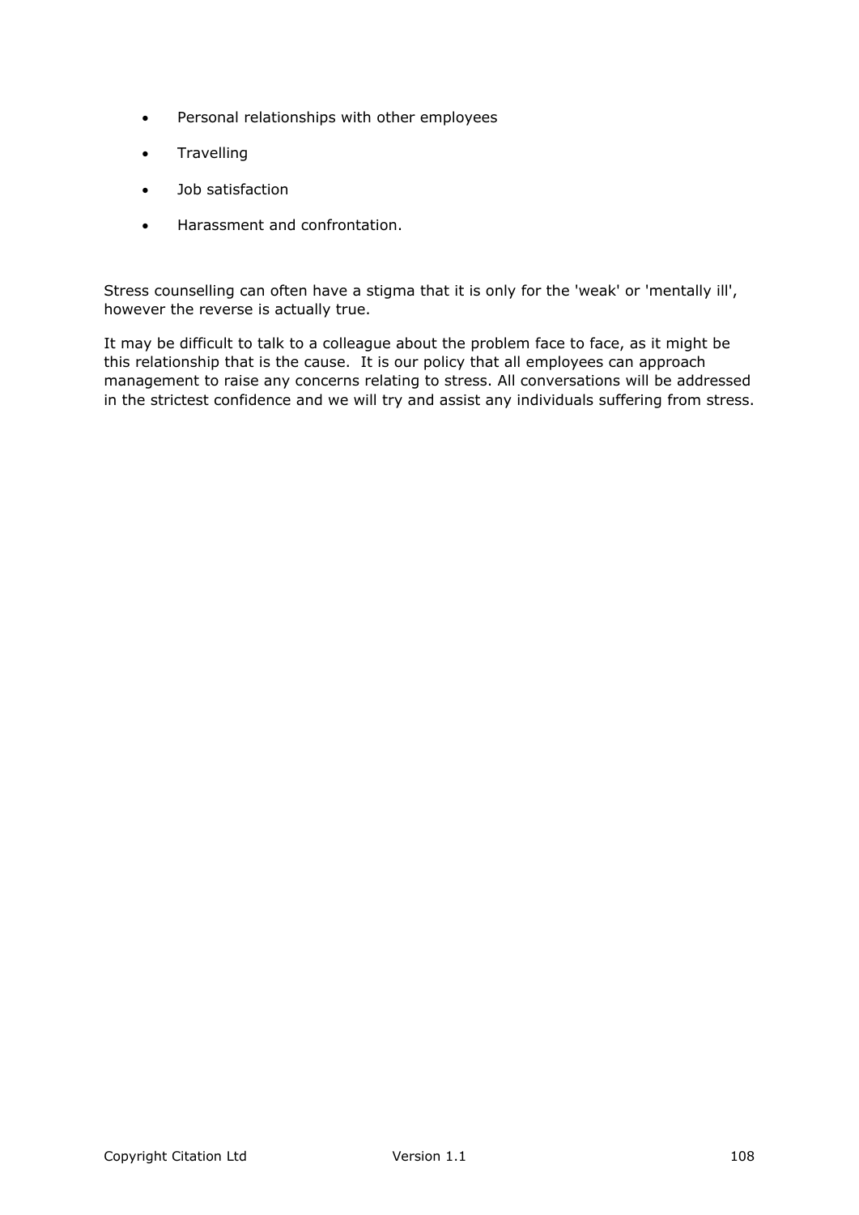- Personal relationships with other employees
- Travelling
- Job satisfaction
- Harassment and confrontation.

Stress counselling can often have a stigma that it is only for the 'weak' or 'mentally ill', however the reverse is actually true.

It may be difficult to talk to a colleague about the problem face to face, as it might be this relationship that is the cause. It is our policy that all employees can approach management to raise any concerns relating to stress. All conversations will be addressed in the strictest confidence and we will try and assist any individuals suffering from stress.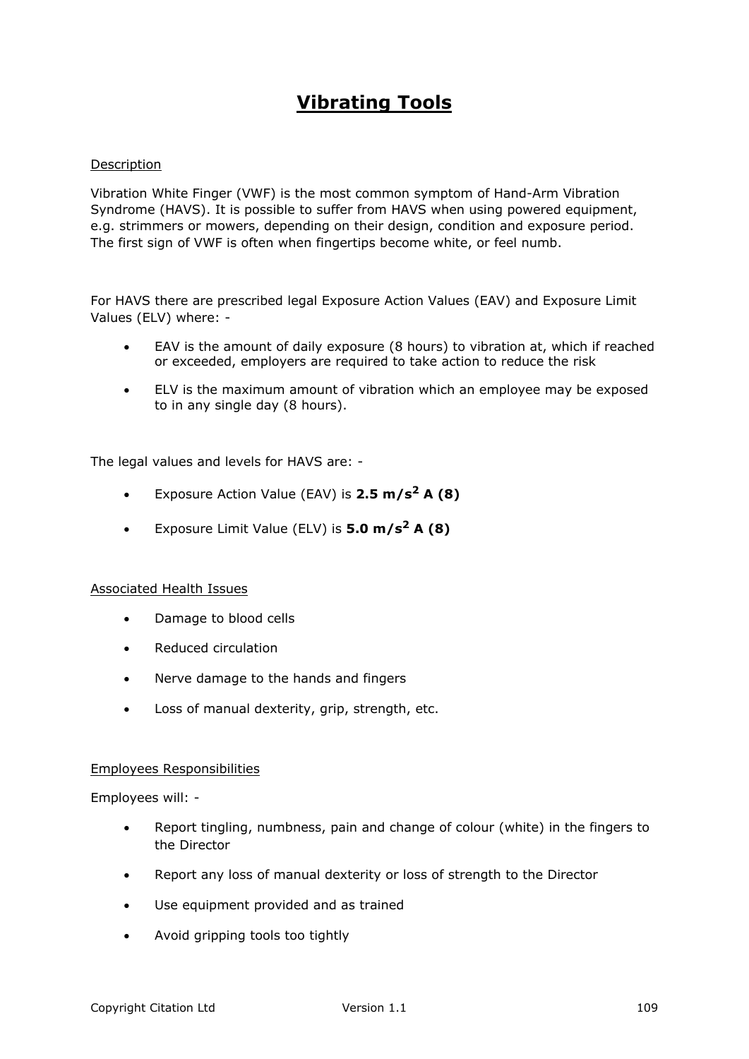# Vibrating Tools

Description

Vibration White Finger (VWF) is the most common symptom of Hand-Arm Vibration Syndrome (HAVS). It is possible to suffer from HAVS when using powered equipment, e.g. strimmers or mowers, depending on their design, condition and exposure period. The first sign of VWF is often when fingertips become white, or feel numb.

For HAVS there are prescribed legal Exposure Action Values (EAV) and Exposure Limit Values (ELV) where: -

- EAV is the amount of daily exposure (8 hours) to vibration at, which if reached or exceeded, employers are required to take action to reduce the risk
- ELV is the maximum amount of vibration which an employee may be exposed to in any single day (8 hours).

The legal values and levels for HAVS are: -

- Exposure Action Value (EAV) is **2.5 $m/s^2$ A (8)**
- Exposure Limit Value (ELV) is **5.0 $m/s^2$ A (8)**

Associated Health Issues

- Damage to blood cells
- Reduced circulation
- Nerve damage to the hands and fingers
- Loss of manual dexterity, grip, strength, etc.

Employees Responsibilities

Employees will: -

- Report tingling, numbness, pain and change of colour (white) in the fingers to the Director
- Report any loss of manual dexterity or loss of strength to the Director
- Use equipment provided and as trained
- Avoid gripping tools too tightly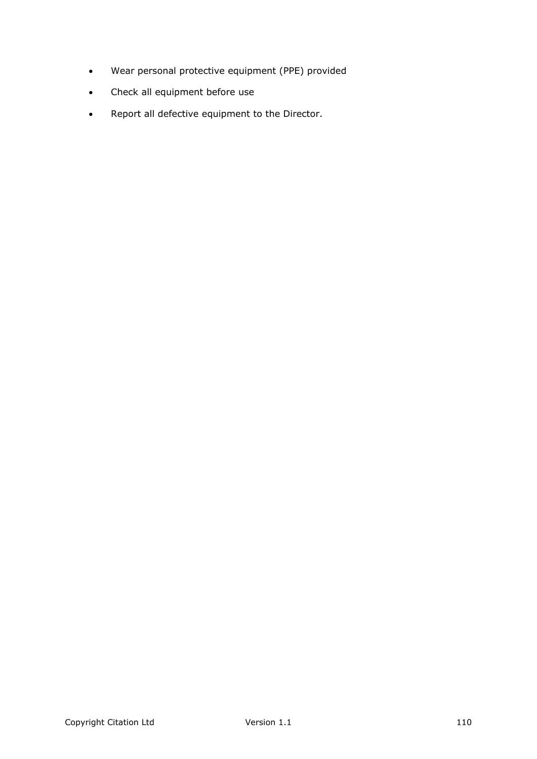- Wear personal protective equipment (PPE) provided
- Check all equipment before use
- Report all defective equipment to the Director.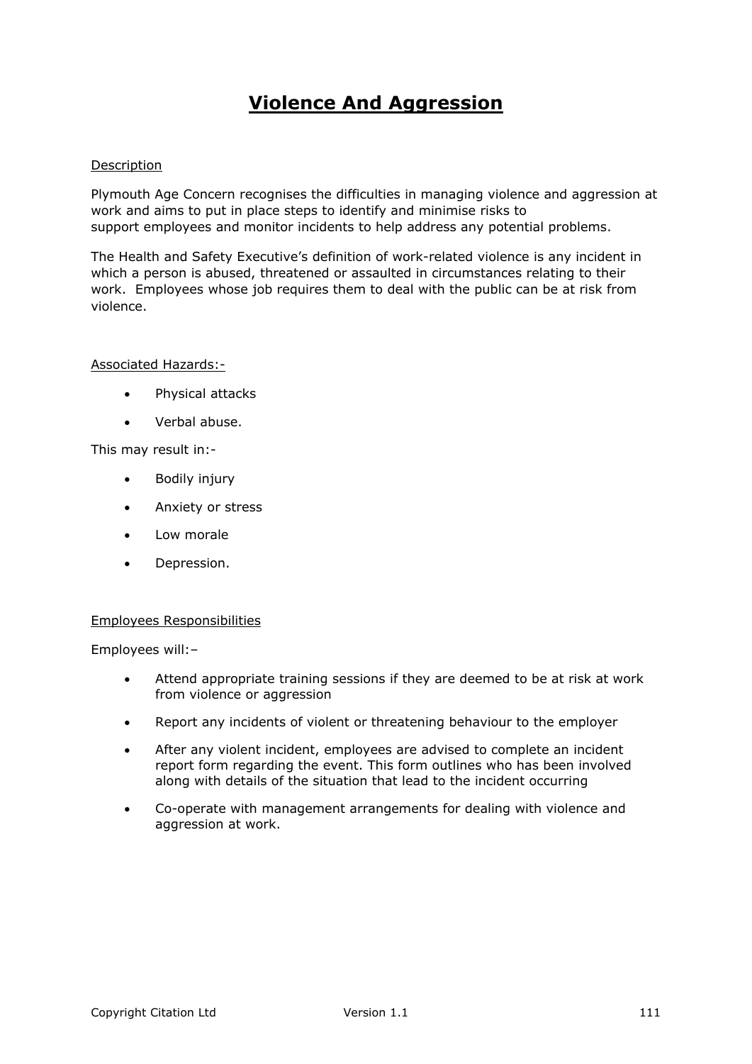# Violence And Aggression

Description

Plymouth Age Concern recognises the difficulties in managing violence and aggression at work and aims to put in place steps to identify and minimise risks to support employees and monitor incidents to help address any potential problems.

The Health and Safety Executive's definition of work-related violence is any incident in which a person is abused, threatened or assaulted in circumstances relating to their work. Employees whose job requires them to deal with the public can be at risk from violence.

Associated Hazards:-

- Physical attacks
- Verbal abuse.

This may result in:-

- Bodily injury
- Anxiety or stress
- Low morale
- Depression.

Employees Responsibilities

Employees will:–

- Attend appropriate training sessions if they are deemed to be at risk at work from violence or aggression
- Report any incidents of violent or threatening behaviour to the employer
- After any violent incident, employees are advised to complete an incident report form regarding the event. This form outlines who has been involved along with details of the situation that lead to the incident occurring
- Co-operate with management arrangements for dealing with violence and aggression at work.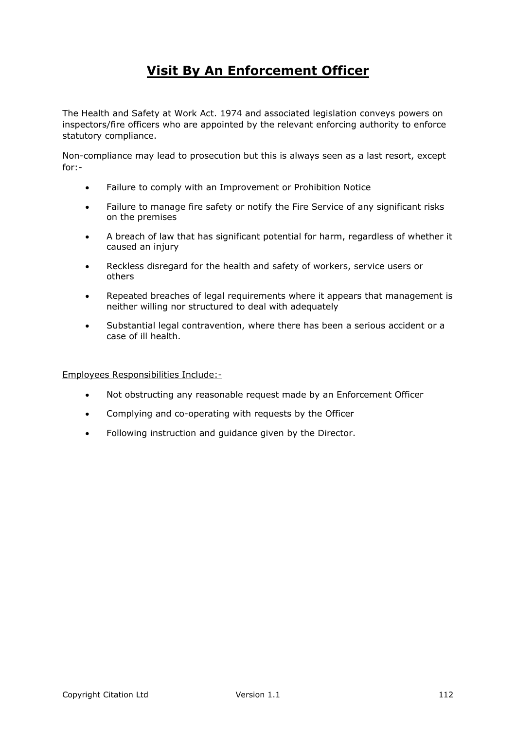# Visit By An Enforcement Officer

The Health and Safety at Work Act. 1974 and associated legislation conveys powers on inspectors/fire officers who are appointed by the relevant enforcing authority to enforce statutory compliance.

Non-compliance may lead to prosecution but this is always seen as a last resort, except for:-

- Failure to comply with an Improvement or Prohibition Notice
- Failure to manage fire safety or notify the Fire Service of any significant risks on the premises
- A breach of law that has significant potential for harm, regardless of whether it caused an injury
- Reckless disregard for the health and safety of workers, service users or others
- Repeated breaches of legal requirements where it appears that management is neither willing nor structured to deal with adequately
- Substantial legal contravention, where there has been a serious accident or a case of ill health.

<u>Employees Responsibilities Include:-</u>

- Not obstructing any reasonable request made by an Enforcement Officer
- Complying and co-operating with requests by the Officer
- Following instruction and guidance given by the Director.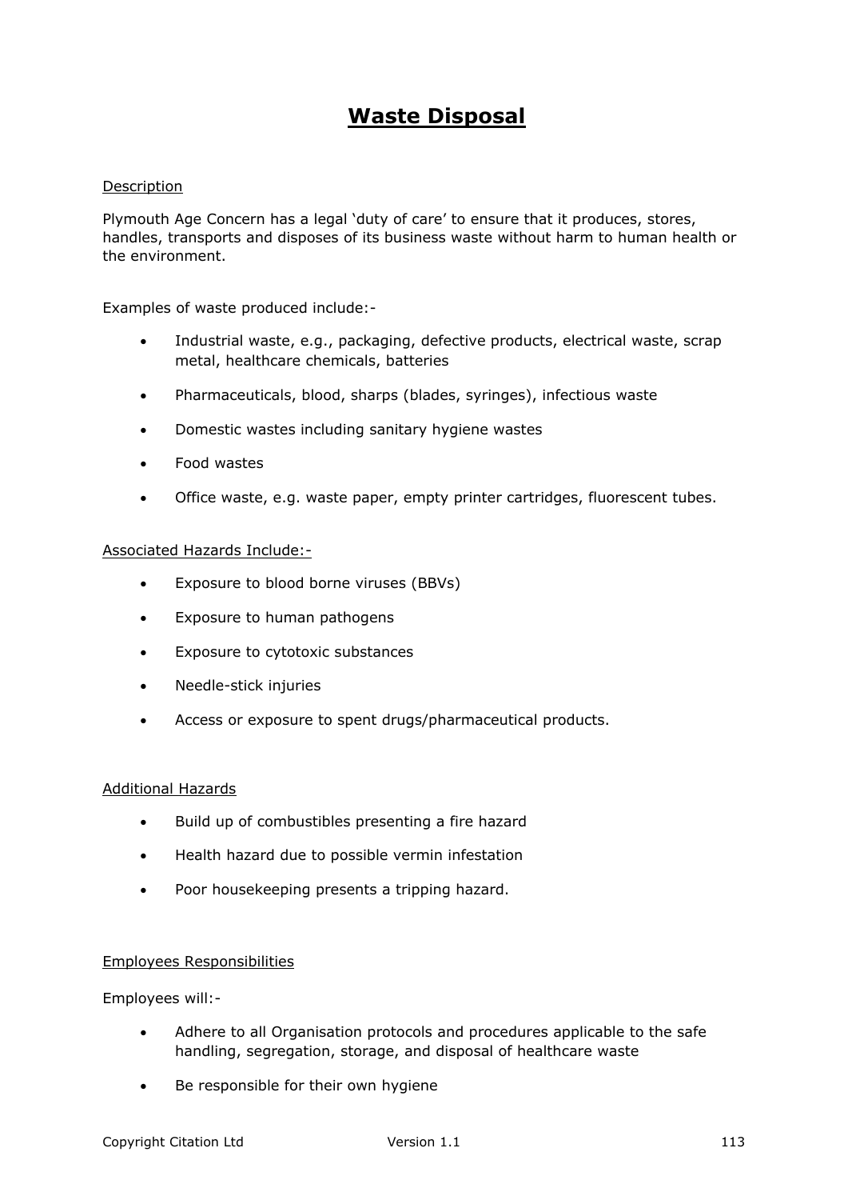# Waste Disposal

Description

Plymouth Age Concern has a legal 'duty of care' to ensure that it produces, stores, handles, transports and disposes of its business waste without harm to human health or the environment.

Examples of waste produced include:-

- Industrial waste, e.g., packaging, defective products, electrical waste, scrap metal, healthcare chemicals, batteries
- Pharmaceuticals, blood, sharps (blades, syringes), infectious waste
- Domestic wastes including sanitary hygiene wastes
- Food wastes
- Office waste, e.g. waste paper, empty printer cartridges, fluorescent tubes.

Associated Hazards Include:-

- Exposure to blood borne viruses (BBVs)
- Exposure to human pathogens
- Exposure to cytotoxic substances
- Needle-stick injuries
- Access or exposure to spent drugs/pharmaceutical products.

Additional Hazards

- Build up of combustibles presenting a fire hazard
- Health hazard due to possible vermin infestation
- Poor housekeeping presents a tripping hazard.

Employees Responsibilities

Employees will:-

- Adhere to all Organisation protocols and procedures applicable to the safe handling, segregation, storage, and disposal of healthcare waste
- Be responsible for their own hygiene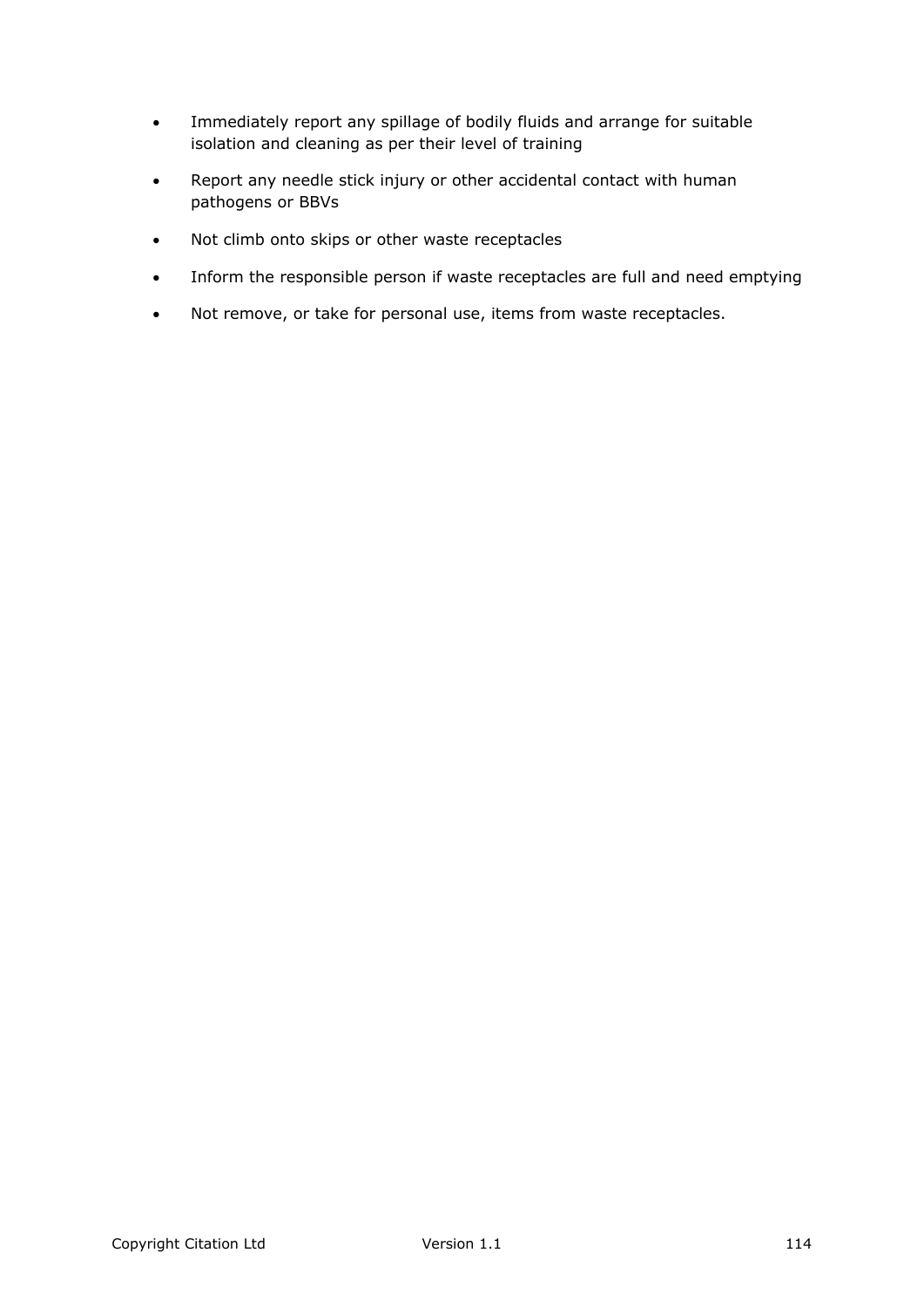- Immediately report any spillage of bodily fluids and arrange for suitable isolation and cleaning as per their level of training
- Report any needle stick injury or other accidental contact with human pathogens or BBVs
- Not climb onto skips or other waste receptacles
- Inform the responsible person if waste receptacles are full and need emptying
- Not remove, or take for personal use, items from waste receptacles.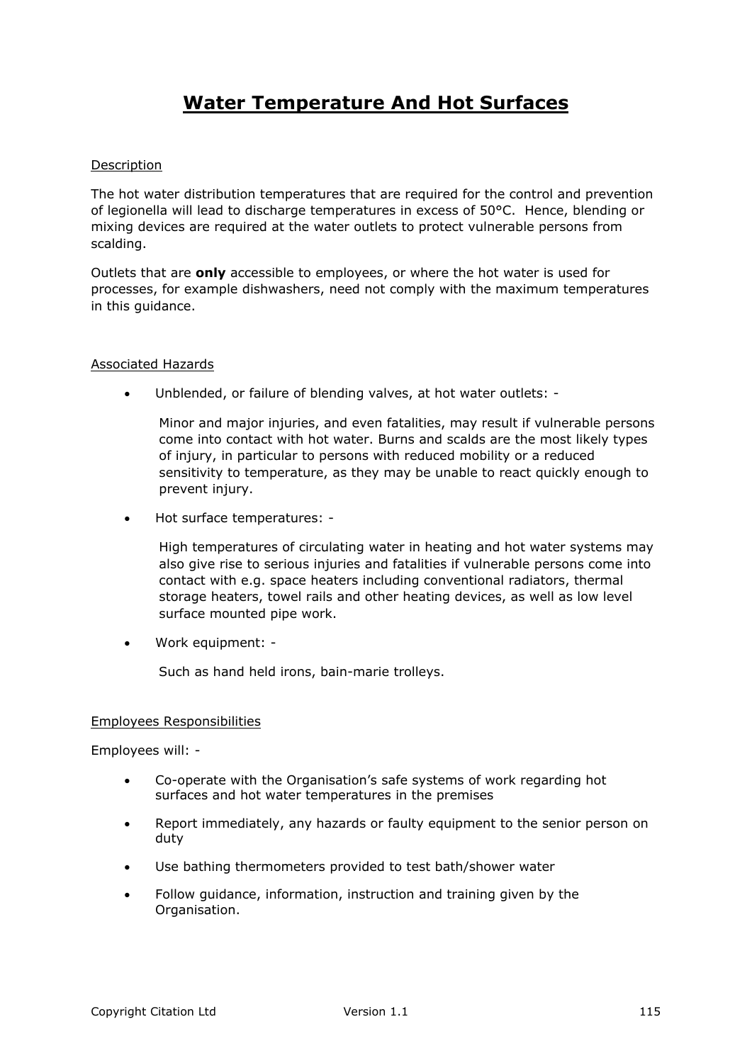# Water Temperature And Hot Surfaces

Description

The hot water distribution temperatures that are required for the control and prevention of legionella will lead to discharge temperatures in excess of 50°C. Hence, blending or mixing devices are required at the water outlets to protect vulnerable persons from scalding.

Outlets that are **only** accessible to employees, or where the hot water is used for processes, for example dishwashers, need not comply with the maximum temperatures in this guidance.

Associated Hazards

- Unblended, or failure of blending valves, at hot water outlets: -

  Minor and major injuries, and even fatalities, may result if vulnerable persons come into contact with hot water. Burns and scalds are the most likely types of injury, in particular to persons with reduced mobility or a reduced sensitivity to temperature, as they may be unable to react quickly enough to prevent injury.

- Hot surface temperatures: -

  High temperatures of circulating water in heating and hot water systems may also give rise to serious injuries and fatalities if vulnerable persons come into contact with e.g. space heaters including conventional radiators, thermal storage heaters, towel rails and other heating devices, as well as low level surface mounted pipe work.

- Work equipment: -

  Such as hand held irons, bain-marie trolleys.

Employees Responsibilities

Employees will: -

- Co-operate with the Organisation's safe systems of work regarding hot surfaces and hot water temperatures in the premises
- Report immediately, any hazards or faulty equipment to the senior person on duty
- Use bathing thermometers provided to test bath/shower water
- Follow guidance, information, instruction and training given by the Organisation.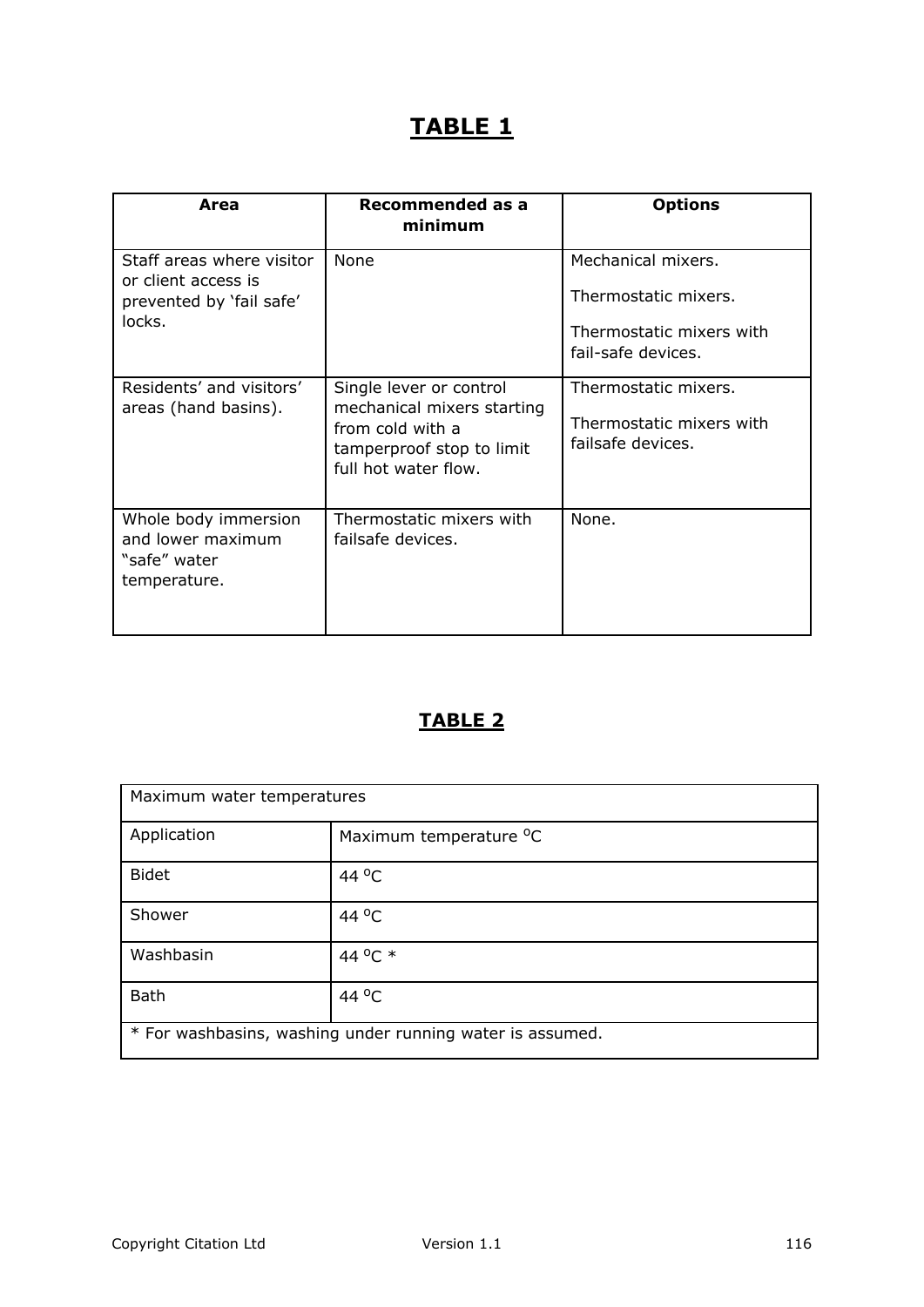## TABLE 1

| Area | Recommended as a minimum | Options |
|---|---|---|
| Staff areas where visitor or client access is prevented by 'fail safe' locks. | None | Mechanical mixers.<br><br>Thermostatic mixers.<br><br>Thermostatic mixers with fail-safe devices. |
| Residents' and visitors' areas (hand basins). | Single lever or control mechanical mixers starting from cold with a tamperproof stop to limit full hot water flow. | Thermostatic mixers.<br><br>Thermostatic mixers with failsafe devices. |
| Whole body immersion and lower maximum "safe" water temperature. | Thermostatic mixers with failsafe devices. | None. |

## TABLE 2

| Maximum water temperatures | |
|---|---|
| Application | Maximum temperature $^oC$ |
| Bidet | 44 $^oC$ |
| Shower | 44 $^oC$ |
| Washbasin | 44 $^oC$ * |
| Bath | 44 $^oC$ |
| * For washbasins, washing under running water is assumed. | |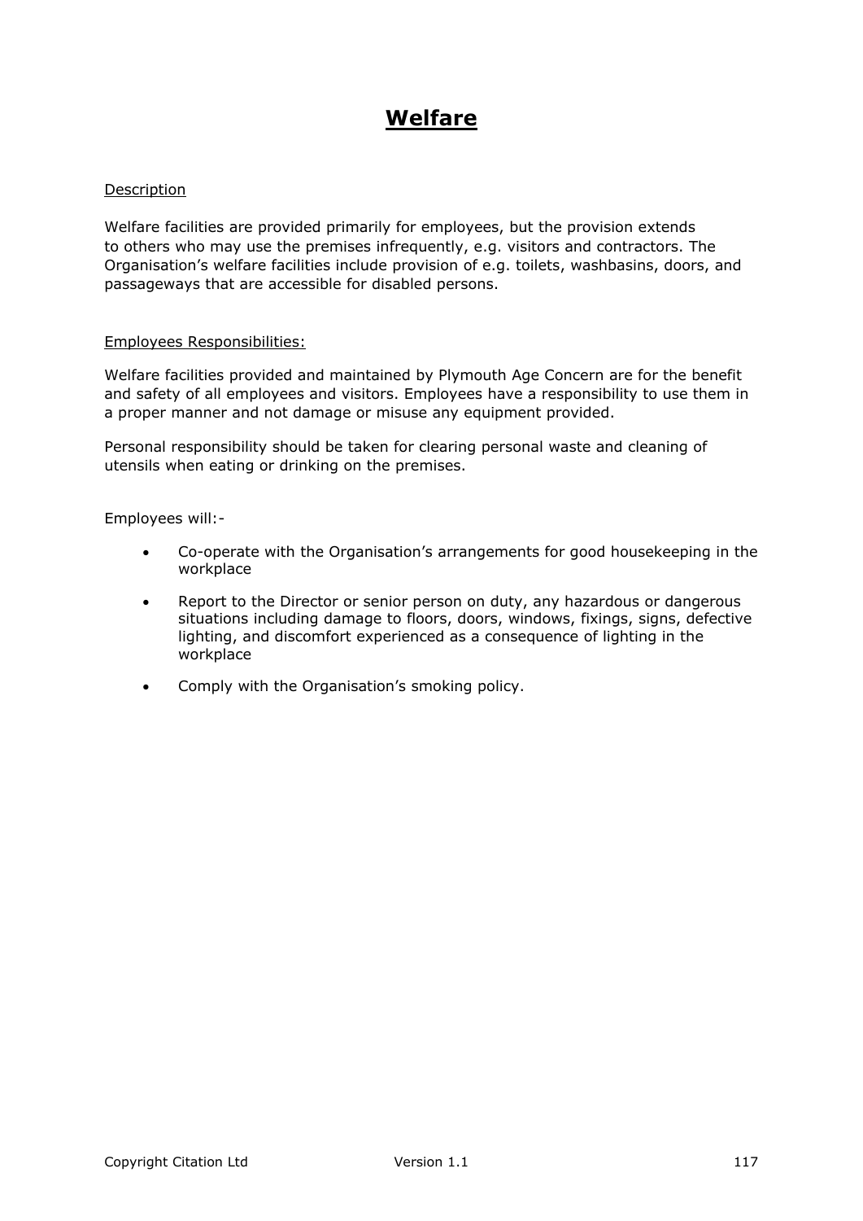# Welfare

Description

Welfare facilities are provided primarily for employees, but the provision extends to others who may use the premises infrequently, e.g. visitors and contractors. The Organisation's welfare facilities include provision of e.g. toilets, washbasins, doors, and passageways that are accessible for disabled persons.

Employees Responsibilities:

Welfare facilities provided and maintained by Plymouth Age Concern are for the benefit and safety of all employees and visitors. Employees have a responsibility to use them in a proper manner and not damage or misuse any equipment provided.

Personal responsibility should be taken for clearing personal waste and cleaning of utensils when eating or drinking on the premises.

Employees will:-

- Co-operate with the Organisation's arrangements for good housekeeping in the workplace
- Report to the Director or senior person on duty, any hazardous or dangerous situations including damage to floors, doors, windows, fixings, signs, defective lighting, and discomfort experienced as a consequence of lighting in the workplace
- Comply with the Organisation's smoking policy.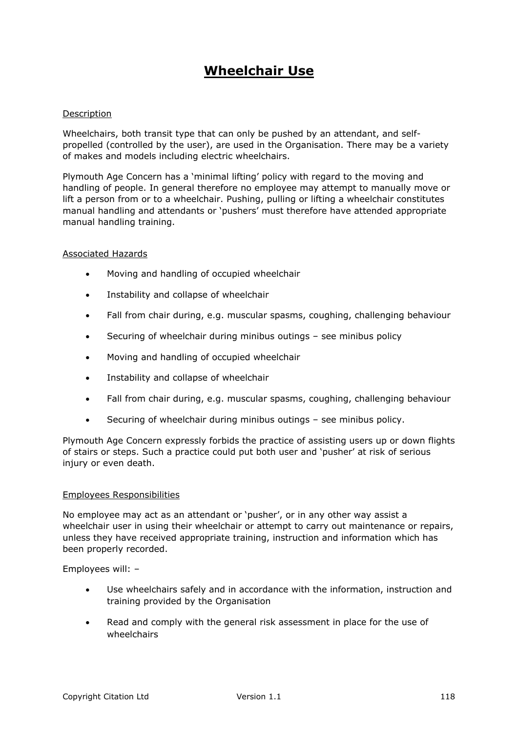# Wheelchair Use

Description

Wheelchairs, both transit type that can only be pushed by an attendant, and self-propelled (controlled by the user), are used in the Organisation. There may be a variety of makes and models including electric wheelchairs.

Plymouth Age Concern has a 'minimal lifting' policy with regard to the moving and handling of people. In general therefore no employee may attempt to manually move or lift a person from or to a wheelchair. Pushing, pulling or lifting a wheelchair constitutes manual handling and attendants or 'pushers' must therefore have attended appropriate manual handling training.

Associated Hazards

- Moving and handling of occupied wheelchair
- Instability and collapse of wheelchair
- Fall from chair during, e.g. muscular spasms, coughing, challenging behaviour
- Securing of wheelchair during minibus outings – see minibus policy
- Moving and handling of occupied wheelchair
- Instability and collapse of wheelchair
- Fall from chair during, e.g. muscular spasms, coughing, challenging behaviour
- Securing of wheelchair during minibus outings – see minibus policy.

Plymouth Age Concern expressly forbids the practice of assisting users up or down flights of stairs or steps. Such a practice could put both user and 'pusher' at risk of serious injury or even death.

Employees Responsibilities

No employee may act as an attendant or 'pusher', or in any other way assist a wheelchair user in using their wheelchair or attempt to carry out maintenance or repairs, unless they have received appropriate training, instruction and information which has been properly recorded.

Employees will: –

- Use wheelchairs safely and in accordance with the information, instruction and training provided by the Organisation
- Read and comply with the general risk assessment in place for the use of wheelchairs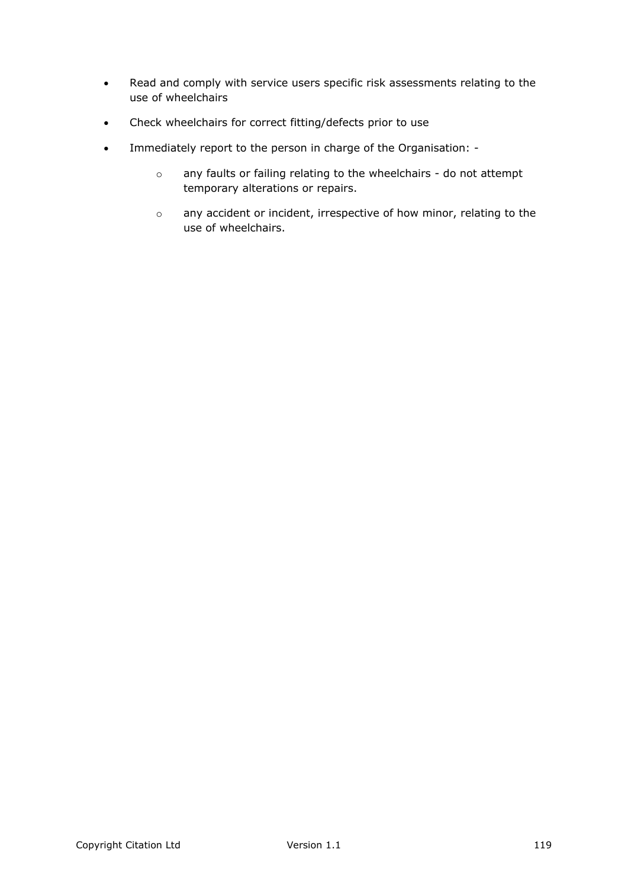- Read and comply with service users specific risk assessments relating to the use of wheelchairs
- Check wheelchairs for correct fitting/defects prior to use
- Immediately report to the person in charge of the Organisation: -
  - any faults or failing relating to the wheelchairs - do not attempt temporary alterations or repairs.
  - any accident or incident, irrespective of how minor, relating to the use of wheelchairs.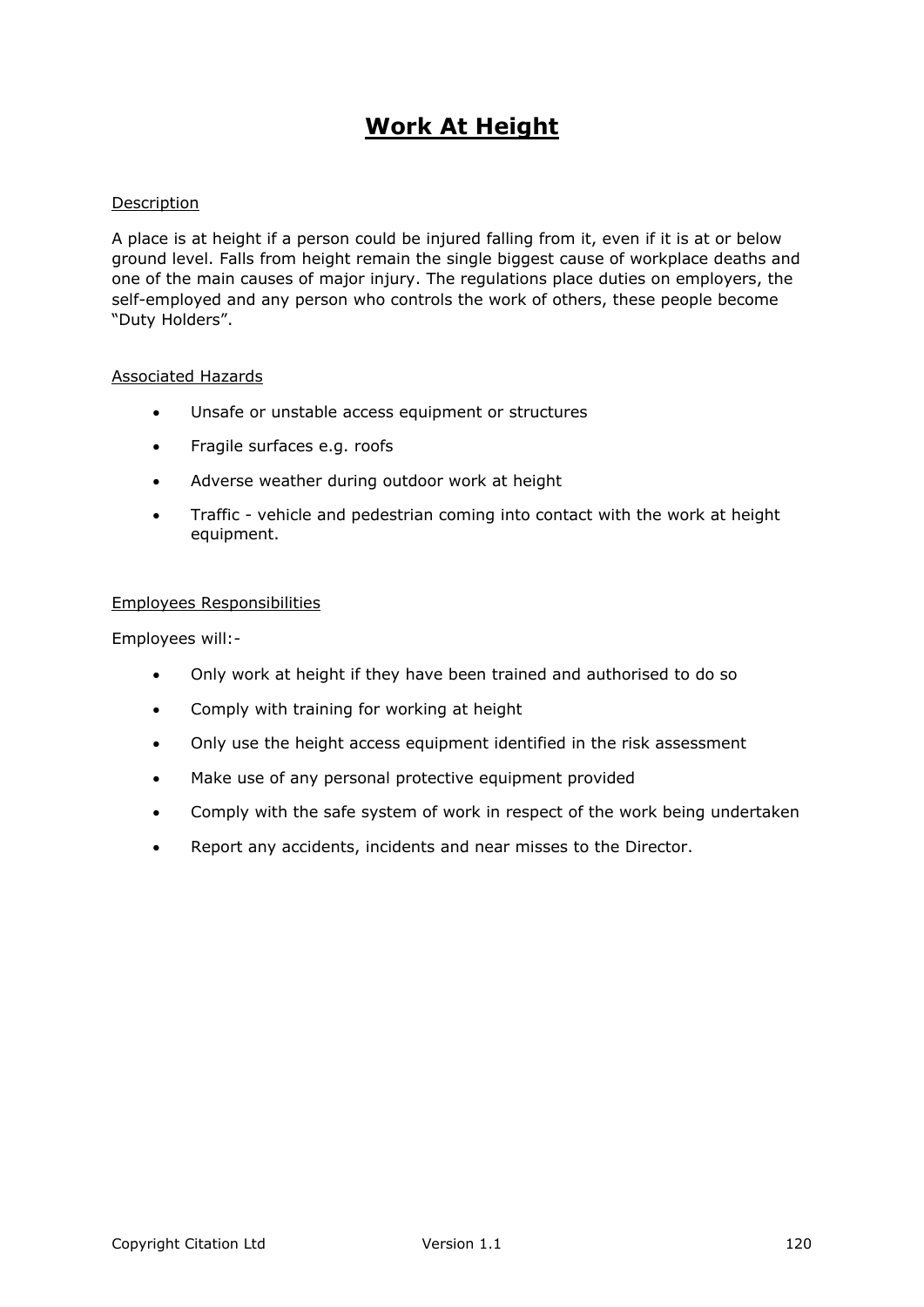# Work At Height

## Description

A place is at height if a person could be injured falling from it, even if it is at or below ground level. Falls from height remain the single biggest cause of workplace deaths and one of the main causes of major injury. The regulations place duties on employers, the self-employed and any person who controls the work of others, these people become "Duty Holders".

## Associated Hazards

- Unsafe or unstable access equipment or structures
- Fragile surfaces e.g. roofs
- Adverse weather during outdoor work at height
- Traffic - vehicle and pedestrian coming into contact with the work at height equipment.

## Employees Responsibilities

Employees will:-

- Only work at height if they have been trained and authorised to do so
- Comply with training for working at height
- Only use the height access equipment identified in the risk assessment
- Make use of any personal protective equipment provided
- Comply with the safe system of work in respect of the work being undertaken
- Report any accidents, incidents and near misses to the Director.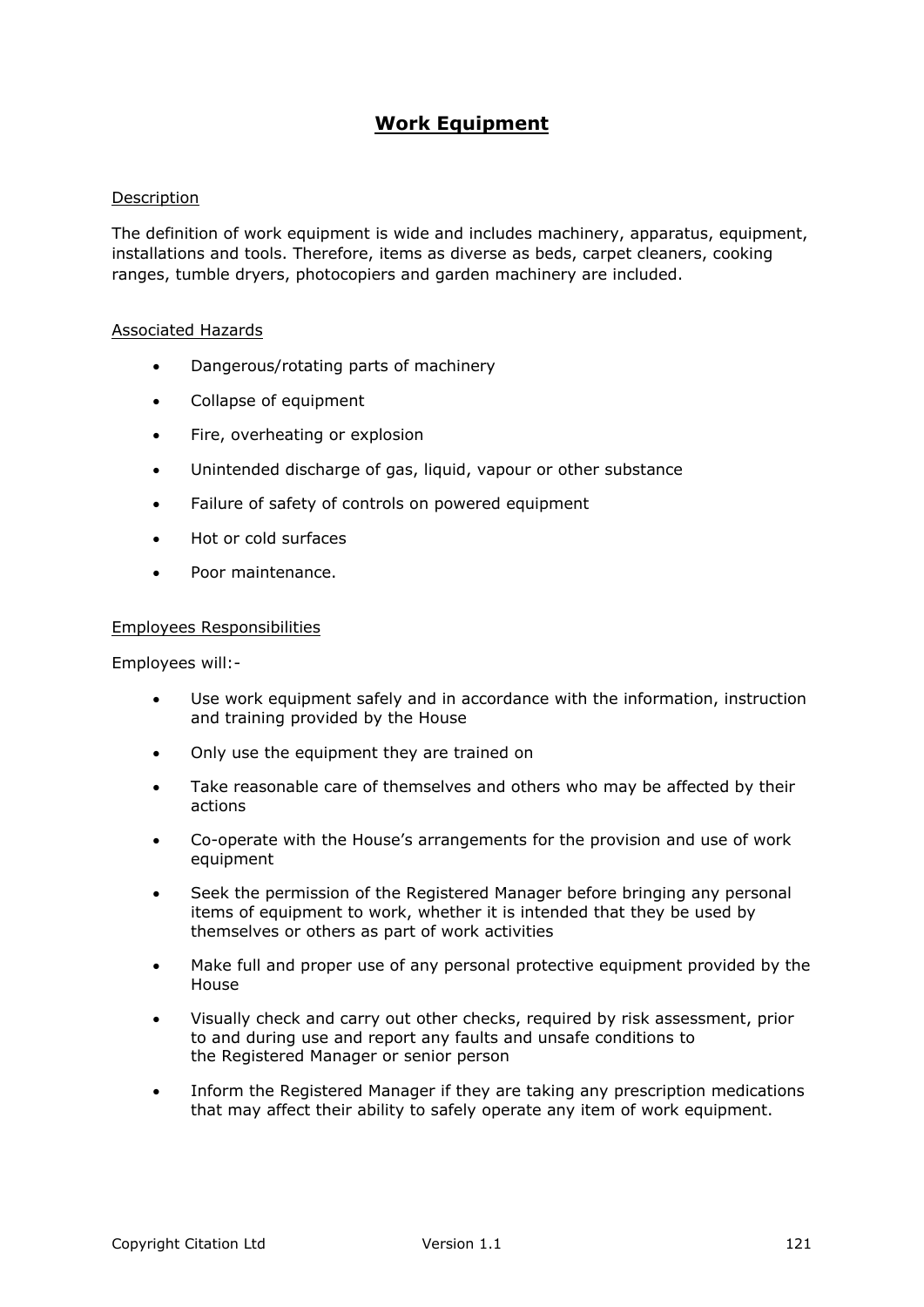# Work Equipment

## Description

The definition of work equipment is wide and includes machinery, apparatus, equipment, installations and tools. Therefore, items as diverse as beds, carpet cleaners, cooking ranges, tumble dryers, photocopiers and garden machinery are included.

## Associated Hazards

- Dangerous/rotating parts of machinery
- Collapse of equipment
- Fire, overheating or explosion
- Unintended discharge of gas, liquid, vapour or other substance
- Failure of safety of controls on powered equipment
- Hot or cold surfaces
- Poor maintenance.

## Employees Responsibilities

Employees will:-

- Use work equipment safely and in accordance with the information, instruction and training provided by the House
- Only use the equipment they are trained on
- Take reasonable care of themselves and others who may be affected by their actions
- Co-operate with the House's arrangements for the provision and use of work equipment
- Seek the permission of the Registered Manager before bringing any personal items of equipment to work, whether it is intended that they be used by themselves or others as part of work activities
- Make full and proper use of any personal protective equipment provided by the House
- Visually check and carry out other checks, required by risk assessment, prior to and during use and report any faults and unsafe conditions to the Registered Manager or senior person
- Inform the Registered Manager if they are taking any prescription medications that may affect their ability to safely operate any item of work equipment.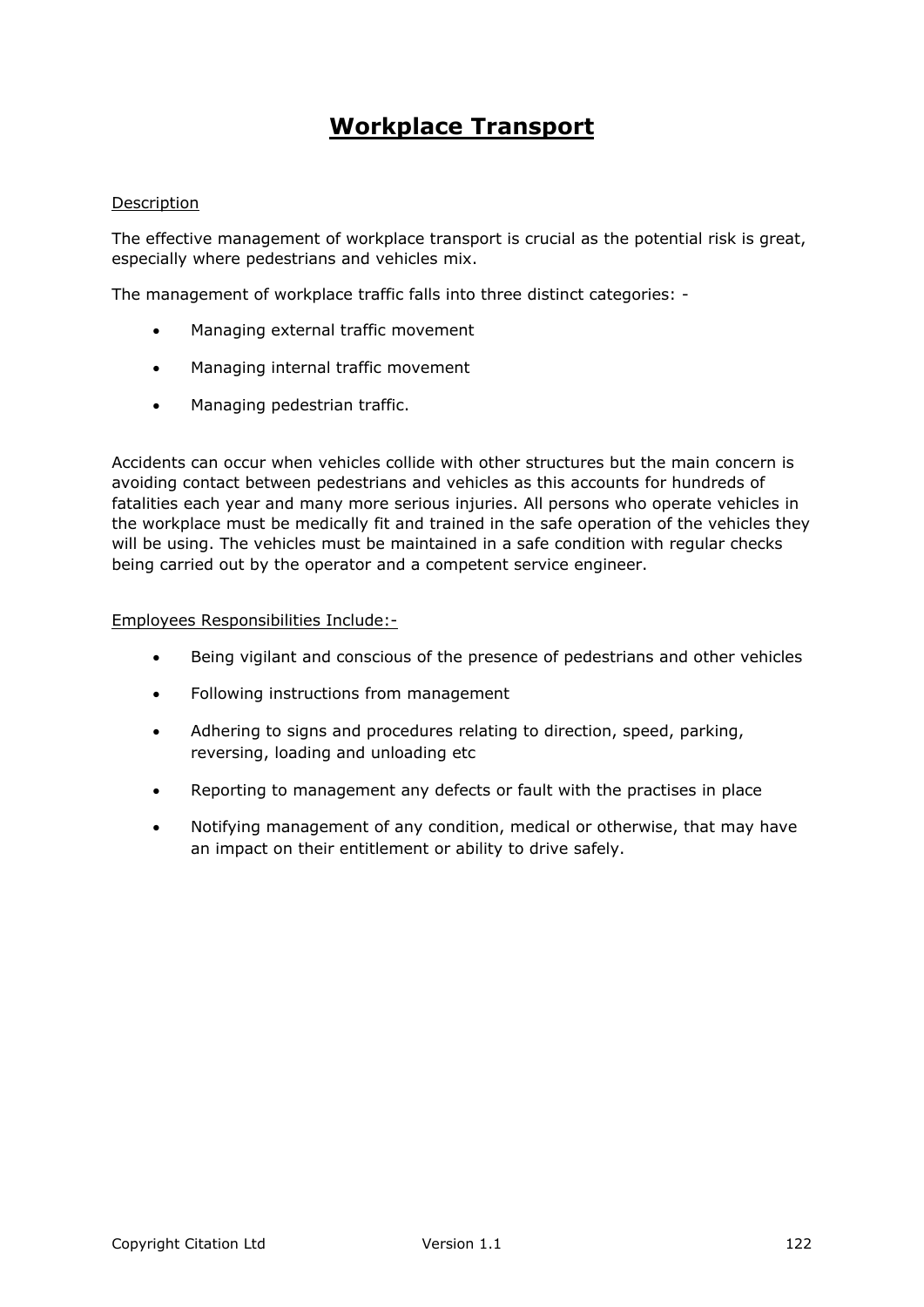# Workplace Transport

Description

The effective management of workplace transport is crucial as the potential risk is great, especially where pedestrians and vehicles mix.

The management of workplace traffic falls into three distinct categories: -

- Managing external traffic movement
- Managing internal traffic movement
- Managing pedestrian traffic.

Accidents can occur when vehicles collide with other structures but the main concern is avoiding contact between pedestrians and vehicles as this accounts for hundreds of fatalities each year and many more serious injuries. All persons who operate vehicles in the workplace must be medically fit and trained in the safe operation of the vehicles they will be using. The vehicles must be maintained in a safe condition with regular checks being carried out by the operator and a competent service engineer.

Employees Responsibilities Include:-

- Being vigilant and conscious of the presence of pedestrians and other vehicles
- Following instructions from management
- Adhering to signs and procedures relating to direction, speed, parking, reversing, loading and unloading etc
- Reporting to management any defects or fault with the practises in place
- Notifying management of any condition, medical or otherwise, that may have an impact on their entitlement or ability to drive safely.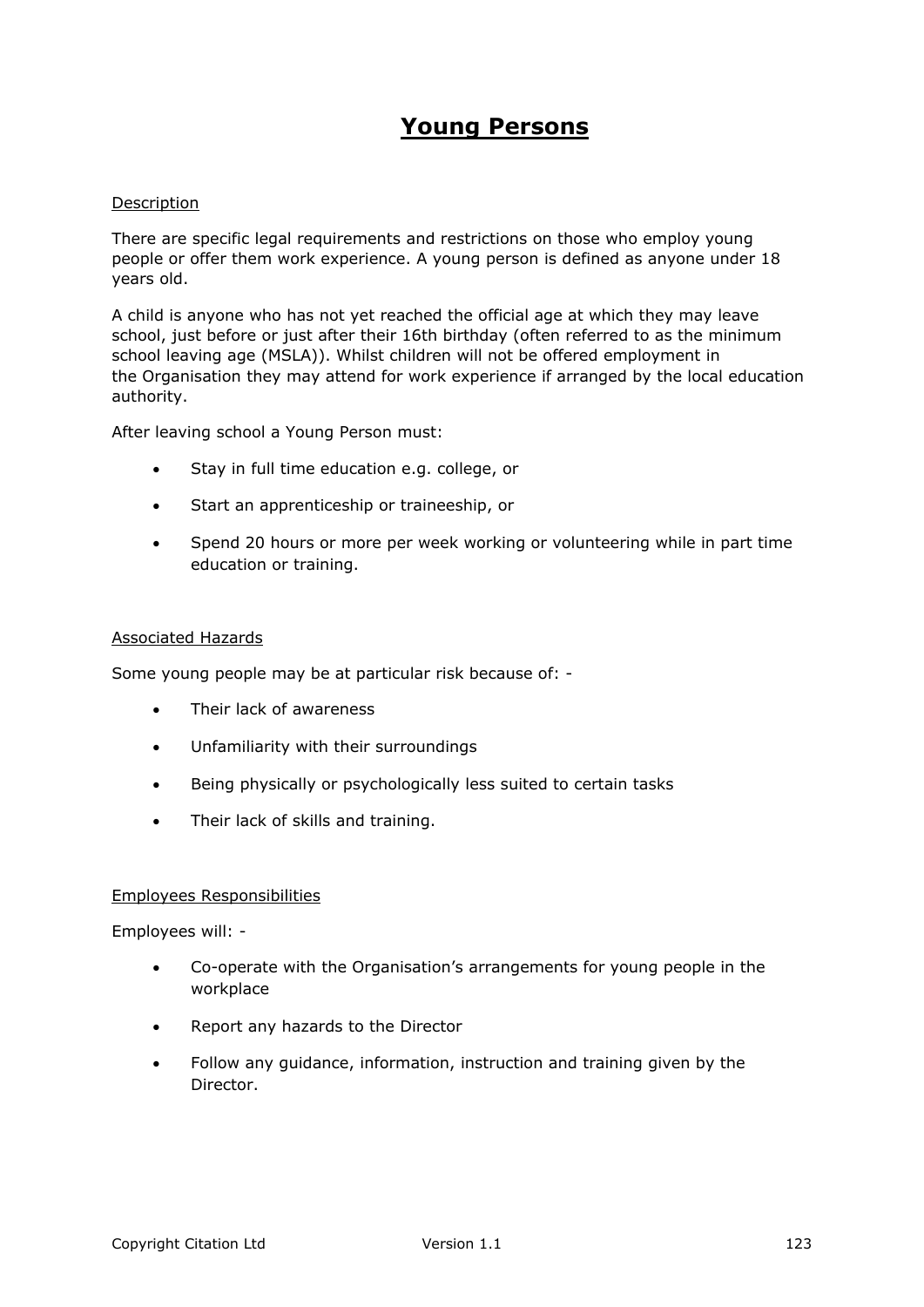# Young Persons

Description

There are specific legal requirements and restrictions on those who employ young people or offer them work experience. A young person is defined as anyone under 18 years old.

A child is anyone who has not yet reached the official age at which they may leave school, just before or just after their 16th birthday (often referred to as the minimum school leaving age (MSLA)). Whilst children will not be offered employment in the Organisation they may attend for work experience if arranged by the local education authority.

After leaving school a Young Person must:

- Stay in full time education e.g. college, or
- Start an apprenticeship or traineeship, or
- Spend 20 hours or more per week working or volunteering while in part time education or training.

Associated Hazards

Some young people may be at particular risk because of: -

- Their lack of awareness
- Unfamiliarity with their surroundings
- Being physically or psychologically less suited to certain tasks
- Their lack of skills and training.

Employees Responsibilities

Employees will: -

- Co-operate with the Organisation's arrangements for young people in the workplace
- Report any hazards to the Director
- Follow any guidance, information, instruction and training given by the Director.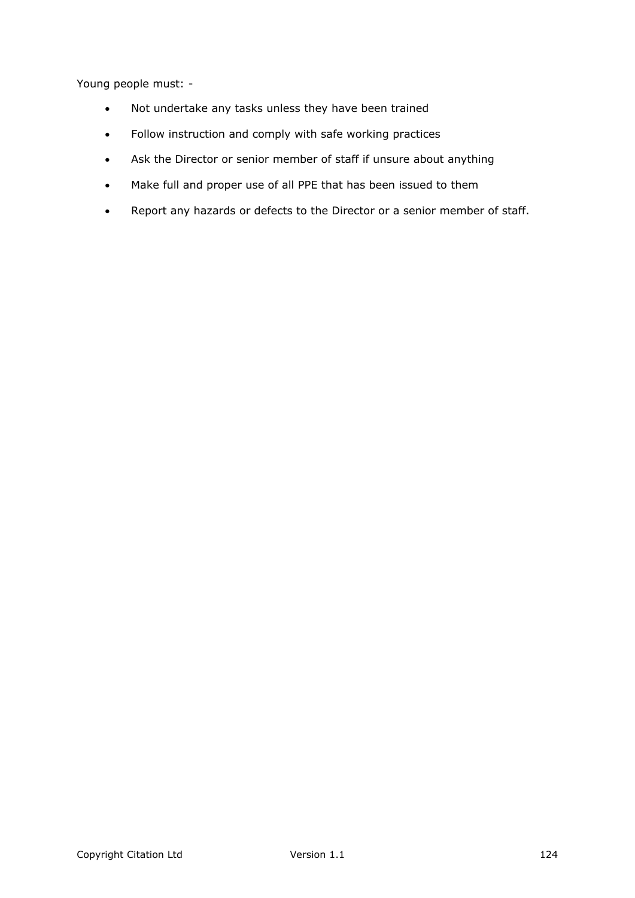Young people must: -

- Not undertake any tasks unless they have been trained
- Follow instruction and comply with safe working practices
- Ask the Director or senior member of staff if unsure about anything
- Make full and proper use of all PPE that has been issued to them
- Report any hazards or defects to the Director or a senior member of staff.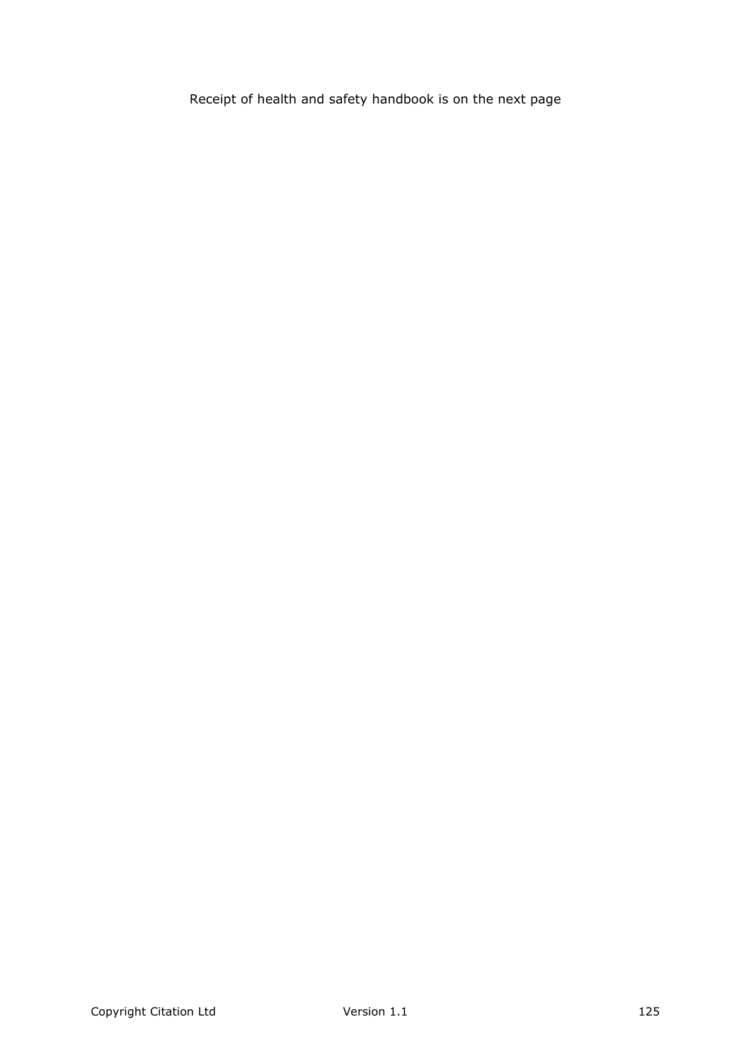Receipt of health and safety handbook is on the next page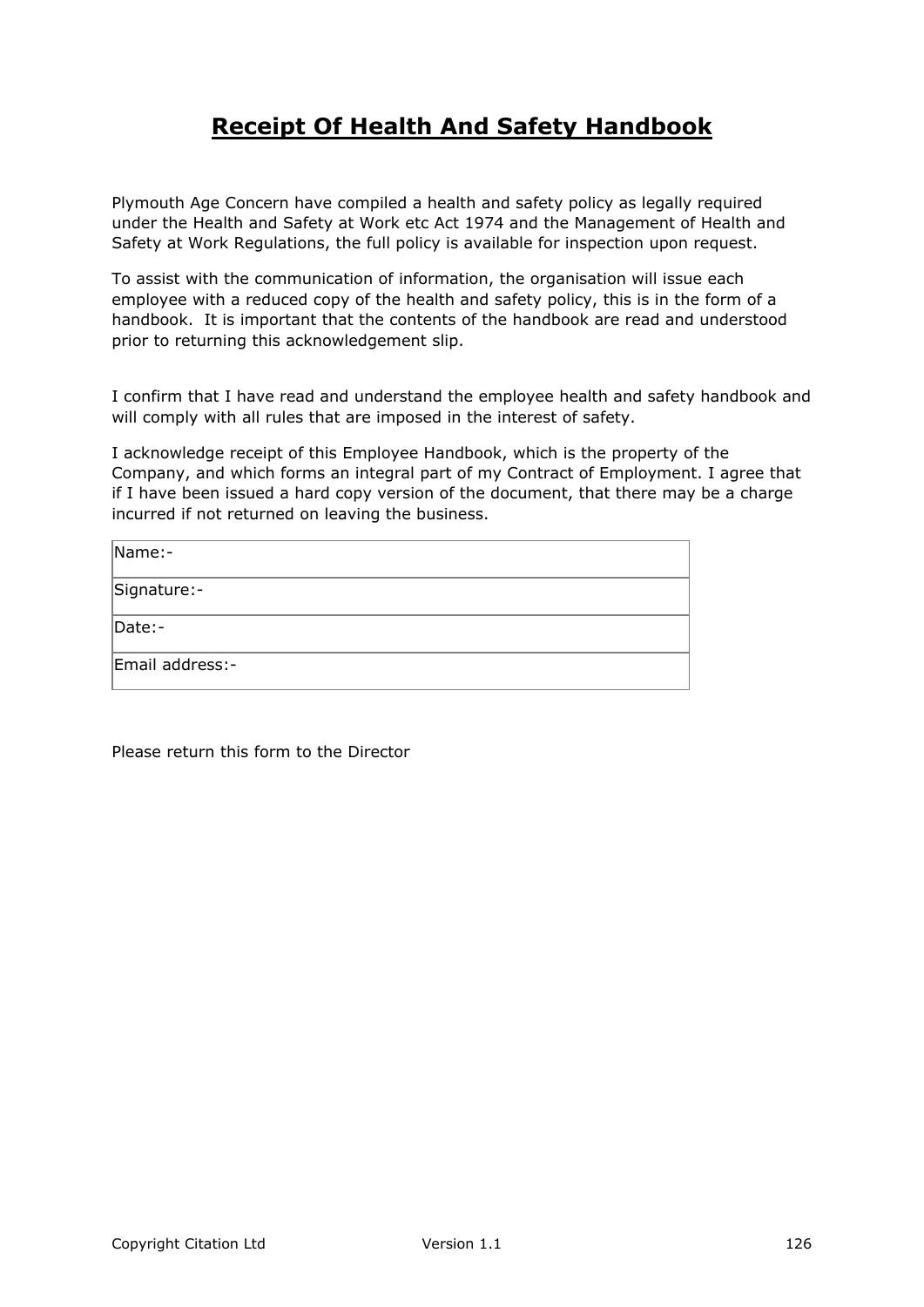# Receipt Of Health And Safety Handbook

Plymouth Age Concern have compiled a health and safety policy as legally required under the Health and Safety at Work etc Act 1974 and the Management of Health and Safety at Work Regulations, the full policy is available for inspection upon request.

To assist with the communication of information, the organisation will issue each employee with a reduced copy of the health and safety policy, this is in the form of a handbook. It is important that the contents of the handbook are read and understood prior to returning this acknowledgement slip.

I confirm that I have read and understand the employee health and safety handbook and will comply with all rules that are imposed in the interest of safety.

I acknowledge receipt of this Employee Handbook, which is the property of the Company, and which forms an integral part of my Contract of Employment. I agree that if I have been issued a hard copy version of the document, that there may be a charge incurred if not returned on leaving the business.

| |
|---|
| Name:- |
| Signature:- |
| Date:- |
| Email address:- |

Please return this form to the Director

Copyright Citation Ltd Version 1.1